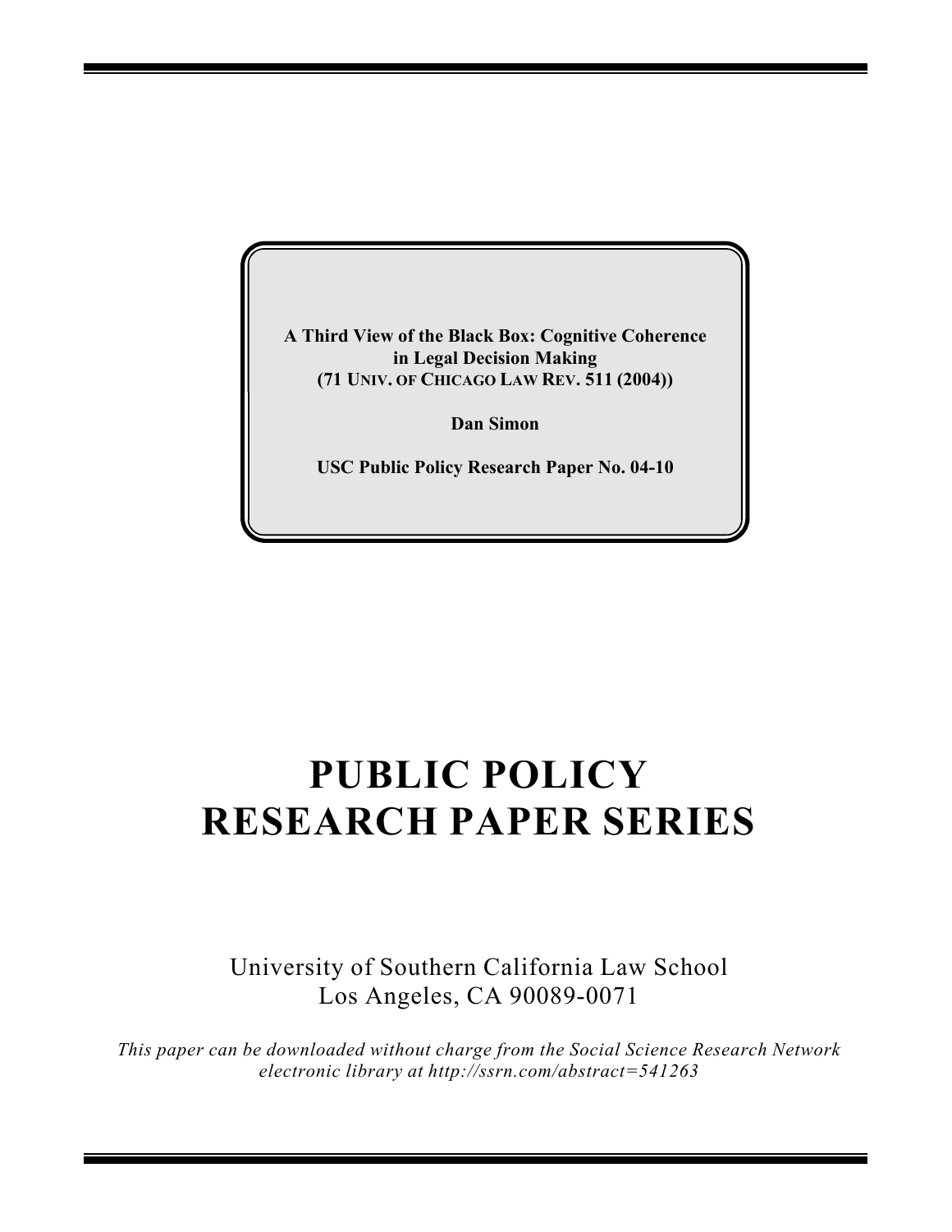**A Third View of the Black Box: Cognitive Coherence in Legal Decision Making**
**(71 UNIV. OF CHICAGO LAW REV. 511 (2004))**

**Dan Simon**

**USC Public Policy Research Paper No. 04-10**

# PUBLIC POLICY RESEARCH PAPER SERIES

University of Southern California Law School
Los Angeles, CA 90089-0071

*This paper can be downloaded without charge from the Social Science Research Network electronic library at http://ssrn.com/abstract=541263*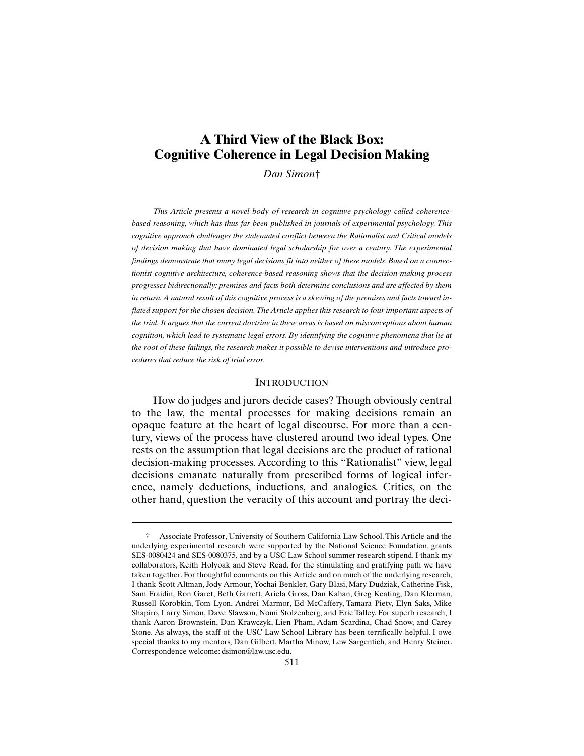# A Third View of the Black Box: Cognitive Coherence in Legal Decision Making

*Dan Simon*†

*This Article presents a novel body of research in cognitive psychology called coherence-based reasoning, which has thus far been published in journals of experimental psychology. This cognitive approach challenges the stalemated conflict between the Rationalist and Critical models of decision making that have dominated legal scholarship for over a century. The experimental findings demonstrate that many legal decisions fit into neither of these models. Based on a connectionist cognitive architecture, coherence-based reasoning shows that the decision-making process progresses bidirectionally: premises and facts both determine conclusions and are affected by them in return. A natural result of this cognitive process is a skewing of the premises and facts toward inflated support for the chosen decision. The Article applies this research to four important aspects of the trial. It argues that the current doctrine in these areas is based on misconceptions about human cognition, which lead to systematic legal errors. By identifying the cognitive phenomena that lie at the root of these failings, the research makes it possible to devise interventions and introduce procedures that reduce the risk of trial error.*

## INTRODUCTION

How do judges and jurors decide cases? Though obviously central to the law, the mental processes for making decisions remain an opaque feature at the heart of legal discourse. For more than a century, views of the process have clustered around two ideal types. One rests on the assumption that legal decisions are the product of rational decision-making processes. According to this "Rationalist" view, legal decisions emanate naturally from prescribed forms of logical inference, namely deductions, inductions, and analogies. Critics, on the other hand, question the veracity of this account and portray the deci-

---

† Associate Professor, University of Southern California Law School. This Article and the underlying experimental research were supported by the National Science Foundation, grants SES-0080424 and SES-0080375, and by a USC Law School summer research stipend. I thank my collaborators, Keith Holyoak and Steve Read, for the stimulating and gratifying path we have taken together. For thoughtful comments on this Article and on much of the underlying research, I thank Scott Altman, Jody Armour, Yochai Benkler, Gary Blasi, Mary Dudziak, Catherine Fisk, Sam Fraidin, Ron Garet, Beth Garrett, Ariela Gross, Dan Kahan, Greg Keating, Dan Klerman, Russell Korobkin, Tom Lyon, Andrei Marmor, Ed McCaffery, Tamara Piety, Elyn Saks, Mike Shapiro, Larry Simon, Dave Slawson, Nomi Stolzenberg, and Eric Talley. For superb research, I thank Aaron Brownstein, Dan Krawczyk, Lien Pham, Adam Scardina, Chad Snow, and Carey Stone. As always, the staff of the USC Law School Library has been terrifically helpful. I owe special thanks to my mentors, Dan Gilbert, Martha Minow, Lew Sargentich, and Henry Steiner. Correspondence welcome: dsimon@law.usc.edu.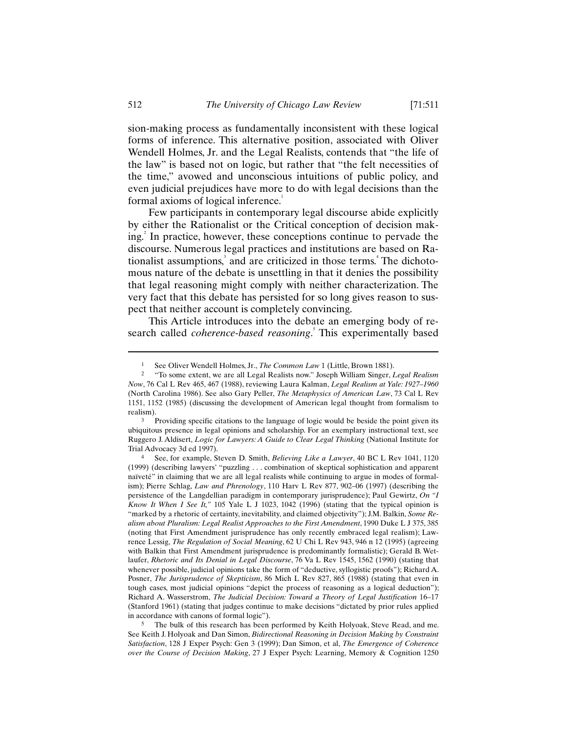sion-making process as fundamentally inconsistent with these logical forms of inference. This alternative position, associated with Oliver Wendell Holmes, Jr. and the Legal Realists, contends that "the life of the law" is based not on logic, but rather that "the felt necessities of the time," avowed and unconscious intuitions of public policy, and even judicial prejudices have more to do with legal decisions than the formal axioms of logical inference.[1]

Few participants in contemporary legal discourse abide explicitly by either the Rationalist or the Critical conception of decision making.[2] In practice, however, these conceptions continue to pervade the discourse. Numerous legal practices and institutions are based on Rationalist assumptions,[3] and are criticized in those terms.[4] The dichotomous nature of the debate is unsettling in that it denies the possibility that legal reasoning might comply with neither characterization. The very fact that this debate has persisted for so long gives reason to suspect that neither account is completely convincing.

This Article introduces into the debate an emerging body of research called *coherence-based reasoning*.[5] This experimentally based

---

[1] See Oliver Wendell Holmes, Jr., *The Common Law* 1 (Little, Brown 1881).

[2] "To some extent, we are all Legal Realists now." Joseph William Singer, *Legal Realism Now*, 76 Cal L Rev 465, 467 (1988), reviewing Laura Kalman, *Legal Realism at Yale: 1927–1960* (North Carolina 1986). See also Gary Peller, *The Metaphysics of American Law*, 73 Cal L Rev 1151, 1152 (1985) (discussing the development of American legal thought from formalism to realism).

[3] Providing specific citations to the language of logic would be beside the point given its ubiquitous presence in legal opinions and scholarship. For an exemplary instructional text, see Ruggero J. Aldisert, *Logic for Lawyers: A Guide to Clear Legal Thinking* (National Institute for Trial Advocacy 3d ed 1997).

[4] See, for example, Steven D. Smith, *Believing Like a Lawyer*, 40 BC L Rev 1041, 1120 (1999) (describing lawyers' "puzzling . . . combination of skeptical sophistication and apparent naïveté" in claiming that we are all legal realists while continuing to argue in modes of formalism); Pierre Schlag, *Law and Phrenology*, 110 Harv L Rev 877, 902–06 (1997) (describing the persistence of the Langdellian paradigm in contemporary jurisprudence); Paul Gewirtz, *On "I Know It When I See It,"* 105 Yale L J 1023, 1042 (1996) (stating that the typical opinion is "marked by a rhetoric of certainty, inevitability, and claimed objectivity"); J.M. Balkin, *Some Realism about Pluralism: Legal Realist Approaches to the First Amendment*, 1990 Duke L J 375, 385 (noting that First Amendment jurisprudence has only recently embraced legal realism); Lawrence Lessig, *The Regulation of Social Meaning*, 62 U Chi L Rev 943, 946 n 12 (1995) (agreeing with Balkin that First Amendment jurisprudence is predominantly formalistic); Gerald B. Wetlaufer, *Rhetoric and Its Denial in Legal Discourse*, 76 Va L Rev 1545, 1562 (1990) (stating that whenever possible, judicial opinions take the form of "deductive, syllogistic proofs"); Richard A. Posner, *The Jurisprudence of Skepticism*, 86 Mich L Rev 827, 865 (1988) (stating that even in tough cases, most judicial opinions "depict the process of reasoning as a logical deduction"); Richard A. Wasserstrom, *The Judicial Decision: Toward a Theory of Legal Justification* 16–17 (Stanford 1961) (stating that judges continue to make decisions "dictated by prior rules applied in accordance with canons of formal logic").

[5] The bulk of this research has been performed by Keith Holyoak, Steve Read, and me. See Keith J. Holyoak and Dan Simon, *Bidirectional Reasoning in Decision Making by Constraint Satisfaction*, 128 J Exper Psych: Gen 3 (1999); Dan Simon, et al, *The Emergence of Coherence over the Course of Decision Making*, 27 J Exper Psych: Learning, Memory & Cognition 1250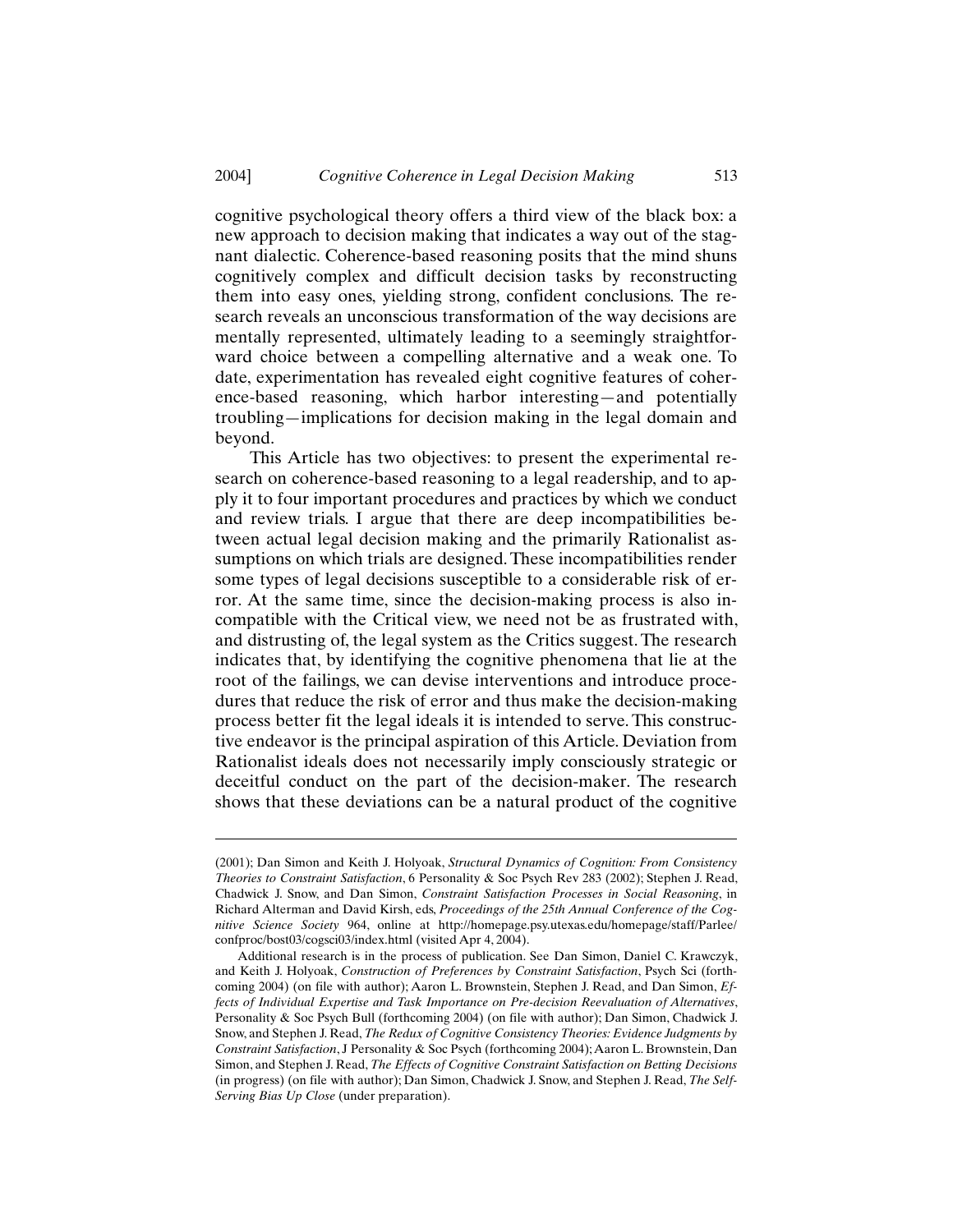cognitive psychological theory offers a third view of the black box: a new approach to decision making that indicates a way out of the stagnant dialectic. Coherence-based reasoning posits that the mind shuns cognitively complex and difficult decision tasks by reconstructing them into easy ones, yielding strong, confident conclusions. The research reveals an unconscious transformation of the way decisions are mentally represented, ultimately leading to a seemingly straightforward choice between a compelling alternative and a weak one. To date, experimentation has revealed eight cognitive features of coherence-based reasoning, which harbor interesting—and potentially troubling—implications for decision making in the legal domain and beyond.

This Article has two objectives: to present the experimental research on coherence-based reasoning to a legal readership, and to apply it to four important procedures and practices by which we conduct and review trials. I argue that there are deep incompatibilities between actual legal decision making and the primarily Rationalist assumptions on which trials are designed. These incompatibilities render some types of legal decisions susceptible to a considerable risk of error. At the same time, since the decision-making process is also incompatible with the Critical view, we need not be as frustrated with, and distrusting of, the legal system as the Critics suggest. The research indicates that, by identifying the cognitive phenomena that lie at the root of the failings, we can devise interventions and introduce procedures that reduce the risk of error and thus make the decision-making process better fit the legal ideals it is intended to serve. This constructive endeavor is the principal aspiration of this Article. Deviation from Rationalist ideals does not necessarily imply consciously strategic or deceitful conduct on the part of the decision-maker. The research shows that these deviations can be a natural product of the cognitive

---

(2001); Dan Simon and Keith J. Holyoak, *Structural Dynamics of Cognition: From Consistency Theories to Constraint Satisfaction*, 6 Personality & Soc Psych Rev 283 (2002); Stephen J. Read, Chadwick J. Snow, and Dan Simon, *Constraint Satisfaction Processes in Social Reasoning*, in Richard Alterman and David Kirsh, eds, *Proceedings of the 25th Annual Conference of the Cognitive Science Society* 964, online at http://homepage.psy.utexas.edu/homepage/staff/Parlee/confproc/bost03/cogsci03/index.html (visited Apr 4, 2004).

Additional research is in the process of publication. See Dan Simon, Daniel C. Krawczyk, and Keith J. Holyoak, *Construction of Preferences by Constraint Satisfaction*, Psych Sci (forthcoming 2004) (on file with author); Aaron L. Brownstein, Stephen J. Read, and Dan Simon, *Effects of Individual Expertise and Task Importance on Pre-decision Reevaluation of Alternatives*, Personality & Soc Psych Bull (forthcoming 2004) (on file with author); Dan Simon, Chadwick J. Snow, and Stephen J. Read, *The Redux of Cognitive Consistency Theories: Evidence Judgments by Constraint Satisfaction*, J Personality & Soc Psych (forthcoming 2004); Aaron L. Brownstein, Dan Simon, and Stephen J. Read, *The Effects of Cognitive Constraint Satisfaction on Betting Decisions* (in progress) (on file with author); Dan Simon, Chadwick J. Snow, and Stephen J. Read, *The Self-Serving Bias Up Close* (under preparation).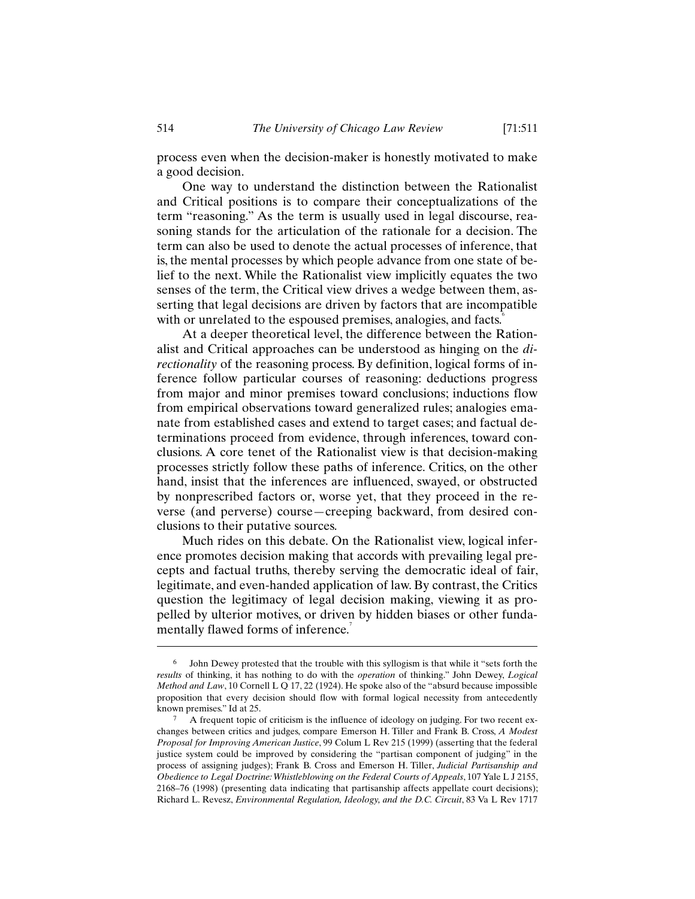process even when the decision-maker is honestly motivated to make a good decision.

One way to understand the distinction between the Rationalist and Critical positions is to compare their conceptualizations of the term "reasoning." As the term is usually used in legal discourse, reasoning stands for the articulation of the rationale for a decision. The term can also be used to denote the actual processes of inference, that is, the mental processes by which people advance from one state of belief to the next. While the Rationalist view implicitly equates the two senses of the term, the Critical view drives a wedge between them, asserting that legal decisions are driven by factors that are incompatible with or unrelated to the espoused premises, analogies, and facts.[6]

At a deeper theoretical level, the difference between the Rationalist and Critical approaches can be understood as hinging on the *directionality* of the reasoning process. By definition, logical forms of inference follow particular courses of reasoning: deductions progress from major and minor premises toward conclusions; inductions flow from empirical observations toward generalized rules; analogies emanate from established cases and extend to target cases; and factual determinations proceed from evidence, through inferences, toward conclusions. A core tenet of the Rationalist view is that decision-making processes strictly follow these paths of inference. Critics, on the other hand, insist that the inferences are influenced, swayed, or obstructed by nonprescribed factors or, worse yet, that they proceed in the reverse (and perverse) course—creeping backward, from desired conclusions to their putative sources.

Much rides on this debate. On the Rationalist view, logical inference promotes decision making that accords with prevailing legal precepts and factual truths, thereby serving the democratic ideal of fair, legitimate, and even-handed application of law. By contrast, the Critics question the legitimacy of legal decision making, viewing it as propelled by ulterior motives, or driven by hidden biases or other fundamentally flawed forms of inference.[7]

---

[6] John Dewey protested that the trouble with this syllogism is that while it "sets forth the *results* of thinking, it has nothing to do with the *operation* of thinking." John Dewey, *Logical Method and Law*, 10 Cornell L Q 17, 22 (1924). He spoke also of the "absurd because impossible proposition that every decision should flow with formal logical necessity from antecedently known premises." Id at 25.

[7] A frequent topic of criticism is the influence of ideology on judging. For two recent exchanges between critics and judges, compare Emerson H. Tiller and Frank B. Cross, *A Modest Proposal for Improving American Justice*, 99 Colum L Rev 215 (1999) (asserting that the federal justice system could be improved by considering the "partisan component of judging" in the process of assigning judges); Frank B. Cross and Emerson H. Tiller, *Judicial Partisanship and Obedience to Legal Doctrine: Whistleblowing on the Federal Courts of Appeals*, 107 Yale L J 2155, 2168–76 (1998) (presenting data indicating that partisanship affects appellate court decisions); Richard L. Revesz, *Environmental Regulation, Ideology, and the D.C. Circuit*, 83 Va L Rev 1717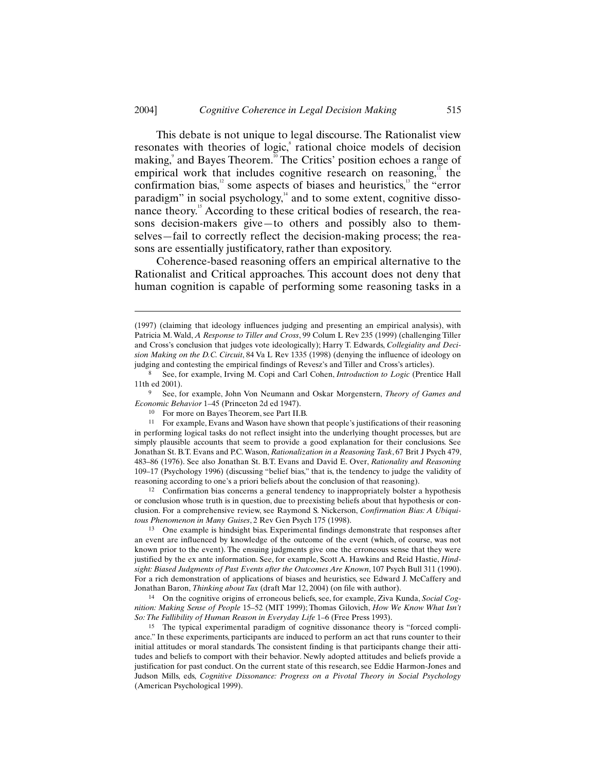This debate is not unique to legal discourse. The Rationalist view resonates with theories of logic,[8] rational choice models of decision making,[9] and Bayes Theorem.[10] The Critics' position echoes a range of empirical work that includes cognitive research on reasoning,[11] the confirmation bias,[12] some aspects of biases and heuristics,[13] the "error paradigm" in social psychology,[14] and to some extent, cognitive dissonance theory.[15] According to these critical bodies of research, the reasons decision-makers give—to others and possibly also to themselves—fail to correctly reflect the decision-making process; the reasons are essentially justificatory, rather than expository.

Coherence-based reasoning offers an empirical alternative to the Rationalist and Critical approaches. This account does not deny that human cognition is capable of performing some reasoning tasks in a

---

(1997) (claiming that ideology influences judging and presenting an empirical analysis), with Patricia M. Wald, *A Response to Tiller and Cross*, 99 Colum L Rev 235 (1999) (challenging Tiller and Cross's conclusion that judges vote ideologically); Harry T. Edwards, *Collegiality and Decision Making on the D.C. Circuit*, 84 Va L Rev 1335 (1998) (denying the influence of ideology on judging and contesting the empirical findings of Revesz's and Tiller and Cross's articles).

8 See, for example, Irving M. Copi and Carl Cohen, *Introduction to Logic* (Prentice Hall 11th ed 2001).

9 See, for example, John Von Neumann and Oskar Morgenstern, *Theory of Games and Economic Behavior* 1–45 (Princeton 2d ed 1947).

10 For more on Bayes Theorem, see Part II.B.

11 For example, Evans and Wason have shown that people's justifications of their reasoning in performing logical tasks do not reflect insight into the underlying thought processes, but are simply plausible accounts that seem to provide a good explanation for their conclusions. See Jonathan St. B.T. Evans and P.C. Wason, *Rationalization in a Reasoning Task*, 67 Brit J Psych 479, 483–86 (1976). See also Jonathan St. B.T. Evans and David E. Over, *Rationality and Reasoning* 109–17 (Psychology 1996) (discussing "belief bias," that is, the tendency to judge the validity of reasoning according to one's a priori beliefs about the conclusion of that reasoning).

12 Confirmation bias concerns a general tendency to inappropriately bolster a hypothesis or conclusion whose truth is in question, due to preexisting beliefs about that hypothesis or conclusion. For a comprehensive review, see Raymond S. Nickerson, *Confirmation Bias: A Ubiquitous Phenomenon in Many Guises*, 2 Rev Gen Psych 175 (1998).

13 One example is hindsight bias. Experimental findings demonstrate that responses after an event are influenced by knowledge of the outcome of the event (which, of course, was not known prior to the event). The ensuing judgments give one the erroneous sense that they were justified by the ex ante information. See, for example, Scott A. Hawkins and Reid Hastie, *Hindsight: Biased Judgments of Past Events after the Outcomes Are Known*, 107 Psych Bull 311 (1990). For a rich demonstration of applications of biases and heuristics, see Edward J. McCaffery and Jonathan Baron, *Thinking about Tax* (draft Mar 12, 2004) (on file with author).

14 On the cognitive origins of erroneous beliefs, see, for example, Ziva Kunda, *Social Cognition: Making Sense of People* 15–52 (MIT 1999); Thomas Gilovich, *How We Know What Isn't So: The Fallibility of Human Reason in Everyday Life* 1–6 (Free Press 1993).

15 The typical experimental paradigm of cognitive dissonance theory is "forced compliance." In these experiments, participants are induced to perform an act that runs counter to their initial attitudes or moral standards. The consistent finding is that participants change their attitudes and beliefs to comport with their behavior. Newly adopted attitudes and beliefs provide a justification for past conduct. On the current state of this research, see Eddie Harmon-Jones and Judson Mills, eds, *Cognitive Dissonance: Progress on a Pivotal Theory in Social Psychology* (American Psychological 1999).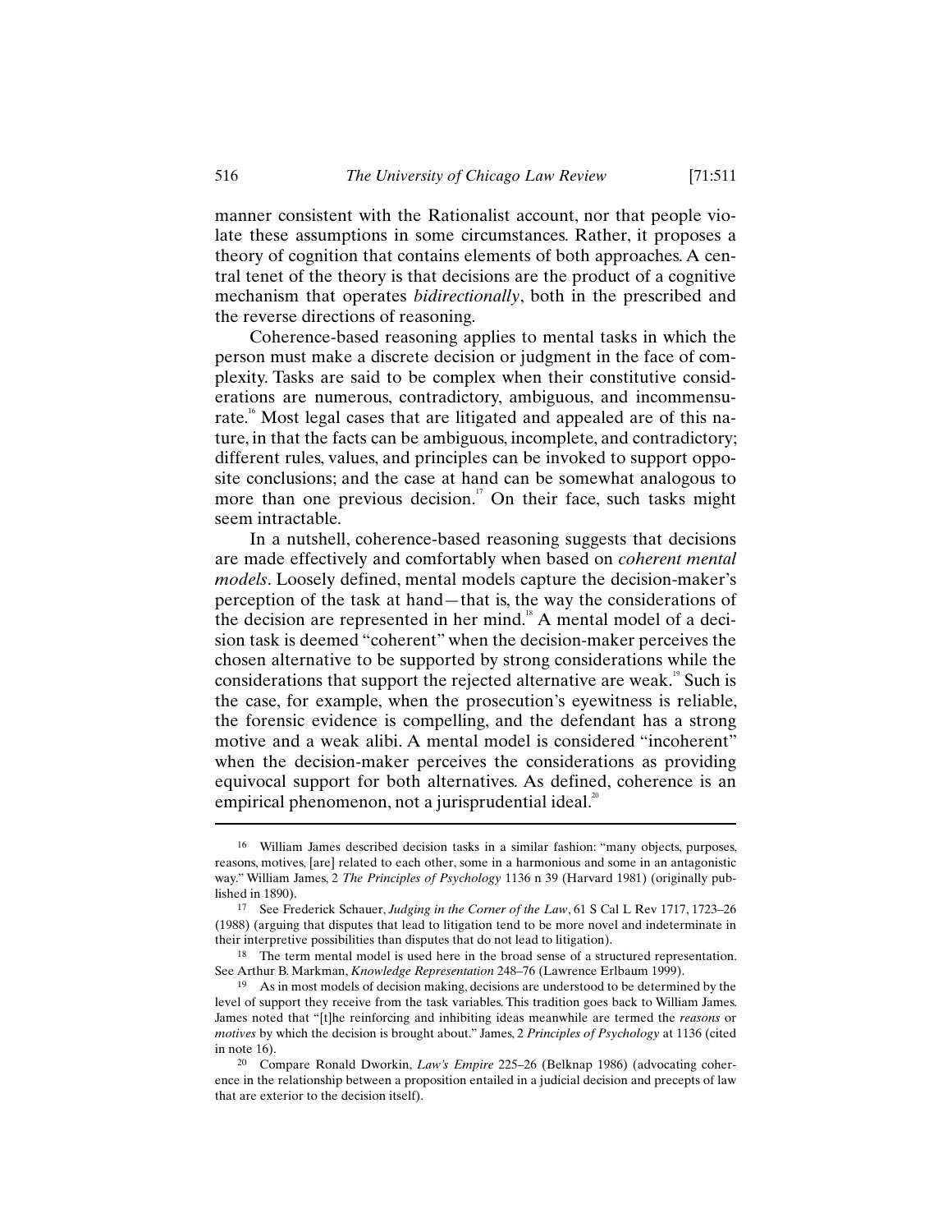manner consistent with the Rationalist account, nor that people violate these assumptions in some circumstances. Rather, it proposes a theory of cognition that contains elements of both approaches. A central tenet of the theory is that decisions are the product of a cognitive mechanism that operates *bidirectionally*, both in the prescribed and the reverse directions of reasoning.

Coherence-based reasoning applies to mental tasks in which the person must make a discrete decision or judgment in the face of complexity. Tasks are said to be complex when their constitutive considerations are numerous, contradictory, ambiguous, and incommensurate.[16] Most legal cases that are litigated and appealed are of this nature, in that the facts can be ambiguous, incomplete, and contradictory; different rules, values, and principles can be invoked to support opposite conclusions; and the case at hand can be somewhat analogous to more than one previous decision.[17] On their face, such tasks might seem intractable.

In a nutshell, coherence-based reasoning suggests that decisions are made effectively and comfortably when based on *coherent mental models*. Loosely defined, mental models capture the decision-maker's perception of the task at hand—that is, the way the considerations of the decision are represented in her mind.[18] A mental model of a decision task is deemed "coherent" when the decision-maker perceives the chosen alternative to be supported by strong considerations while the considerations that support the rejected alternative are weak.[19] Such is the case, for example, when the prosecution's eyewitness is reliable, the forensic evidence is compelling, and the defendant has a strong motive and a weak alibi. A mental model is considered "incoherent" when the decision-maker perceives the considerations as providing equivocal support for both alternatives. As defined, coherence is an empirical phenomenon, not a jurisprudential ideal.[20]

---

16 William James described decision tasks in a similar fashion: "many objects, purposes, reasons, motives, [are] related to each other, some in a harmonious and some in an antagonistic way." William James, 2 *The Principles of Psychology* 1136 n 39 (Harvard 1981) (originally published in 1890).

17 See Frederick Schauer, *Judging in the Corner of the Law*, 61 S Cal L Rev 1717, 1723–26 (1988) (arguing that disputes that lead to litigation tend to be more novel and indeterminate in their interpretive possibilities than disputes that do not lead to litigation).

18 The term mental model is used here in the broad sense of a structured representation. See Arthur B. Markman, *Knowledge Representation* 248–76 (Lawrence Erlbaum 1999).

19 As in most models of decision making, decisions are understood to be determined by the level of support they receive from the task variables. This tradition goes back to William James. James noted that "[t]he reinforcing and inhibiting ideas meanwhile are termed the *reasons* or *motives* by which the decision is brought about." James, 2 *Principles of Psychology* at 1136 (cited in note 16).

20 Compare Ronald Dworkin, *Law's Empire* 225–26 (Belknap 1986) (advocating coherence in the relationship between a proposition entailed in a judicial decision and precepts of law that are exterior to the decision itself).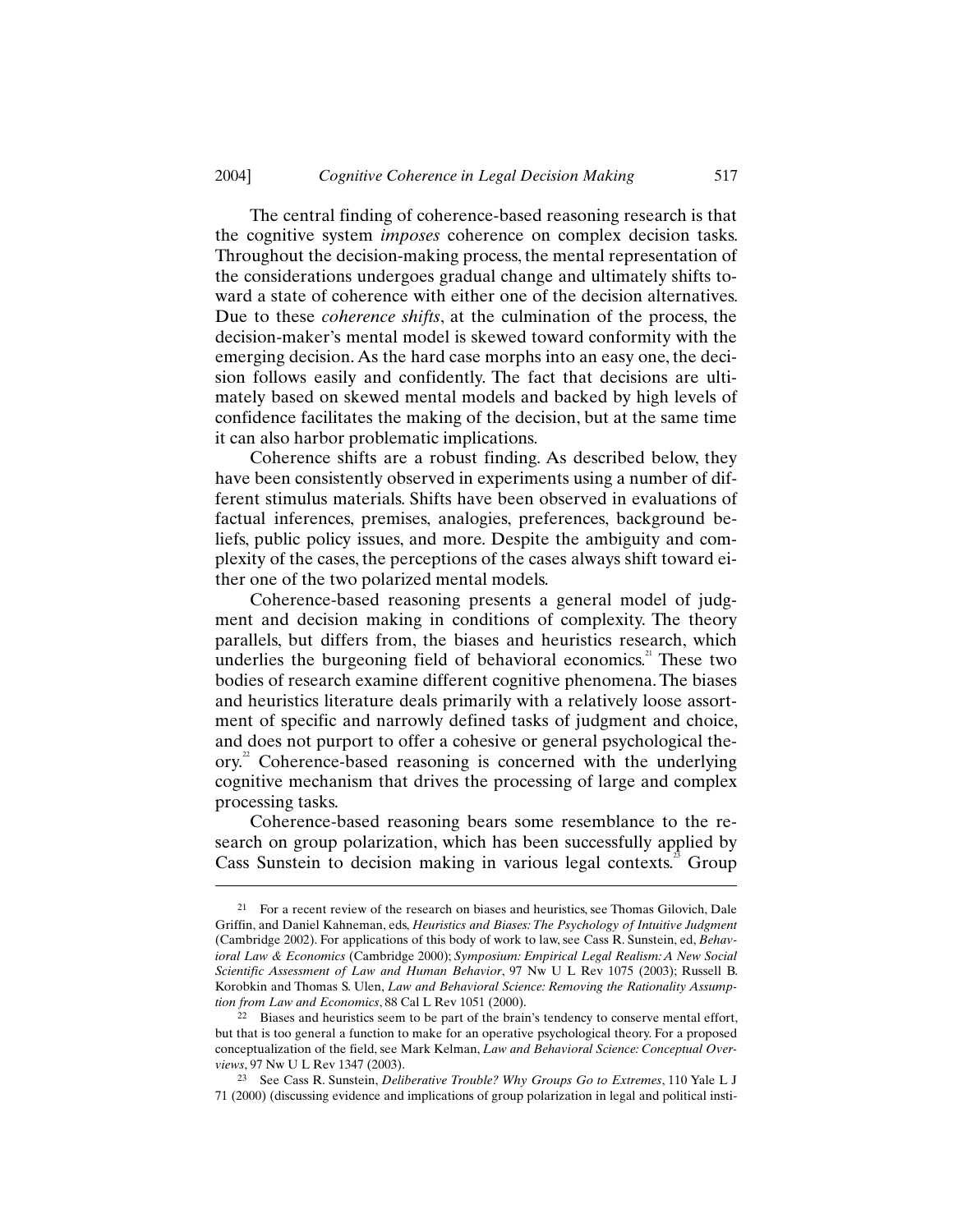The central finding of coherence-based reasoning research is that the cognitive system *imposes* coherence on complex decision tasks. Throughout the decision-making process, the mental representation of the considerations undergoes gradual change and ultimately shifts toward a state of coherence with either one of the decision alternatives. Due to these *coherence shifts*, at the culmination of the process, the decision-maker's mental model is skewed toward conformity with the emerging decision. As the hard case morphs into an easy one, the decision follows easily and confidently. The fact that decisions are ultimately based on skewed mental models and backed by high levels of confidence facilitates the making of the decision, but at the same time it can also harbor problematic implications.

Coherence shifts are a robust finding. As described below, they have been consistently observed in experiments using a number of different stimulus materials. Shifts have been observed in evaluations of factual inferences, premises, analogies, preferences, background beliefs, public policy issues, and more. Despite the ambiguity and complexity of the cases, the perceptions of the cases always shift toward either one of the two polarized mental models.

Coherence-based reasoning presents a general model of judgment and decision making in conditions of complexity. The theory parallels, but differs from, the biases and heuristics research, which underlies the burgeoning field of behavioral economics.[21] These two bodies of research examine different cognitive phenomena. The biases and heuristics literature deals primarily with a relatively loose assortment of specific and narrowly defined tasks of judgment and choice, and does not purport to offer a cohesive or general psychological theory.[22] Coherence-based reasoning is concerned with the underlying cognitive mechanism that drives the processing of large and complex processing tasks.

Coherence-based reasoning bears some resemblance to the research on group polarization, which has been successfully applied by Cass Sunstein to decision making in various legal contexts.[23] Group

---

[21] For a recent review of the research on biases and heuristics, see Thomas Gilovich, Dale Griffin, and Daniel Kahneman, eds, *Heuristics and Biases: The Psychology of Intuitive Judgment* (Cambridge 2002). For applications of this body of work to law, see Cass R. Sunstein, ed, *Behavioral Law & Economics* (Cambridge 2000); *Symposium: Empirical Legal Realism: A New Social Scientific Assessment of Law and Human Behavior*, 97 Nw U L Rev 1075 (2003); Russell B. Korobkin and Thomas S. Ulen, *Law and Behavioral Science: Removing the Rationality Assumption from Law and Economics*, 88 Cal L Rev 1051 (2000).

[22] Biases and heuristics seem to be part of the brain's tendency to conserve mental effort, but that is too general a function to make for an operative psychological theory. For a proposed conceptualization of the field, see Mark Kelman, *Law and Behavioral Science: Conceptual Overviews*, 97 Nw U L Rev 1347 (2003).

[23] See Cass R. Sunstein, *Deliberative Trouble? Why Groups Go to Extremes*, 110 Yale L J 71 (2000) (discussing evidence and implications of group polarization in legal and political insti-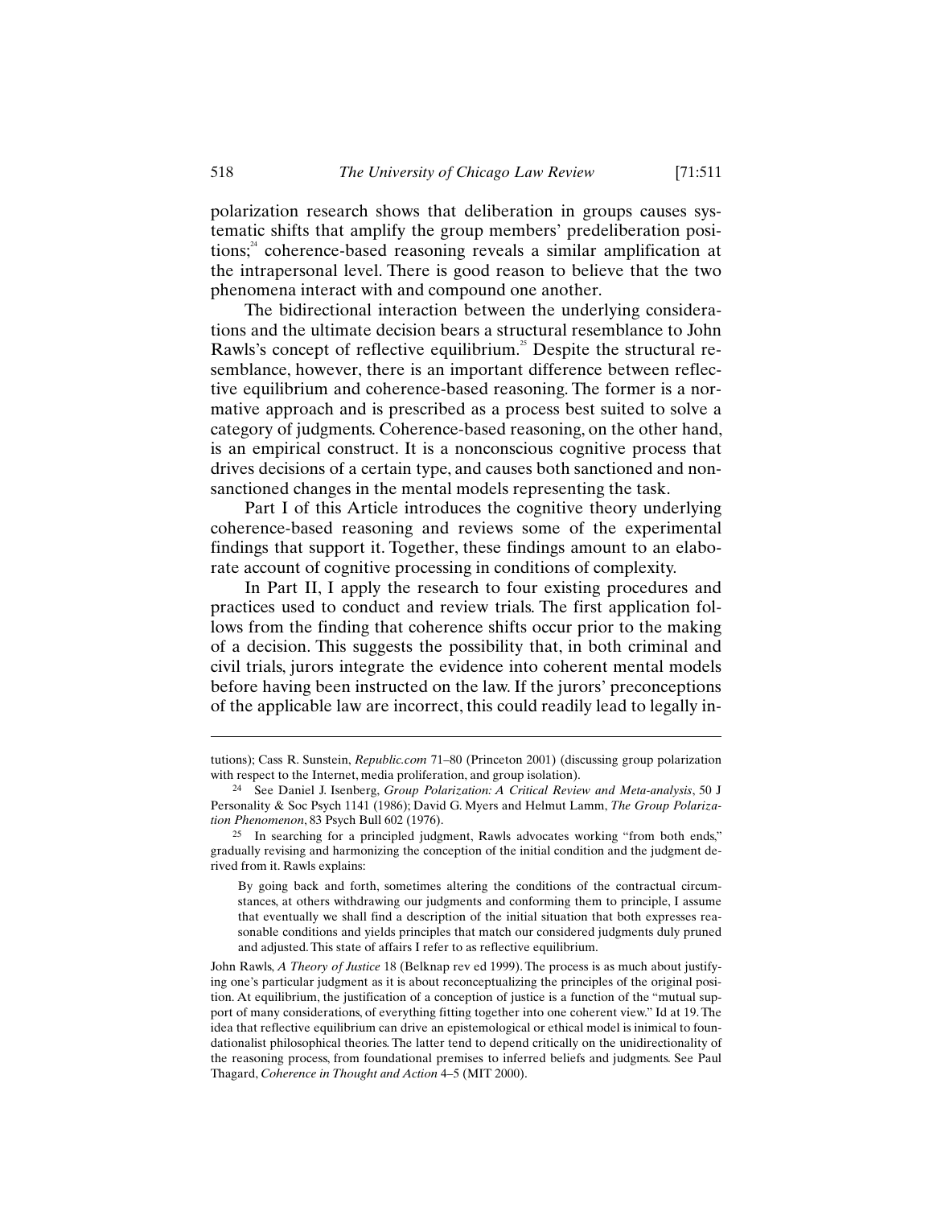polarization research shows that deliberation in groups causes systematic shifts that amplify the group members' predeliberation positions;[24] coherence-based reasoning reveals a similar amplification at the intrapersonal level. There is good reason to believe that the two phenomena interact with and compound one another.

The bidirectional interaction between the underlying considerations and the ultimate decision bears a structural resemblance to John Rawls's concept of reflective equilibrium.[25] Despite the structural resemblance, however, there is an important difference between reflective equilibrium and coherence-based reasoning. The former is a normative approach and is prescribed as a process best suited to solve a category of judgments. Coherence-based reasoning, on the other hand, is an empirical construct. It is a nonconscious cognitive process that drives decisions of a certain type, and causes both sanctioned and nonsanctioned changes in the mental models representing the task.

Part I of this Article introduces the cognitive theory underlying coherence-based reasoning and reviews some of the experimental findings that support it. Together, these findings amount to an elaborate account of cognitive processing in conditions of complexity.

In Part II, I apply the research to four existing procedures and practices used to conduct and review trials. The first application follows from the finding that coherence shifts occur prior to the making of a decision. This suggests the possibility that, in both criminal and civil trials, jurors integrate the evidence into coherent mental models before having been instructed on the law. If the jurors' preconceptions of the applicable law are incorrect, this could readily lead to legally in-

---

tutions); Cass R. Sunstein, *Republic.com* 71–80 (Princeton 2001) (discussing group polarization with respect to the Internet, media proliferation, and group isolation).

24 See Daniel J. Isenberg, *Group Polarization: A Critical Review and Meta-analysis*, 50 J Personality & Soc Psych 1141 (1986); David G. Myers and Helmut Lamm, *The Group Polarization Phenomenon*, 83 Psych Bull 602 (1976).

25 In searching for a principled judgment, Rawls advocates working "from both ends," gradually revising and harmonizing the conception of the initial condition and the judgment derived from it. Rawls explains:

> By going back and forth, sometimes altering the conditions of the contractual circumstances, at others withdrawing our judgments and conforming them to principle, I assume that eventually we shall find a description of the initial situation that both expresses reasonable conditions and yields principles that match our considered judgments duly pruned and adjusted. This state of affairs I refer to as reflective equilibrium.

John Rawls, *A Theory of Justice* 18 (Belknap rev ed 1999). The process is as much about justifying one's particular judgment as it is about reconceptualizing the principles of the original position. At equilibrium, the justification of a conception of justice is a function of the "mutual support of many considerations, of everything fitting together into one coherent view." Id at 19. The idea that reflective equilibrium can drive an epistemological or ethical model is inimical to foundationalist philosophical theories. The latter tend to depend critically on the unidirectionality of the reasoning process, from foundational premises to inferred beliefs and judgments. See Paul Thagard, *Coherence in Thought and Action* 4–5 (MIT 2000).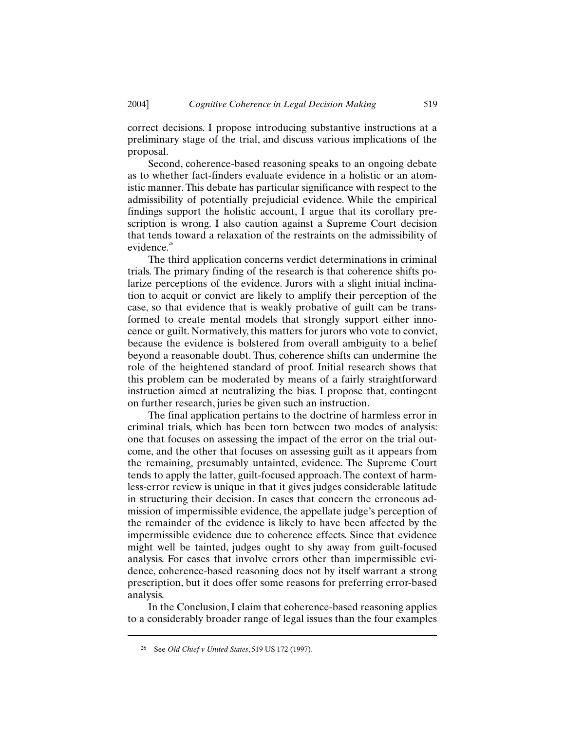correct decisions. I propose introducing substantive instructions at a preliminary stage of the trial, and discuss various implications of the proposal.

Second, coherence-based reasoning speaks to an ongoing debate as to whether fact-finders evaluate evidence in a holistic or an atomistic manner. This debate has particular significance with respect to the admissibility of potentially prejudicial evidence. While the empirical findings support the holistic account, I argue that its corollary prescription is wrong. I also caution against a Supreme Court decision that tends toward a relaxation of the restraints on the admissibility of evidence.[26]

The third application concerns verdict determinations in criminal trials. The primary finding of the research is that coherence shifts polarize perceptions of the evidence. Jurors with a slight initial inclination to acquit or convict are likely to amplify their perception of the case, so that evidence that is weakly probative of guilt can be transformed to create mental models that strongly support either innocence or guilt. Normatively, this matters for jurors who vote to convict, because the evidence is bolstered from overall ambiguity to a belief beyond a reasonable doubt. Thus, coherence shifts can undermine the role of the heightened standard of proof. Initial research shows that this problem can be moderated by means of a fairly straightforward instruction aimed at neutralizing the bias. I propose that, contingent on further research, juries be given such an instruction.

The final application pertains to the doctrine of harmless error in criminal trials, which has been torn between two modes of analysis: one that focuses on assessing the impact of the error on the trial outcome, and the other that focuses on assessing guilt as it appears from the remaining, presumably untainted, evidence. The Supreme Court tends to apply the latter, guilt-focused approach. The context of harmless-error review is unique in that it gives judges considerable latitude in structuring their decision. In cases that concern the erroneous admission of impermissible evidence, the appellate judge's perception of the remainder of the evidence is likely to have been affected by the impermissible evidence due to coherence effects. Since that evidence might well be tainted, judges ought to shy away from guilt-focused analysis. For cases that involve errors other than impermissible evidence, coherence-based reasoning does not by itself warrant a strong prescription, but it does offer some reasons for preferring error-based analysis.

In the Conclusion, I claim that coherence-based reasoning applies to a considerably broader range of legal issues than the four examples

---

[26] See *Old Chief v United States*, 519 US 172 (1997).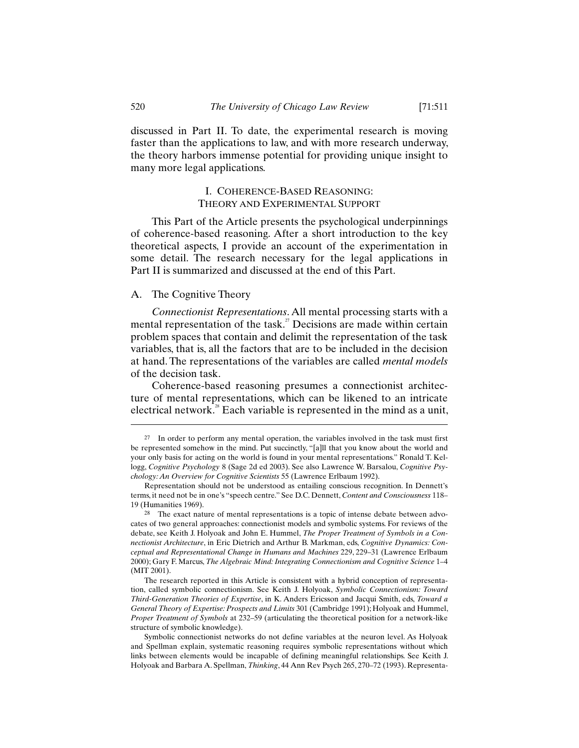discussed in Part II. To date, the experimental research is moving faster than the applications to law, and with more research underway, the theory harbors immense potential for providing unique insight to many more legal applications.

## I. Coherence-Based Reasoning: Theory and Experimental Support

This Part of the Article presents the psychological underpinnings of coherence-based reasoning. After a short introduction to the key theoretical aspects, I provide an account of the experimentation in some detail. The research necessary for the legal applications in Part II is summarized and discussed at the end of this Part.

### A. The Cognitive Theory

*Connectionist Representations*. All mental processing starts with a mental representation of the task.[27] Decisions are made within certain problem spaces that contain and delimit the representation of the task variables, that is, all the factors that are to be included in the decision at hand. The representations of the variables are called *mental models* of the decision task.

Coherence-based reasoning presumes a connectionist architecture of mental representations, which can be likened to an intricate electrical network.[28] Each variable is represented in the mind as a unit,

---

[27] In order to perform any mental operation, the variables involved in the task must first be represented somehow in the mind. Put succinctly, "[a]ll that you know about the world and your only basis for acting on the world is found in your mental representations." Ronald T. Kellogg, *Cognitive Psychology* 8 (Sage 2d ed 2003). See also Lawrence W. Barsalou, *Cognitive Psychology: An Overview for Cognitive Scientists* 55 (Lawrence Erlbaum 1992).

Representation should not be understood as entailing conscious recognition. In Dennett's terms, it need not be in one's "speech centre." See D.C. Dennett, *Content and Consciousness* 118–19 (Humanities 1969).

[28] The exact nature of mental representations is a topic of intense debate between advocates of two general approaches: connectionist models and symbolic systems. For reviews of the debate, see Keith J. Holyoak and John E. Hummel, *The Proper Treatment of Symbols in a Connectionist Architecture*, in Eric Dietrich and Arthur B. Markman, eds, *Cognitive Dynamics: Conceptual and Representational Change in Humans and Machines* 229, 229–31 (Lawrence Erlbaum 2000); Gary F. Marcus, *The Algebraic Mind: Integrating Connectionism and Cognitive Science* 1–4 (MIT 2001).

The research reported in this Article is consistent with a hybrid conception of representation, called symbolic connectionism. See Keith J. Holyoak, *Symbolic Connectionism: Toward Third-Generation Theories of Expertise*, in K. Anders Ericsson and Jacqui Smith, eds, *Toward a General Theory of Expertise: Prospects and Limits* 301 (Cambridge 1991); Holyoak and Hummel, *Proper Treatment of Symbols* at 232–59 (articulating the theoretical position for a network-like structure of symbolic knowledge).

Symbolic connectionist networks do not define variables at the neuron level. As Holyoak and Spellman explain, systematic reasoning requires symbolic representations without which links between elements would be incapable of defining meaningful relationships. See Keith J. Holyoak and Barbara A. Spellman, *Thinking*, 44 Ann Rev Psych 265, 270–72 (1993). Representa-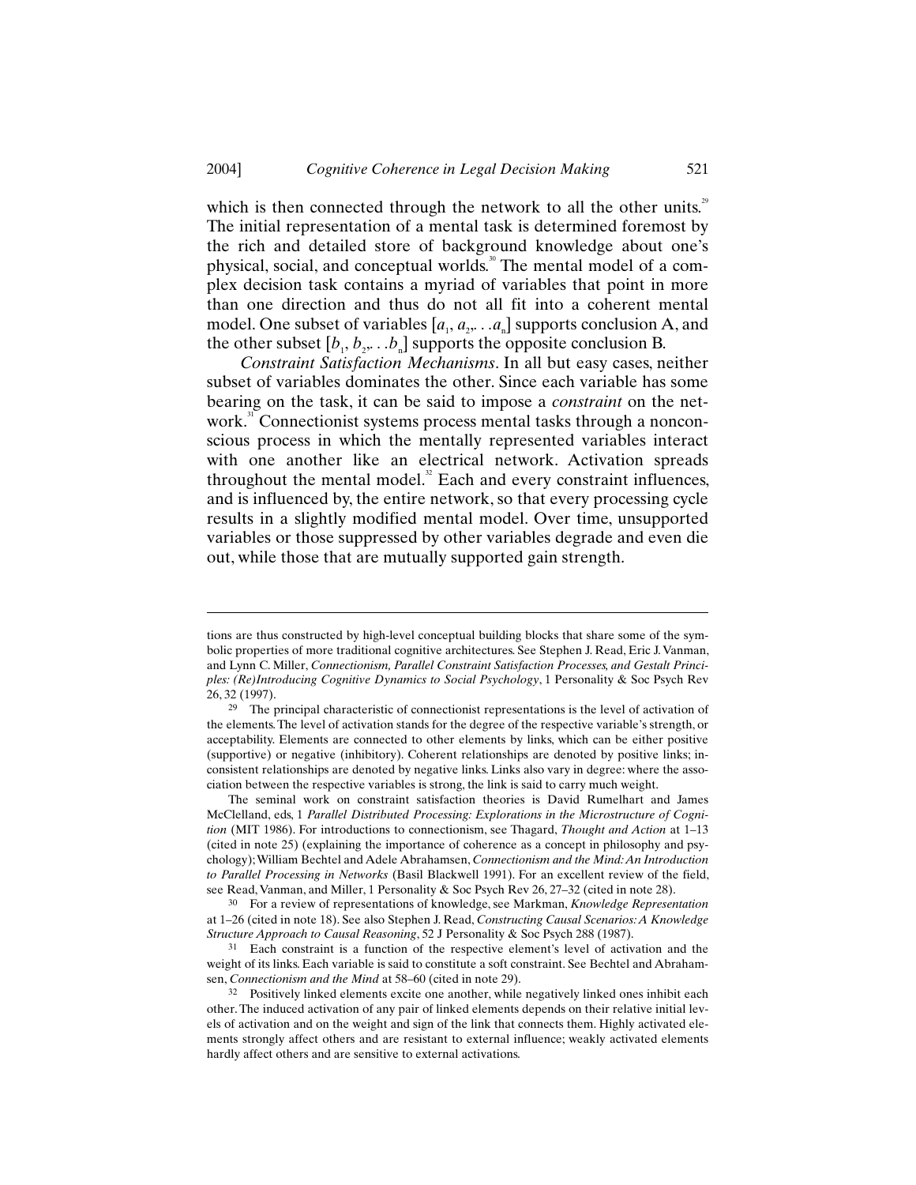which is then connected through the network to all the other units.[29] The initial representation of a mental task is determined foremost by the rich and detailed store of background knowledge about one's physical, social, and conceptual worlds.[30] The mental model of a complex decision task contains a myriad of variables that point in more than one direction and thus do not all fit into a coherent mental model. One subset of variables $[a_1, a_2, \ldots a_n]$ supports conclusion A, and the other subset $[b_1, b_2, \ldots b_n]$ supports the opposite conclusion B.

*Constraint Satisfaction Mechanisms*. In all but easy cases, neither subset of variables dominates the other. Since each variable has some bearing on the task, it can be said to impose a *constraint* on the network.[31] Connectionist systems process mental tasks through a nonconscious process in which the mentally represented variables interact with one another like an electrical network. Activation spreads throughout the mental model.[32] Each and every constraint influences, and is influenced by, the entire network, so that every processing cycle results in a slightly modified mental model. Over time, unsupported variables or those suppressed by other variables degrade and even die out, while those that are mutually supported gain strength.

---

tions are thus constructed by high-level conceptual building blocks that share some of the symbolic properties of more traditional cognitive architectures. See Stephen J. Read, Eric J. Vanman, and Lynn C. Miller, *Connectionism, Parallel Constraint Satisfaction Processes, and Gestalt Principles: (Re)Introducing Cognitive Dynamics to Social Psychology*, 1 Personality & Soc Psych Rev 26, 32 (1997).

[29] The principal characteristic of connectionist representations is the level of activation of the elements. The level of activation stands for the degree of the respective variable's strength, or acceptability. Elements are connected to other elements by links, which can be either positive (supportive) or negative (inhibitory). Coherent relationships are denoted by positive links; inconsistent relationships are denoted by negative links. Links also vary in degree: where the association between the respective variables is strong, the link is said to carry much weight.

The seminal work on constraint satisfaction theories is David Rumelhart and James McClelland, eds, 1 *Parallel Distributed Processing: Explorations in the Microstructure of Cognition* (MIT 1986). For introductions to connectionism, see Thagard, *Thought and Action* at 1–13 (cited in note 25) (explaining the importance of coherence as a concept in philosophy and psychology); William Bechtel and Adele Abrahamsen, *Connectionism and the Mind: An Introduction to Parallel Processing in Networks* (Basil Blackwell 1991). For an excellent review of the field, see Read, Vanman, and Miller, 1 Personality & Soc Psych Rev 26, 27–32 (cited in note 28).

[30] For a review of representations of knowledge, see Markman, *Knowledge Representation* at 1–26 (cited in note 18). See also Stephen J. Read, *Constructing Causal Scenarios: A Knowledge Structure Approach to Causal Reasoning*, 52 J Personality & Soc Psych 288 (1987).

[31] Each constraint is a function of the respective element's level of activation and the weight of its links. Each variable is said to constitute a soft constraint. See Bechtel and Abrahamsen, *Connectionism and the Mind* at 58–60 (cited in note 29).

[32] Positively linked elements excite one another, while negatively linked ones inhibit each other. The induced activation of any pair of linked elements depends on their relative initial levels of activation and on the weight and sign of the link that connects them. Highly activated elements strongly affect others and are resistant to external influence; weakly activated elements hardly affect others and are sensitive to external activations.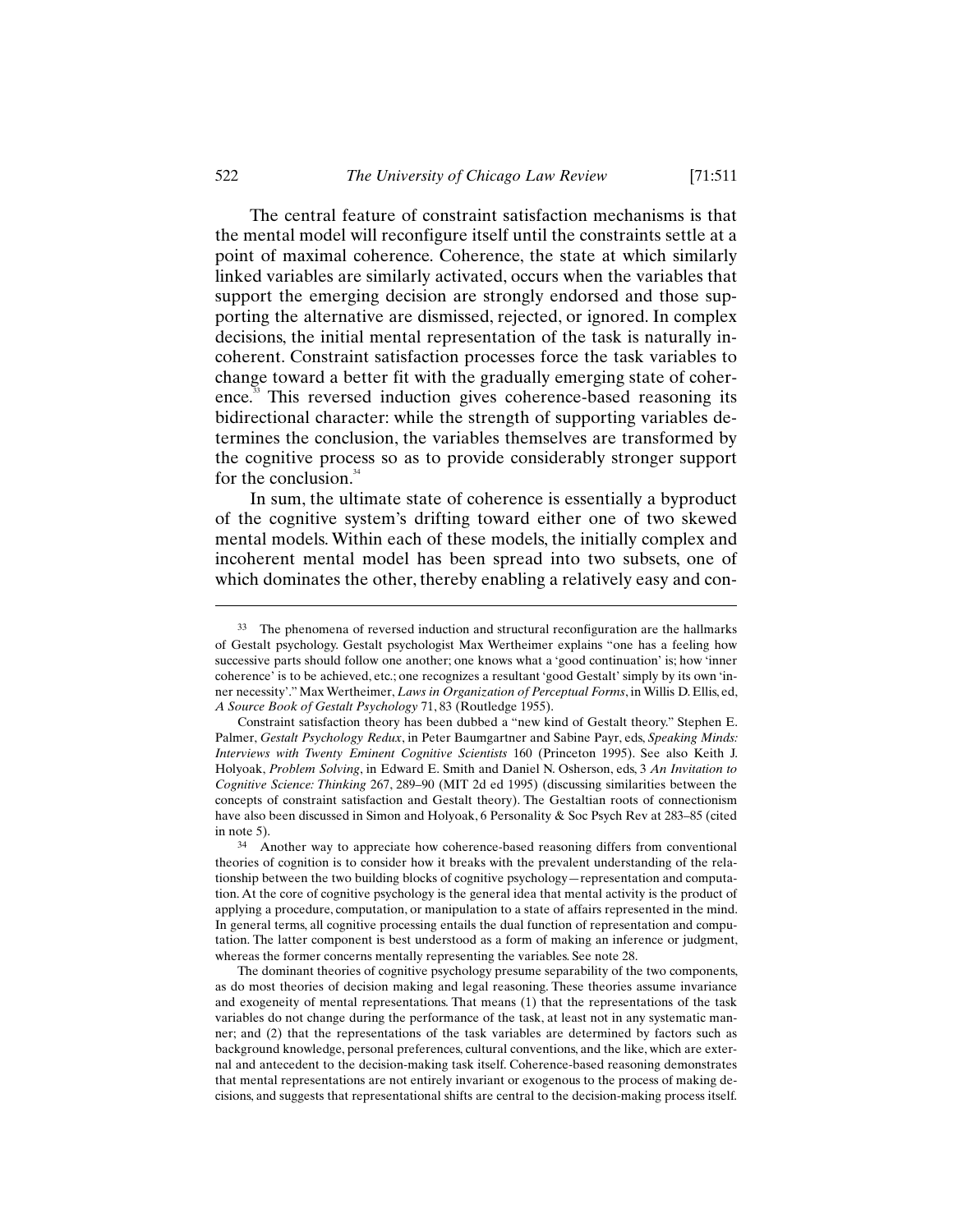The central feature of constraint satisfaction mechanisms is that the mental model will reconfigure itself until the constraints settle at a point of maximal coherence. Coherence, the state at which similarly linked variables are similarly activated, occurs when the variables that support the emerging decision are strongly endorsed and those supporting the alternative are dismissed, rejected, or ignored. In complex decisions, the initial mental representation of the task is naturally incoherent. Constraint satisfaction processes force the task variables to change toward a better fit with the gradually emerging state of coherence.[33] This reversed induction gives coherence-based reasoning its bidirectional character: while the strength of supporting variables determines the conclusion, the variables themselves are transformed by the cognitive process so as to provide considerably stronger support for the conclusion.[34]

In sum, the ultimate state of coherence is essentially a byproduct of the cognitive system's drifting toward either one of two skewed mental models. Within each of these models, the initially complex and incoherent mental model has been spread into two subsets, one of which dominates the other, thereby enabling a relatively easy and con-

---

[33] The phenomena of reversed induction and structural reconfiguration are the hallmarks of Gestalt psychology. Gestalt psychologist Max Wertheimer explains "one has a feeling how successive parts should follow one another; one knows what a 'good continuation' is; how 'inner coherence' is to be achieved, etc.; one recognizes a resultant 'good Gestalt' simply by its own 'inner necessity'." Max Wertheimer, *Laws in Organization of Perceptual Forms*, in Willis D. Ellis, ed, *A Source Book of Gestalt Psychology* 71, 83 (Routledge 1955).

Constraint satisfaction theory has been dubbed a "new kind of Gestalt theory." Stephen E. Palmer, *Gestalt Psychology Redux*, in Peter Baumgartner and Sabine Payr, eds, *Speaking Minds: Interviews with Twenty Eminent Cognitive Scientists* 160 (Princeton 1995). See also Keith J. Holyoak, *Problem Solving*, in Edward E. Smith and Daniel N. Osherson, eds, 3 *An Invitation to Cognitive Science: Thinking* 267, 289–90 (MIT 2d ed 1995) (discussing similarities between the concepts of constraint satisfaction and Gestalt theory). The Gestaltian roots of connectionism have also been discussed in Simon and Holyoak, 6 Personality & Soc Psych Rev at 283–85 (cited in note 5).

[34] Another way to appreciate how coherence-based reasoning differs from conventional theories of cognition is to consider how it breaks with the prevalent understanding of the relationship between the two building blocks of cognitive psychology—representation and computation. At the core of cognitive psychology is the general idea that mental activity is the product of applying a procedure, computation, or manipulation to a state of affairs represented in the mind. In general terms, all cognitive processing entails the dual function of representation and computation. The latter component is best understood as a form of making an inference or judgment, whereas the former concerns mentally representing the variables. See note 28.

The dominant theories of cognitive psychology presume separability of the two components, as do most theories of decision making and legal reasoning. These theories assume invariance and exogeneity of mental representations. That means (1) that the representations of the task variables do not change during the performance of the task, at least not in any systematic manner; and (2) that the representations of the task variables are determined by factors such as background knowledge, personal preferences, cultural conventions, and the like, which are external and antecedent to the decision-making task itself. Coherence-based reasoning demonstrates that mental representations are not entirely invariant or exogenous to the process of making decisions, and suggests that representational shifts are central to the decision-making process itself.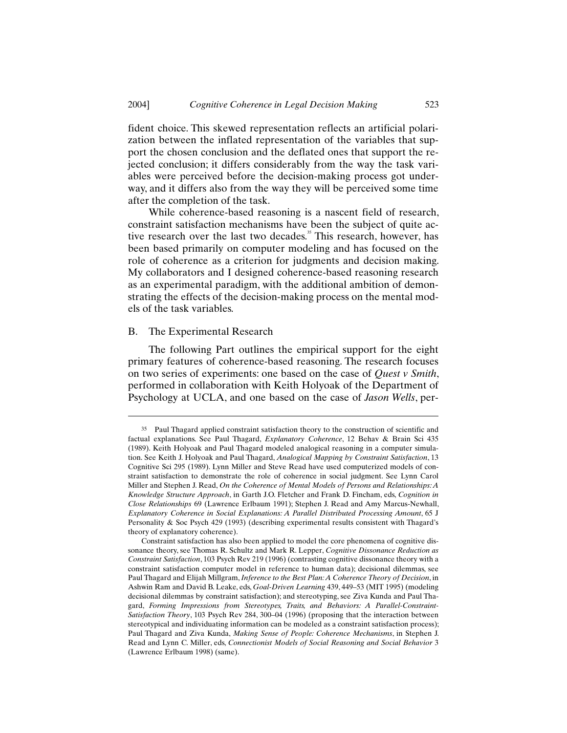fident choice. This skewed representation reflects an artificial polarization between the inflated representation of the variables that support the chosen conclusion and the deflated ones that support the rejected conclusion; it differs considerably from the way the task variables were perceived before the decision-making process got underway, and it differs also from the way they will be perceived some time after the completion of the task.

While coherence-based reasoning is a nascent field of research, constraint satisfaction mechanisms have been the subject of quite active research over the last two decades.[35] This research, however, has been based primarily on computer modeling and has focused on the role of coherence as a criterion for judgments and decision making. My collaborators and I designed coherence-based reasoning research as an experimental paradigm, with the additional ambition of demonstrating the effects of the decision-making process on the mental models of the task variables.

### B. The Experimental Research

The following Part outlines the empirical support for the eight primary features of coherence-based reasoning. The research focuses on two series of experiments: one based on the case of *Quest v Smith*, performed in collaboration with Keith Holyoak of the Department of Psychology at UCLA, and one based on the case of *Jason Wells*, per-

---

[35] Paul Thagard applied constraint satisfaction theory to the construction of scientific and factual explanations. See Paul Thagard, *Explanatory Coherence*, 12 Behav & Brain Sci 435 (1989). Keith Holyoak and Paul Thagard modeled analogical reasoning in a computer simulation. See Keith J. Holyoak and Paul Thagard, *Analogical Mapping by Constraint Satisfaction*, 13 Cognitive Sci 295 (1989). Lynn Miller and Steve Read have used computerized models of constraint satisfaction to demonstrate the role of coherence in social judgment. See Lynn Carol Miller and Stephen J. Read, *On the Coherence of Mental Models of Persons and Relationships: A Knowledge Structure Approach*, in Garth J.O. Fletcher and Frank D. Fincham, eds, *Cognition in Close Relationships* 69 (Lawrence Erlbaum 1991); Stephen J. Read and Amy Marcus-Newhall, *Explanatory Coherence in Social Explanations: A Parallel Distributed Processing Amount*, 65 J Personality & Soc Psych 429 (1993) (describing experimental results consistent with Thagard's theory of explanatory coherence).

Constraint satisfaction has also been applied to model the core phenomena of cognitive dissonance theory, see Thomas R. Schultz and Mark R. Lepper, *Cognitive Dissonance Reduction as Constraint Satisfaction*, 103 Psych Rev 219 (1996) (contrasting cognitive dissonance theory with a constraint satisfaction computer model in reference to human data); decisional dilemmas, see Paul Thagard and Elijah Millgram, *Inference to the Best Plan: A Coherence Theory of Decision*, in Ashwin Ram and David B. Leake, eds, *Goal-Driven Learning* 439, 449–53 (MIT 1995) (modeling decisional dilemmas by constraint satisfaction); and stereotyping, see Ziva Kunda and Paul Thagard, *Forming Impressions from Stereotypes, Traits, and Behaviors: A Parallel-Constraint-Satisfaction Theory*, 103 Psych Rev 284, 300–04 (1996) (proposing that the interaction between stereotypical and individuating information can be modeled as a constraint satisfaction process); Paul Thagard and Ziva Kunda, *Making Sense of People: Coherence Mechanisms*, in Stephen J. Read and Lynn C. Miller, eds, *Connectionist Models of Social Reasoning and Social Behavior* 3 (Lawrence Erlbaum 1998) (same).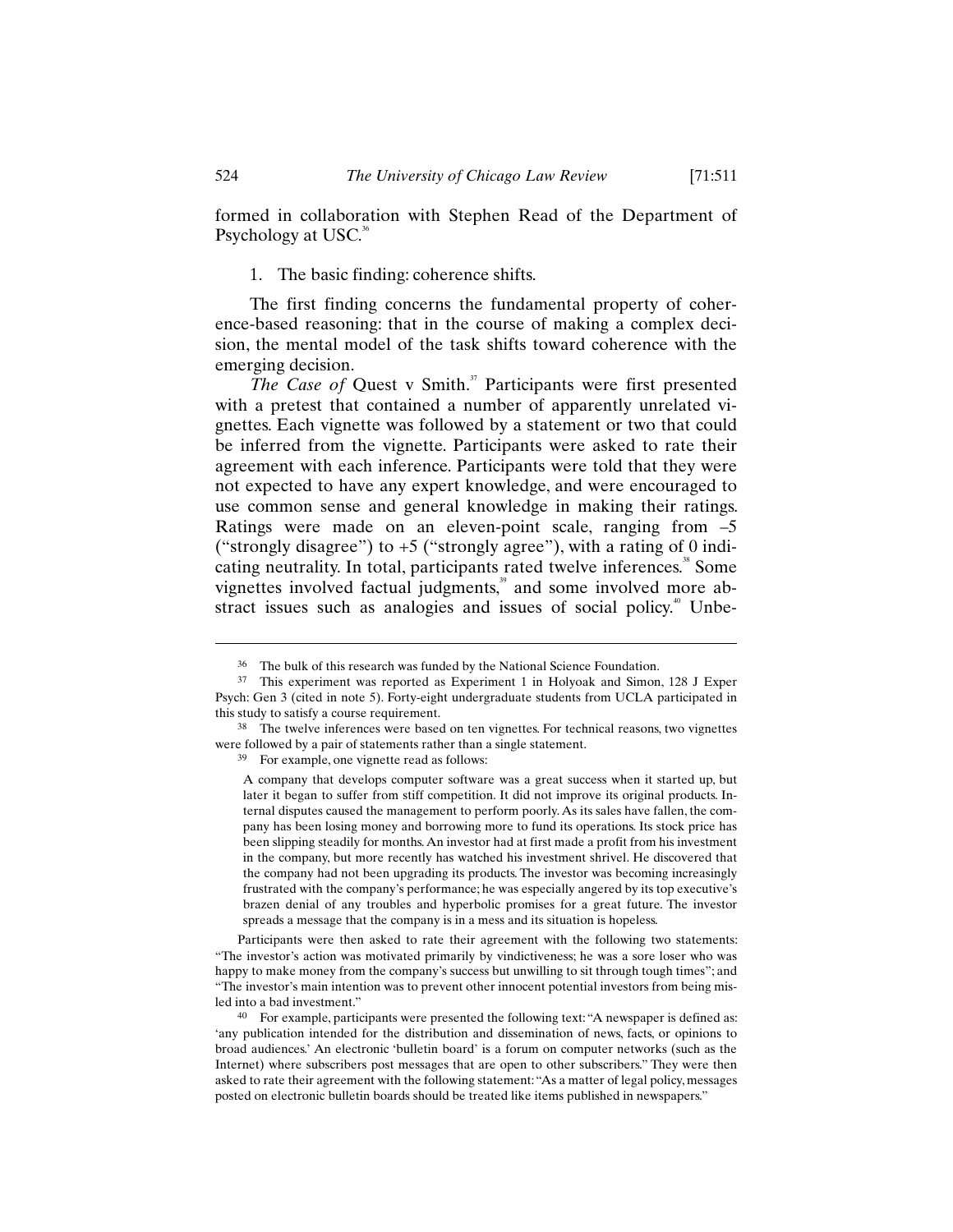formed in collaboration with Stephen Read of the Department of Psychology at USC.[36]

1. The basic finding: coherence shifts.

The first finding concerns the fundamental property of coherence-based reasoning: that in the course of making a complex decision, the mental model of the task shifts toward coherence with the emerging decision.

*The Case of* Quest v Smith.[37] Participants were first presented with a pretest that contained a number of apparently unrelated vignettes. Each vignette was followed by a statement or two that could be inferred from the vignette. Participants were asked to rate their agreement with each inference. Participants were told that they were not expected to have any expert knowledge, and were encouraged to use common sense and general knowledge in making their ratings. Ratings were made on an eleven-point scale, ranging from –5 ("strongly disagree") to +5 ("strongly agree"), with a rating of 0 indicating neutrality. In total, participants rated twelve inferences.[38] Some vignettes involved factual judgments,[39] and some involved more abstract issues such as analogies and issues of social policy.[40] Unbe-

---

[36] The bulk of this research was funded by the National Science Foundation.

[37] This experiment was reported as Experiment 1 in Holyoak and Simon, 128 J Exper Psych: Gen 3 (cited in note 5). Forty-eight undergraduate students from UCLA participated in this study to satisfy a course requirement.

[38] The twelve inferences were based on ten vignettes. For technical reasons, two vignettes were followed by a pair of statements rather than a single statement.

[39] For example, one vignette read as follows:

> A company that develops computer software was a great success when it started up, but later it began to suffer from stiff competition. It did not improve its original products. Internal disputes caused the management to perform poorly. As its sales have fallen, the company has been losing money and borrowing more to fund its operations. Its stock price has been slipping steadily for months. An investor had at first made a profit from his investment in the company, but more recently has watched his investment shrivel. He discovered that the company had not been upgrading its products. The investor was becoming increasingly frustrated with the company's performance; he was especially angered by its top executive's brazen denial of any troubles and hyperbolic promises for a great future. The investor spreads a message that the company is in a mess and its situation is hopeless.

Participants were then asked to rate their agreement with the following two statements: "The investor's action was motivated primarily by vindictiveness; he was a sore loser who was happy to make money from the company's success but unwilling to sit through tough times"; and "The investor's main intention was to prevent other innocent potential investors from being misled into a bad investment."

[40] For example, participants were presented the following text: "A newspaper is defined as: 'any publication intended for the distribution and dissemination of news, facts, or opinions to broad audiences.' An electronic 'bulletin board' is a forum on computer networks (such as the Internet) where subscribers post messages that are open to other subscribers." They were then asked to rate their agreement with the following statement: "As a matter of legal policy, messages posted on electronic bulletin boards should be treated like items published in newspapers."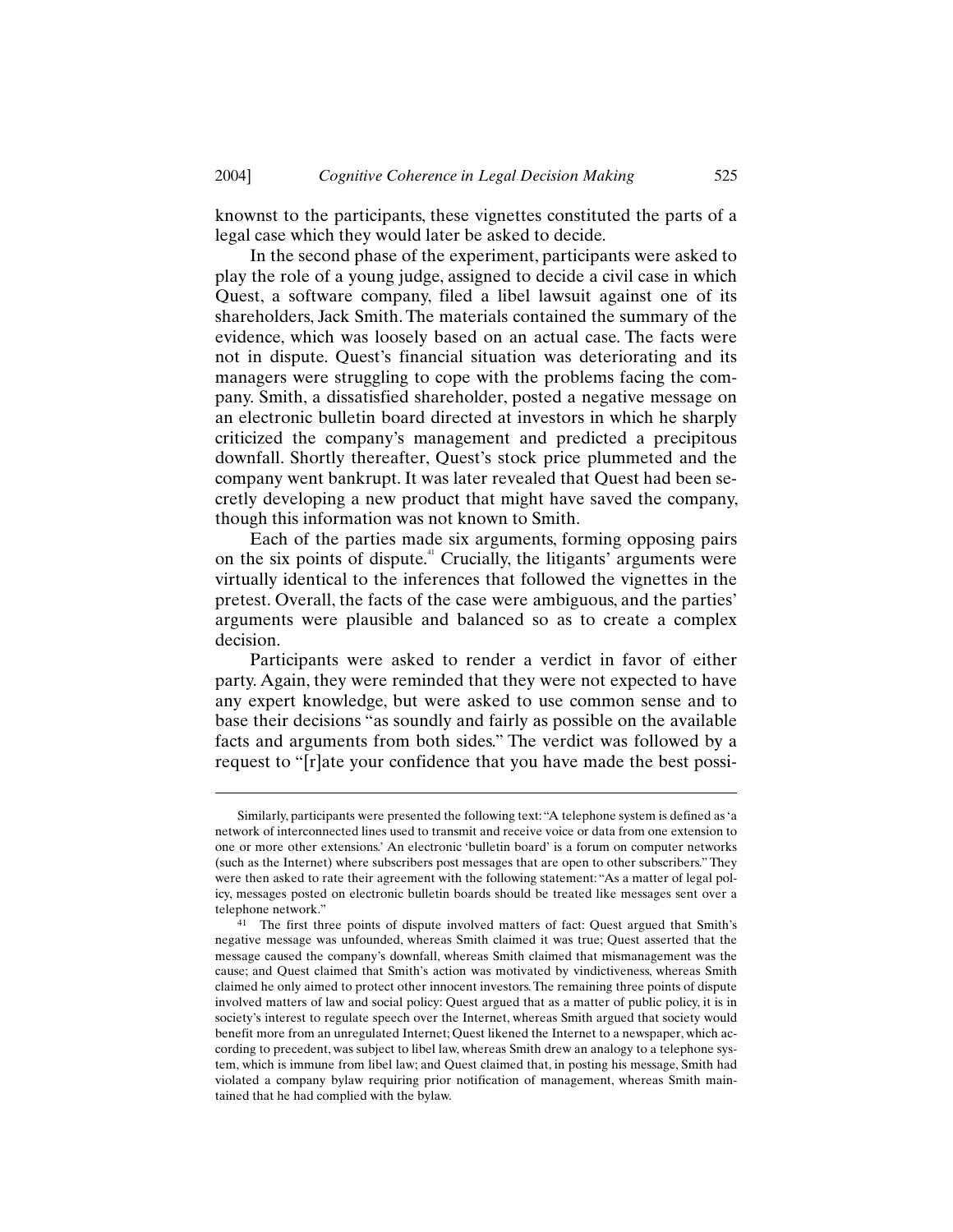knownst to the participants, these vignettes constituted the parts of a legal case which they would later be asked to decide.

In the second phase of the experiment, participants were asked to play the role of a young judge, assigned to decide a civil case in which Quest, a software company, filed a libel lawsuit against one of its shareholders, Jack Smith. The materials contained the summary of the evidence, which was loosely based on an actual case. The facts were not in dispute. Quest's financial situation was deteriorating and its managers were struggling to cope with the problems facing the company. Smith, a dissatisfied shareholder, posted a negative message on an electronic bulletin board directed at investors in which he sharply criticized the company's management and predicted a precipitous downfall. Shortly thereafter, Quest's stock price plummeted and the company went bankrupt. It was later revealed that Quest had been secretly developing a new product that might have saved the company, though this information was not known to Smith.

Each of the parties made six arguments, forming opposing pairs on the six points of dispute.[41] Crucially, the litigants' arguments were virtually identical to the inferences that followed the vignettes in the pretest. Overall, the facts of the case were ambiguous, and the parties' arguments were plausible and balanced so as to create a complex decision.

Participants were asked to render a verdict in favor of either party. Again, they were reminded that they were not expected to have any expert knowledge, but were asked to use common sense and to base their decisions "as soundly and fairly as possible on the available facts and arguments from both sides." The verdict was followed by a request to "[r]ate your confidence that you have made the best possi-

---

Similarly, participants were presented the following text: "A telephone system is defined as 'a network of interconnected lines used to transmit and receive voice or data from one extension to one or more other extensions.' An electronic 'bulletin board' is a forum on computer networks (such as the Internet) where subscribers post messages that are open to other subscribers." They were then asked to rate their agreement with the following statement: "As a matter of legal policy, messages posted on electronic bulletin boards should be treated like messages sent over a telephone network."

[41] The first three points of dispute involved matters of fact: Quest argued that Smith's negative message was unfounded, whereas Smith claimed it was true; Quest asserted that the message caused the company's downfall, whereas Smith claimed that mismanagement was the cause; and Quest claimed that Smith's action was motivated by vindictiveness, whereas Smith claimed he only aimed to protect other innocent investors. The remaining three points of dispute involved matters of law and social policy: Quest argued that as a matter of public policy, it is in society's interest to regulate speech over the Internet, whereas Smith argued that society would benefit more from an unregulated Internet; Quest likened the Internet to a newspaper, which according to precedent, was subject to libel law, whereas Smith drew an analogy to a telephone system, which is immune from libel law; and Quest claimed that, in posting his message, Smith had violated a company bylaw requiring prior notification of management, whereas Smith maintained that he had complied with the bylaw.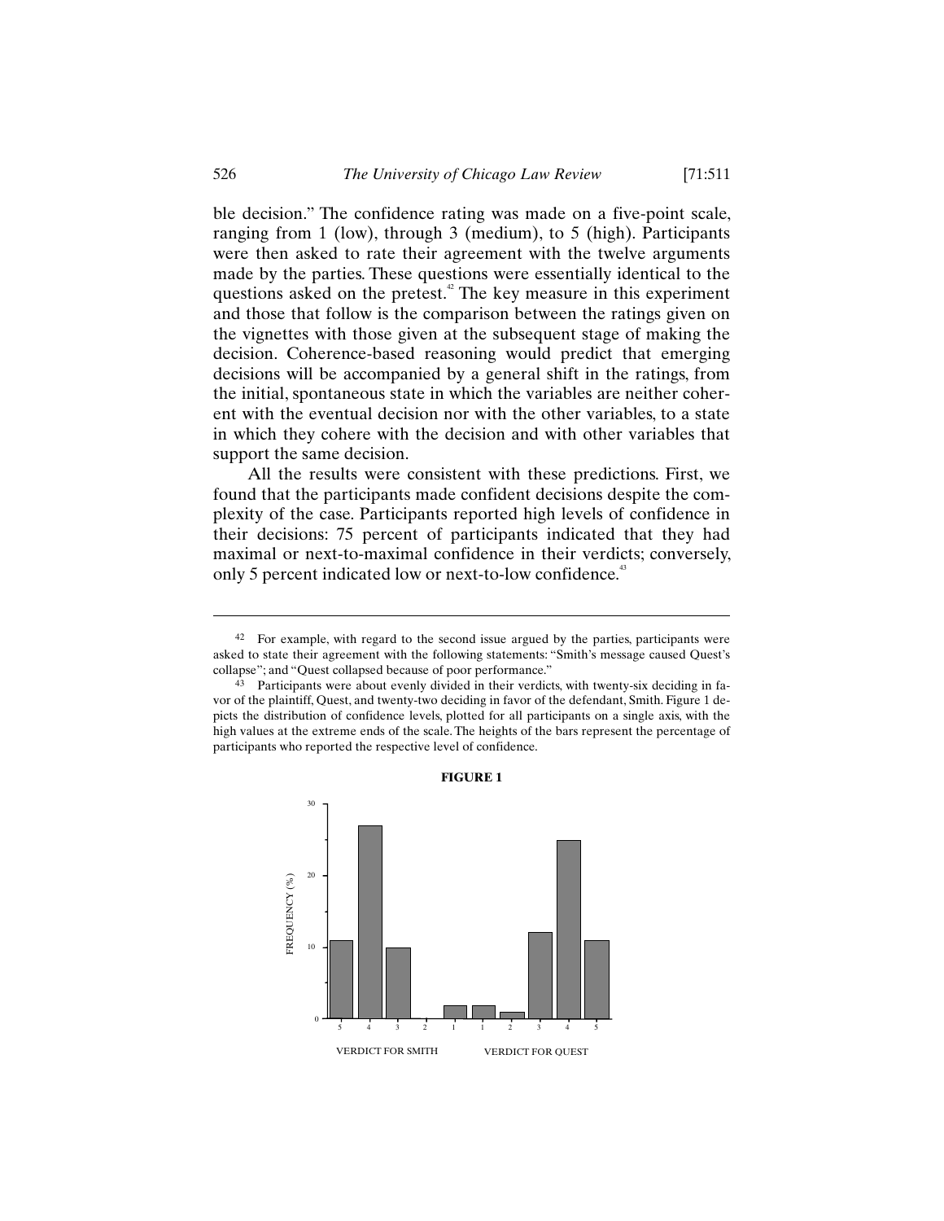ble decision." The confidence rating was made on a five-point scale, ranging from 1 (low), through 3 (medium), to 5 (high). Participants were then asked to rate their agreement with the twelve arguments made by the parties. These questions were essentially identical to the questions asked on the pretest.[42] The key measure in this experiment and those that follow is the comparison between the ratings given on the vignettes with those given at the subsequent stage of making the decision. Coherence-based reasoning would predict that emerging decisions will be accompanied by a general shift in the ratings, from the initial, spontaneous state in which the variables are neither coherent with the eventual decision nor with the other variables, to a state in which they cohere with the decision and with other variables that support the same decision.

All the results were consistent with these predictions. First, we found that the participants made confident decisions despite the complexity of the case. Participants reported high levels of confidence in their decisions: 75 percent of participants indicated that they had maximal or next-to-maximal confidence in their verdicts; conversely, only 5 percent indicated low or next-to-low confidence.[43]

---

[42] For example, with regard to the second issue argued by the parties, participants were asked to state their agreement with the following statements: "Smith's message caused Quest's collapse"; and "Quest collapsed because of poor performance."

[43] Participants were about evenly divided in their verdicts, with twenty-six deciding in favor of the plaintiff, Quest, and twenty-two deciding in favor of the defendant, Smith. Figure 1 depicts the distribution of confidence levels, plotted for all participants on a single axis, with the high values at the extreme ends of the scale. The heights of the bars represent the percentage of participants who reported the respective level of confidence.

**FIGURE 1**

| | Verdict for Smith 5 | 4 | 3 | 2 | 1 | Verdict for Quest 1 | 2 | 3 | 4 | 5 |
|---|---|---|---|---|---|---|---|---|---|---|
| Frequency (%) | 11 | 27 | 10 | 0 | 2 | 2 | 1 | 12 | 25 | 11 |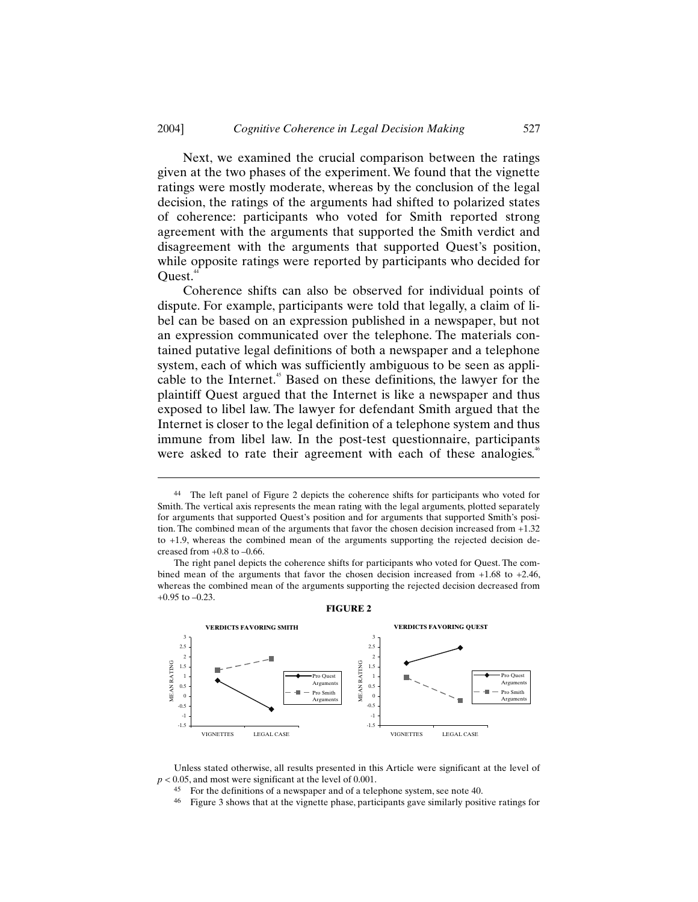Next, we examined the crucial comparison between the ratings given at the two phases of the experiment. We found that the vignette ratings were mostly moderate, whereas by the conclusion of the legal decision, the ratings of the arguments had shifted to polarized states of coherence: participants who voted for Smith reported strong agreement with the arguments that supported the Smith verdict and disagreement with the arguments that supported Quest's position, while opposite ratings were reported by participants who decided for Quest.[44]

Coherence shifts can also be observed for individual points of dispute. For example, participants were told that legally, a claim of libel can be based on an expression published in a newspaper, but not an expression communicated over the telephone. The materials contained putative legal definitions of both a newspaper and a telephone system, each of which was sufficiently ambiguous to be seen as applicable to the Internet.[45] Based on these definitions, the lawyer for the plaintiff Quest argued that the Internet is like a newspaper and thus exposed to libel law. The lawyer for defendant Smith argued that the Internet is closer to the legal definition of a telephone system and thus immune from libel law. In the post-test questionnaire, participants were asked to rate their agreement with each of these analogies.[46]

---

[44] The left panel of Figure 2 depicts the coherence shifts for participants who voted for Smith. The vertical axis represents the mean rating with the legal arguments, plotted separately for arguments that supported Quest's position and for arguments that supported Smith's position. The combined mean of the arguments that favor the chosen decision increased from +1.32 to +1.9, whereas the combined mean of the arguments supporting the rejected decision decreased from +0.8 to –0.66.

The right panel depicts the coherence shifts for participants who voted for Quest. The combined mean of the arguments that favor the chosen decision increased from +1.68 to +2.46, whereas the combined mean of the arguments supporting the rejected decision decreased from +0.95 to –0.23.

**FIGURE 2**

| | VERDICTS FAVORING SMITH: Pro Quest Arguments | VERDICTS FAVORING SMITH: Pro Smith Arguments | VERDICTS FAVORING QUEST: Pro Quest Arguments | VERDICTS FAVORING QUEST: Pro Smith Arguments |
|---|---|---|---|---|
| VIGNETTES | 0.8 | 1.32 | 1.68 | 0.95 |
| LEGAL CASE | -0.66 | 1.9 | 2.46 | -0.23 |

Unless stated otherwise, all results presented in this Article were significant at the level of $p < 0.05$, and most were significant at the level of 0.001.

[45] For the definitions of a newspaper and of a telephone system, see note 40.

[46] Figure 3 shows that at the vignette phase, participants gave similarly positive ratings for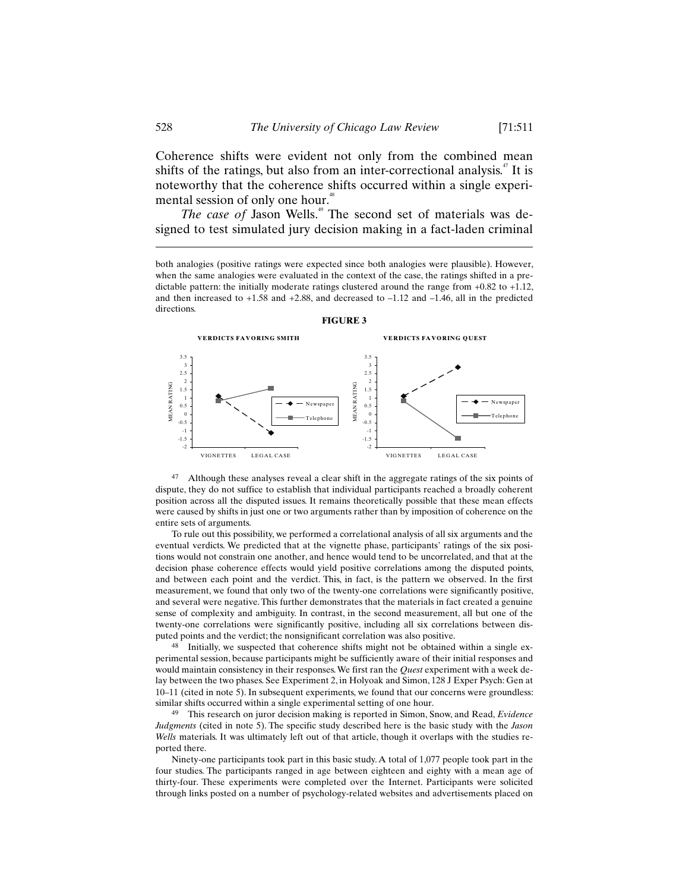Coherence shifts were evident not only from the combined mean shifts of the ratings, but also from an inter-correctional analysis.[47] It is noteworthy that the coherence shifts occurred within a single experimental session of only one hour.[48]

*The case of* Jason Wells.[49] The second set of materials was designed to test simulated jury decision making in a fact-laden criminal

---

both analogies (positive ratings were expected since both analogies were plausible). However, when the same analogies were evaluated in the context of the case, the ratings shifted in a predictable pattern: the initially moderate ratings clustered around the range from +0.82 to +1.12, and then increased to +1.58 and +2.88, and decreased to –1.12 and –1.46, all in the predicted directions.

**FIGURE 3**

**VERDICTS FAVORING SMITH** | **VERDICTS FAVORING QUEST**

[47] Although these analyses reveal a clear shift in the aggregate ratings of the six points of dispute, they do not suffice to establish that individual participants reached a broadly coherent position across all the disputed issues. It remains theoretically possible that these mean effects were caused by shifts in just one or two arguments rather than by imposition of coherence on the entire sets of arguments.

To rule out this possibility, we performed a correlational analysis of all six arguments and the eventual verdicts. We predicted that at the vignette phase, participants' ratings of the six positions would not constrain one another, and hence would tend to be uncorrelated, and that at the decision phase coherence effects would yield positive correlations among the disputed points, and between each point and the verdict. This, in fact, is the pattern we observed. In the first measurement, we found that only two of the twenty-one correlations were significantly positive, and several were negative. This further demonstrates that the materials in fact created a genuine sense of complexity and ambiguity. In contrast, in the second measurement, all but one of the twenty-one correlations were significantly positive, including all six correlations between disputed points and the verdict; the nonsignificant correlation was also positive.

[48] Initially, we suspected that coherence shifts might not be obtained within a single experimental session, because participants might be sufficiently aware of their initial responses and would maintain consistency in their responses. We first ran the *Quest* experiment with a week delay between the two phases. See Experiment 2, in Holyoak and Simon, 128 J Exper Psych: Gen at 10–11 (cited in note 5). In subsequent experiments, we found that our concerns were groundless: similar shifts occurred within a single experimental setting of one hour.

[49] This research on juror decision making is reported in Simon, Snow, and Read, *Evidence Judgments* (cited in note 5). The specific study described here is the basic study with the *Jason Wells* materials. It was ultimately left out of that article, though it overlaps with the studies reported there.

Ninety-one participants took part in this basic study. A total of 1,077 people took part in the four studies. The participants ranged in age between eighteen and eighty with a mean age of thirty-four. These experiments were completed over the Internet. Participants were solicited through links posted on a number of psychology-related websites and advertisements placed on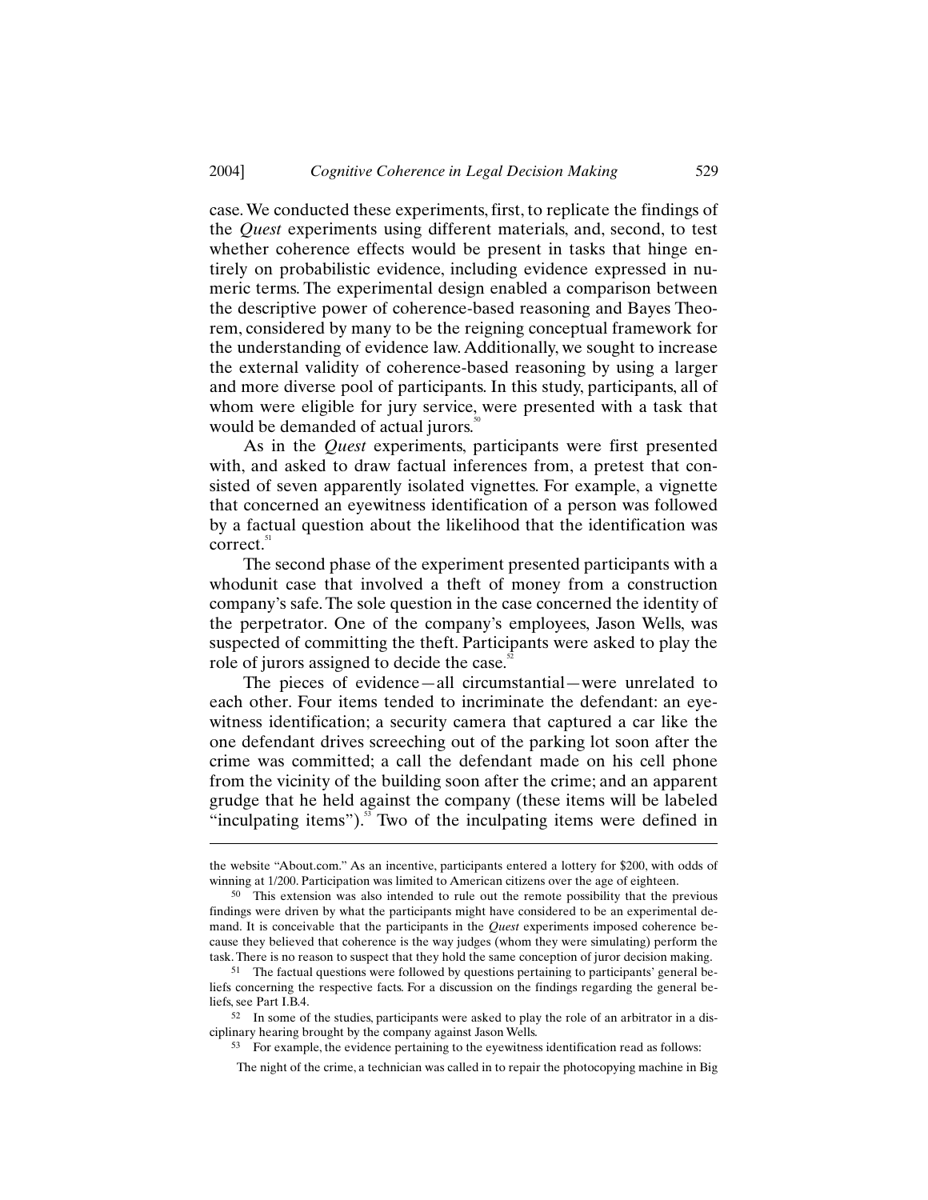case. We conducted these experiments, first, to replicate the findings of the *Quest* experiments using different materials, and, second, to test whether coherence effects would be present in tasks that hinge entirely on probabilistic evidence, including evidence expressed in numeric terms. The experimental design enabled a comparison between the descriptive power of coherence-based reasoning and Bayes Theorem, considered by many to be the reigning conceptual framework for the understanding of evidence law. Additionally, we sought to increase the external validity of coherence-based reasoning by using a larger and more diverse pool of participants. In this study, participants, all of whom were eligible for jury service, were presented with a task that would be demanded of actual jurors.[50]

As in the *Quest* experiments, participants were first presented with, and asked to draw factual inferences from, a pretest that consisted of seven apparently isolated vignettes. For example, a vignette that concerned an eyewitness identification of a person was followed by a factual question about the likelihood that the identification was correct.[51]

The second phase of the experiment presented participants with a whodunit case that involved a theft of money from a construction company's safe. The sole question in the case concerned the identity of the perpetrator. One of the company's employees, Jason Wells, was suspected of committing the theft. Participants were asked to play the role of jurors assigned to decide the case.[52]

The pieces of evidence—all circumstantial—were unrelated to each other. Four items tended to incriminate the defendant: an eyewitness identification; a security camera that captured a car like the one defendant drives screeching out of the parking lot soon after the crime was committed; a call the defendant made on his cell phone from the vicinity of the building soon after the crime; and an apparent grudge that he held against the company (these items will be labeled "inculpating items").[53] Two of the inculpating items were defined in

---

the website "About.com." As an incentive, participants entered a lottery for $200, with odds of winning at 1/200. Participation was limited to American citizens over the age of eighteen.

[50] This extension was also intended to rule out the remote possibility that the previous findings were driven by what the participants might have considered to be an experimental demand. It is conceivable that the participants in the *Quest* experiments imposed coherence because they believed that coherence is the way judges (whom they were simulating) perform the task. There is no reason to suspect that they hold the same conception of juror decision making.

[51] The factual questions were followed by questions pertaining to participants' general beliefs concerning the respective facts. For a discussion on the findings regarding the general beliefs, see Part I.B.4.

[52] In some of the studies, participants were asked to play the role of an arbitrator in a disciplinary hearing brought by the company against Jason Wells.

[53] For example, the evidence pertaining to the eyewitness identification read as follows:

> The night of the crime, a technician was called in to repair the photocopying machine in Big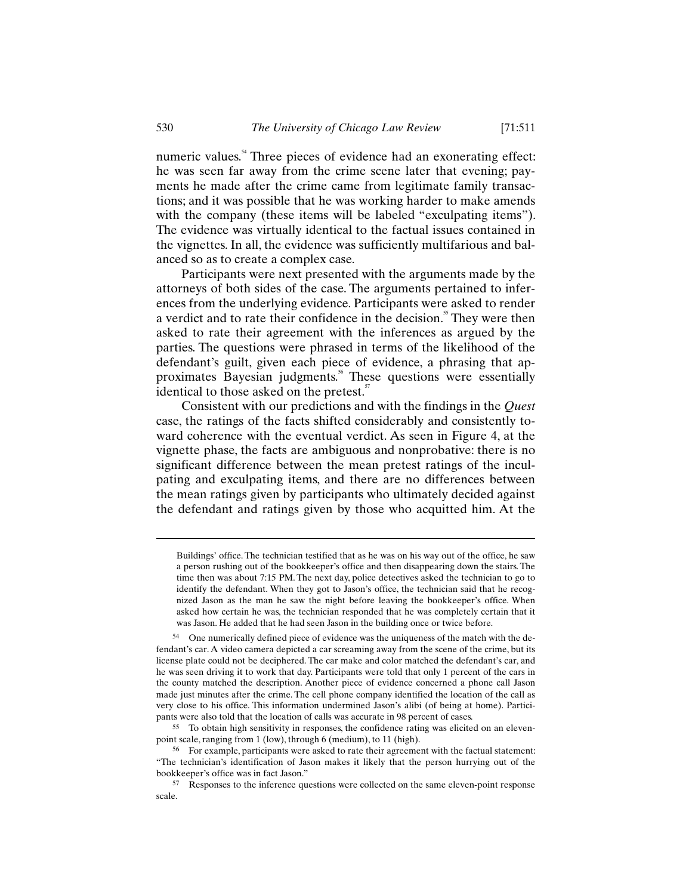numeric values.[54] Three pieces of evidence had an exonerating effect: he was seen far away from the crime scene later that evening; payments he made after the crime came from legitimate family transactions; and it was possible that he was working harder to make amends with the company (these items will be labeled "exculpating items"). The evidence was virtually identical to the factual issues contained in the vignettes. In all, the evidence was sufficiently multifarious and balanced so as to create a complex case.

Participants were next presented with the arguments made by the attorneys of both sides of the case. The arguments pertained to inferences from the underlying evidence. Participants were asked to render a verdict and to rate their confidence in the decision.[55] They were then asked to rate their agreement with the inferences as argued by the parties. The questions were phrased in terms of the likelihood of the defendant's guilt, given each piece of evidence, a phrasing that approximates Bayesian judgments.[56] These questions were essentially identical to those asked on the pretest.[57]

Consistent with our predictions and with the findings in the *Quest* case, the ratings of the facts shifted considerably and consistently toward coherence with the eventual verdict. As seen in Figure 4, at the vignette phase, the facts are ambiguous and nonprobative: there is no significant difference between the mean pretest ratings of the inculpating and exculpating items, and there are no differences between the mean ratings given by participants who ultimately decided against the defendant and ratings given by those who acquitted him. At the

---

Buildings' office. The technician testified that as he was on his way out of the office, he saw a person rushing out of the bookkeeper's office and then disappearing down the stairs. The time then was about 7:15 PM. The next day, police detectives asked the technician to go to identify the defendant. When they got to Jason's office, the technician said that he recognized Jason as the man he saw the night before leaving the bookkeeper's office. When asked how certain he was, the technician responded that he was completely certain that it was Jason. He added that he had seen Jason in the building once or twice before.

[54] One numerically defined piece of evidence was the uniqueness of the match with the defendant's car. A video camera depicted a car screaming away from the scene of the crime, but its license plate could not be deciphered. The car make and color matched the defendant's car, and he was seen driving it to work that day. Participants were told that only 1 percent of the cars in the county matched the description. Another piece of evidence concerned a phone call Jason made just minutes after the crime. The cell phone company identified the location of the call as very close to his office. This information undermined Jason's alibi (of being at home). Participants were also told that the location of calls was accurate in 98 percent of cases.

[55] To obtain high sensitivity in responses, the confidence rating was elicited on an eleven-point scale, ranging from 1 (low), through 6 (medium), to 11 (high).

[56] For example, participants were asked to rate their agreement with the factual statement: "The technician's identification of Jason makes it likely that the person hurrying out of the bookkeeper's office was in fact Jason."

[57] Responses to the inference questions were collected on the same eleven-point response scale.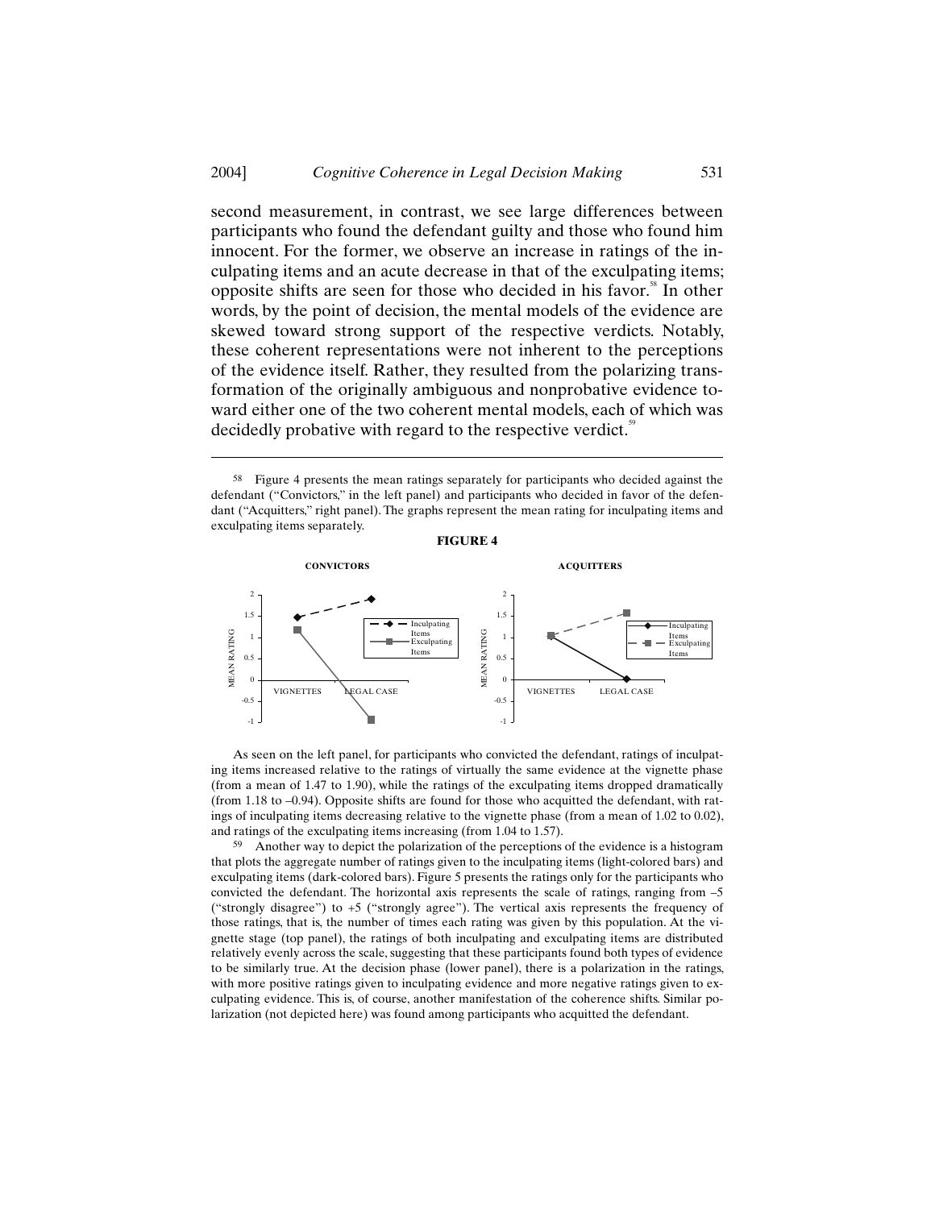second measurement, in contrast, we see large differences between participants who found the defendant guilty and those who found him innocent. For the former, we observe an increase in ratings of the inculpating items and an acute decrease in that of the exculpating items; opposite shifts are seen for those who decided in his favor.[58] In other words, by the point of decision, the mental models of the evidence are skewed toward strong support of the respective verdicts. Notably, these coherent representations were not inherent to the perceptions of the evidence itself. Rather, they resulted from the polarizing transformation of the originally ambiguous and nonprobative evidence toward either one of the two coherent mental models, each of which was decidedly probative with regard to the respective verdict.[59]

---

58 Figure 4 presents the mean ratings separately for participants who decided against the defendant ("Convictors," in the left panel) and participants who decided in favor of the defendant ("Acquitters," right panel). The graphs represent the mean rating for inculpating items and exculpating items separately.

**FIGURE 4**

**CONVICTORS** | **ACQUITTERS**

As seen on the left panel, for participants who convicted the defendant, ratings of inculpating items increased relative to the ratings of virtually the same evidence at the vignette phase (from a mean of 1.47 to 1.90), while the ratings of the exculpating items dropped dramatically (from 1.18 to –0.94). Opposite shifts are found for those who acquitted the defendant, with ratings of inculpating items decreasing relative to the vignette phase (from a mean of 1.02 to 0.02), and ratings of the exculpating items increasing (from 1.04 to 1.57).

59 Another way to depict the polarization of the perceptions of the evidence is a histogram that plots the aggregate number of ratings given to the inculpating items (light-colored bars) and exculpating items (dark-colored bars). Figure 5 presents the ratings only for the participants who convicted the defendant. The horizontal axis represents the scale of ratings, ranging from –5 ("strongly disagree") to +5 ("strongly agree"). The vertical axis represents the frequency of those ratings, that is, the number of times each rating was given by this population. At the vignette stage (top panel), the ratings of both inculpating and exculpating items are distributed relatively evenly across the scale, suggesting that these participants found both types of evidence to be similarly true. At the decision phase (lower panel), there is a polarization in the ratings, with more positive ratings given to inculpating evidence and more negative ratings given to exculpating evidence. This is, of course, another manifestation of the coherence shifts. Similar polarization (not depicted here) was found among participants who acquitted the defendant.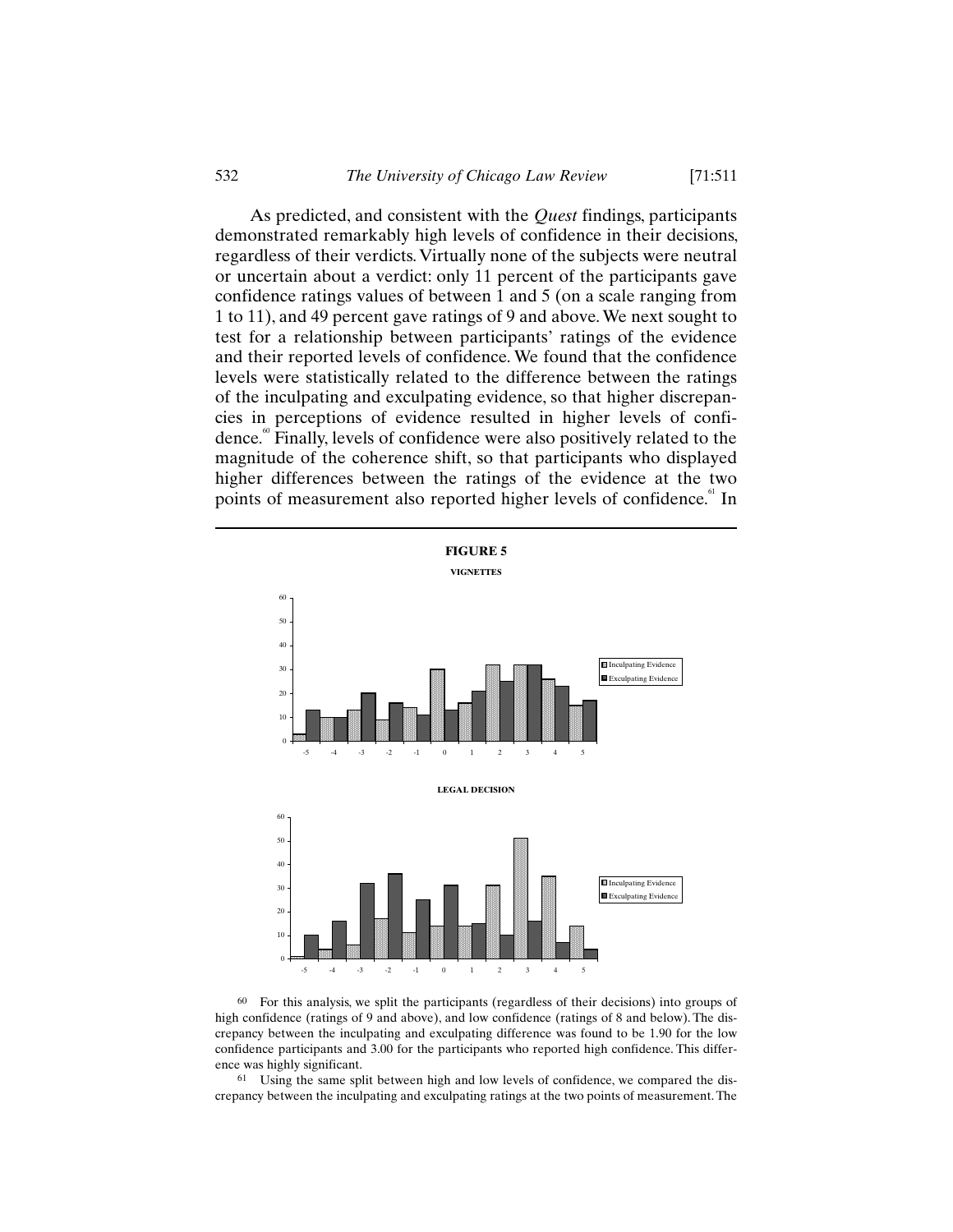As predicted, and consistent with the *Quest* findings, participants demonstrated remarkably high levels of confidence in their decisions, regardless of their verdicts. Virtually none of the subjects were neutral or uncertain about a verdict: only 11 percent of the participants gave confidence ratings values of between 1 and 5 (on a scale ranging from 1 to 11), and 49 percent gave ratings of 9 and above. We next sought to test for a relationship between participants' ratings of the evidence and their reported levels of confidence. We found that the confidence levels were statistically related to the difference between the ratings of the inculpating and exculpating evidence, so that higher discrepancies in perceptions of evidence resulted in higher levels of confidence.[60] Finally, levels of confidence were also positively related to the magnitude of the coherence shift, so that participants who displayed higher differences between the ratings of the evidence at the two points of measurement also reported higher levels of confidence.[61] In

**FIGURE 5**

**VIGNETTES**

| Rating | Inculpating Evidence | Exculpating Evidence |
|---|---|---|
| -5 | 3 | 13 |
| -4 | 10 | 10 |
| -3 | 13 | 20 |
| -2 | 9 | 16 |
| -1 | 14 | 11 |
| 0 | 30 | 13 |
| 1 | 16 | 21 |
| 2 | 32 | 25 |
| 3 | 32 | 32 |
| 4 | 26 | 23 |
| 5 | 15 | 17 |

**LEGAL DECISION**

| Rating | Inculpating Evidence | Exculpating Evidence |
|---|---|---|
| -5 | 1 | 10 |
| -4 | 4 | 16 |
| -3 | 6 | 32 |
| -2 | 17 | 36 |
| -1 | 11 | 25 |
| 0 | 14 | 31 |
| 1 | 14 | 15 |
| 2 | 31 | 10 |
| 3 | 51 | 16 |
| 4 | 35 | 7 |
| 5 | 14 | 4 |

60 For this analysis, we split the participants (regardless of their decisions) into groups of high confidence (ratings of 9 and above), and low confidence (ratings of 8 and below). The discrepancy between the inculpating and exculpating difference was found to be 1.90 for the low confidence participants and 3.00 for the participants who reported high confidence. This difference was highly significant.

61 Using the same split between high and low levels of confidence, we compared the discrepancy between the inculpating and exculpating ratings at the two points of measurement. The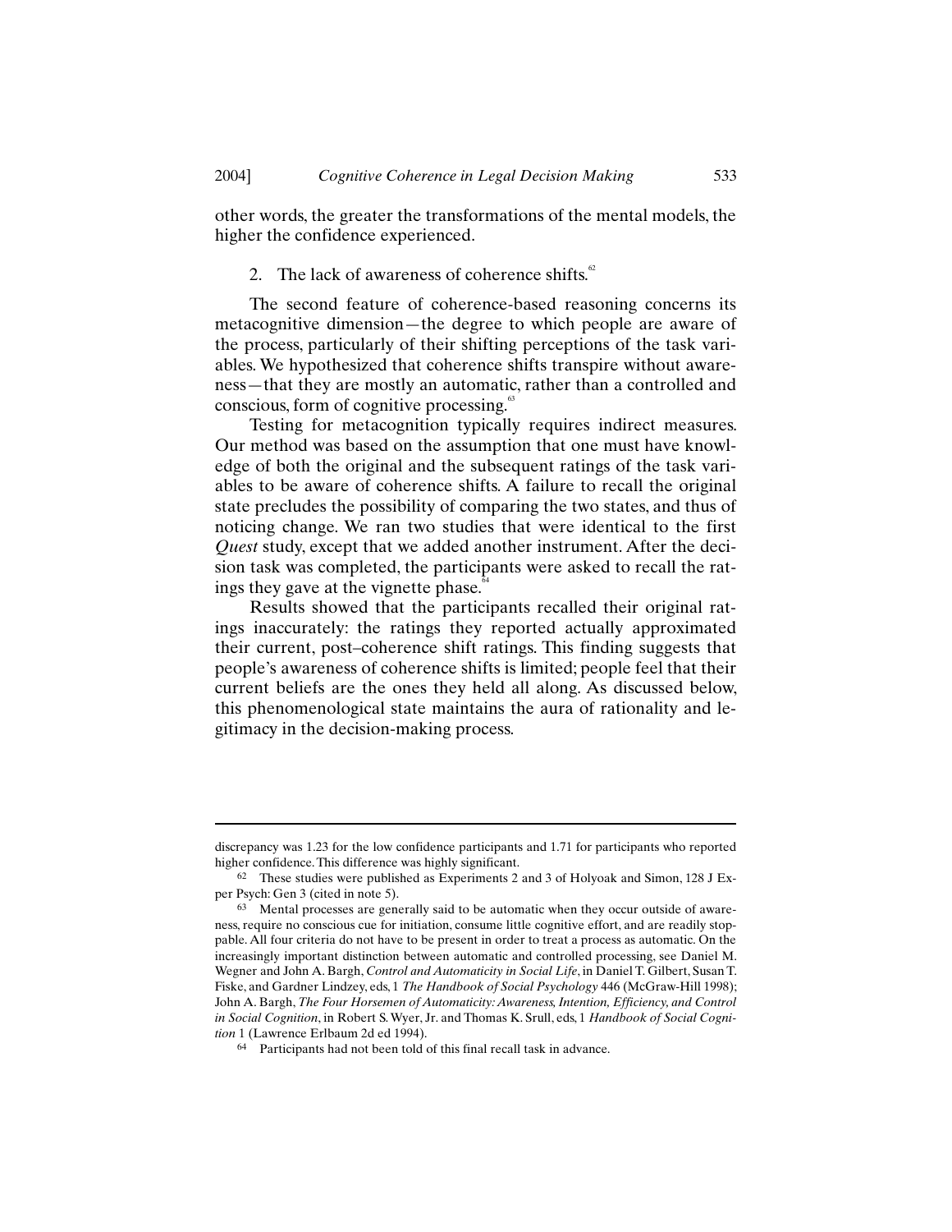other words, the greater the transformations of the mental models, the higher the confidence experienced.

2. The lack of awareness of coherence shifts.[62]

The second feature of coherence-based reasoning concerns its metacognitive dimension—the degree to which people are aware of the process, particularly of their shifting perceptions of the task variables. We hypothesized that coherence shifts transpire without awareness—that they are mostly an automatic, rather than a controlled and conscious, form of cognitive processing.[63]

Testing for metacognition typically requires indirect measures. Our method was based on the assumption that one must have knowledge of both the original and the subsequent ratings of the task variables to be aware of coherence shifts. A failure to recall the original state precludes the possibility of comparing the two states, and thus of noticing change. We ran two studies that were identical to the first *Quest* study, except that we added another instrument. After the decision task was completed, the participants were asked to recall the ratings they gave at the vignette phase.[64]

Results showed that the participants recalled their original ratings inaccurately: the ratings they reported actually approximated their current, post–coherence shift ratings. This finding suggests that people's awareness of coherence shifts is limited; people feel that their current beliefs are the ones they held all along. As discussed below, this phenomenological state maintains the aura of rationality and legitimacy in the decision-making process.

---

discrepancy was 1.23 for the low confidence participants and 1.71 for participants who reported higher confidence. This difference was highly significant.

[62] These studies were published as Experiments 2 and 3 of Holyoak and Simon, 128 J Exper Psych: Gen 3 (cited in note 5).

[63] Mental processes are generally said to be automatic when they occur outside of awareness, require no conscious cue for initiation, consume little cognitive effort, and are readily stoppable. All four criteria do not have to be present in order to treat a process as automatic. On the increasingly important distinction between automatic and controlled processing, see Daniel M. Wegner and John A. Bargh, *Control and Automaticity in Social Life*, in Daniel T. Gilbert, Susan T. Fiske, and Gardner Lindzey, eds, 1 *The Handbook of Social Psychology* 446 (McGraw-Hill 1998); John A. Bargh, *The Four Horsemen of Automaticity: Awareness, Intention, Efficiency, and Control in Social Cognition*, in Robert S. Wyer, Jr. and Thomas K. Srull, eds, 1 *Handbook of Social Cognition* 1 (Lawrence Erlbaum 2d ed 1994).

[64] Participants had not been told of this final recall task in advance.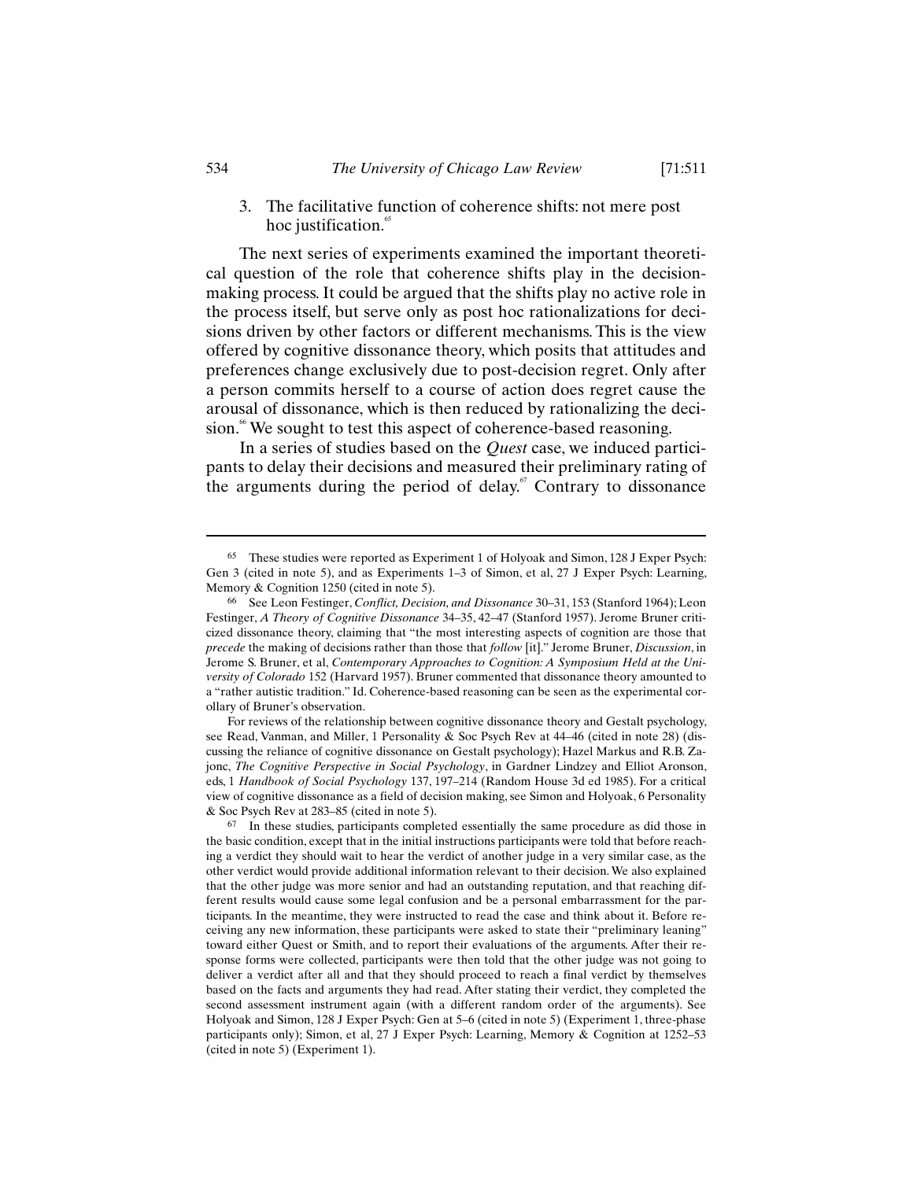### 3. The facilitative function of coherence shifts: not mere post hoc justification.[65]

The next series of experiments examined the important theoretical question of the role that coherence shifts play in the decision-making process. It could be argued that the shifts play no active role in the process itself, but serve only as post hoc rationalizations for decisions driven by other factors or different mechanisms. This is the view offered by cognitive dissonance theory, which posits that attitudes and preferences change exclusively due to post-decision regret. Only after a person commits herself to a course of action does regret cause the arousal of dissonance, which is then reduced by rationalizing the decision.[66] We sought to test this aspect of coherence-based reasoning.

In a series of studies based on the *Quest* case, we induced participants to delay their decisions and measured their preliminary rating of the arguments during the period of delay.[67] Contrary to dissonance

---

[65] These studies were reported as Experiment 1 of Holyoak and Simon, 128 J Exper Psych: Gen 3 (cited in note 5), and as Experiments 1–3 of Simon, et al, 27 J Exper Psych: Learning, Memory & Cognition 1250 (cited in note 5).

[66] See Leon Festinger, *Conflict, Decision, and Dissonance* 30–31, 153 (Stanford 1964); Leon Festinger, *A Theory of Cognitive Dissonance* 34–35, 42–47 (Stanford 1957). Jerome Bruner criticized dissonance theory, claiming that "the most interesting aspects of cognition are those that *precede* the making of decisions rather than those that *follow* [it]." Jerome Bruner, *Discussion*, in Jerome S. Bruner, et al, *Contemporary Approaches to Cognition: A Symposium Held at the University of Colorado* 152 (Harvard 1957). Bruner commented that dissonance theory amounted to a "rather autistic tradition." Id. Coherence-based reasoning can be seen as the experimental corollary of Bruner's observation.

For reviews of the relationship between cognitive dissonance theory and Gestalt psychology, see Read, Vanman, and Miller, 1 Personality & Soc Psych Rev at 44–46 (cited in note 28) (discussing the reliance of cognitive dissonance on Gestalt psychology); Hazel Markus and R.B. Zajonc, *The Cognitive Perspective in Social Psychology*, in Gardner Lindzey and Elliot Aronson, eds, 1 *Handbook of Social Psychology* 137, 197–214 (Random House 3d ed 1985). For a critical view of cognitive dissonance as a field of decision making, see Simon and Holyoak, 6 Personality & Soc Psych Rev at 283–85 (cited in note 5).

[67] In these studies, participants completed essentially the same procedure as did those in the basic condition, except that in the initial instructions participants were told that before reaching a verdict they should wait to hear the verdict of another judge in a very similar case, as the other verdict would provide additional information relevant to their decision. We also explained that the other judge was more senior and had an outstanding reputation, and that reaching different results would cause some legal confusion and be a personal embarrassment for the participants. In the meantime, they were instructed to read the case and think about it. Before receiving any new information, these participants were asked to state their "preliminary leaning" toward either Quest or Smith, and to report their evaluations of the arguments. After their response forms were collected, participants were then told that the other judge was not going to deliver a verdict after all and that they should proceed to reach a final verdict by themselves based on the facts and arguments they had read. After stating their verdict, they completed the second assessment instrument again (with a different random order of the arguments). See Holyoak and Simon, 128 J Exper Psych: Gen at 5–6 (cited in note 5) (Experiment 1, three-phase participants only); Simon, et al, 27 J Exper Psych: Learning, Memory & Cognition at 1252–53 (cited in note 5) (Experiment 1).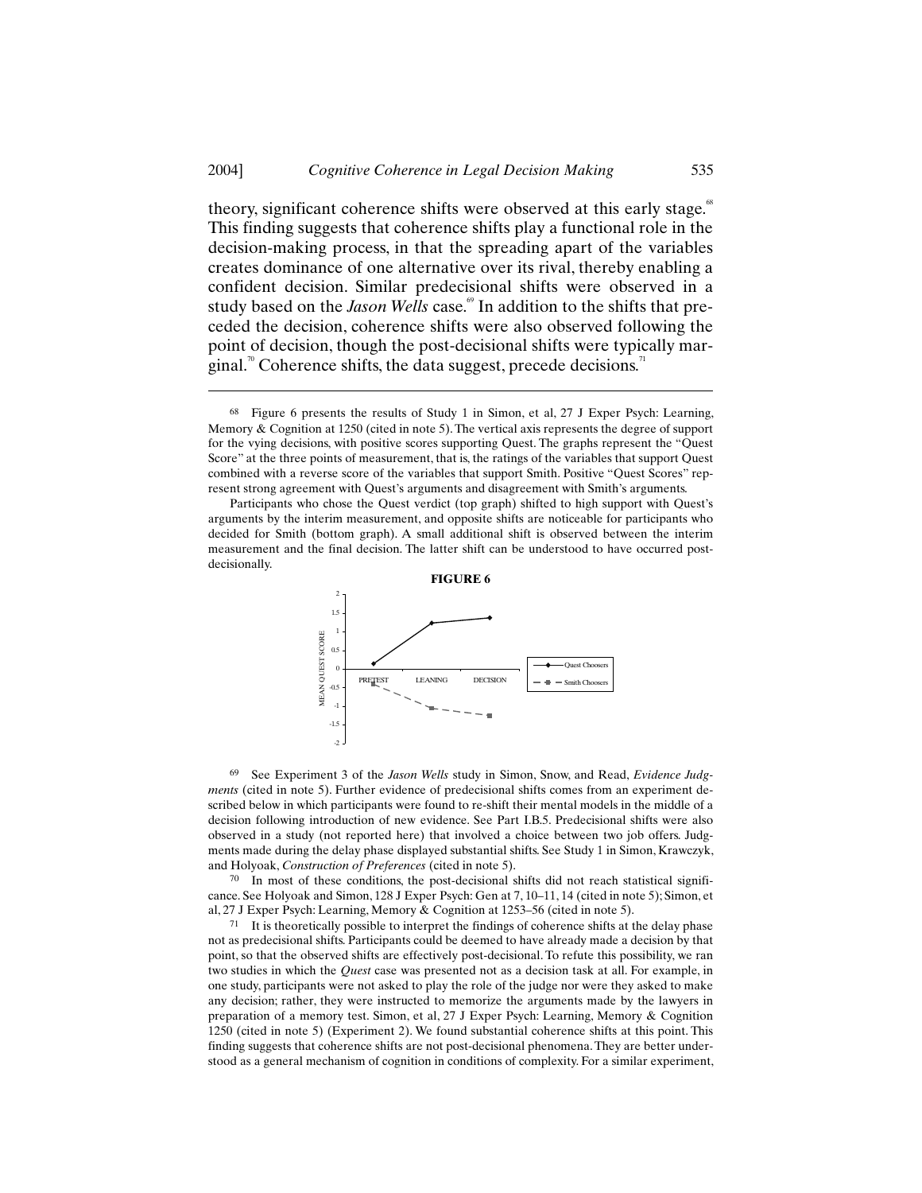theory, significant coherence shifts were observed at this early stage.[68] This finding suggests that coherence shifts play a functional role in the decision-making process, in that the spreading apart of the variables creates dominance of one alternative over its rival, thereby enabling a confident decision. Similar predecisional shifts were observed in a study based on the *Jason Wells* case.[69] In addition to the shifts that preceded the decision, coherence shifts were also observed following the point of decision, though the post-decisional shifts were typically marginal.[70] Coherence shifts, the data suggest, precede decisions.[71]

---

[68] Figure 6 presents the results of Study 1 in Simon, et al, 27 J Exper Psych: Learning, Memory & Cognition at 1250 (cited in note 5). The vertical axis represents the degree of support for the vying decisions, with positive scores supporting Quest. The graphs represent the "Quest Score" at the three points of measurement, that is, the ratings of the variables that support Quest combined with a reverse score of the variables that support Smith. Positive "Quest Scores" represent strong agreement with Quest's arguments and disagreement with Smith's arguments.

Participants who chose the Quest verdict (top graph) shifted to high support with Quest's arguments by the interim measurement, and opposite shifts are noticeable for participants who decided for Smith (bottom graph). A small additional shift is observed between the interim measurement and the final decision. The latter shift can be understood to have occurred post-decisionally.

**FIGURE 6**

[69] See Experiment 3 of the *Jason Wells* study in Simon, Snow, and Read, *Evidence Judgments* (cited in note 5). Further evidence of predecisional shifts comes from an experiment described below in which participants were found to re-shift their mental models in the middle of a decision following introduction of new evidence. See Part I.B.5. Predecisional shifts were also observed in a study (not reported here) that involved a choice between two job offers. Judgments made during the delay phase displayed substantial shifts. See Study 1 in Simon, Krawczyk, and Holyoak, *Construction of Preferences* (cited in note 5).

[70] In most of these conditions, the post-decisional shifts did not reach statistical significance. See Holyoak and Simon, 128 J Exper Psych: Gen at 7, 10–11, 14 (cited in note 5); Simon, et al, 27 J Exper Psych: Learning, Memory & Cognition at 1253–56 (cited in note 5).

[71] It is theoretically possible to interpret the findings of coherence shifts at the delay phase not as predecisional shifts. Participants could be deemed to have already made a decision by that point, so that the observed shifts are effectively post-decisional. To refute this possibility, we ran two studies in which the *Quest* case was presented not as a decision task at all. For example, in one study, participants were not asked to play the role of the judge nor were they asked to make any decision; rather, they were instructed to memorize the arguments made by the lawyers in preparation of a memory test. Simon, et al, 27 J Exper Psych: Learning, Memory & Cognition 1250 (cited in note 5) (Experiment 2). We found substantial coherence shifts at this point. This finding suggests that coherence shifts are not post-decisional phenomena. They are better understood as a general mechanism of cognition in conditions of complexity. For a similar experiment,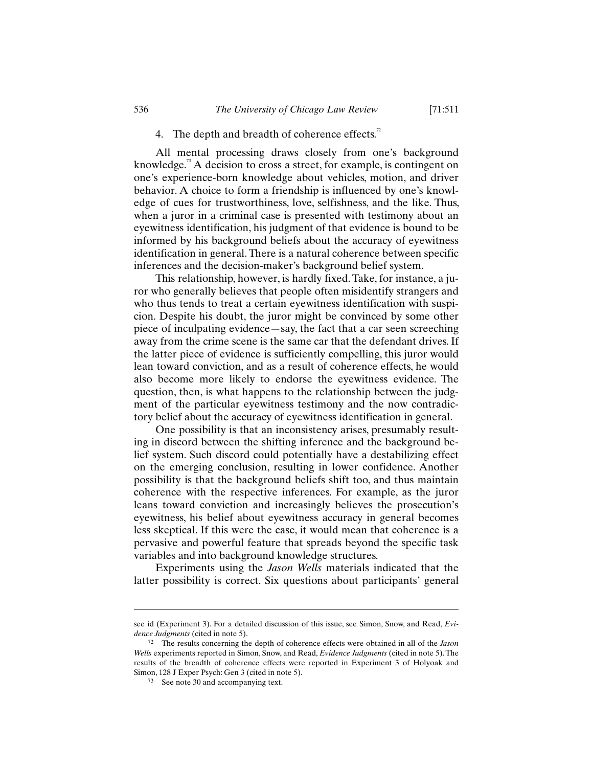4. The depth and breadth of coherence effects.[72]

All mental processing draws closely from one's background knowledge.[73] A decision to cross a street, for example, is contingent on one's experience-born knowledge about vehicles, motion, and driver behavior. A choice to form a friendship is influenced by one's knowledge of cues for trustworthiness, love, selfishness, and the like. Thus, when a juror in a criminal case is presented with testimony about an eyewitness identification, his judgment of that evidence is bound to be informed by his background beliefs about the accuracy of eyewitness identification in general. There is a natural coherence between specific inferences and the decision-maker's background belief system.

This relationship, however, is hardly fixed. Take, for instance, a juror who generally believes that people often misidentify strangers and who thus tends to treat a certain eyewitness identification with suspicion. Despite his doubt, the juror might be convinced by some other piece of inculpating evidence—say, the fact that a car seen screeching away from the crime scene is the same car that the defendant drives. If the latter piece of evidence is sufficiently compelling, this juror would lean toward conviction, and as a result of coherence effects, he would also become more likely to endorse the eyewitness evidence. The question, then, is what happens to the relationship between the judgment of the particular eyewitness testimony and the now contradictory belief about the accuracy of eyewitness identification in general.

One possibility is that an inconsistency arises, presumably resulting in discord between the shifting inference and the background belief system. Such discord could potentially have a destabilizing effect on the emerging conclusion, resulting in lower confidence. Another possibility is that the background beliefs shift too, and thus maintain coherence with the respective inferences. For example, as the juror leans toward conviction and increasingly believes the prosecution's eyewitness, his belief about eyewitness accuracy in general becomes less skeptical. If this were the case, it would mean that coherence is a pervasive and powerful feature that spreads beyond the specific task variables and into background knowledge structures.

Experiments using the *Jason Wells* materials indicated that the latter possibility is correct. Six questions about participants' general

---

see id (Experiment 3). For a detailed discussion of this issue, see Simon, Snow, and Read, *Evidence Judgments* (cited in note 5).

[72] The results concerning the depth of coherence effects were obtained in all of the *Jason Wells* experiments reported in Simon, Snow, and Read, *Evidence Judgments* (cited in note 5). The results of the breadth of coherence effects were reported in Experiment 3 of Holyoak and Simon, 128 J Exper Psych: Gen 3 (cited in note 5).

[73] See note 30 and accompanying text.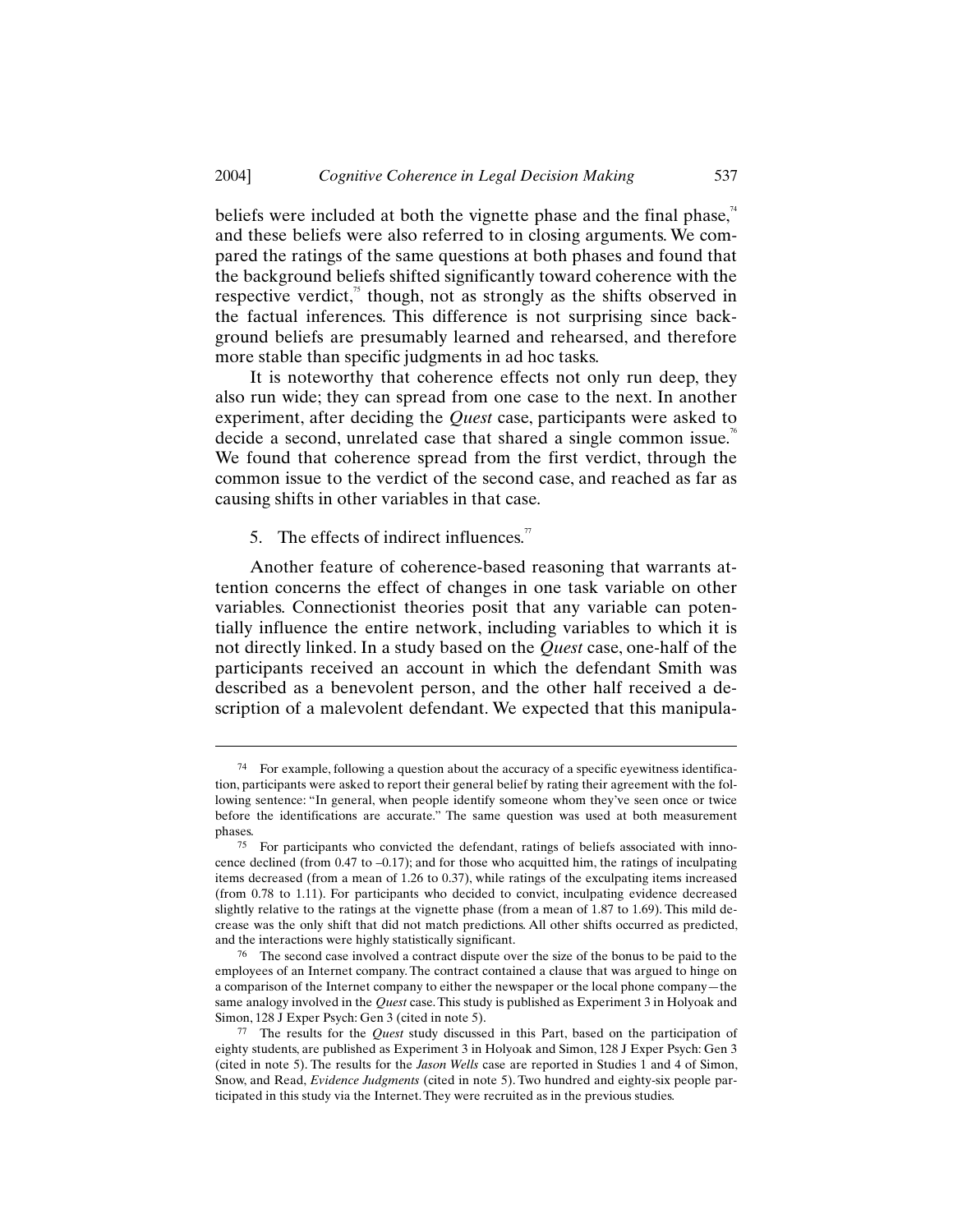beliefs were included at both the vignette phase and the final phase,[74] and these beliefs were also referred to in closing arguments. We compared the ratings of the same questions at both phases and found that the background beliefs shifted significantly toward coherence with the respective verdict,[75] though, not as strongly as the shifts observed in the factual inferences. This difference is not surprising since background beliefs are presumably learned and rehearsed, and therefore more stable than specific judgments in ad hoc tasks.

It is noteworthy that coherence effects not only run deep, they also run wide; they can spread from one case to the next. In another experiment, after deciding the *Quest* case, participants were asked to decide a second, unrelated case that shared a single common issue.[76] We found that coherence spread from the first verdict, through the common issue to the verdict of the second case, and reached as far as causing shifts in other variables in that case.

5. The effects of indirect influences.[77]

Another feature of coherence-based reasoning that warrants attention concerns the effect of changes in one task variable on other variables. Connectionist theories posit that any variable can potentially influence the entire network, including variables to which it is not directly linked. In a study based on the *Quest* case, one-half of the participants received an account in which the defendant Smith was described as a benevolent person, and the other half received a description of a malevolent defendant. We expected that this manipula-

---

74 For example, following a question about the accuracy of a specific eyewitness identification, participants were asked to report their general belief by rating their agreement with the following sentence: "In general, when people identify someone whom they've seen once or twice before the identifications are accurate." The same question was used at both measurement phases.

75 For participants who convicted the defendant, ratings of beliefs associated with innocence declined (from 0.47 to –0.17); and for those who acquitted him, the ratings of inculpating items decreased (from a mean of 1.26 to 0.37), while ratings of the exculpating items increased (from 0.78 to 1.11). For participants who decided to convict, inculpating evidence decreased slightly relative to the ratings at the vignette phase (from a mean of 1.87 to 1.69). This mild decrease was the only shift that did not match predictions. All other shifts occurred as predicted, and the interactions were highly statistically significant.

76 The second case involved a contract dispute over the size of the bonus to be paid to the employees of an Internet company. The contract contained a clause that was argued to hinge on a comparison of the Internet company to either the newspaper or the local phone company—the same analogy involved in the *Quest* case. This study is published as Experiment 3 in Holyoak and Simon, 128 J Exper Psych: Gen 3 (cited in note 5).

77 The results for the *Quest* study discussed in this Part, based on the participation of eighty students, are published as Experiment 3 in Holyoak and Simon, 128 J Exper Psych: Gen 3 (cited in note 5). The results for the *Jason Wells* case are reported in Studies 1 and 4 of Simon, Snow, and Read, *Evidence Judgments* (cited in note 5). Two hundred and eighty-six people participated in this study via the Internet. They were recruited as in the previous studies.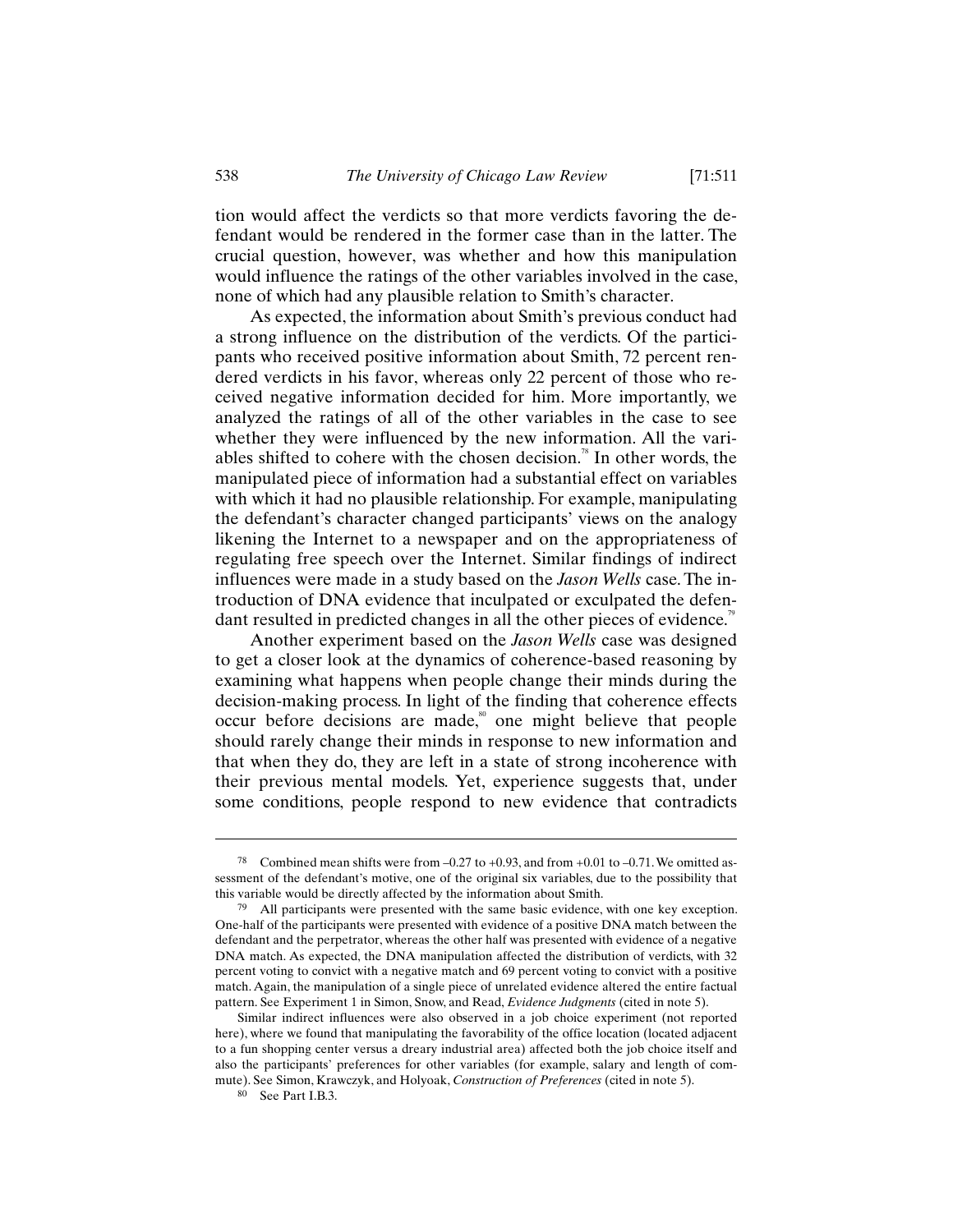tion would affect the verdicts so that more verdicts favoring the defendant would be rendered in the former case than in the latter. The crucial question, however, was whether and how this manipulation would influence the ratings of the other variables involved in the case, none of which had any plausible relation to Smith's character.

As expected, the information about Smith's previous conduct had a strong influence on the distribution of the verdicts. Of the participants who received positive information about Smith, 72 percent rendered verdicts in his favor, whereas only 22 percent of those who received negative information decided for him. More importantly, we analyzed the ratings of all of the other variables in the case to see whether they were influenced by the new information. All the variables shifted to cohere with the chosen decision.[78] In other words, the manipulated piece of information had a substantial effect on variables with which it had no plausible relationship. For example, manipulating the defendant's character changed participants' views on the analogy likening the Internet to a newspaper and on the appropriateness of regulating free speech over the Internet. Similar findings of indirect influences were made in a study based on the *Jason Wells* case. The introduction of DNA evidence that inculpated or exculpated the defendant resulted in predicted changes in all the other pieces of evidence.[79]

Another experiment based on the *Jason Wells* case was designed to get a closer look at the dynamics of coherence-based reasoning by examining what happens when people change their minds during the decision-making process. In light of the finding that coherence effects occur before decisions are made,[80] one might believe that people should rarely change their minds in response to new information and that when they do, they are left in a state of strong incoherence with their previous mental models. Yet, experience suggests that, under some conditions, people respond to new evidence that contradicts

---

[78] Combined mean shifts were from –0.27 to +0.93, and from +0.01 to –0.71. We omitted assessment of the defendant's motive, one of the original six variables, due to the possibility that this variable would be directly affected by the information about Smith.

[79] All participants were presented with the same basic evidence, with one key exception. One-half of the participants were presented with evidence of a positive DNA match between the defendant and the perpetrator, whereas the other half was presented with evidence of a negative DNA match. As expected, the DNA manipulation affected the distribution of verdicts, with 32 percent voting to convict with a negative match and 69 percent voting to convict with a positive match. Again, the manipulation of a single piece of unrelated evidence altered the entire factual pattern. See Experiment 1 in Simon, Snow, and Read, *Evidence Judgments* (cited in note 5).

Similar indirect influences were also observed in a job choice experiment (not reported here), where we found that manipulating the favorability of the office location (located adjacent to a fun shopping center versus a dreary industrial area) affected both the job choice itself and also the participants' preferences for other variables (for example, salary and length of commute). See Simon, Krawczyk, and Holyoak, *Construction of Preferences* (cited in note 5).

[80] See Part I.B.3.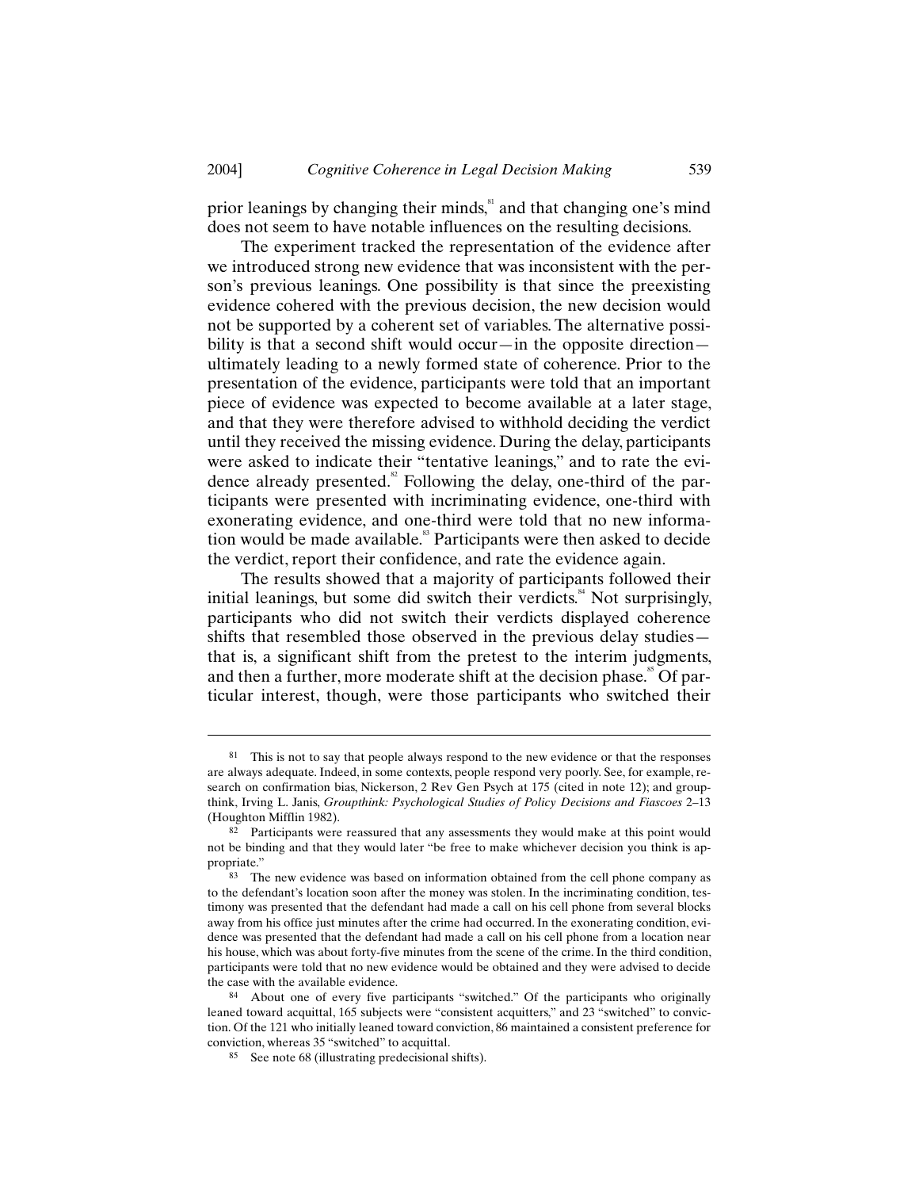prior leanings by changing their minds,[81] and that changing one's mind does not seem to have notable influences on the resulting decisions.

The experiment tracked the representation of the evidence after we introduced strong new evidence that was inconsistent with the person's previous leanings. One possibility is that since the preexisting evidence cohered with the previous decision, the new decision would not be supported by a coherent set of variables. The alternative possibility is that a second shift would occur—in the opposite direction—ultimately leading to a newly formed state of coherence. Prior to the presentation of the evidence, participants were told that an important piece of evidence was expected to become available at a later stage, and that they were therefore advised to withhold deciding the verdict until they received the missing evidence. During the delay, participants were asked to indicate their "tentative leanings," and to rate the evidence already presented.[82] Following the delay, one-third of the participants were presented with incriminating evidence, one-third with exonerating evidence, and one-third were told that no new information would be made available.[83] Participants were then asked to decide the verdict, report their confidence, and rate the evidence again.

The results showed that a majority of participants followed their initial leanings, but some did switch their verdicts.[84] Not surprisingly, participants who did not switch their verdicts displayed coherence shifts that resembled those observed in the previous delay studies—that is, a significant shift from the pretest to the interim judgments, and then a further, more moderate shift at the decision phase.[85] Of particular interest, though, were those participants who switched their

---

[81] This is not to say that people always respond to the new evidence or that the responses are always adequate. Indeed, in some contexts, people respond very poorly. See, for example, research on confirmation bias, Nickerson, 2 Rev Gen Psych at 175 (cited in note 12); and groupthink, Irving L. Janis, *Groupthink: Psychological Studies of Policy Decisions and Fiascoes* 2–13 (Houghton Mifflin 1982).

[82] Participants were reassured that any assessments they would make at this point would not be binding and that they would later "be free to make whichever decision you think is appropriate."

[83] The new evidence was based on information obtained from the cell phone company as to the defendant's location soon after the money was stolen. In the incriminating condition, testimony was presented that the defendant had made a call on his cell phone from several blocks away from his office just minutes after the crime had occurred. In the exonerating condition, evidence was presented that the defendant had made a call on his cell phone from a location near his house, which was about forty-five minutes from the scene of the crime. In the third condition, participants were told that no new evidence would be obtained and they were advised to decide the case with the available evidence.

[84] About one of every five participants "switched." Of the participants who originally leaned toward acquittal, 165 subjects were "consistent acquitters," and 23 "switched" to conviction. Of the 121 who initially leaned toward conviction, 86 maintained a consistent preference for conviction, whereas 35 "switched" to acquittal.

[85] See note 68 (illustrating predecisional shifts).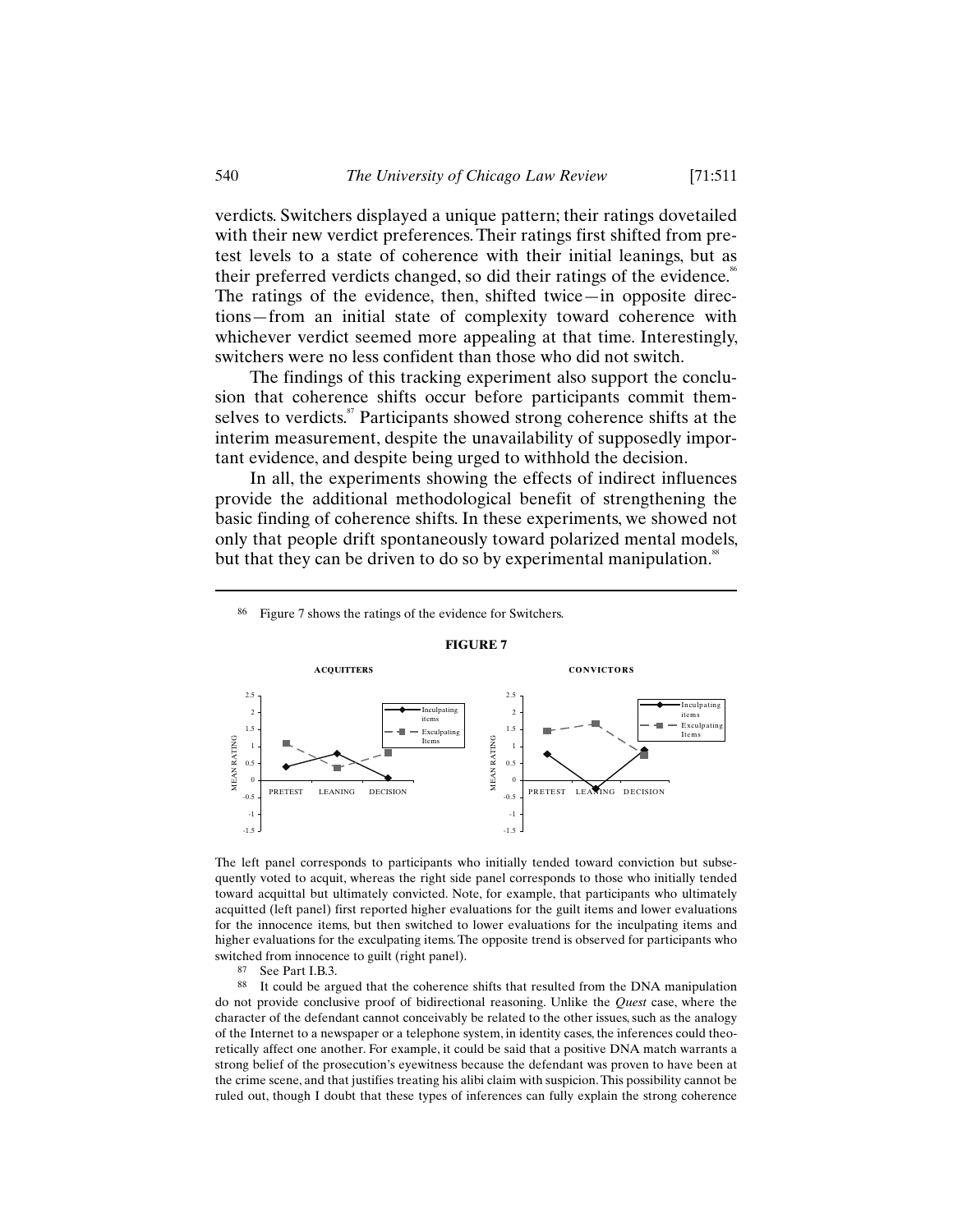verdicts. Switchers displayed a unique pattern; their ratings dovetailed with their new verdict preferences. Their ratings first shifted from pretest levels to a state of coherence with their initial leanings, but as their preferred verdicts changed, so did their ratings of the evidence.[86] The ratings of the evidence, then, shifted twice—in opposite directions—from an initial state of complexity toward coherence with whichever verdict seemed more appealing at that time. Interestingly, switchers were no less confident than those who did not switch.

The findings of this tracking experiment also support the conclusion that coherence shifts occur before participants commit themselves to verdicts.[87] Participants showed strong coherence shifts at the interim measurement, despite the unavailability of supposedly important evidence, and despite being urged to withhold the decision.

In all, the experiments showing the effects of indirect influences provide the additional methodological benefit of strengthening the basic finding of coherence shifts. In these experiments, we showed not only that people drift spontaneously toward polarized mental models, but that they can be driven to do so by experimental manipulation.[88]

---

86 Figure 7 shows the ratings of the evidence for Switchers.

**FIGURE 7**

The left panel corresponds to participants who initially tended toward conviction but subsequently voted to acquit, whereas the right side panel corresponds to those who initially tended toward acquittal but ultimately convicted. Note, for example, that participants who ultimately acquitted (left panel) first reported higher evaluations for the guilt items and lower evaluations for the innocence items, but then switched to lower evaluations for the inculpating items and higher evaluations for the exculpating items. The opposite trend is observed for participants who switched from innocence to guilt (right panel).

87 See Part I.B.3.

88 It could be argued that the coherence shifts that resulted from the DNA manipulation do not provide conclusive proof of bidirectional reasoning. Unlike the *Quest* case, where the character of the defendant cannot conceivably be related to the other issues, such as the analogy of the Internet to a newspaper or a telephone system, in identity cases, the inferences could theoretically affect one another. For example, it could be said that a positive DNA match warrants a strong belief of the prosecution's eyewitness because the defendant was proven to have been at the crime scene, and that justifies treating his alibi claim with suspicion. This possibility cannot be ruled out, though I doubt that these types of inferences can fully explain the strong coherence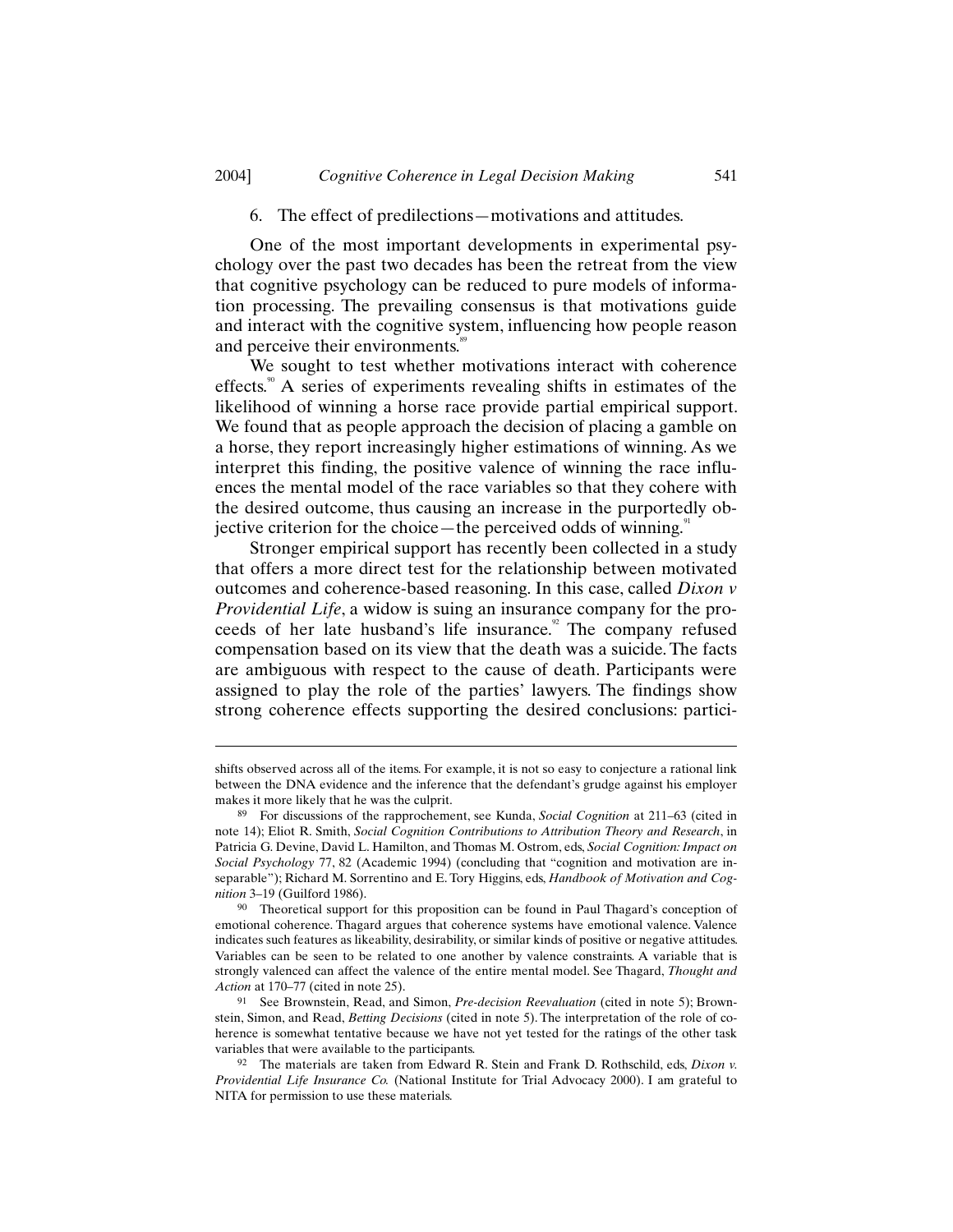6. The effect of predilections—motivations and attitudes.

One of the most important developments in experimental psychology over the past two decades has been the retreat from the view that cognitive psychology can be reduced to pure models of information processing. The prevailing consensus is that motivations guide and interact with the cognitive system, influencing how people reason and perceive their environments.[89]

We sought to test whether motivations interact with coherence effects.[90] A series of experiments revealing shifts in estimates of the likelihood of winning a horse race provide partial empirical support. We found that as people approach the decision of placing a gamble on a horse, they report increasingly higher estimations of winning. As we interpret this finding, the positive valence of winning the race influences the mental model of the race variables so that they cohere with the desired outcome, thus causing an increase in the purportedly objective criterion for the choice—the perceived odds of winning.[91]

Stronger empirical support has recently been collected in a study that offers a more direct test for the relationship between motivated outcomes and coherence-based reasoning. In this case, called *Dixon v Providential Life*, a widow is suing an insurance company for the proceeds of her late husband's life insurance.[92] The company refused compensation based on its view that the death was a suicide. The facts are ambiguous with respect to the cause of death. Participants were assigned to play the role of the parties' lawyers. The findings show strong coherence effects supporting the desired conclusions: partici-

---

shifts observed across all of the items. For example, it is not so easy to conjecture a rational link between the DNA evidence and the inference that the defendant's grudge against his employer makes it more likely that he was the culprit.

89 For discussions of the rapprochement, see Kunda, *Social Cognition* at 211–63 (cited in note 14); Eliot R. Smith, *Social Cognition Contributions to Attribution Theory and Research*, in Patricia G. Devine, David L. Hamilton, and Thomas M. Ostrom, eds, *Social Cognition: Impact on Social Psychology* 77, 82 (Academic 1994) (concluding that "cognition and motivation are inseparable"); Richard M. Sorrentino and E. Tory Higgins, eds, *Handbook of Motivation and Cognition* 3–19 (Guilford 1986).

90 Theoretical support for this proposition can be found in Paul Thagard's conception of emotional coherence. Thagard argues that coherence systems have emotional valence. Valence indicates such features as likeability, desirability, or similar kinds of positive or negative attitudes. Variables can be seen to be related to one another by valence constraints. A variable that is strongly valenced can affect the valence of the entire mental model. See Thagard, *Thought and Action* at 170–77 (cited in note 25).

91 See Brownstein, Read, and Simon, *Pre-decision Reevaluation* (cited in note 5); Brownstein, Simon, and Read, *Betting Decisions* (cited in note 5). The interpretation of the role of coherence is somewhat tentative because we have not yet tested for the ratings of the other task variables that were available to the participants.

92 The materials are taken from Edward R. Stein and Frank D. Rothschild, eds, *Dixon v. Providential Life Insurance Co.* (National Institute for Trial Advocacy 2000). I am grateful to NITA for permission to use these materials.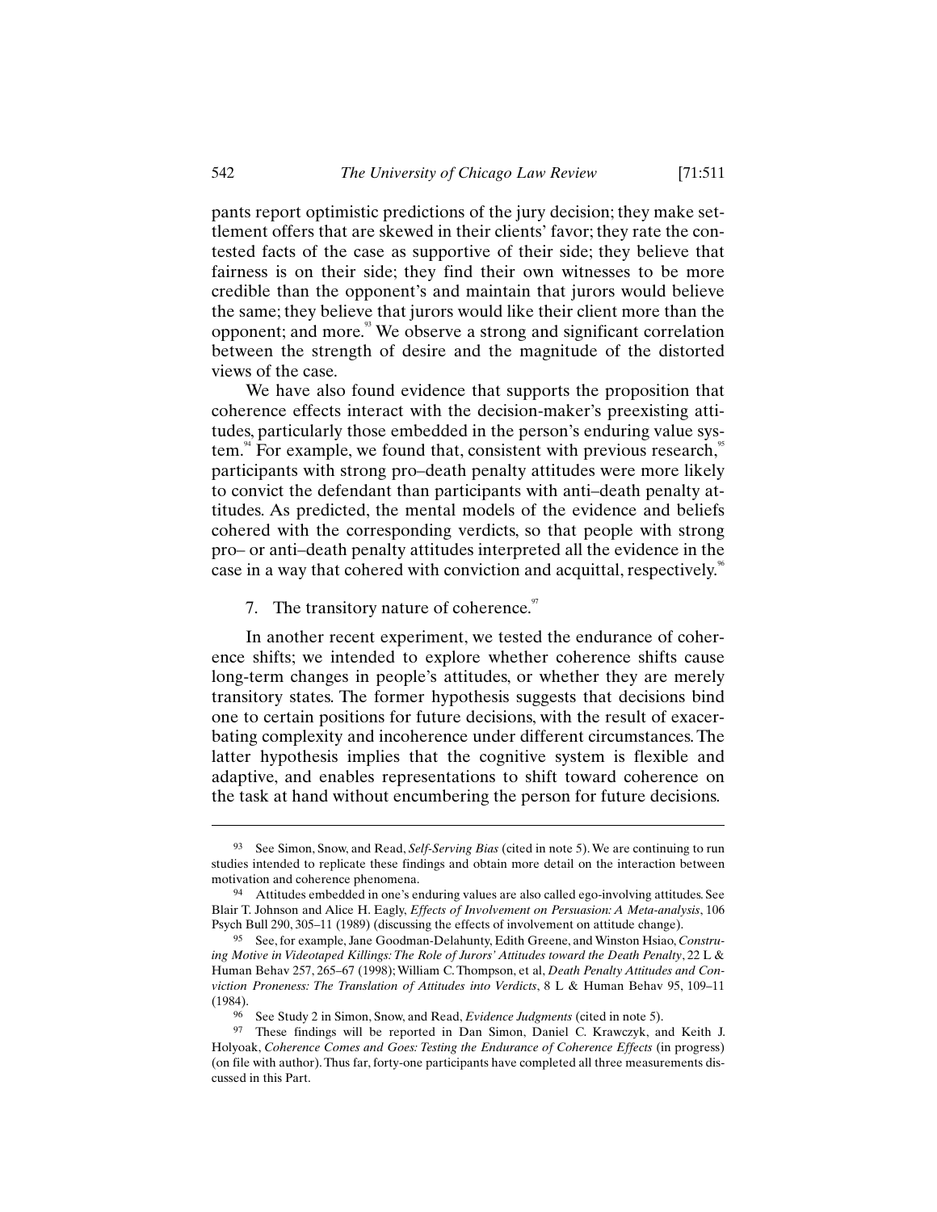pants report optimistic predictions of the jury decision; they make settlement offers that are skewed in their clients' favor; they rate the contested facts of the case as supportive of their side; they believe that fairness is on their side; they find their own witnesses to be more credible than the opponent's and maintain that jurors would believe the same; they believe that jurors would like their client more than the opponent; and more.[93] We observe a strong and significant correlation between the strength of desire and the magnitude of the distorted views of the case.

We have also found evidence that supports the proposition that coherence effects interact with the decision-maker's preexisting attitudes, particularly those embedded in the person's enduring value system.[94] For example, we found that, consistent with previous research,[95] participants with strong pro–death penalty attitudes were more likely to convict the defendant than participants with anti–death penalty attitudes. As predicted, the mental models of the evidence and beliefs cohered with the corresponding verdicts, so that people with strong pro– or anti–death penalty attitudes interpreted all the evidence in the case in a way that cohered with conviction and acquittal, respectively.[96]

7. The transitory nature of coherence.[97]

In another recent experiment, we tested the endurance of coherence shifts; we intended to explore whether coherence shifts cause long-term changes in people's attitudes, or whether they are merely transitory states. The former hypothesis suggests that decisions bind one to certain positions for future decisions, with the result of exacerbating complexity and incoherence under different circumstances. The latter hypothesis implies that the cognitive system is flexible and adaptive, and enables representations to shift toward coherence on the task at hand without encumbering the person for future decisions.

---

93 See Simon, Snow, and Read, *Self-Serving Bias* (cited in note 5). We are continuing to run studies intended to replicate these findings and obtain more detail on the interaction between motivation and coherence phenomena.

94 Attitudes embedded in one's enduring values are also called ego-involving attitudes. See Blair T. Johnson and Alice H. Eagly, *Effects of Involvement on Persuasion: A Meta-analysis*, 106 Psych Bull 290, 305–11 (1989) (discussing the effects of involvement on attitude change).

95 See, for example, Jane Goodman-Delahunty, Edith Greene, and Winston Hsiao, *Construing Motive in Videotaped Killings: The Role of Jurors' Attitudes toward the Death Penalty*, 22 L & Human Behav 257, 265–67 (1998); William C. Thompson, et al, *Death Penalty Attitudes and Conviction Proneness: The Translation of Attitudes into Verdicts*, 8 L & Human Behav 95, 109–11 (1984).

96 See Study 2 in Simon, Snow, and Read, *Evidence Judgments* (cited in note 5).

97 These findings will be reported in Dan Simon, Daniel C. Krawczyk, and Keith J. Holyoak, *Coherence Comes and Goes: Testing the Endurance of Coherence Effects* (in progress) (on file with author). Thus far, forty-one participants have completed all three measurements discussed in this Part.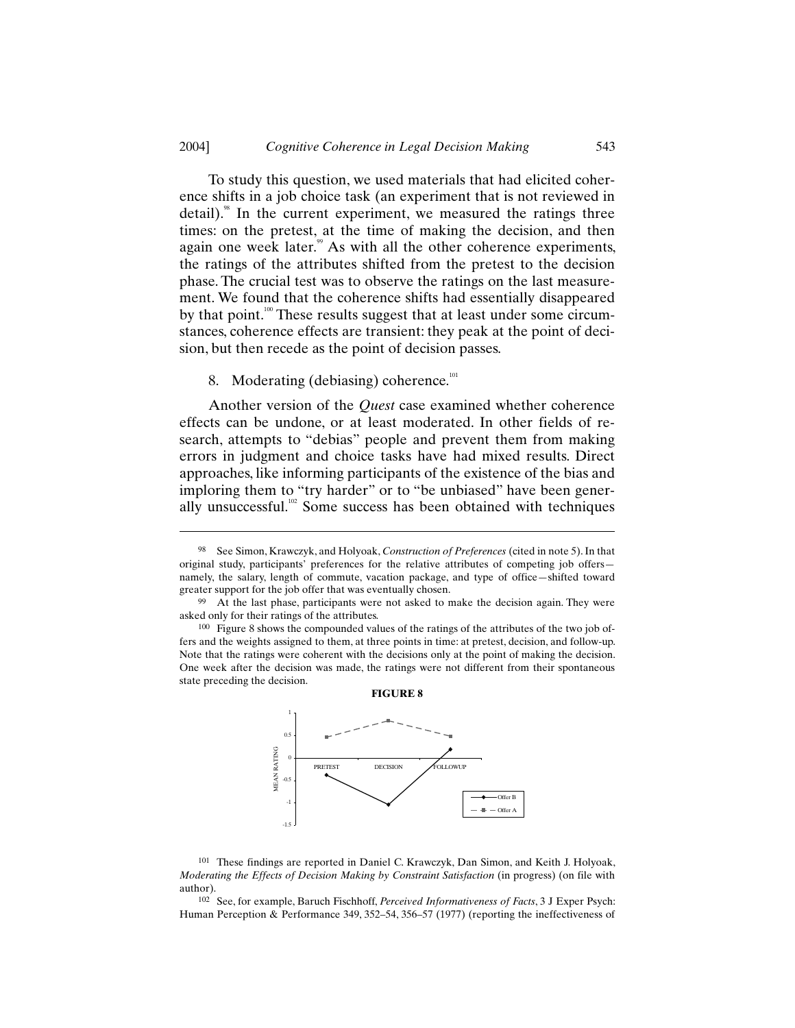To study this question, we used materials that had elicited coherence shifts in a job choice task (an experiment that is not reviewed in detail).[98] In the current experiment, we measured the ratings three times: on the pretest, at the time of making the decision, and then again one week later.[99] As with all the other coherence experiments, the ratings of the attributes shifted from the pretest to the decision phase. The crucial test was to observe the ratings on the last measurement. We found that the coherence shifts had essentially disappeared by that point.[100] These results suggest that at least under some circumstances, coherence effects are transient: they peak at the point of decision, but then recede as the point of decision passes.

8. Moderating (debiasing) coherence.[101]

Another version of the *Quest* case examined whether coherence effects can be undone, or at least moderated. In other fields of research, attempts to "debias" people and prevent them from making errors in judgment and choice tasks have had mixed results. Direct approaches, like informing participants of the existence of the bias and imploring them to "try harder" or to "be unbiased" have been generally unsuccessful.[102] Some success has been obtained with techniques

---

98 See Simon, Krawczyk, and Holyoak, *Construction of Preferences* (cited in note 5). In that original study, participants' preferences for the relative attributes of competing job offers—namely, the salary, length of commute, vacation package, and type of office—shifted toward greater support for the job offer that was eventually chosen.

99 At the last phase, participants were not asked to make the decision again. They were asked only for their ratings of the attributes.

100 Figure 8 shows the compounded values of the ratings of the attributes of the two job offers and the weights assigned to them, at three points in time: at pretest, decision, and follow-up. Note that the ratings were coherent with the decisions only at the point of making the decision. One week after the decision was made, the ratings were not different from their spontaneous state preceding the decision.

**FIGURE 8**

101 These findings are reported in Daniel C. Krawczyk, Dan Simon, and Keith J. Holyoak, *Moderating the Effects of Decision Making by Constraint Satisfaction* (in progress) (on file with author).

102 See, for example, Baruch Fischhoff, *Perceived Informativeness of Facts*, 3 J Exper Psych: Human Perception & Performance 349, 352–54, 356–57 (1977) (reporting the ineffectiveness of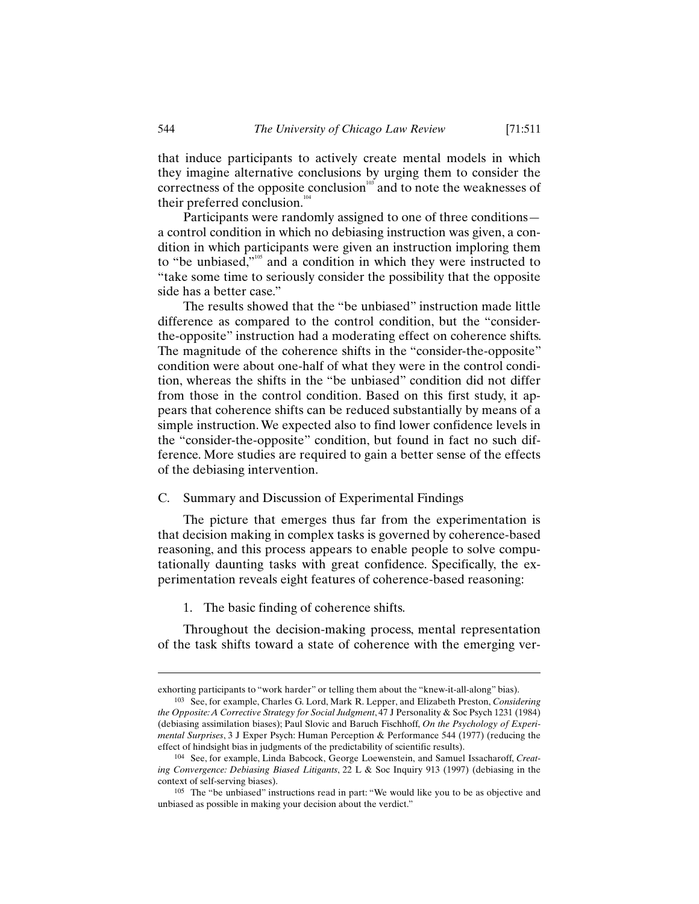that induce participants to actively create mental models in which they imagine alternative conclusions by urging them to consider the correctness of the opposite conclusion[103] and to note the weaknesses of their preferred conclusion.[104]

Participants were randomly assigned to one of three conditions—a control condition in which no debiasing instruction was given, a condition in which participants were given an instruction imploring them to "be unbiased,"[105] and a condition in which they were instructed to "take some time to seriously consider the possibility that the opposite side has a better case."

The results showed that the "be unbiased" instruction made little difference as compared to the control condition, but the "consider-the-opposite" instruction had a moderating effect on coherence shifts. The magnitude of the coherence shifts in the "consider-the-opposite" condition were about one-half of what they were in the control condition, whereas the shifts in the "be unbiased" condition did not differ from those in the control condition. Based on this first study, it appears that coherence shifts can be reduced substantially by means of a simple instruction. We expected also to find lower confidence levels in the "consider-the-opposite" condition, but found in fact no such difference. More studies are required to gain a better sense of the effects of the debiasing intervention.

### C. Summary and Discussion of Experimental Findings

The picture that emerges thus far from the experimentation is that decision making in complex tasks is governed by coherence-based reasoning, and this process appears to enable people to solve computationally daunting tasks with great confidence. Specifically, the experimentation reveals eight features of coherence-based reasoning:

1. The basic finding of coherence shifts.

Throughout the decision-making process, mental representation of the task shifts toward a state of coherence with the emerging ver-

---

exhorting participants to "work harder" or telling them about the "knew-it-all-along" bias).

[103] See, for example, Charles G. Lord, Mark R. Lepper, and Elizabeth Preston, *Considering the Opposite: A Corrective Strategy for Social Judgment*, 47 J Personality & Soc Psych 1231 (1984) (debiasing assimilation biases); Paul Slovic and Baruch Fischhoff, *On the Psychology of Experimental Surprises*, 3 J Exper Psych: Human Perception & Performance 544 (1977) (reducing the effect of hindsight bias in judgments of the predictability of scientific results).

[104] See, for example, Linda Babcock, George Loewenstein, and Samuel Issacharoff, *Creating Convergence: Debiasing Biased Litigants*, 22 L & Soc Inquiry 913 (1997) (debiasing in the context of self-serving biases).

[105] The "be unbiased" instructions read in part: "We would like you to be as objective and unbiased as possible in making your decision about the verdict."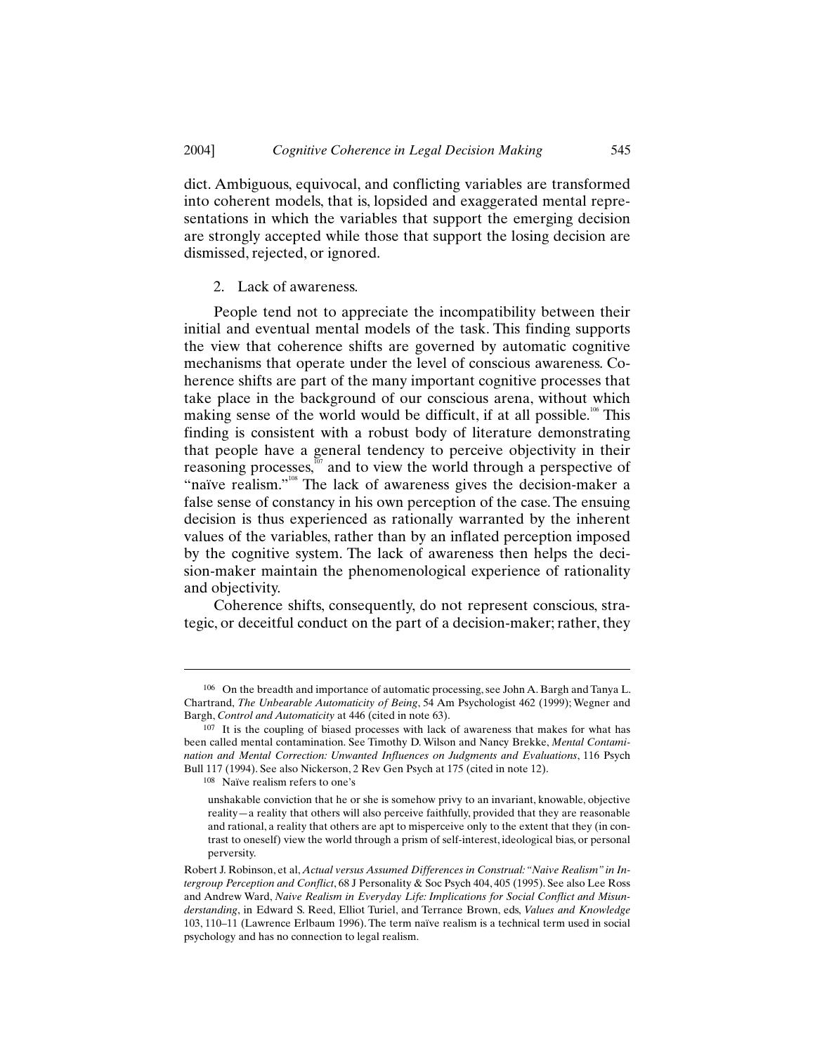dict. Ambiguous, equivocal, and conflicting variables are transformed into coherent models, that is, lopsided and exaggerated mental representations in which the variables that support the emerging decision are strongly accepted while those that support the losing decision are dismissed, rejected, or ignored.

2. Lack of awareness.

People tend not to appreciate the incompatibility between their initial and eventual mental models of the task. This finding supports the view that coherence shifts are governed by automatic cognitive mechanisms that operate under the level of conscious awareness. Coherence shifts are part of the many important cognitive processes that take place in the background of our conscious arena, without which making sense of the world would be difficult, if at all possible.[106] This finding is consistent with a robust body of literature demonstrating that people have a general tendency to perceive objectivity in their reasoning processes,[107] and to view the world through a perspective of "naïve realism."[108] The lack of awareness gives the decision-maker a false sense of constancy in his own perception of the case. The ensuing decision is thus experienced as rationally warranted by the inherent values of the variables, rather than by an inflated perception imposed by the cognitive system. The lack of awareness then helps the decision-maker maintain the phenomenological experience of rationality and objectivity.

Coherence shifts, consequently, do not represent conscious, strategic, or deceitful conduct on the part of a decision-maker; rather, they

---

[106] On the breadth and importance of automatic processing, see John A. Bargh and Tanya L. Chartrand, *The Unbearable Automaticity of Being*, 54 Am Psychologist 462 (1999); Wegner and Bargh, *Control and Automaticity* at 446 (cited in note 63).

[107] It is the coupling of biased processes with lack of awareness that makes for what has been called mental contamination. See Timothy D. Wilson and Nancy Brekke, *Mental Contamination and Mental Correction: Unwanted Influences on Judgments and Evaluations*, 116 Psych Bull 117 (1994). See also Nickerson, 2 Rev Gen Psych at 175 (cited in note 12).

[108] Naïve realism refers to one's

> unshakable conviction that he or she is somehow privy to an invariant, knowable, objective reality—a reality that others will also perceive faithfully, provided that they are reasonable and rational, a reality that others are apt to misperceive only to the extent that they (in contrast to oneself) view the world through a prism of self-interest, ideological bias, or personal perversity.

Robert J. Robinson, et al, *Actual versus Assumed Differences in Construal: "Naive Realism" in Intergroup Perception and Conflict*, 68 J Personality & Soc Psych 404, 405 (1995). See also Lee Ross and Andrew Ward, *Naive Realism in Everyday Life: Implications for Social Conflict and Misunderstanding*, in Edward S. Reed, Elliot Turiel, and Terrance Brown, eds, *Values and Knowledge* 103, 110–11 (Lawrence Erlbaum 1996). The term naïve realism is a technical term used in social psychology and has no connection to legal realism.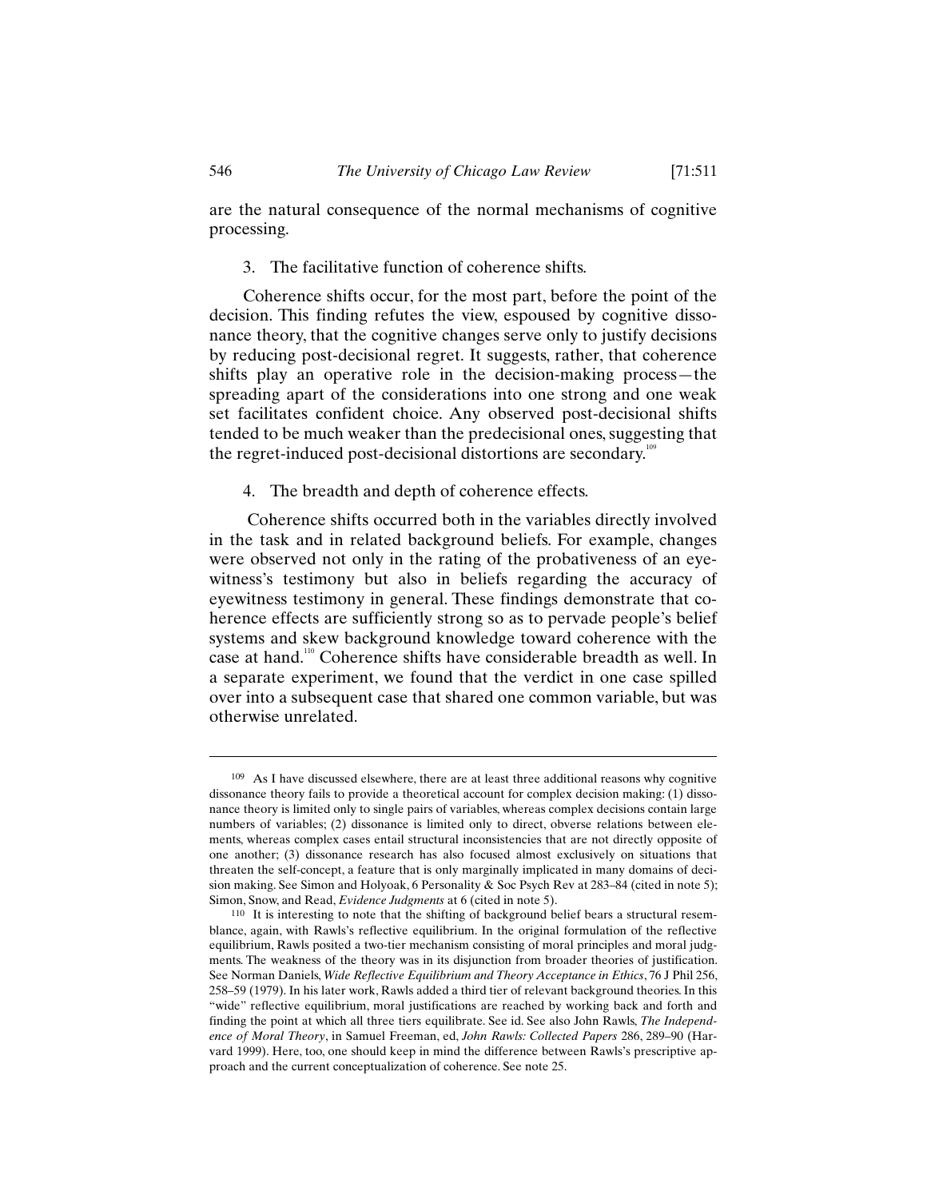are the natural consequence of the normal mechanisms of cognitive processing.

### 3. The facilitative function of coherence shifts.

Coherence shifts occur, for the most part, before the point of the decision. This finding refutes the view, espoused by cognitive dissonance theory, that the cognitive changes serve only to justify decisions by reducing post-decisional regret. It suggests, rather, that coherence shifts play an operative role in the decision-making process—the spreading apart of the considerations into one strong and one weak set facilitates confident choice. Any observed post-decisional shifts tended to be much weaker than the predecisional ones, suggesting that the regret-induced post-decisional distortions are secondary.[109]

### 4. The breadth and depth of coherence effects.

Coherence shifts occurred both in the variables directly involved in the task and in related background beliefs. For example, changes were observed not only in the rating of the probativeness of an eyewitness's testimony but also in beliefs regarding the accuracy of eyewitness testimony in general. These findings demonstrate that coherence effects are sufficiently strong so as to pervade people's belief systems and skew background knowledge toward coherence with the case at hand.[110] Coherence shifts have considerable breadth as well. In a separate experiment, we found that the verdict in one case spilled over into a subsequent case that shared one common variable, but was otherwise unrelated.

---

[109] As I have discussed elsewhere, there are at least three additional reasons why cognitive dissonance theory fails to provide a theoretical account for complex decision making: (1) dissonance theory is limited only to single pairs of variables, whereas complex decisions contain large numbers of variables; (2) dissonance is limited only to direct, obverse relations between elements, whereas complex cases entail structural inconsistencies that are not directly opposite of one another; (3) dissonance research has also focused almost exclusively on situations that threaten the self-concept, a feature that is only marginally implicated in many domains of decision making. See Simon and Holyoak, 6 Personality & Soc Psych Rev at 283–84 (cited in note 5); Simon, Snow, and Read, *Evidence Judgments* at 6 (cited in note 5).

[110] It is interesting to note that the shifting of background belief bears a structural resemblance, again, with Rawls's reflective equilibrium. In the original formulation of the reflective equilibrium, Rawls posited a two-tier mechanism consisting of moral principles and moral judgments. The weakness of the theory was in its disjunction from broader theories of justification. See Norman Daniels, *Wide Reflective Equilibrium and Theory Acceptance in Ethics*, 76 J Phil 256, 258–59 (1979). In his later work, Rawls added a third tier of relevant background theories. In this "wide" reflective equilibrium, moral justifications are reached by working back and forth and finding the point at which all three tiers equilibrate. See id. See also John Rawls, *The Independence of Moral Theory*, in Samuel Freeman, ed, *John Rawls: Collected Papers* 286, 289–90 (Harvard 1999). Here, too, one should keep in mind the difference between Rawls's prescriptive approach and the current conceptualization of coherence. See note 25.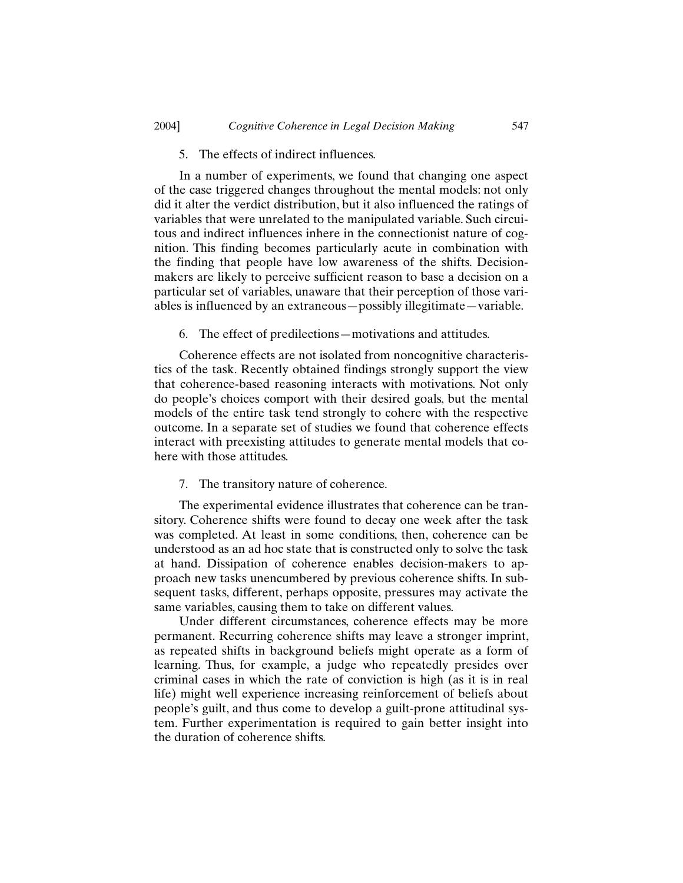5. The effects of indirect influences.

In a number of experiments, we found that changing one aspect of the case triggered changes throughout the mental models: not only did it alter the verdict distribution, but it also influenced the ratings of variables that were unrelated to the manipulated variable. Such circuitous and indirect influences inhere in the connectionist nature of cognition. This finding becomes particularly acute in combination with the finding that people have low awareness of the shifts. Decision-makers are likely to perceive sufficient reason to base a decision on a particular set of variables, unaware that their perception of those variables is influenced by an extraneous—possibly illegitimate—variable.

6. The effect of predilections—motivations and attitudes.

Coherence effects are not isolated from noncognitive characteristics of the task. Recently obtained findings strongly support the view that coherence-based reasoning interacts with motivations. Not only do people's choices comport with their desired goals, but the mental models of the entire task tend strongly to cohere with the respective outcome. In a separate set of studies we found that coherence effects interact with preexisting attitudes to generate mental models that cohere with those attitudes.

7. The transitory nature of coherence.

The experimental evidence illustrates that coherence can be transitory. Coherence shifts were found to decay one week after the task was completed. At least in some conditions, then, coherence can be understood as an ad hoc state that is constructed only to solve the task at hand. Dissipation of coherence enables decision-makers to approach new tasks unencumbered by previous coherence shifts. In subsequent tasks, different, perhaps opposite, pressures may activate the same variables, causing them to take on different values.

Under different circumstances, coherence effects may be more permanent. Recurring coherence shifts may leave a stronger imprint, as repeated shifts in background beliefs might operate as a form of learning. Thus, for example, a judge who repeatedly presides over criminal cases in which the rate of conviction is high (as it is in real life) might well experience increasing reinforcement of beliefs about people's guilt, and thus come to develop a guilt-prone attitudinal system. Further experimentation is required to gain better insight into the duration of coherence shifts.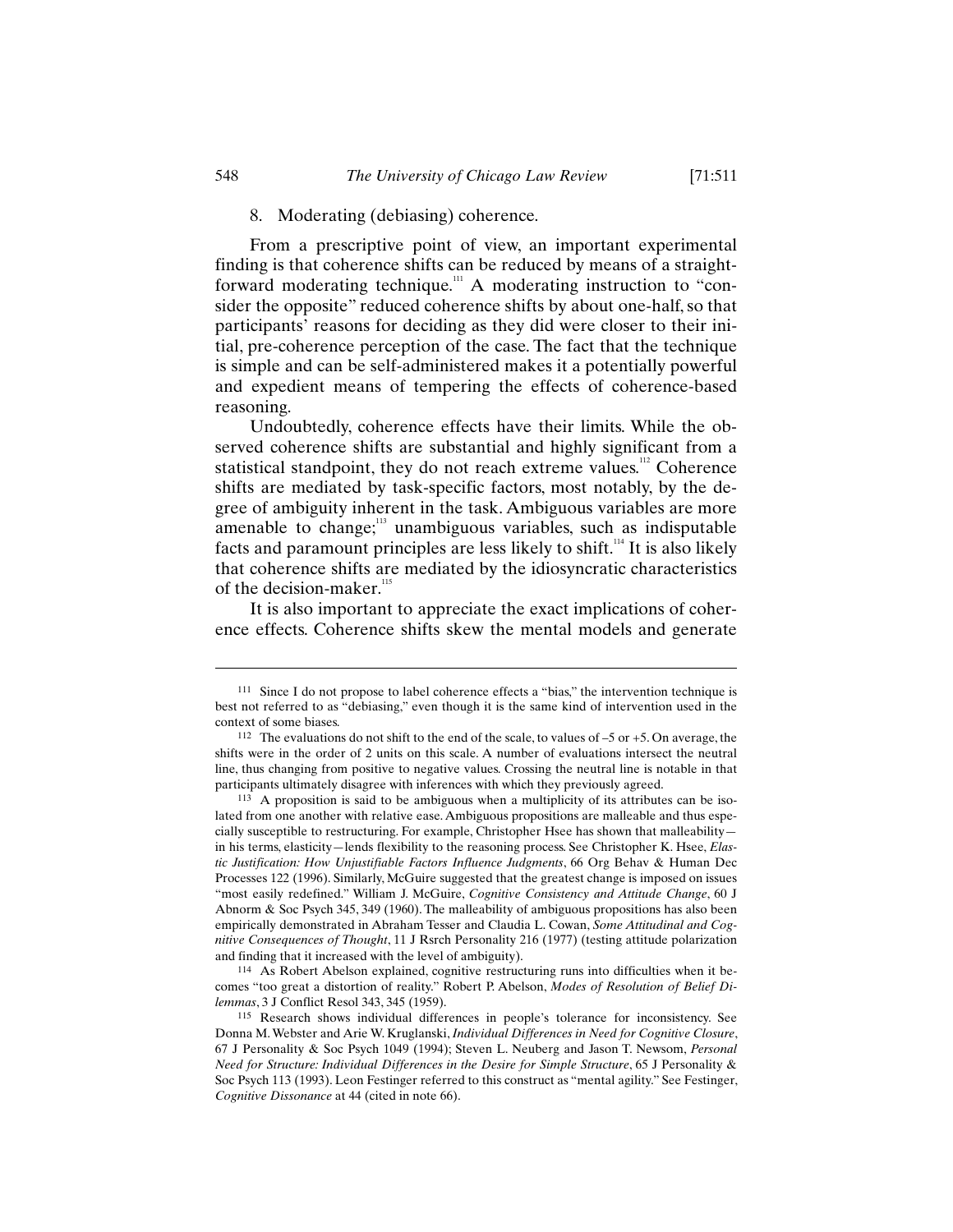8. Moderating (debiasing) coherence.

From a prescriptive point of view, an important experimental finding is that coherence shifts can be reduced by means of a straightforward moderating technique.[111] A moderating instruction to "consider the opposite" reduced coherence shifts by about one-half, so that participants' reasons for deciding as they did were closer to their initial, pre-coherence perception of the case. The fact that the technique is simple and can be self-administered makes it a potentially powerful and expedient means of tempering the effects of coherence-based reasoning.

Undoubtedly, coherence effects have their limits. While the observed coherence shifts are substantial and highly significant from a statistical standpoint, they do not reach extreme values.[112] Coherence shifts are mediated by task-specific factors, most notably, by the degree of ambiguity inherent in the task. Ambiguous variables are more amenable to change;[113] unambiguous variables, such as indisputable facts and paramount principles are less likely to shift.[114] It is also likely that coherence shifts are mediated by the idiosyncratic characteristics of the decision-maker.[115]

It is also important to appreciate the exact implications of coherence effects. Coherence shifts skew the mental models and generate

---

[111] Since I do not propose to label coherence effects a "bias," the intervention technique is best not referred to as "debiasing," even though it is the same kind of intervention used in the context of some biases.

[112] The evaluations do not shift to the end of the scale, to values of –5 or +5. On average, the shifts were in the order of 2 units on this scale. A number of evaluations intersect the neutral line, thus changing from positive to negative values. Crossing the neutral line is notable in that participants ultimately disagree with inferences with which they previously agreed.

[113] A proposition is said to be ambiguous when a multiplicity of its attributes can be isolated from one another with relative ease. Ambiguous propositions are malleable and thus especially susceptible to restructuring. For example, Christopher Hsee has shown that malleability—in his terms, elasticity—lends flexibility to the reasoning process. See Christopher K. Hsee, *Elastic Justification: How Unjustifiable Factors Influence Judgments*, 66 Org Behav & Human Dec Processes 122 (1996). Similarly, McGuire suggested that the greatest change is imposed on issues "most easily redefined." William J. McGuire, *Cognitive Consistency and Attitude Change*, 60 J Abnorm & Soc Psych 345, 349 (1960). The malleability of ambiguous propositions has also been empirically demonstrated in Abraham Tesser and Claudia L. Cowan, *Some Attitudinal and Cognitive Consequences of Thought*, 11 J Rsrch Personality 216 (1977) (testing attitude polarization and finding that it increased with the level of ambiguity).

[114] As Robert Abelson explained, cognitive restructuring runs into difficulties when it becomes "too great a distortion of reality." Robert P. Abelson, *Modes of Resolution of Belief Dilemmas*, 3 J Conflict Resol 343, 345 (1959).

[115] Research shows individual differences in people's tolerance for inconsistency. See Donna M. Webster and Arie W. Kruglanski, *Individual Differences in Need for Cognitive Closure*, 67 J Personality & Soc Psych 1049 (1994); Steven L. Neuberg and Jason T. Newsom, *Personal Need for Structure: Individual Differences in the Desire for Simple Structure*, 65 J Personality & Soc Psych 113 (1993). Leon Festinger referred to this construct as "mental agility." See Festinger, *Cognitive Dissonance* at 44 (cited in note 66).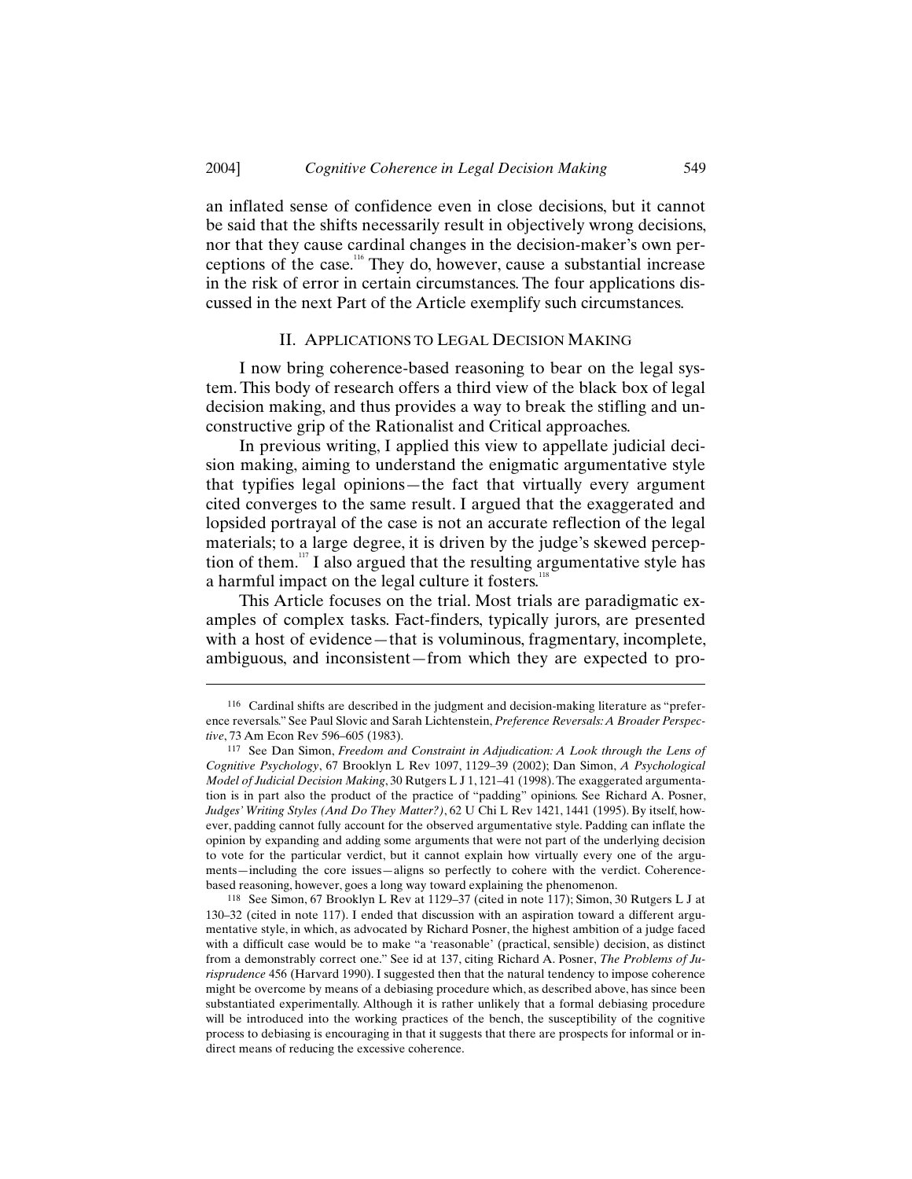an inflated sense of confidence even in close decisions, but it cannot be said that the shifts necessarily result in objectively wrong decisions, nor that they cause cardinal changes in the decision-maker's own perceptions of the case.[116] They do, however, cause a substantial increase in the risk of error in certain circumstances. The four applications discussed in the next Part of the Article exemplify such circumstances.

## II. APPLICATIONS TO LEGAL DECISION MAKING

I now bring coherence-based reasoning to bear on the legal system. This body of research offers a third view of the black box of legal decision making, and thus provides a way to break the stifling and unconstructive grip of the Rationalist and Critical approaches.

In previous writing, I applied this view to appellate judicial decision making, aiming to understand the enigmatic argumentative style that typifies legal opinions—the fact that virtually every argument cited converges to the same result. I argued that the exaggerated and lopsided portrayal of the case is not an accurate reflection of the legal materials; to a large degree, it is driven by the judge's skewed perception of them.[117] I also argued that the resulting argumentative style has a harmful impact on the legal culture it fosters.[118]

This Article focuses on the trial. Most trials are paradigmatic examples of complex tasks. Fact-finders, typically jurors, are presented with a host of evidence—that is voluminous, fragmentary, incomplete, ambiguous, and inconsistent—from which they are expected to pro-

---

116 Cardinal shifts are described in the judgment and decision-making literature as "preference reversals." See Paul Slovic and Sarah Lichtenstein, *Preference Reversals: A Broader Perspective*, 73 Am Econ Rev 596–605 (1983).

117 See Dan Simon, *Freedom and Constraint in Adjudication: A Look through the Lens of Cognitive Psychology*, 67 Brooklyn L Rev 1097, 1129–39 (2002); Dan Simon, *A Psychological Model of Judicial Decision Making*, 30 Rutgers L J 1, 121–41 (1998). The exaggerated argumentation is in part also the product of the practice of "padding" opinions. See Richard A. Posner, *Judges' Writing Styles (And Do They Matter?)*, 62 U Chi L Rev 1421, 1441 (1995). By itself, however, padding cannot fully account for the observed argumentative style. Padding can inflate the opinion by expanding and adding some arguments that were not part of the underlying decision to vote for the particular verdict, but it cannot explain how virtually every one of the arguments—including the core issues—aligns so perfectly to cohere with the verdict. Coherence-based reasoning, however, goes a long way toward explaining the phenomenon.

118 See Simon, 67 Brooklyn L Rev at 1129–37 (cited in note 117); Simon, 30 Rutgers L J at 130–32 (cited in note 117). I ended that discussion with an aspiration toward a different argumentative style, in which, as advocated by Richard Posner, the highest ambition of a judge faced with a difficult case would be to make "a 'reasonable' (practical, sensible) decision, as distinct from a demonstrably correct one." See id at 137, citing Richard A. Posner, *The Problems of Jurisprudence* 456 (Harvard 1990). I suggested then that the natural tendency to impose coherence might be overcome by means of a debiasing procedure which, as described above, has since been substantiated experimentally. Although it is rather unlikely that a formal debiasing procedure will be introduced into the working practices of the bench, the susceptibility of the cognitive process to debiasing is encouraging in that it suggests that there are prospects for informal or indirect means of reducing the excessive coherence.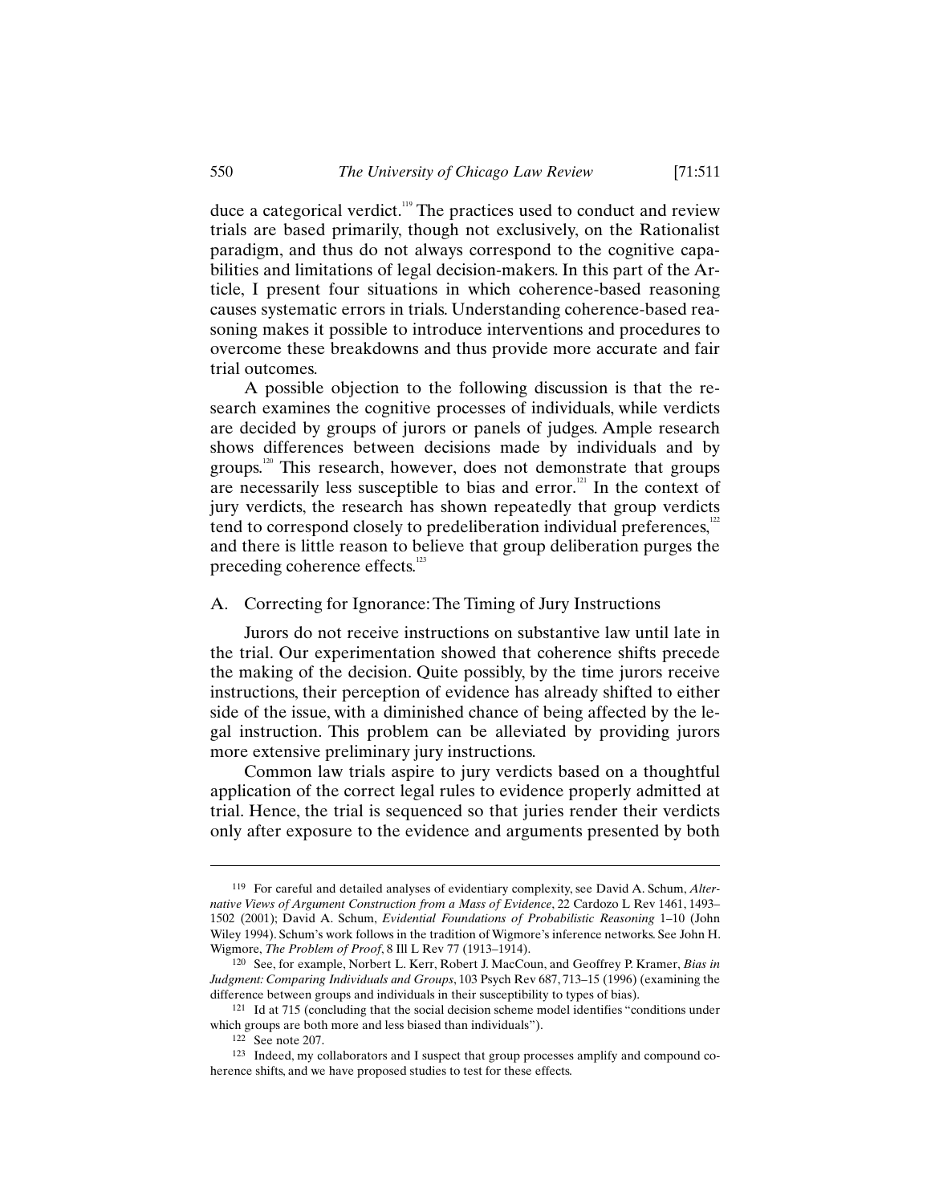duce a categorical verdict.[119] The practices used to conduct and review trials are based primarily, though not exclusively, on the Rationalist paradigm, and thus do not always correspond to the cognitive capabilities and limitations of legal decision-makers. In this part of the Article, I present four situations in which coherence-based reasoning causes systematic errors in trials. Understanding coherence-based reasoning makes it possible to introduce interventions and procedures to overcome these breakdowns and thus provide more accurate and fair trial outcomes.

A possible objection to the following discussion is that the research examines the cognitive processes of individuals, while verdicts are decided by groups of jurors or panels of judges. Ample research shows differences between decisions made by individuals and by groups.[120] This research, however, does not demonstrate that groups are necessarily less susceptible to bias and error.[121] In the context of jury verdicts, the research has shown repeatedly that group verdicts tend to correspond closely to predeliberation individual preferences,[122] and there is little reason to believe that group deliberation purges the preceding coherence effects.[123]

## A. Correcting for Ignorance: The Timing of Jury Instructions

Jurors do not receive instructions on substantive law until late in the trial. Our experimentation showed that coherence shifts precede the making of the decision. Quite possibly, by the time jurors receive instructions, their perception of evidence has already shifted to either side of the issue, with a diminished chance of being affected by the legal instruction. This problem can be alleviated by providing jurors more extensive preliminary jury instructions.

Common law trials aspire to jury verdicts based on a thoughtful application of the correct legal rules to evidence properly admitted at trial. Hence, the trial is sequenced so that juries render their verdicts only after exposure to the evidence and arguments presented by both

---

[119] For careful and detailed analyses of evidentiary complexity, see David A. Schum, *Alternative Views of Argument Construction from a Mass of Evidence*, 22 Cardozo L Rev 1461, 1493–1502 (2001); David A. Schum, *Evidential Foundations of Probabilistic Reasoning* 1–10 (John Wiley 1994). Schum's work follows in the tradition of Wigmore's inference networks. See John H. Wigmore, *The Problem of Proof*, 8 Ill L Rev 77 (1913–1914).

[120] See, for example, Norbert L. Kerr, Robert J. MacCoun, and Geoffrey P. Kramer, *Bias in Judgment: Comparing Individuals and Groups*, 103 Psych Rev 687, 713–15 (1996) (examining the difference between groups and individuals in their susceptibility to types of bias).

[121] Id at 715 (concluding that the social decision scheme model identifies "conditions under which groups are both more and less biased than individuals").

[122] See note 207.

[123] Indeed, my collaborators and I suspect that group processes amplify and compound coherence shifts, and we have proposed studies to test for these effects.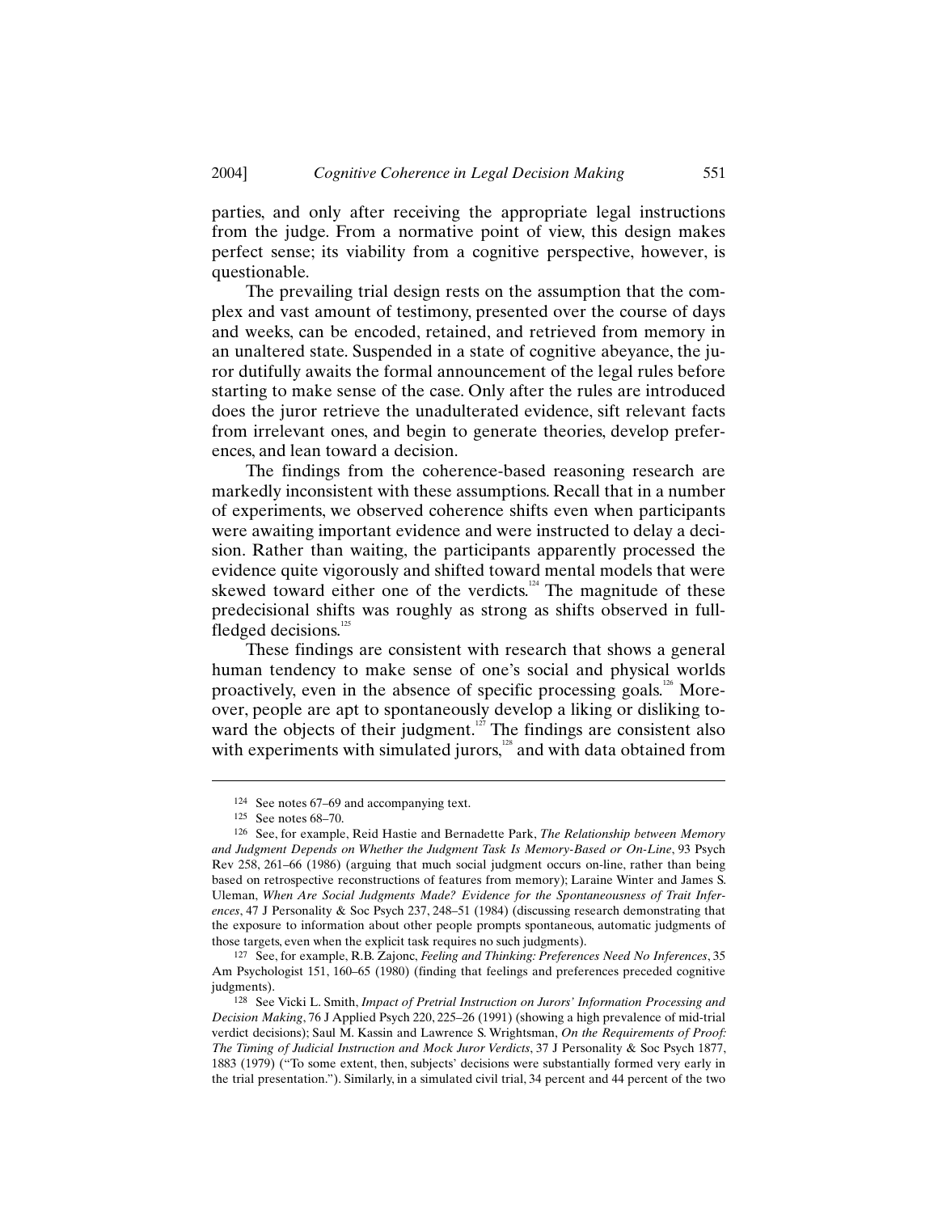parties, and only after receiving the appropriate legal instructions from the judge. From a normative point of view, this design makes perfect sense; its viability from a cognitive perspective, however, is questionable.

The prevailing trial design rests on the assumption that the complex and vast amount of testimony, presented over the course of days and weeks, can be encoded, retained, and retrieved from memory in an unaltered state. Suspended in a state of cognitive abeyance, the juror dutifully awaits the formal announcement of the legal rules before starting to make sense of the case. Only after the rules are introduced does the juror retrieve the unadulterated evidence, sift relevant facts from irrelevant ones, and begin to generate theories, develop preferences, and lean toward a decision.

The findings from the coherence-based reasoning research are markedly inconsistent with these assumptions. Recall that in a number of experiments, we observed coherence shifts even when participants were awaiting important evidence and were instructed to delay a decision. Rather than waiting, the participants apparently processed the evidence quite vigorously and shifted toward mental models that were skewed toward either one of the verdicts.[124] The magnitude of these predecisional shifts was roughly as strong as shifts observed in full-fledged decisions.[125]

These findings are consistent with research that shows a general human tendency to make sense of one's social and physical worlds proactively, even in the absence of specific processing goals.[126] Moreover, people are apt to spontaneously develop a liking or disliking toward the objects of their judgment.[127] The findings are consistent also with experiments with simulated jurors,[128] and with data obtained from

---

124 See notes 67–69 and accompanying text.

125 See notes 68–70.

126 See, for example, Reid Hastie and Bernadette Park, *The Relationship between Memory and Judgment Depends on Whether the Judgment Task Is Memory-Based or On-Line*, 93 Psych Rev 258, 261–66 (1986) (arguing that much social judgment occurs on-line, rather than being based on retrospective reconstructions of features from memory); Laraine Winter and James S. Uleman, *When Are Social Judgments Made? Evidence for the Spontaneousness of Trait Inferences*, 47 J Personality & Soc Psych 237, 248–51 (1984) (discussing research demonstrating that the exposure to information about other people prompts spontaneous, automatic judgments of those targets, even when the explicit task requires no such judgments).

127 See, for example, R.B. Zajonc, *Feeling and Thinking: Preferences Need No Inferences*, 35 Am Psychologist 151, 160–65 (1980) (finding that feelings and preferences preceded cognitive judgments).

128 See Vicki L. Smith, *Impact of Pretrial Instruction on Jurors' Information Processing and Decision Making*, 76 J Applied Psych 220, 225–26 (1991) (showing a high prevalence of mid-trial verdict decisions); Saul M. Kassin and Lawrence S. Wrightsman, *On the Requirements of Proof: The Timing of Judicial Instruction and Mock Juror Verdicts*, 37 J Personality & Soc Psych 1877, 1883 (1979) ("To some extent, then, subjects' decisions were substantially formed very early in the trial presentation."). Similarly, in a simulated civil trial, 34 percent and 44 percent of the two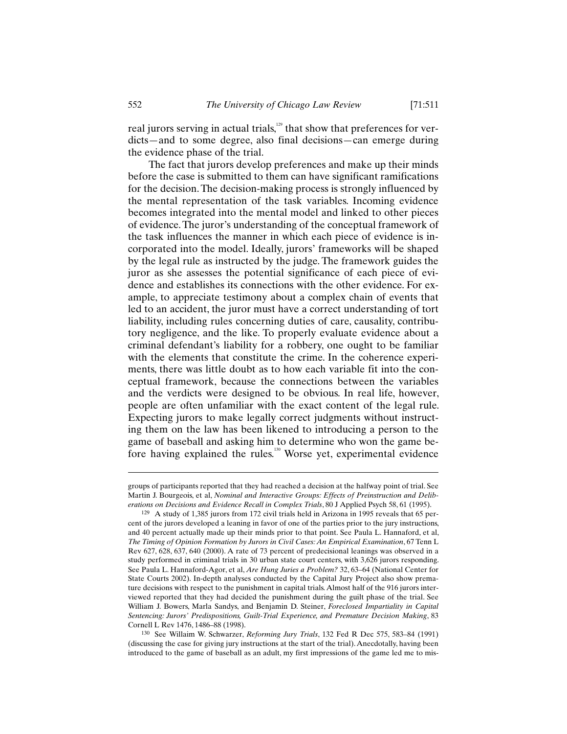real jurors serving in actual trials,[129] that show that preferences for verdicts—and to some degree, also final decisions—can emerge during the evidence phase of the trial.

The fact that jurors develop preferences and make up their minds before the case is submitted to them can have significant ramifications for the decision. The decision-making process is strongly influenced by the mental representation of the task variables. Incoming evidence becomes integrated into the mental model and linked to other pieces of evidence. The juror's understanding of the conceptual framework of the task influences the manner in which each piece of evidence is incorporated into the model. Ideally, jurors' frameworks will be shaped by the legal rule as instructed by the judge. The framework guides the juror as she assesses the potential significance of each piece of evidence and establishes its connections with the other evidence. For example, to appreciate testimony about a complex chain of events that led to an accident, the juror must have a correct understanding of tort liability, including rules concerning duties of care, causality, contributory negligence, and the like. To properly evaluate evidence about a criminal defendant's liability for a robbery, one ought to be familiar with the elements that constitute the crime. In the coherence experiments, there was little doubt as to how each variable fit into the conceptual framework, because the connections between the variables and the verdicts were designed to be obvious. In real life, however, people are often unfamiliar with the exact content of the legal rule. Expecting jurors to make legally correct judgments without instructing them on the law has been likened to introducing a person to the game of baseball and asking him to determine who won the game before having explained the rules.[130] Worse yet, experimental evidence

---

groups of participants reported that they had reached a decision at the halfway point of trial. See Martin J. Bourgeois, et al, *Nominal and Interactive Groups: Effects of Preinstruction and Deliberations on Decisions and Evidence Recall in Complex Trials*, 80 J Applied Psych 58, 61 (1995).

129 A study of 1,385 jurors from 172 civil trials held in Arizona in 1995 reveals that 65 percent of the jurors developed a leaning in favor of one of the parties prior to the jury instructions, and 40 percent actually made up their minds prior to that point. See Paula L. Hannaford, et al, *The Timing of Opinion Formation by Jurors in Civil Cases: An Empirical Examination*, 67 Tenn L Rev 627, 628, 637, 640 (2000). A rate of 73 percent of predecisional leanings was observed in a study performed in criminal trials in 30 urban state court centers, with 3,626 jurors responding. See Paula L. Hannaford-Agor, et al, *Are Hung Juries a Problem?* 32, 63–64 (National Center for State Courts 2002). In-depth analyses conducted by the Capital Jury Project also show premature decisions with respect to the punishment in capital trials. Almost half of the 916 jurors interviewed reported that they had decided the punishment during the guilt phase of the trial. See William J. Bowers, Marla Sandys, and Benjamin D. Steiner, *Foreclosed Impartiality in Capital Sentencing: Jurors' Predispositions, Guilt-Trial Experience, and Premature Decision Making*, 83 Cornell L Rev 1476, 1486–88 (1998).

130 See Willaim W. Schwarzer, *Reforming Jury Trials*, 132 Fed R Dec 575, 583–84 (1991) (discussing the case for giving jury instructions at the start of the trial). Anecdotally, having been introduced to the game of baseball as an adult, my first impressions of the game led me to mis-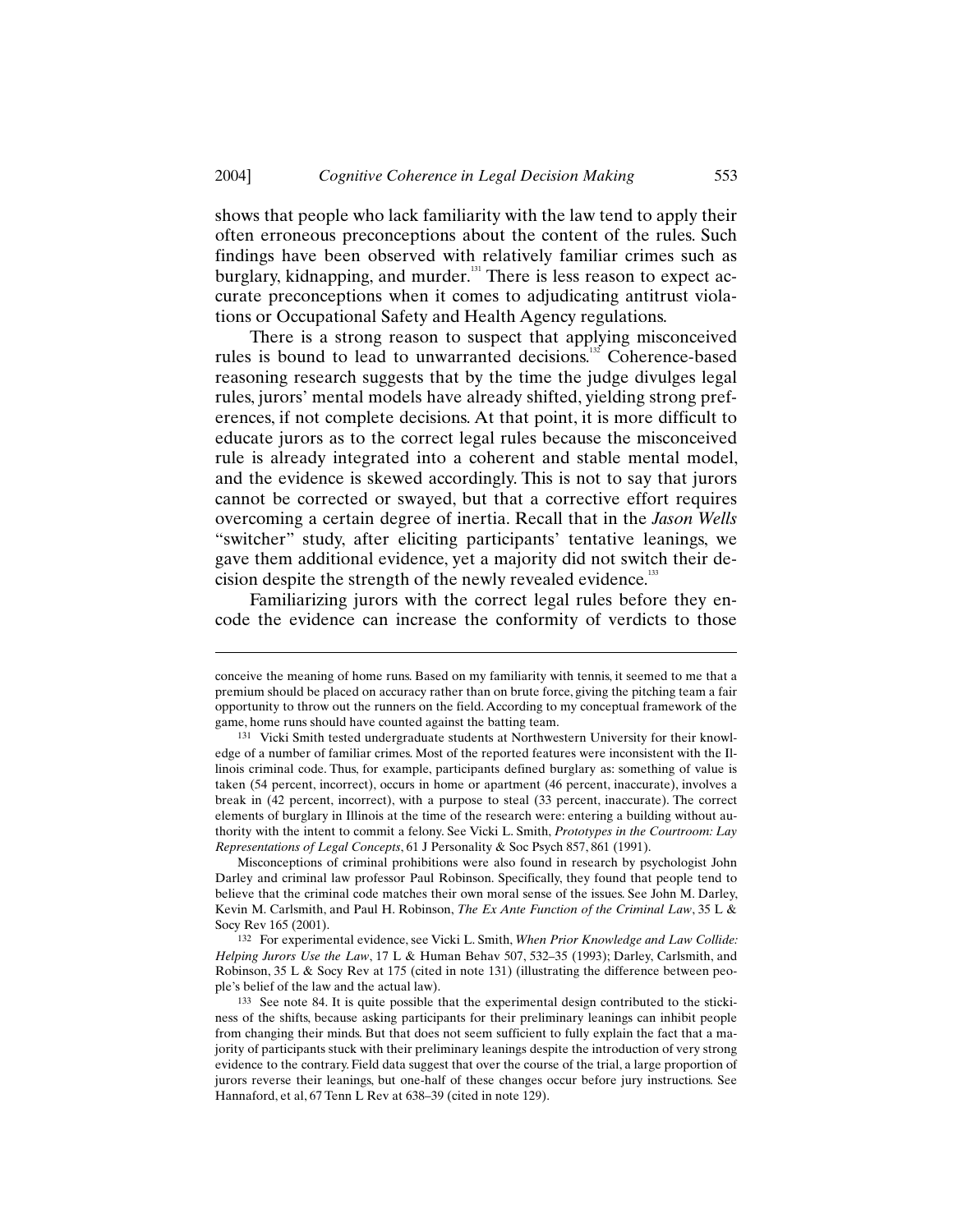shows that people who lack familiarity with the law tend to apply their often erroneous preconceptions about the content of the rules. Such findings have been observed with relatively familiar crimes such as burglary, kidnapping, and murder.[131] There is less reason to expect accurate preconceptions when it comes to adjudicating antitrust violations or Occupational Safety and Health Agency regulations.

There is a strong reason to suspect that applying misconceived rules is bound to lead to unwarranted decisions.[132] Coherence-based reasoning research suggests that by the time the judge divulges legal rules, jurors' mental models have already shifted, yielding strong preferences, if not complete decisions. At that point, it is more difficult to educate jurors as to the correct legal rules because the misconceived rule is already integrated into a coherent and stable mental model, and the evidence is skewed accordingly. This is not to say that jurors cannot be corrected or swayed, but that a corrective effort requires overcoming a certain degree of inertia. Recall that in the *Jason Wells* "switcher" study, after eliciting participants' tentative leanings, we gave them additional evidence, yet a majority did not switch their decision despite the strength of the newly revealed evidence.[133]

Familiarizing jurors with the correct legal rules before they encode the evidence can increase the conformity of verdicts to those

---

conceive the meaning of home runs. Based on my familiarity with tennis, it seemed to me that a premium should be placed on accuracy rather than on brute force, giving the pitching team a fair opportunity to throw out the runners on the field. According to my conceptual framework of the game, home runs should have counted against the batting team.

131 Vicki Smith tested undergraduate students at Northwestern University for their knowledge of a number of familiar crimes. Most of the reported features were inconsistent with the Illinois criminal code. Thus, for example, participants defined burglary as: something of value is taken (54 percent, incorrect), occurs in home or apartment (46 percent, inaccurate), involves a break in (42 percent, incorrect), with a purpose to steal (33 percent, inaccurate). The correct elements of burglary in Illinois at the time of the research were: entering a building without authority with the intent to commit a felony. See Vicki L. Smith, *Prototypes in the Courtroom: Lay Representations of Legal Concepts*, 61 J Personality & Soc Psych 857, 861 (1991).

Misconceptions of criminal prohibitions were also found in research by psychologist John Darley and criminal law professor Paul Robinson. Specifically, they found that people tend to believe that the criminal code matches their own moral sense of the issues. See John M. Darley, Kevin M. Carlsmith, and Paul H. Robinson, *The Ex Ante Function of the Criminal Law*, 35 L & Socy Rev 165 (2001).

132 For experimental evidence, see Vicki L. Smith, *When Prior Knowledge and Law Collide: Helping Jurors Use the Law*, 17 L & Human Behav 507, 532–35 (1993); Darley, Carlsmith, and Robinson, 35 L & Socy Rev at 175 (cited in note 131) (illustrating the difference between people's belief of the law and the actual law).

133 See note 84. It is quite possible that the experimental design contributed to the stickiness of the shifts, because asking participants for their preliminary leanings can inhibit people from changing their minds. But that does not seem sufficient to fully explain the fact that a majority of participants stuck with their preliminary leanings despite the introduction of very strong evidence to the contrary. Field data suggest that over the course of the trial, a large proportion of jurors reverse their leanings, but one-half of these changes occur before jury instructions. See Hannaford, et al, 67 Tenn L Rev at 638–39 (cited in note 129).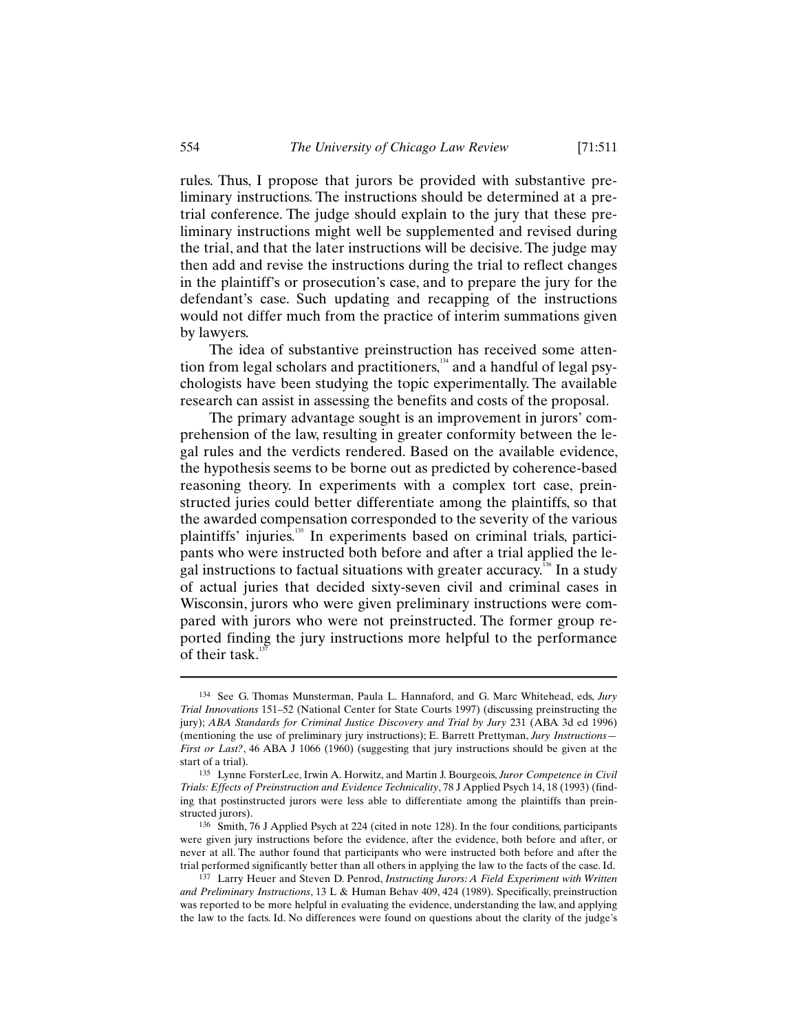rules. Thus, I propose that jurors be provided with substantive preliminary instructions. The instructions should be determined at a pretrial conference. The judge should explain to the jury that these preliminary instructions might well be supplemented and revised during the trial, and that the later instructions will be decisive. The judge may then add and revise the instructions during the trial to reflect changes in the plaintiff's or prosecution's case, and to prepare the jury for the defendant's case. Such updating and recapping of the instructions would not differ much from the practice of interim summations given by lawyers.

The idea of substantive preinstruction has received some attention from legal scholars and practitioners,[134] and a handful of legal psychologists have been studying the topic experimentally. The available research can assist in assessing the benefits and costs of the proposal.

The primary advantage sought is an improvement in jurors' comprehension of the law, resulting in greater conformity between the legal rules and the verdicts rendered. Based on the available evidence, the hypothesis seems to be borne out as predicted by coherence-based reasoning theory. In experiments with a complex tort case, preinstructed juries could better differentiate among the plaintiffs, so that the awarded compensation corresponded to the severity of the various plaintiffs' injuries.[135] In experiments based on criminal trials, participants who were instructed both before and after a trial applied the legal instructions to factual situations with greater accuracy.[136] In a study of actual juries that decided sixty-seven civil and criminal cases in Wisconsin, jurors who were given preliminary instructions were compared with jurors who were not preinstructed. The former group reported finding the jury instructions more helpful to the performance of their task.[137]

---

[134] See G. Thomas Munsterman, Paula L. Hannaford, and G. Marc Whitehead, eds, *Jury Trial Innovations* 151–52 (National Center for State Courts 1997) (discussing preinstructing the jury); *ABA Standards for Criminal Justice Discovery and Trial by Jury* 231 (ABA 3d ed 1996) (mentioning the use of preliminary jury instructions); E. Barrett Prettyman, *Jury Instructions—First or Last?*, 46 ABA J 1066 (1960) (suggesting that jury instructions should be given at the start of a trial).

[135] Lynne ForsterLee, Irwin A. Horwitz, and Martin J. Bourgeois, *Juror Competence in Civil Trials: Effects of Preinstruction and Evidence Technicality*, 78 J Applied Psych 14, 18 (1993) (finding that postinstructed jurors were less able to differentiate among the plaintiffs than preinstructed jurors).

[136] Smith, 76 J Applied Psych at 224 (cited in note 128). In the four conditions, participants were given jury instructions before the evidence, after the evidence, both before and after, or never at all. The author found that participants who were instructed both before and after the trial performed significantly better than all others in applying the law to the facts of the case. Id.

[137] Larry Heuer and Steven D. Penrod, *Instructing Jurors: A Field Experiment with Written and Preliminary Instructions*, 13 L & Human Behav 409, 424 (1989). Specifically, preinstruction was reported to be more helpful in evaluating the evidence, understanding the law, and applying the law to the facts. Id. No differences were found on questions about the clarity of the judge's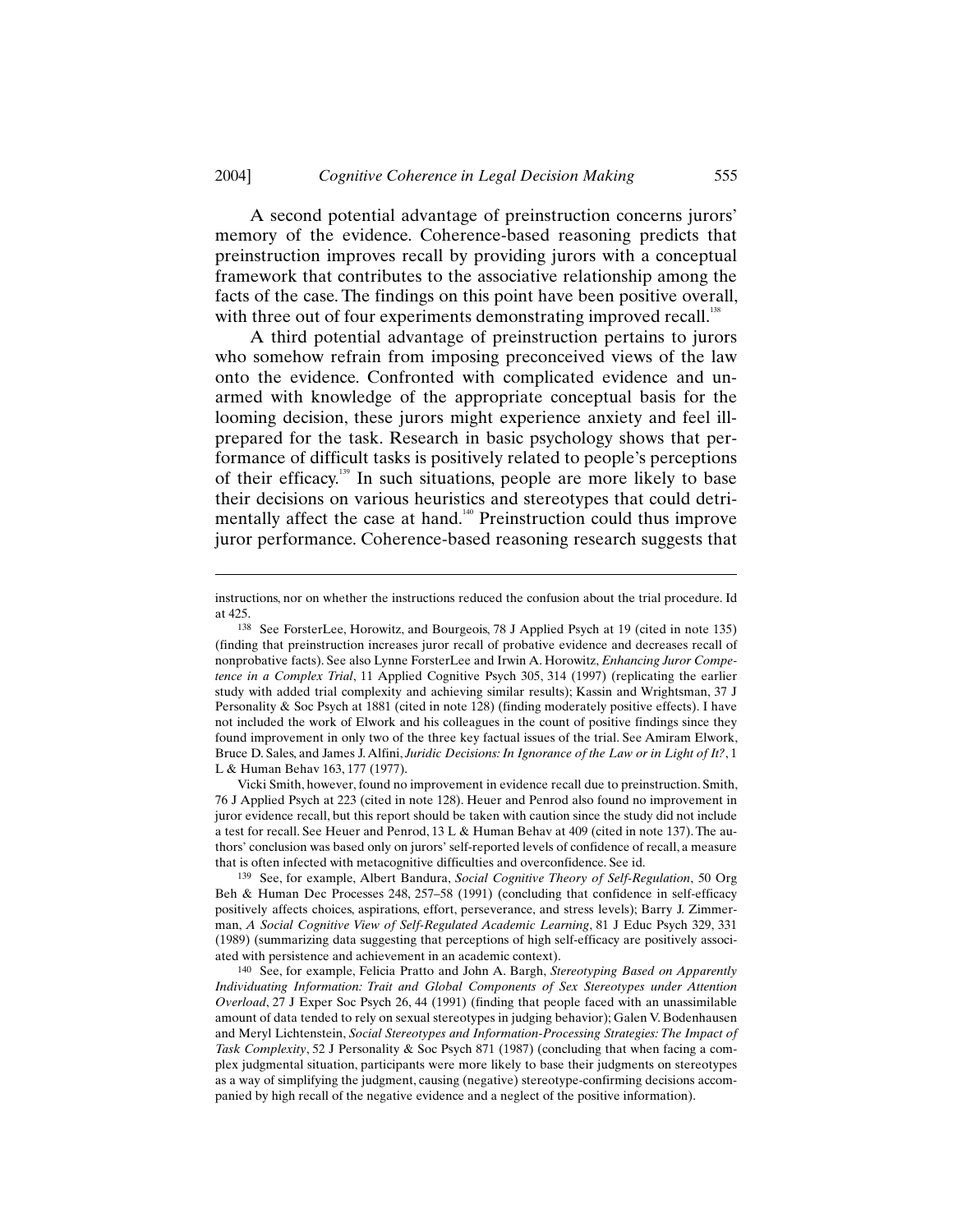A second potential advantage of preinstruction concerns jurors' memory of the evidence. Coherence-based reasoning predicts that preinstruction improves recall by providing jurors with a conceptual framework that contributes to the associative relationship among the facts of the case. The findings on this point have been positive overall, with three out of four experiments demonstrating improved recall.[138]

A third potential advantage of preinstruction pertains to jurors who somehow refrain from imposing preconceived views of the law onto the evidence. Confronted with complicated evidence and unarmed with knowledge of the appropriate conceptual basis for the looming decision, these jurors might experience anxiety and feel ill-prepared for the task. Research in basic psychology shows that performance of difficult tasks is positively related to people's perceptions of their efficacy.[139] In such situations, people are more likely to base their decisions on various heuristics and stereotypes that could detrimentally affect the case at hand.[140] Preinstruction could thus improve juror performance. Coherence-based reasoning research suggests that

---

instructions, nor on whether the instructions reduced the confusion about the trial procedure. Id at 425.

[138] See ForsterLee, Horowitz, and Bourgeois, 78 J Applied Psych at 19 (cited in note 135) (finding that preinstruction increases juror recall of probative evidence and decreases recall of nonprobative facts). See also Lynne ForsterLee and Irwin A. Horowitz, *Enhancing Juror Competence in a Complex Trial*, 11 Applied Cognitive Psych 305, 314 (1997) (replicating the earlier study with added trial complexity and achieving similar results); Kassin and Wrightsman, 37 J Personality & Soc Psych at 1881 (cited in note 128) (finding moderately positive effects). I have not included the work of Elwork and his colleagues in the count of positive findings since they found improvement in only two of the three key factual issues of the trial. See Amiram Elwork, Bruce D. Sales, and James J. Alfini, *Juridic Decisions: In Ignorance of the Law or in Light of It?*, 1 L & Human Behav 163, 177 (1977).

Vicki Smith, however, found no improvement in evidence recall due to preinstruction. Smith, 76 J Applied Psych at 223 (cited in note 128). Heuer and Penrod also found no improvement in juror evidence recall, but this report should be taken with caution since the study did not include a test for recall. See Heuer and Penrod, 13 L & Human Behav at 409 (cited in note 137). The authors' conclusion was based only on jurors' self-reported levels of confidence of recall, a measure that is often infected with metacognitive difficulties and overconfidence. See id.

[139] See, for example, Albert Bandura, *Social Cognitive Theory of Self-Regulation*, 50 Org Beh & Human Dec Processes 248, 257–58 (1991) (concluding that confidence in self-efficacy positively affects choices, aspirations, effort, perseverance, and stress levels); Barry J. Zimmerman, *A Social Cognitive View of Self-Regulated Academic Learning*, 81 J Educ Psych 329, 331 (1989) (summarizing data suggesting that perceptions of high self-efficacy are positively associated with persistence and achievement in an academic context).

[140] See, for example, Felicia Pratto and John A. Bargh, *Stereotyping Based on Apparently Individuating Information: Trait and Global Components of Sex Stereotypes under Attention Overload*, 27 J Exper Soc Psych 26, 44 (1991) (finding that people faced with an unassimilable amount of data tended to rely on sexual stereotypes in judging behavior); Galen V. Bodenhausen and Meryl Lichtenstein, *Social Stereotypes and Information-Processing Strategies: The Impact of Task Complexity*, 52 J Personality & Soc Psych 871 (1987) (concluding that when facing a complex judgmental situation, participants were more likely to base their judgments on stereotypes as a way of simplifying the judgment, causing (negative) stereotype-confirming decisions accompanied by high recall of the negative evidence and a neglect of the positive information).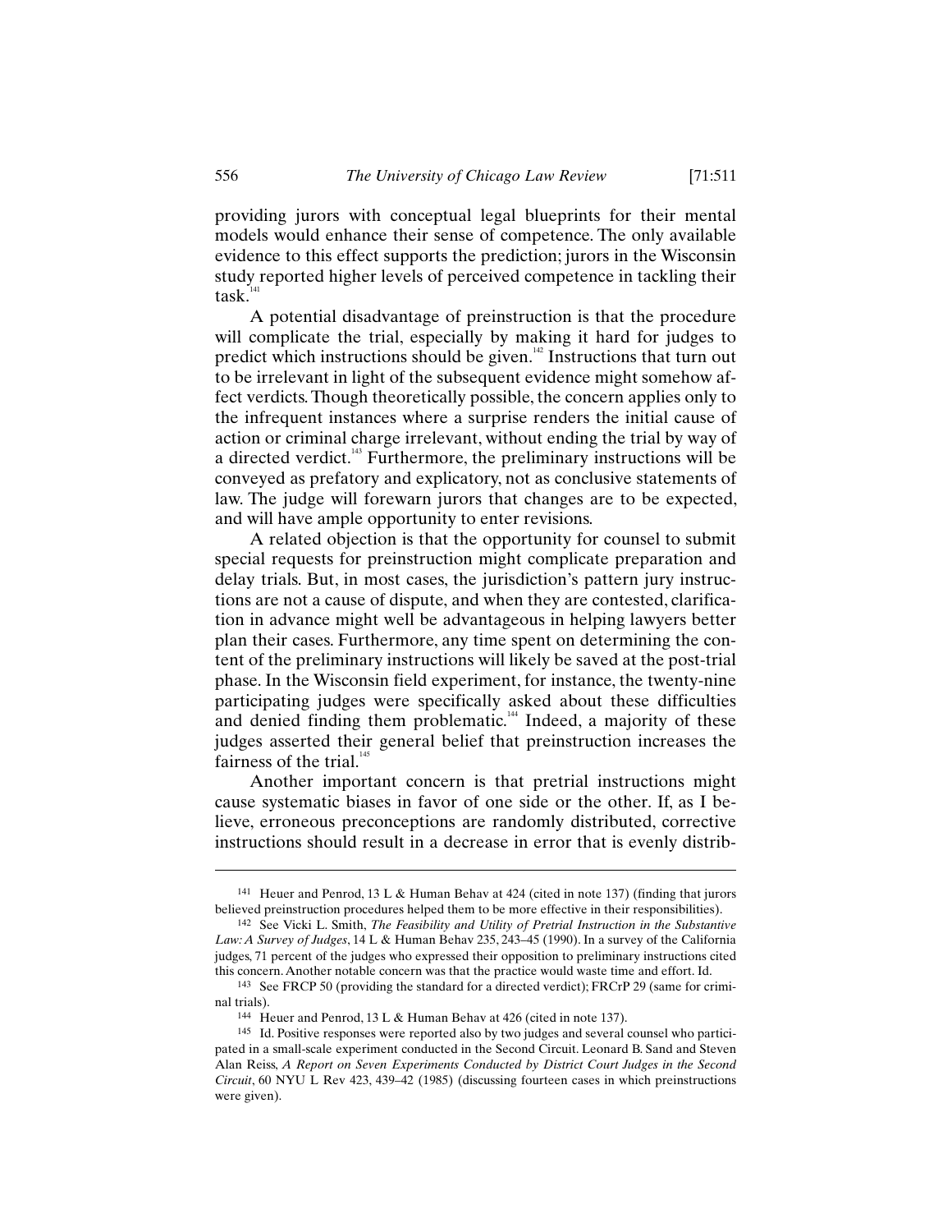providing jurors with conceptual legal blueprints for their mental models would enhance their sense of competence. The only available evidence to this effect supports the prediction; jurors in the Wisconsin study reported higher levels of perceived competence in tackling their task.[141]

A potential disadvantage of preinstruction is that the procedure will complicate the trial, especially by making it hard for judges to predict which instructions should be given.[142] Instructions that turn out to be irrelevant in light of the subsequent evidence might somehow affect verdicts. Though theoretically possible, the concern applies only to the infrequent instances where a surprise renders the initial cause of action or criminal charge irrelevant, without ending the trial by way of a directed verdict.[143] Furthermore, the preliminary instructions will be conveyed as prefatory and explicatory, not as conclusive statements of law. The judge will forewarn jurors that changes are to be expected, and will have ample opportunity to enter revisions.

A related objection is that the opportunity for counsel to submit special requests for preinstruction might complicate preparation and delay trials. But, in most cases, the jurisdiction's pattern jury instructions are not a cause of dispute, and when they are contested, clarification in advance might well be advantageous in helping lawyers better plan their cases. Furthermore, any time spent on determining the content of the preliminary instructions will likely be saved at the post-trial phase. In the Wisconsin field experiment, for instance, the twenty-nine participating judges were specifically asked about these difficulties and denied finding them problematic.[144] Indeed, a majority of these judges asserted their general belief that preinstruction increases the fairness of the trial.[145]

Another important concern is that pretrial instructions might cause systematic biases in favor of one side or the other. If, as I believe, erroneous preconceptions are randomly distributed, corrective instructions should result in a decrease in error that is evenly distrib-

---

141 Heuer and Penrod, 13 L & Human Behav at 424 (cited in note 137) (finding that jurors believed preinstruction procedures helped them to be more effective in their responsibilities).

142 See Vicki L. Smith, *The Feasibility and Utility of Pretrial Instruction in the Substantive Law: A Survey of Judges*, 14 L & Human Behav 235, 243–45 (1990). In a survey of the California judges, 71 percent of the judges who expressed their opposition to preliminary instructions cited this concern. Another notable concern was that the practice would waste time and effort. Id.

143 See FRCP 50 (providing the standard for a directed verdict); FRCrP 29 (same for criminal trials).

144 Heuer and Penrod, 13 L & Human Behav at 426 (cited in note 137).

145 Id. Positive responses were reported also by two judges and several counsel who participated in a small-scale experiment conducted in the Second Circuit. Leonard B. Sand and Steven Alan Reiss, *A Report on Seven Experiments Conducted by District Court Judges in the Second Circuit*, 60 NYU L Rev 423, 439–42 (1985) (discussing fourteen cases in which preinstructions were given).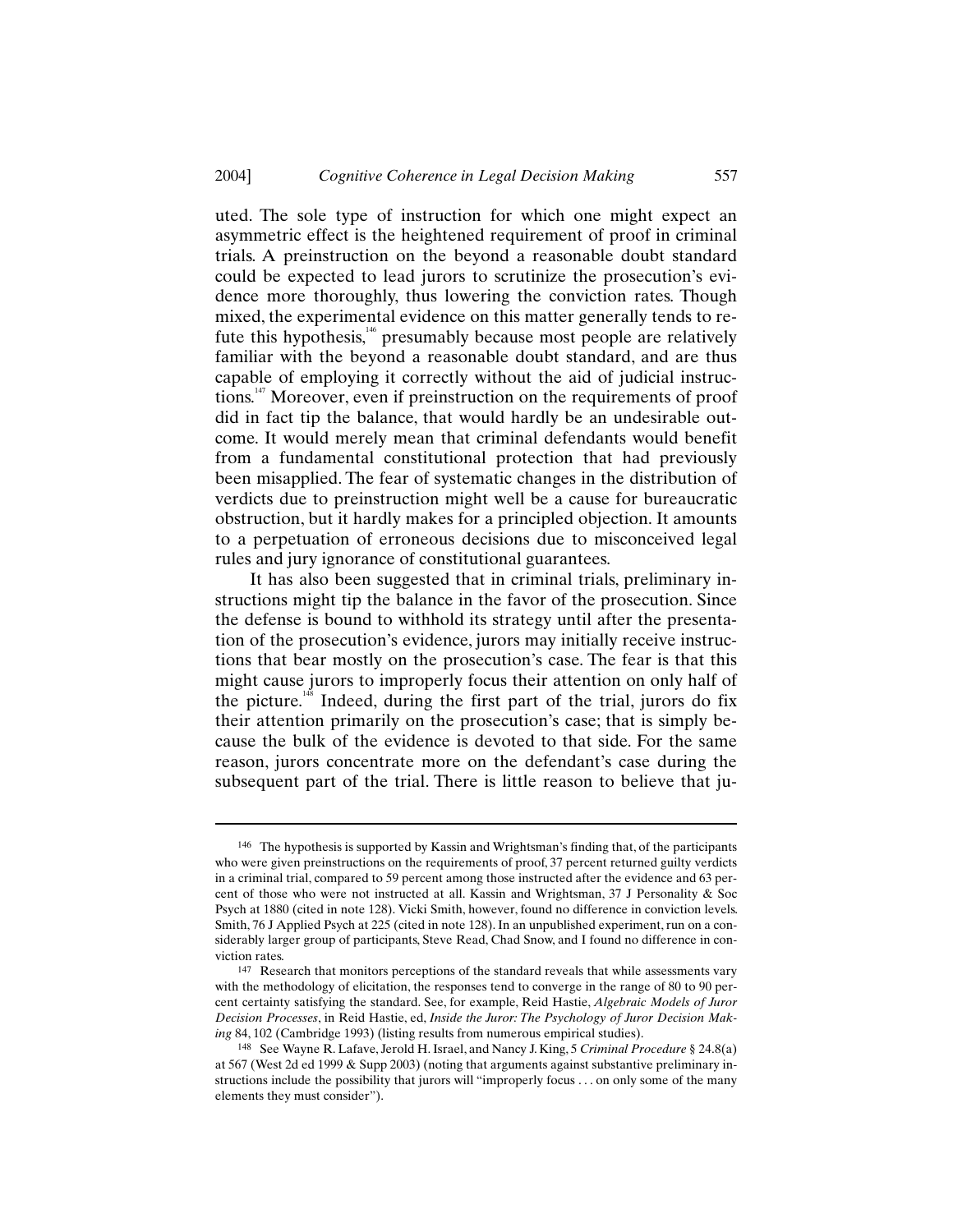uted. The sole type of instruction for which one might expect an asymmetric effect is the heightened requirement of proof in criminal trials. A preinstruction on the beyond a reasonable doubt standard could be expected to lead jurors to scrutinize the prosecution's evidence more thoroughly, thus lowering the conviction rates. Though mixed, the experimental evidence on this matter generally tends to refute this hypothesis,[146] presumably because most people are relatively familiar with the beyond a reasonable doubt standard, and are thus capable of employing it correctly without the aid of judicial instructions.[147] Moreover, even if preinstruction on the requirements of proof did in fact tip the balance, that would hardly be an undesirable outcome. It would merely mean that criminal defendants would benefit from a fundamental constitutional protection that had previously been misapplied. The fear of systematic changes in the distribution of verdicts due to preinstruction might well be a cause for bureaucratic obstruction, but it hardly makes for a principled objection. It amounts to a perpetuation of erroneous decisions due to misconceived legal rules and jury ignorance of constitutional guarantees.

It has also been suggested that in criminal trials, preliminary instructions might tip the balance in the favor of the prosecution. Since the defense is bound to withhold its strategy until after the presentation of the prosecution's evidence, jurors may initially receive instructions that bear mostly on the prosecution's case. The fear is that this might cause jurors to improperly focus their attention on only half of the picture.[148] Indeed, during the first part of the trial, jurors do fix their attention primarily on the prosecution's case; that is simply because the bulk of the evidence is devoted to that side. For the same reason, jurors concentrate more on the defendant's case during the subsequent part of the trial. There is little reason to believe that ju-

---

146 The hypothesis is supported by Kassin and Wrightsman's finding that, of the participants who were given preinstructions on the requirements of proof, 37 percent returned guilty verdicts in a criminal trial, compared to 59 percent among those instructed after the evidence and 63 percent of those who were not instructed at all. Kassin and Wrightsman, 37 J Personality & Soc Psych at 1880 (cited in note 128). Vicki Smith, however, found no difference in conviction levels. Smith, 76 J Applied Psych at 225 (cited in note 128). In an unpublished experiment, run on a considerably larger group of participants, Steve Read, Chad Snow, and I found no difference in conviction rates.

147 Research that monitors perceptions of the standard reveals that while assessments vary with the methodology of elicitation, the responses tend to converge in the range of 80 to 90 percent certainty satisfying the standard. See, for example, Reid Hastie, *Algebraic Models of Juror Decision Processes*, in Reid Hastie, ed, *Inside the Juror: The Psychology of Juror Decision Making* 84, 102 (Cambridge 1993) (listing results from numerous empirical studies).

148 See Wayne R. Lafave, Jerold H. Israel, and Nancy J. King, 5 *Criminal Procedure* § 24.8(a) at 567 (West 2d ed 1999 & Supp 2003) (noting that arguments against substantive preliminary instructions include the possibility that jurors will "improperly focus . . . on only some of the many elements they must consider").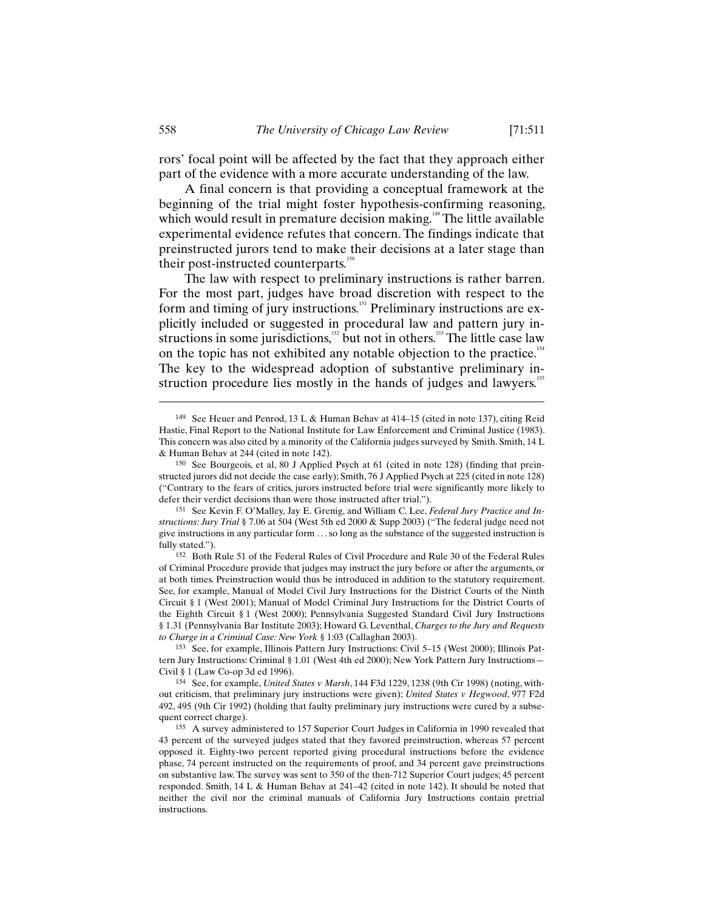rors' focal point will be affected by the fact that they approach either part of the evidence with a more accurate understanding of the law.

A final concern is that providing a conceptual framework at the beginning of the trial might foster hypothesis-confirming reasoning, which would result in premature decision making.[149] The little available experimental evidence refutes that concern. The findings indicate that preinstructed jurors tend to make their decisions at a later stage than their post-instructed counterparts.[150]

The law with respect to preliminary instructions is rather barren. For the most part, judges have broad discretion with respect to the form and timing of jury instructions.[151] Preliminary instructions are explicitly included or suggested in procedural law and pattern jury instructions in some jurisdictions,[152] but not in others.[153] The little case law on the topic has not exhibited any notable objection to the practice.[154] The key to the widespread adoption of substantive preliminary instruction procedure lies mostly in the hands of judges and lawyers.[155]

---

[149] See Heuer and Penrod, 13 L & Human Behav at 414–15 (cited in note 137), citing Reid Hastie, Final Report to the National Institute for Law Enforcement and Criminal Justice (1983). This concern was also cited by a minority of the California judges surveyed by Smith. Smith, 14 L & Human Behav at 244 (cited in note 142).

[150] See Bourgeois, et al, 80 J Applied Psych at 61 (cited in note 128) (finding that preinstructed jurors did not decide the case early); Smith, 76 J Applied Psych at 225 (cited in note 128) ("Contrary to the fears of critics, jurors instructed before trial were significantly more likely to defer their verdict decisions than were those instructed after trial.").

[151] See Kevin F. O'Malley, Jay E. Grenig, and William C. Lee, *Federal Jury Practice and Instructions: Jury Trial* § 7.06 at 504 (West 5th ed 2000 & Supp 2003) ("The federal judge need not give instructions in any particular form . . . so long as the substance of the suggested instruction is fully stated.").

[152] Both Rule 51 of the Federal Rules of Civil Procedure and Rule 30 of the Federal Rules of Criminal Procedure provide that judges may instruct the jury before or after the arguments, or at both times. Preinstruction would thus be introduced in addition to the statutory requirement. See, for example, Manual of Model Civil Jury Instructions for the District Courts of the Ninth Circuit § 1 (West 2001); Manual of Model Criminal Jury Instructions for the District Courts of the Eighth Circuit § 1 (West 2000); Pennsylvania Suggested Standard Civil Jury Instructions § 1.31 (Pennsylvania Bar Institute 2003); Howard G. Leventhal, *Charges to the Jury and Requests to Charge in a Criminal Case: New York* § 1:03 (Callaghan 2003).

[153] See, for example, Illinois Pattern Jury Instructions: Civil 5–15 (West 2000); Illinois Pattern Jury Instructions: Criminal § 1.01 (West 4th ed 2000); New York Pattern Jury Instructions—Civil § 1 (Law Co-op 3d ed 1996).

[154] See, for example, *United States v Marsh*, 144 F3d 1229, 1238 (9th Cir 1998) (noting, without criticism, that preliminary jury instructions were given); *United States v Hegwood*, 977 F2d 492, 495 (9th Cir 1992) (holding that faulty preliminary jury instructions were cured by a subsequent correct charge).

[155] A survey administered to 157 Superior Court Judges in California in 1990 revealed that 43 percent of the surveyed judges stated that they favored preinstruction, whereas 57 percent opposed it. Eighty-two percent reported giving procedural instructions before the evidence phase, 74 percent instructed on the requirements of proof, and 34 percent gave preinstructions on substantive law. The survey was sent to 350 of the then-712 Superior Court judges; 45 percent responded. Smith, 14 L & Human Behav at 241–42 (cited in note 142). It should be noted that neither the civil nor the criminal manuals of California Jury Instructions contain pretrial instructions.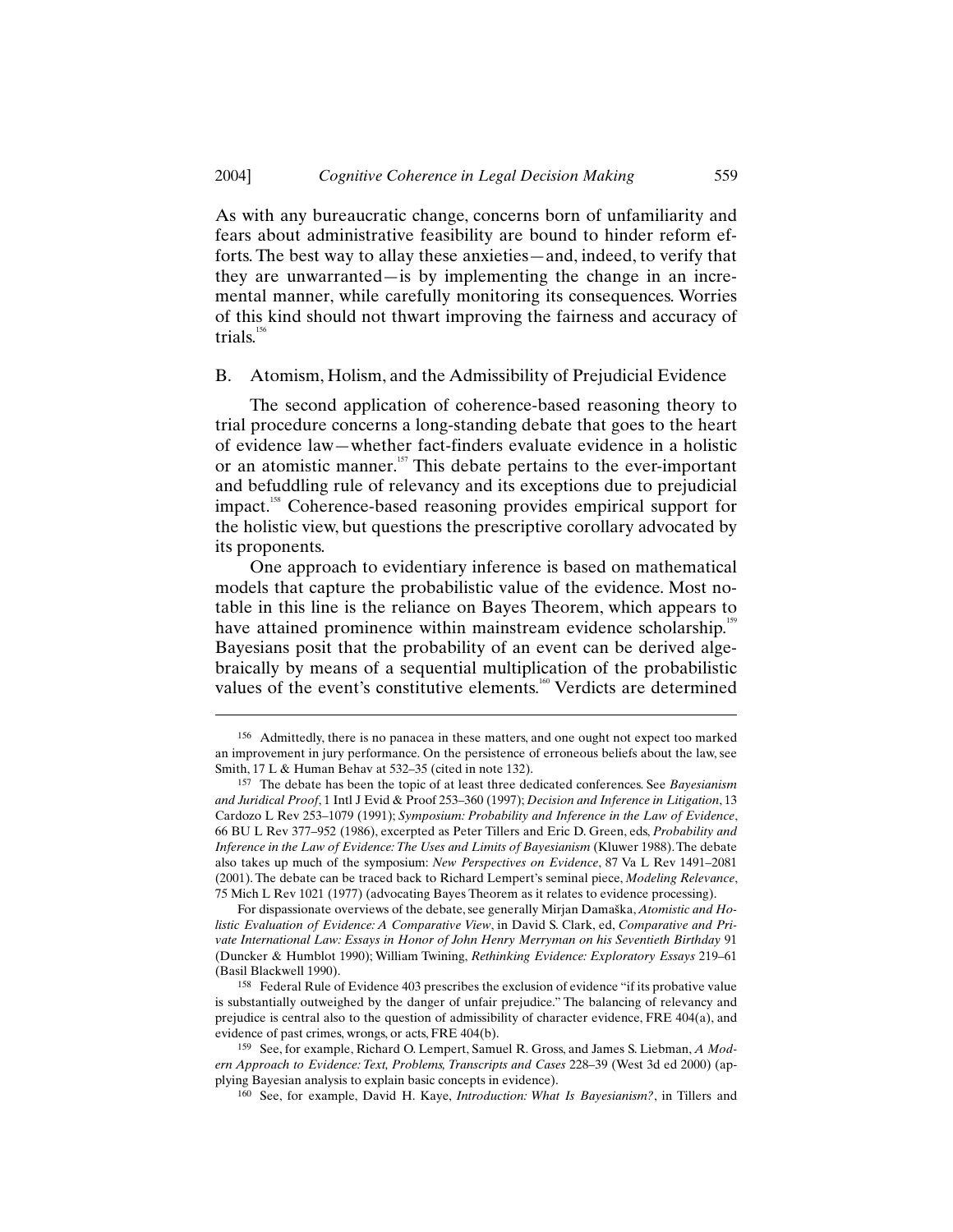As with any bureaucratic change, concerns born of unfamiliarity and fears about administrative feasibility are bound to hinder reform efforts. The best way to allay these anxieties—and, indeed, to verify that they are unwarranted—is by implementing the change in an incremental manner, while carefully monitoring its consequences. Worries of this kind should not thwart improving the fairness and accuracy of trials.[156]

## B. Atomism, Holism, and the Admissibility of Prejudicial Evidence

The second application of coherence-based reasoning theory to trial procedure concerns a long-standing debate that goes to the heart of evidence law—whether fact-finders evaluate evidence in a holistic or an atomistic manner.[157] This debate pertains to the ever-important and befuddling rule of relevancy and its exceptions due to prejudicial impact.[158] Coherence-based reasoning provides empirical support for the holistic view, but questions the prescriptive corollary advocated by its proponents.

One approach to evidentiary inference is based on mathematical models that capture the probabilistic value of the evidence. Most notable in this line is the reliance on Bayes Theorem, which appears to have attained prominence within mainstream evidence scholarship.[159] Bayesians posit that the probability of an event can be derived algebraically by means of a sequential multiplication of the probabilistic values of the event's constitutive elements.[160] Verdicts are determined

---

156 Admittedly, there is no panacea in these matters, and one ought not expect too marked an improvement in jury performance. On the persistence of erroneous beliefs about the law, see Smith, 17 L & Human Behav at 532–35 (cited in note 132).

157 The debate has been the topic of at least three dedicated conferences. See *Bayesianism and Juridical Proof*, 1 Intl J Evid & Proof 253–360 (1997); *Decision and Inference in Litigation*, 13 Cardozo L Rev 253–1079 (1991); *Symposium: Probability and Inference in the Law of Evidence*, 66 BU L Rev 377–952 (1986), excerpted as Peter Tillers and Eric D. Green, eds, *Probability and Inference in the Law of Evidence: The Uses and Limits of Bayesianism* (Kluwer 1988). The debate also takes up much of the symposium: *New Perspectives on Evidence*, 87 Va L Rev 1491–2081 (2001). The debate can be traced back to Richard Lempert's seminal piece, *Modeling Relevance*, 75 Mich L Rev 1021 (1977) (advocating Bayes Theorem as it relates to evidence processing).

For dispassionate overviews of the debate, see generally Mirjan Damaška, *Atomistic and Holistic Evaluation of Evidence: A Comparative View*, in David S. Clark, ed, *Comparative and Private International Law: Essays in Honor of John Henry Merryman on his Seventieth Birthday* 91 (Duncker & Humblot 1990); William Twining, *Rethinking Evidence: Exploratory Essays* 219–61 (Basil Blackwell 1990).

158 Federal Rule of Evidence 403 prescribes the exclusion of evidence "if its probative value is substantially outweighed by the danger of unfair prejudice." The balancing of relevancy and prejudice is central also to the question of admissibility of character evidence, FRE 404(a), and evidence of past crimes, wrongs, or acts, FRE 404(b).

159 See, for example, Richard O. Lempert, Samuel R. Gross, and James S. Liebman, *A Modern Approach to Evidence: Text, Problems, Transcripts and Cases* 228–39 (West 3d ed 2000) (applying Bayesian analysis to explain basic concepts in evidence).

160 See, for example, David H. Kaye, *Introduction: What Is Bayesianism?*, in Tillers and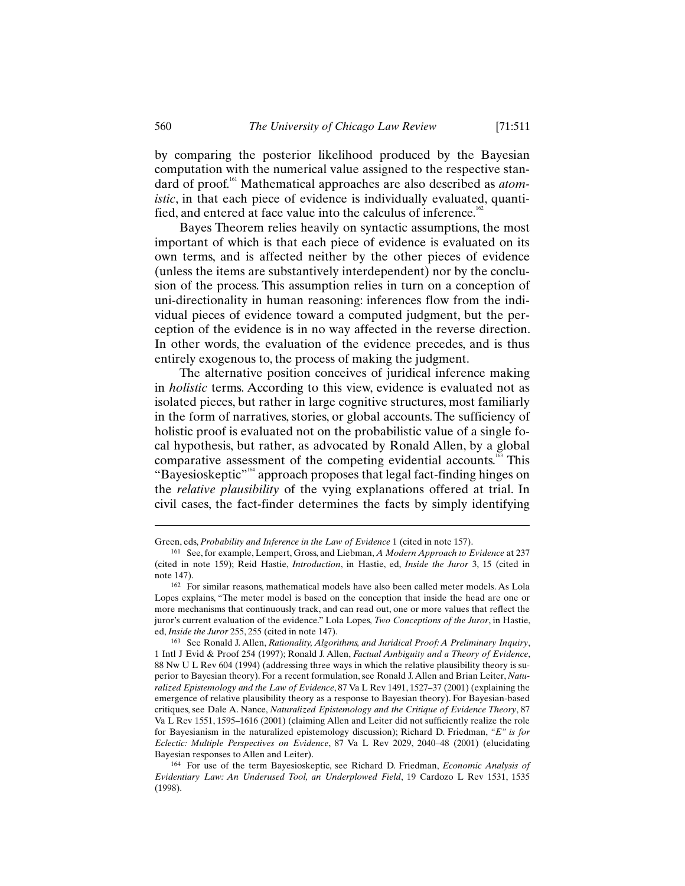by comparing the posterior likelihood produced by the Bayesian computation with the numerical value assigned to the respective standard of proof.[161] Mathematical approaches are also described as *atomistic*, in that each piece of evidence is individually evaluated, quantified, and entered at face value into the calculus of inference.[162]

Bayes Theorem relies heavily on syntactic assumptions, the most important of which is that each piece of evidence is evaluated on its own terms, and is affected neither by the other pieces of evidence (unless the items are substantively interdependent) nor by the conclusion of the process. This assumption relies in turn on a conception of uni-directionality in human reasoning: inferences flow from the individual pieces of evidence toward a computed judgment, but the perception of the evidence is in no way affected in the reverse direction. In other words, the evaluation of the evidence precedes, and is thus entirely exogenous to, the process of making the judgment.

The alternative position conceives of juridical inference making in *holistic* terms. According to this view, evidence is evaluated not as isolated pieces, but rather in large cognitive structures, most familiarly in the form of narratives, stories, or global accounts. The sufficiency of holistic proof is evaluated not on the probabilistic value of a single focal hypothesis, but rather, as advocated by Ronald Allen, by a global comparative assessment of the competing evidential accounts.[163] This "Bayesioskeptic"[164] approach proposes that legal fact-finding hinges on the *relative plausibility* of the vying explanations offered at trial. In civil cases, the fact-finder determines the facts by simply identifying

---

Green, eds, *Probability and Inference in the Law of Evidence* 1 (cited in note 157).

161 See, for example, Lempert, Gross, and Liebman, *A Modern Approach to Evidence* at 237 (cited in note 159); Reid Hastie, *Introduction*, in Hastie, ed, *Inside the Juror* 3, 15 (cited in note 147).

162 For similar reasons, mathematical models have also been called meter models. As Lola Lopes explains, "The meter model is based on the conception that inside the head are one or more mechanisms that continuously track, and can read out, one or more values that reflect the juror's current evaluation of the evidence." Lola Lopes, *Two Conceptions of the Juror*, in Hastie, ed, *Inside the Juror* 255, 255 (cited in note 147).

163 See Ronald J. Allen, *Rationality, Algorithms, and Juridical Proof: A Preliminary Inquiry*, 1 Intl J Evid & Proof 254 (1997); Ronald J. Allen, *Factual Ambiguity and a Theory of Evidence*, 88 Nw U L Rev 604 (1994) (addressing three ways in which the relative plausibility theory is superior to Bayesian theory). For a recent formulation, see Ronald J. Allen and Brian Leiter, *Naturalized Epistemology and the Law of Evidence*, 87 Va L Rev 1491, 1527–37 (2001) (explaining the emergence of relative plausibility theory as a response to Bayesian theory). For Bayesian-based critiques, see Dale A. Nance, *Naturalized Epistemology and the Critique of Evidence Theory*, 87 Va L Rev 1551, 1595–1616 (2001) (claiming Allen and Leiter did not sufficiently realize the role for Bayesianism in the naturalized epistemology discussion); Richard D. Friedman, *"E" is for Eclectic: Multiple Perspectives on Evidence*, 87 Va L Rev 2029, 2040–48 (2001) (elucidating Bayesian responses to Allen and Leiter).

164 For use of the term Bayesioskeptic, see Richard D. Friedman, *Economic Analysis of Evidentiary Law: An Underused Tool, an Underplowed Field*, 19 Cardozo L Rev 1531, 1535 (1998).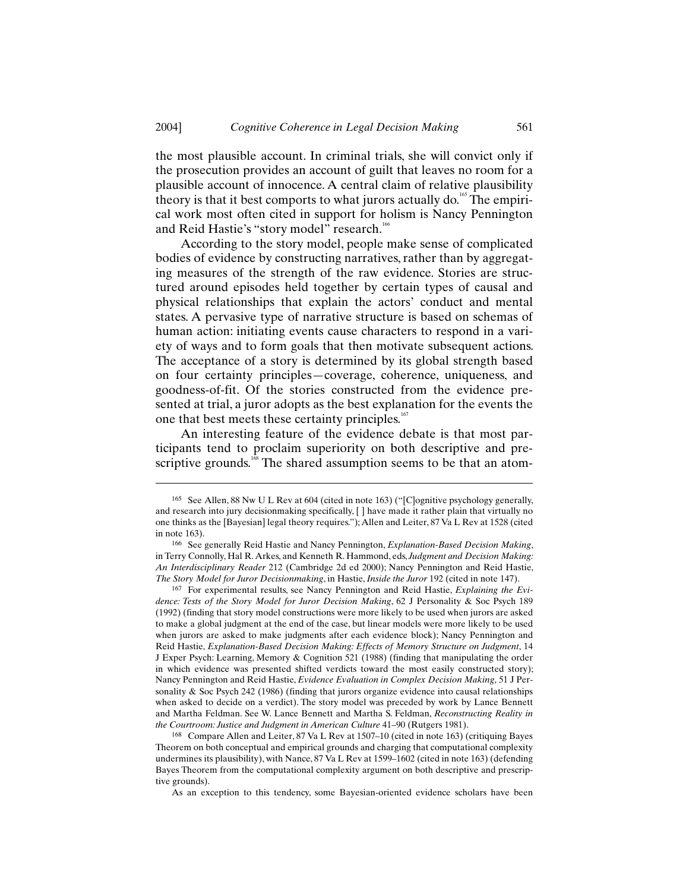the most plausible account. In criminal trials, she will convict only if the prosecution provides an account of guilt that leaves no room for a plausible account of innocence. A central claim of relative plausibility theory is that it best comports to what jurors actually do.[165] The empirical work most often cited in support for holism is Nancy Pennington and Reid Hastie's "story model" research.[166]

According to the story model, people make sense of complicated bodies of evidence by constructing narratives, rather than by aggregating measures of the strength of the raw evidence. Stories are structured around episodes held together by certain types of causal and physical relationships that explain the actors' conduct and mental states. A pervasive type of narrative structure is based on schemas of human action: initiating events cause characters to respond in a variety of ways and to form goals that then motivate subsequent actions. The acceptance of a story is determined by its global strength based on four certainty principles—coverage, coherence, uniqueness, and goodness-of-fit. Of the stories constructed from the evidence presented at trial, a juror adopts as the best explanation for the events the one that best meets these certainty principles.[167]

An interesting feature of the evidence debate is that most participants tend to proclaim superiority on both descriptive and prescriptive grounds.[168] The shared assumption seems to be that an atom-

---

[165] See Allen, 88 Nw U L Rev at 604 (cited in note 163) ("[C]ognitive psychology generally, and research into jury decisionmaking specifically, [ ] have made it rather plain that virtually no one thinks as the [Bayesian] legal theory requires."); Allen and Leiter, 87 Va L Rev at 1528 (cited in note 163).

[166] See generally Reid Hastie and Nancy Pennington, *Explanation-Based Decision Making*, in Terry Connolly, Hal R. Arkes, and Kenneth R. Hammond, eds, *Judgment and Decision Making: An Interdisciplinary Reader* 212 (Cambridge 2d ed 2000); Nancy Pennington and Reid Hastie, *The Story Model for Juror Decisionmaking*, in Hastie, *Inside the Juror* 192 (cited in note 147).

[167] For experimental results, see Nancy Pennington and Reid Hastie, *Explaining the Evidence: Tests of the Story Model for Juror Decision Making*, 62 J Personality & Soc Psych 189 (1992) (finding that story model constructions were more likely to be used when jurors are asked to make a global judgment at the end of the case, but linear models were more likely to be used when jurors are asked to make judgments after each evidence block); Nancy Pennington and Reid Hastie, *Explanation-Based Decision Making: Effects of Memory Structure on Judgment*, 14 J Exper Psych: Learning, Memory & Cognition 521 (1988) (finding that manipulating the order in which evidence was presented shifted verdicts toward the most easily constructed story); Nancy Pennington and Reid Hastie, *Evidence Evaluation in Complex Decision Making*, 51 J Personality & Soc Psych 242 (1986) (finding that jurors organize evidence into causal relationships when asked to decide on a verdict). The story model was preceded by work by Lance Bennett and Martha Feldman. See W. Lance Bennett and Martha S. Feldman, *Reconstructing Reality in the Courtroom: Justice and Judgment in American Culture* 41–90 (Rutgers 1981).

[168] Compare Allen and Leiter, 87 Va L Rev at 1507–10 (cited in note 163) (critiquing Bayes Theorem on both conceptual and empirical grounds and charging that computational complexity undermines its plausibility), with Nance, 87 Va L Rev at 1599–1602 (cited in note 163) (defending Bayes Theorem from the computational complexity argument on both descriptive and prescriptive grounds).

As an exception to this tendency, some Bayesian-oriented evidence scholars have been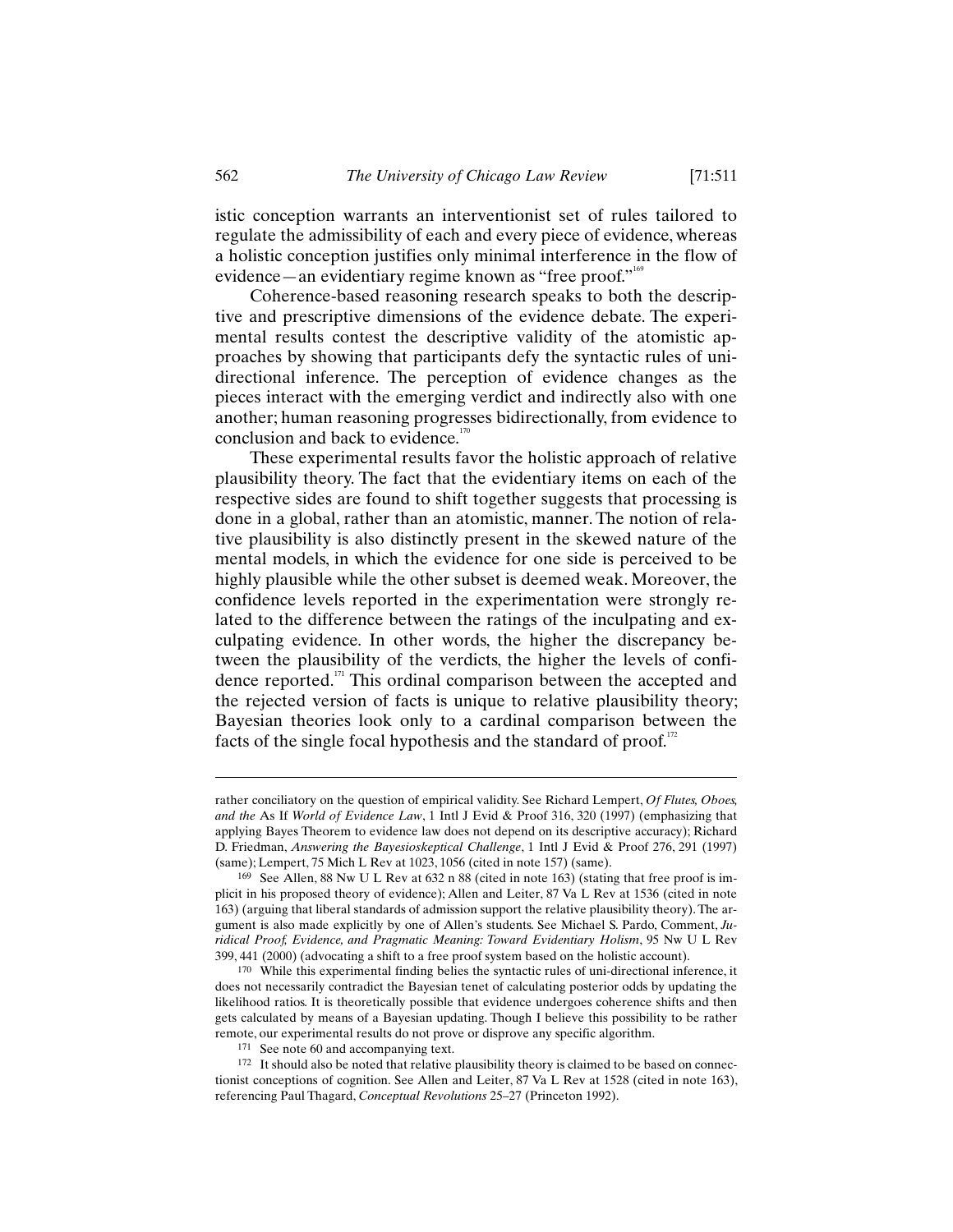istic conception warrants an interventionist set of rules tailored to regulate the admissibility of each and every piece of evidence, whereas a holistic conception justifies only minimal interference in the flow of evidence—an evidentiary regime known as "free proof."[169]

Coherence-based reasoning research speaks to both the descriptive and prescriptive dimensions of the evidence debate. The experimental results contest the descriptive validity of the atomistic approaches by showing that participants defy the syntactic rules of unidirectional inference. The perception of evidence changes as the pieces interact with the emerging verdict and indirectly also with one another; human reasoning progresses bidirectionally, from evidence to conclusion and back to evidence.[170]

These experimental results favor the holistic approach of relative plausibility theory. The fact that the evidentiary items on each of the respective sides are found to shift together suggests that processing is done in a global, rather than an atomistic, manner. The notion of relative plausibility is also distinctly present in the skewed nature of the mental models, in which the evidence for one side is perceived to be highly plausible while the other subset is deemed weak. Moreover, the confidence levels reported in the experimentation were strongly related to the difference between the ratings of the inculpating and exculpating evidence. In other words, the higher the discrepancy between the plausibility of the verdicts, the higher the levels of confidence reported.[171] This ordinal comparison between the accepted and the rejected version of facts is unique to relative plausibility theory; Bayesian theories look only to a cardinal comparison between the facts of the single focal hypothesis and the standard of proof.[172]

---

rather conciliatory on the question of empirical validity. See Richard Lempert, *Of Flutes, Oboes, and the* As If *World of Evidence Law*, 1 Intl J Evid & Proof 316, 320 (1997) (emphasizing that applying Bayes Theorem to evidence law does not depend on its descriptive accuracy); Richard D. Friedman, *Answering the Bayesioskeptical Challenge*, 1 Intl J Evid & Proof 276, 291 (1997) (same); Lempert, 75 Mich L Rev at 1023, 1056 (cited in note 157) (same).

169 See Allen, 88 Nw U L Rev at 632 n 88 (cited in note 163) (stating that free proof is implicit in his proposed theory of evidence); Allen and Leiter, 87 Va L Rev at 1536 (cited in note 163) (arguing that liberal standards of admission support the relative plausibility theory). The argument is also made explicitly by one of Allen's students. See Michael S. Pardo, Comment, *Juridical Proof, Evidence, and Pragmatic Meaning: Toward Evidentiary Holism*, 95 Nw U L Rev 399, 441 (2000) (advocating a shift to a free proof system based on the holistic account).

170 While this experimental finding belies the syntactic rules of uni-directional inference, it does not necessarily contradict the Bayesian tenet of calculating posterior odds by updating the likelihood ratios. It is theoretically possible that evidence undergoes coherence shifts and then gets calculated by means of a Bayesian updating. Though I believe this possibility to be rather remote, our experimental results do not prove or disprove any specific algorithm.

171 See note 60 and accompanying text.

172 It should also be noted that relative plausibility theory is claimed to be based on connectionist conceptions of cognition. See Allen and Leiter, 87 Va L Rev at 1528 (cited in note 163), referencing Paul Thagard, *Conceptual Revolutions* 25–27 (Princeton 1992).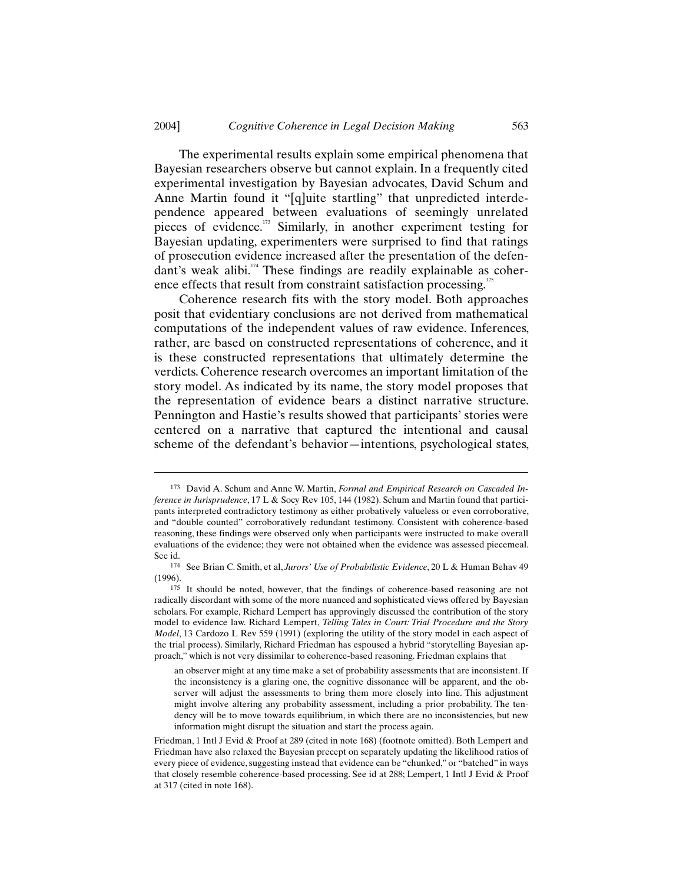The experimental results explain some empirical phenomena that Bayesian researchers observe but cannot explain. In a frequently cited experimental investigation by Bayesian advocates, David Schum and Anne Martin found it "[q]uite startling" that unpredicted interdependence appeared between evaluations of seemingly unrelated pieces of evidence.[173] Similarly, in another experiment testing for Bayesian updating, experimenters were surprised to find that ratings of prosecution evidence increased after the presentation of the defendant's weak alibi.[174] These findings are readily explainable as coherence effects that result from constraint satisfaction processing.[175]

Coherence research fits with the story model. Both approaches posit that evidentiary conclusions are not derived from mathematical computations of the independent values of raw evidence. Inferences, rather, are based on constructed representations of coherence, and it is these constructed representations that ultimately determine the verdicts. Coherence research overcomes an important limitation of the story model. As indicated by its name, the story model proposes that the representation of evidence bears a distinct narrative structure. Pennington and Hastie's results showed that participants' stories were centered on a narrative that captured the intentional and causal scheme of the defendant's behavior—intentions, psychological states,

---

[173] David A. Schum and Anne W. Martin, *Formal and Empirical Research on Cascaded Inference in Jurisprudence*, 17 L & Socy Rev 105, 144 (1982). Schum and Martin found that participants interpreted contradictory testimony as either probatively valueless or even corroborative, and "double counted" corroboratively redundant testimony. Consistent with coherence-based reasoning, these findings were observed only when participants were instructed to make overall evaluations of the evidence; they were not obtained when the evidence was assessed piecemeal. See id.

[174] See Brian C. Smith, et al, *Jurors' Use of Probabilistic Evidence*, 20 L & Human Behav 49 (1996).

[175] It should be noted, however, that the findings of coherence-based reasoning are not radically discordant with some of the more nuanced and sophisticated views offered by Bayesian scholars. For example, Richard Lempert has approvingly discussed the contribution of the story model to evidence law. Richard Lempert, *Telling Tales in Court: Trial Procedure and the Story Model*, 13 Cardozo L Rev 559 (1991) (exploring the utility of the story model in each aspect of the trial process). Similarly, Richard Friedman has espoused a hybrid "storytelling Bayesian approach," which is not very dissimilar to coherence-based reasoning. Friedman explains that

> an observer might at any time make a set of probability assessments that are inconsistent. If the inconsistency is a glaring one, the cognitive dissonance will be apparent, and the observer will adjust the assessments to bring them more closely into line. This adjustment might involve altering any probability assessment, including a prior probability. The tendency will be to move towards equilibrium, in which there are no inconsistencies, but new information might disrupt the situation and start the process again.

Friedman, 1 Intl J Evid & Proof at 289 (cited in note 168) (footnote omitted). Both Lempert and Friedman have also relaxed the Bayesian precept on separately updating the likelihood ratios of every piece of evidence, suggesting instead that evidence can be "chunked," or "batched" in ways that closely resemble coherence-based processing. See id at 288; Lempert, 1 Intl J Evid & Proof at 317 (cited in note 168).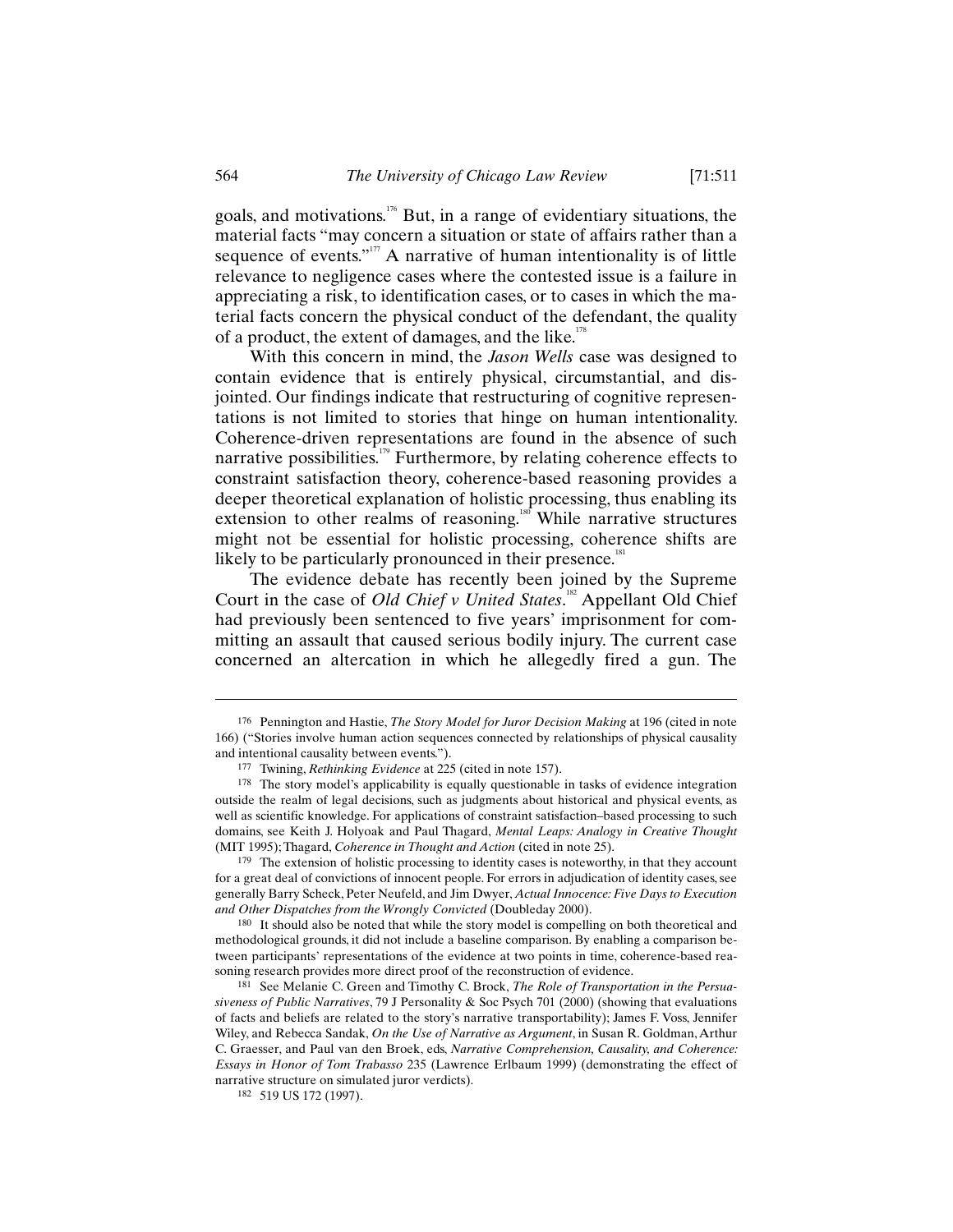goals, and motivations.[176] But, in a range of evidentiary situations, the material facts "may concern a situation or state of affairs rather than a sequence of events."[177] A narrative of human intentionality is of little relevance to negligence cases where the contested issue is a failure in appreciating a risk, to identification cases, or to cases in which the material facts concern the physical conduct of the defendant, the quality of a product, the extent of damages, and the like.[178]

With this concern in mind, the *Jason Wells* case was designed to contain evidence that is entirely physical, circumstantial, and disjointed. Our findings indicate that restructuring of cognitive representations is not limited to stories that hinge on human intentionality. Coherence-driven representations are found in the absence of such narrative possibilities.[179] Furthermore, by relating coherence effects to constraint satisfaction theory, coherence-based reasoning provides a deeper theoretical explanation of holistic processing, thus enabling its extension to other realms of reasoning.[180] While narrative structures might not be essential for holistic processing, coherence shifts are likely to be particularly pronounced in their presence.[181]

The evidence debate has recently been joined by the Supreme Court in the case of *Old Chief v United States*.[182] Appellant Old Chief had previously been sentenced to five years' imprisonment for committing an assault that caused serious bodily injury. The current case concerned an altercation in which he allegedly fired a gun. The

---

176 Pennington and Hastie, *The Story Model for Juror Decision Making* at 196 (cited in note 166) ("Stories involve human action sequences connected by relationships of physical causality and intentional causality between events.").

177 Twining, *Rethinking Evidence* at 225 (cited in note 157).

178 The story model's applicability is equally questionable in tasks of evidence integration outside the realm of legal decisions, such as judgments about historical and physical events, as well as scientific knowledge. For applications of constraint satisfaction–based processing to such domains, see Keith J. Holyoak and Paul Thagard, *Mental Leaps: Analogy in Creative Thought* (MIT 1995); Thagard, *Coherence in Thought and Action* (cited in note 25).

179 The extension of holistic processing to identity cases is noteworthy, in that they account for a great deal of convictions of innocent people. For errors in adjudication of identity cases, see generally Barry Scheck, Peter Neufeld, and Jim Dwyer, *Actual Innocence: Five Days to Execution and Other Dispatches from the Wrongly Convicted* (Doubleday 2000).

180 It should also be noted that while the story model is compelling on both theoretical and methodological grounds, it did not include a baseline comparison. By enabling a comparison between participants' representations of the evidence at two points in time, coherence-based reasoning research provides more direct proof of the reconstruction of evidence.

181 See Melanie C. Green and Timothy C. Brock, *The Role of Transportation in the Persuasiveness of Public Narratives*, 79 J Personality & Soc Psych 701 (2000) (showing that evaluations of facts and beliefs are related to the story's narrative transportability); James F. Voss, Jennifer Wiley, and Rebecca Sandak, *On the Use of Narrative as Argument*, in Susan R. Goldman, Arthur C. Graesser, and Paul van den Broek, eds, *Narrative Comprehension, Causality, and Coherence: Essays in Honor of Tom Trabasso* 235 (Lawrence Erlbaum 1999) (demonstrating the effect of narrative structure on simulated juror verdicts).

182 519 US 172 (1997).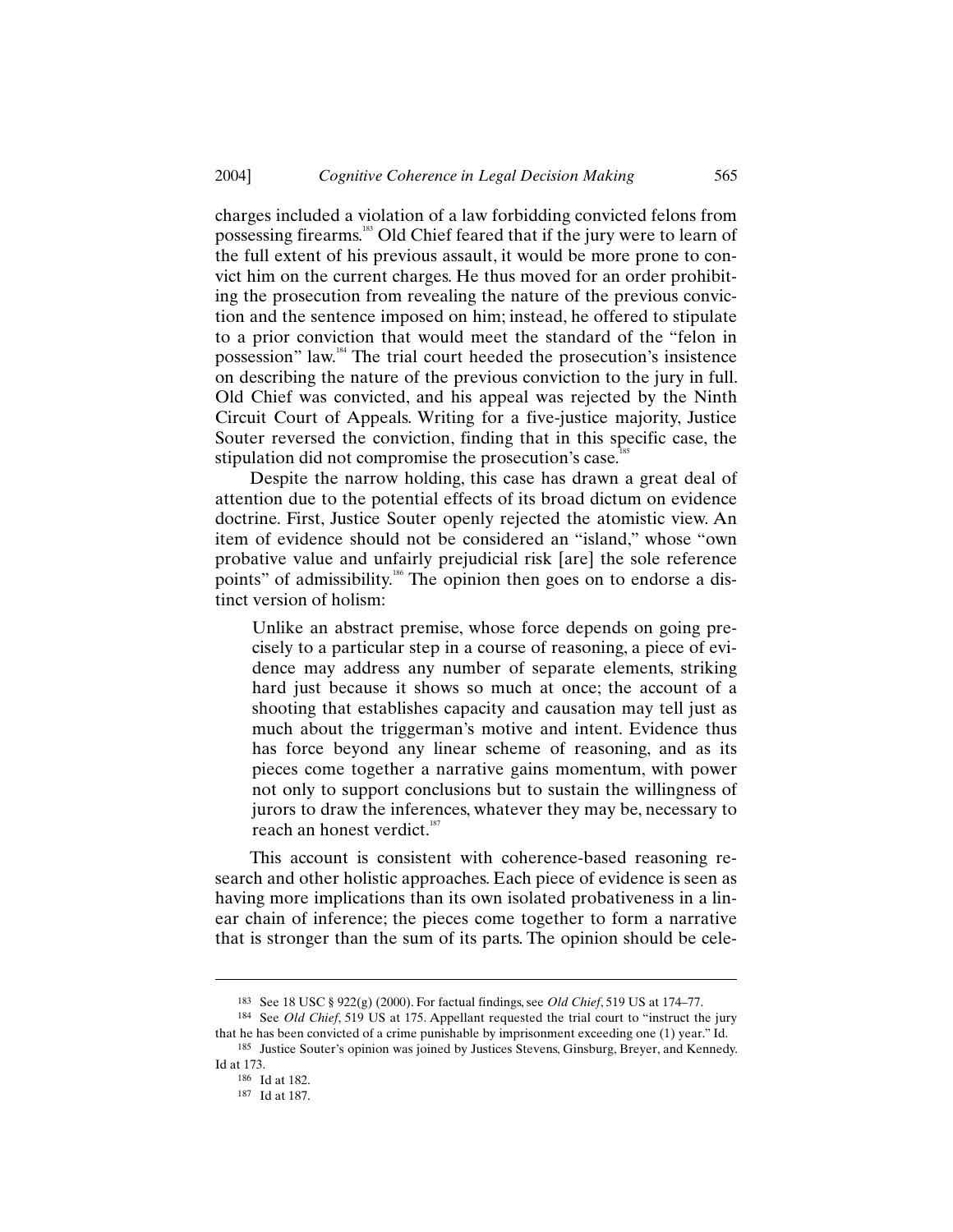charges included a violation of a law forbidding convicted felons from possessing firearms.[183] Old Chief feared that if the jury were to learn of the full extent of his previous assault, it would be more prone to convict him on the current charges. He thus moved for an order prohibiting the prosecution from revealing the nature of the previous conviction and the sentence imposed on him; instead, he offered to stipulate to a prior conviction that would meet the standard of the "felon in possession" law.[184] The trial court heeded the prosecution's insistence on describing the nature of the previous conviction to the jury in full. Old Chief was convicted, and his appeal was rejected by the Ninth Circuit Court of Appeals. Writing for a five-justice majority, Justice Souter reversed the conviction, finding that in this specific case, the stipulation did not compromise the prosecution's case.[185]

Despite the narrow holding, this case has drawn a great deal of attention due to the potential effects of its broad dictum on evidence doctrine. First, Justice Souter openly rejected the atomistic view. An item of evidence should not be considered an "island," whose "own probative value and unfairly prejudicial risk [are] the sole reference points" of admissibility.[186] The opinion then goes on to endorse a distinct version of holism:

> Unlike an abstract premise, whose force depends on going precisely to a particular step in a course of reasoning, a piece of evidence may address any number of separate elements, striking hard just because it shows so much at once; the account of a shooting that establishes capacity and causation may tell just as much about the triggerman's motive and intent. Evidence thus has force beyond any linear scheme of reasoning, and as its pieces come together a narrative gains momentum, with power not only to support conclusions but to sustain the willingness of jurors to draw the inferences, whatever they may be, necessary to reach an honest verdict.[187]

This account is consistent with coherence-based reasoning research and other holistic approaches. Each piece of evidence is seen as having more implications than its own isolated probativeness in a linear chain of inference; the pieces come together to form a narrative that is stronger than the sum of its parts. The opinion should be cele-

---

183 See 18 USC § 922(g) (2000). For factual findings, see *Old Chief*, 519 US at 174–77.

184 See *Old Chief*, 519 US at 175. Appellant requested the trial court to "instruct the jury that he has been convicted of a crime punishable by imprisonment exceeding one (1) year." Id.

185 Justice Souter's opinion was joined by Justices Stevens, Ginsburg, Breyer, and Kennedy. Id at 173.

186 Id at 182.

187 Id at 187.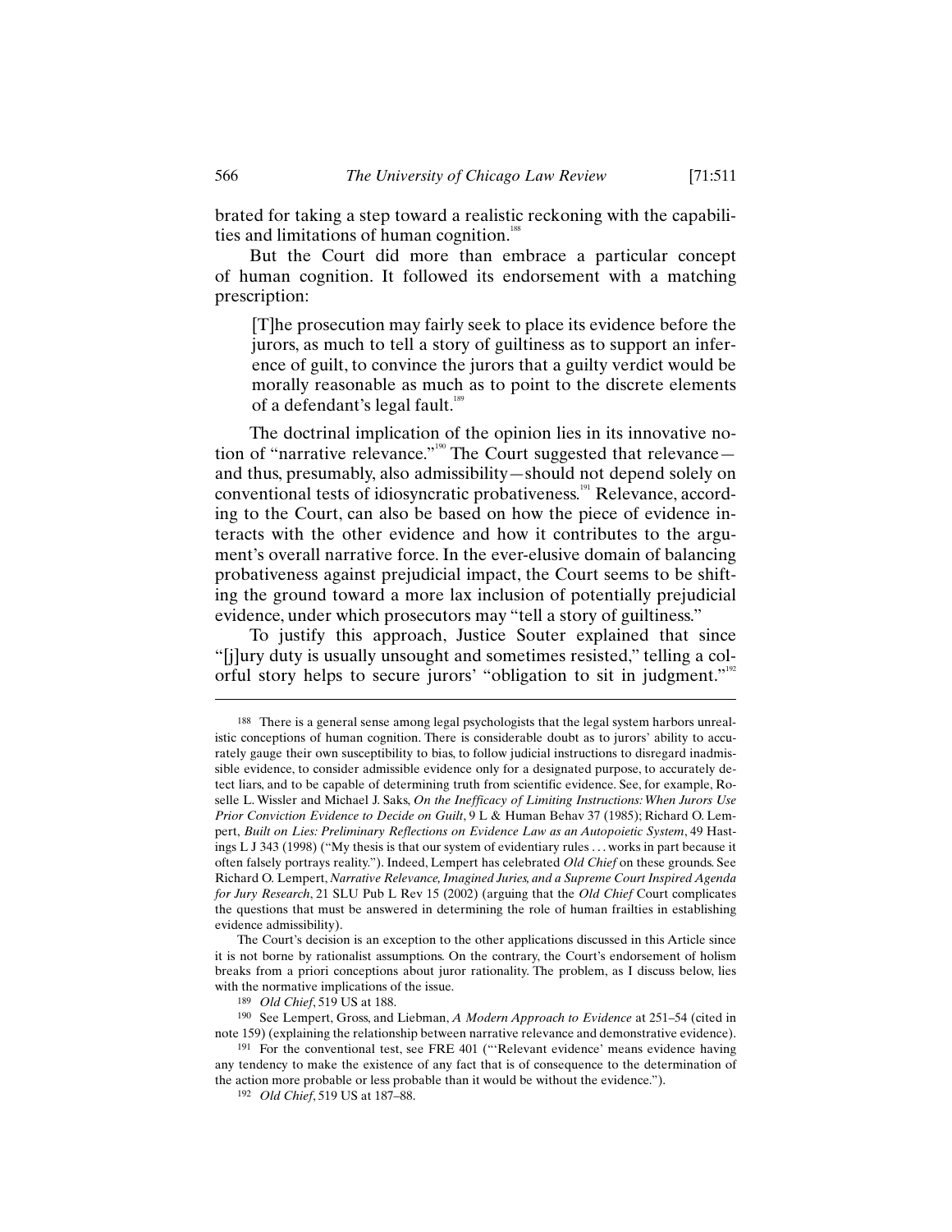brated for taking a step toward a realistic reckoning with the capabilities and limitations of human cognition.[188]

But the Court did more than embrace a particular concept of human cognition. It followed its endorsement with a matching prescription:

> [T]he prosecution may fairly seek to place its evidence before the jurors, as much to tell a story of guiltiness as to support an inference of guilt, to convince the jurors that a guilty verdict would be morally reasonable as much as to point to the discrete elements of a defendant's legal fault.[189]

The doctrinal implication of the opinion lies in its innovative notion of "narrative relevance."[190] The Court suggested that relevance—and thus, presumably, also admissibility—should not depend solely on conventional tests of idiosyncratic probativeness.[191] Relevance, according to the Court, can also be based on how the piece of evidence interacts with the other evidence and how it contributes to the argument's overall narrative force. In the ever-elusive domain of balancing probativeness against prejudicial impact, the Court seems to be shifting the ground toward a more lax inclusion of potentially prejudicial evidence, under which prosecutors may "tell a story of guiltiness."

To justify this approach, Justice Souter explained that since "[j]ury duty is usually unsought and sometimes resisted," telling a colorful story helps to secure jurors' "obligation to sit in judgment."[192]

---

[188] There is a general sense among legal psychologists that the legal system harbors unrealistic conceptions of human cognition. There is considerable doubt as to jurors' ability to accurately gauge their own susceptibility to bias, to follow judicial instructions to disregard inadmissible evidence, to consider admissible evidence only for a designated purpose, to accurately detect liars, and to be capable of determining truth from scientific evidence. See, for example, Roselle L. Wissler and Michael J. Saks, *On the Inefficacy of Limiting Instructions: When Jurors Use Prior Conviction Evidence to Decide on Guilt*, 9 L & Human Behav 37 (1985); Richard O. Lempert, *Built on Lies: Preliminary Reflections on Evidence Law as an Autopoietic System*, 49 Hastings L J 343 (1998) ("My thesis is that our system of evidentiary rules . . . works in part because it often falsely portrays reality."). Indeed, Lempert has celebrated *Old Chief* on these grounds. See Richard O. Lempert, *Narrative Relevance, Imagined Juries, and a Supreme Court Inspired Agenda for Jury Research*, 21 SLU Pub L Rev 15 (2002) (arguing that the *Old Chief* Court complicates the questions that must be answered in determining the role of human frailties in establishing evidence admissibility).

The Court's decision is an exception to the other applications discussed in this Article since it is not borne by rationalist assumptions. On the contrary, the Court's endorsement of holism breaks from a priori conceptions about juror rationality. The problem, as I discuss below, lies with the normative implications of the issue.

[189] *Old Chief*, 519 US at 188.

[190] See Lempert, Gross, and Liebman, *A Modern Approach to Evidence* at 251–54 (cited in note 159) (explaining the relationship between narrative relevance and demonstrative evidence).

[191] For the conventional test, see FRE 401 ("'Relevant evidence' means evidence having any tendency to make the existence of any fact that is of consequence to the determination of the action more probable or less probable than it would be without the evidence.").

[192] *Old Chief*, 519 US at 187–88.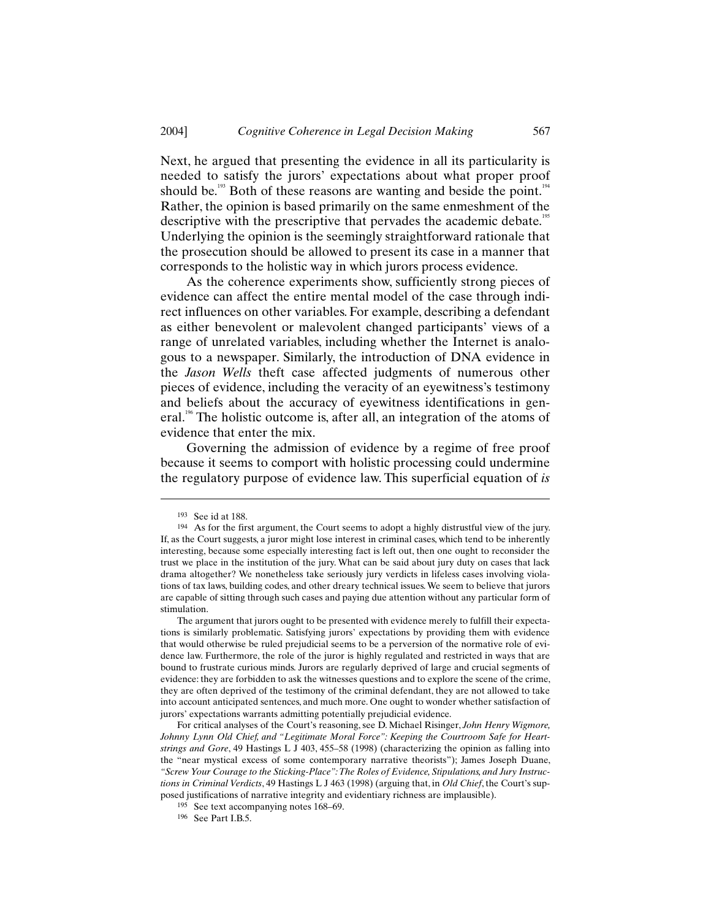Next, he argued that presenting the evidence in all its particularity is needed to satisfy the jurors' expectations about what proper proof should be.[193] Both of these reasons are wanting and beside the point.[194] Rather, the opinion is based primarily on the same enmeshment of the descriptive with the prescriptive that pervades the academic debate.[195] Underlying the opinion is the seemingly straightforward rationale that the prosecution should be allowed to present its case in a manner that corresponds to the holistic way in which jurors process evidence.

As the coherence experiments show, sufficiently strong pieces of evidence can affect the entire mental model of the case through indirect influences on other variables. For example, describing a defendant as either benevolent or malevolent changed participants' views of a range of unrelated variables, including whether the Internet is analogous to a newspaper. Similarly, the introduction of DNA evidence in the *Jason Wells* theft case affected judgments of numerous other pieces of evidence, including the veracity of an eyewitness's testimony and beliefs about the accuracy of eyewitness identifications in general.[196] The holistic outcome is, after all, an integration of the atoms of evidence that enter the mix.

Governing the admission of evidence by a regime of free proof because it seems to comport with holistic processing could undermine the regulatory purpose of evidence law. This superficial equation of *is*

---

[193] See id at 188.

[194] As for the first argument, the Court seems to adopt a highly distrustful view of the jury. If, as the Court suggests, a juror might lose interest in criminal cases, which tend to be inherently interesting, because some especially interesting fact is left out, then one ought to reconsider the trust we place in the institution of the jury. What can be said about jury duty on cases that lack drama altogether? We nonetheless take seriously jury verdicts in lifeless cases involving violations of tax laws, building codes, and other dreary technical issues. We seem to believe that jurors are capable of sitting through such cases and paying due attention without any particular form of stimulation.

The argument that jurors ought to be presented with evidence merely to fulfill their expectations is similarly problematic. Satisfying jurors' expectations by providing them with evidence that would otherwise be ruled prejudicial seems to be a perversion of the normative role of evidence law. Furthermore, the role of the juror is highly regulated and restricted in ways that are bound to frustrate curious minds. Jurors are regularly deprived of large and crucial segments of evidence: they are forbidden to ask the witnesses questions and to explore the scene of the crime, they are often deprived of the testimony of the criminal defendant, they are not allowed to take into account anticipated sentences, and much more. One ought to wonder whether satisfaction of jurors' expectations warrants admitting potentially prejudicial evidence.

For critical analyses of the Court's reasoning, see D. Michael Risinger, *John Henry Wigmore, Johnny Lynn Old Chief, and "Legitimate Moral Force": Keeping the Courtroom Safe for Heartstrings and Gore*, 49 Hastings L J 403, 455–58 (1998) (characterizing the opinion as falling into the "near mystical excess of some contemporary narrative theorists"); James Joseph Duane, *"Screw Your Courage to the Sticking-Place": The Roles of Evidence, Stipulations, and Jury Instructions in Criminal Verdicts*, 49 Hastings L J 463 (1998) (arguing that, in *Old Chief*, the Court's supposed justifications of narrative integrity and evidentiary richness are implausible).

[195] See text accompanying notes 168–69.

[196] See Part I.B.5.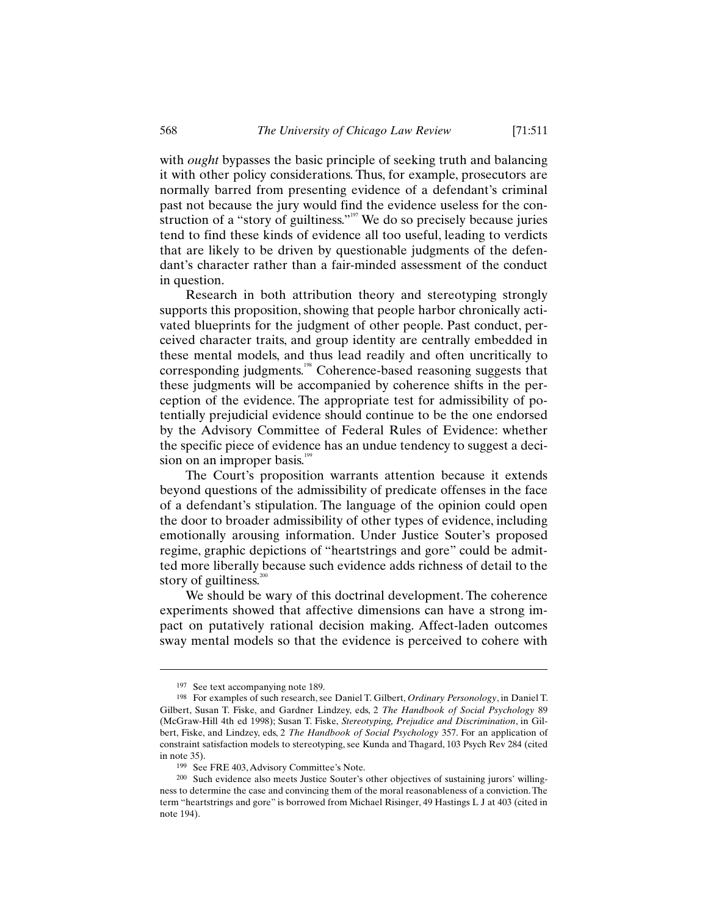with *ought* bypasses the basic principle of seeking truth and balancing it with other policy considerations. Thus, for example, prosecutors are normally barred from presenting evidence of a defendant's criminal past not because the jury would find the evidence useless for the construction of a "story of guiltiness."[197] We do so precisely because juries tend to find these kinds of evidence all too useful, leading to verdicts that are likely to be driven by questionable judgments of the defendant's character rather than a fair-minded assessment of the conduct in question.

Research in both attribution theory and stereotyping strongly supports this proposition, showing that people harbor chronically activated blueprints for the judgment of other people. Past conduct, perceived character traits, and group identity are centrally embedded in these mental models, and thus lead readily and often uncritically to corresponding judgments.[198] Coherence-based reasoning suggests that these judgments will be accompanied by coherence shifts in the perception of the evidence. The appropriate test for admissibility of potentially prejudicial evidence should continue to be the one endorsed by the Advisory Committee of Federal Rules of Evidence: whether the specific piece of evidence has an undue tendency to suggest a decision on an improper basis.[199]

The Court's proposition warrants attention because it extends beyond questions of the admissibility of predicate offenses in the face of a defendant's stipulation. The language of the opinion could open the door to broader admissibility of other types of evidence, including emotionally arousing information. Under Justice Souter's proposed regime, graphic depictions of "heartstrings and gore" could be admitted more liberally because such evidence adds richness of detail to the story of guiltiness.[200]

We should be wary of this doctrinal development. The coherence experiments showed that affective dimensions can have a strong impact on putatively rational decision making. Affect-laden outcomes sway mental models so that the evidence is perceived to cohere with

---

[197] See text accompanying note 189.

[198] For examples of such research, see Daniel T. Gilbert, *Ordinary Personology*, in Daniel T. Gilbert, Susan T. Fiske, and Gardner Lindzey, eds, 2 *The Handbook of Social Psychology* 89 (McGraw-Hill 4th ed 1998); Susan T. Fiske, *Stereotyping, Prejudice and Discrimination*, in Gilbert, Fiske, and Lindzey, eds, 2 *The Handbook of Social Psychology* 357. For an application of constraint satisfaction models to stereotyping, see Kunda and Thagard, 103 Psych Rev 284 (cited in note 35).

[199] See FRE 403, Advisory Committee's Note.

[200] Such evidence also meets Justice Souter's other objectives of sustaining jurors' willingness to determine the case and convincing them of the moral reasonableness of a conviction. The term "heartstrings and gore" is borrowed from Michael Risinger, 49 Hastings L J at 403 (cited in note 194).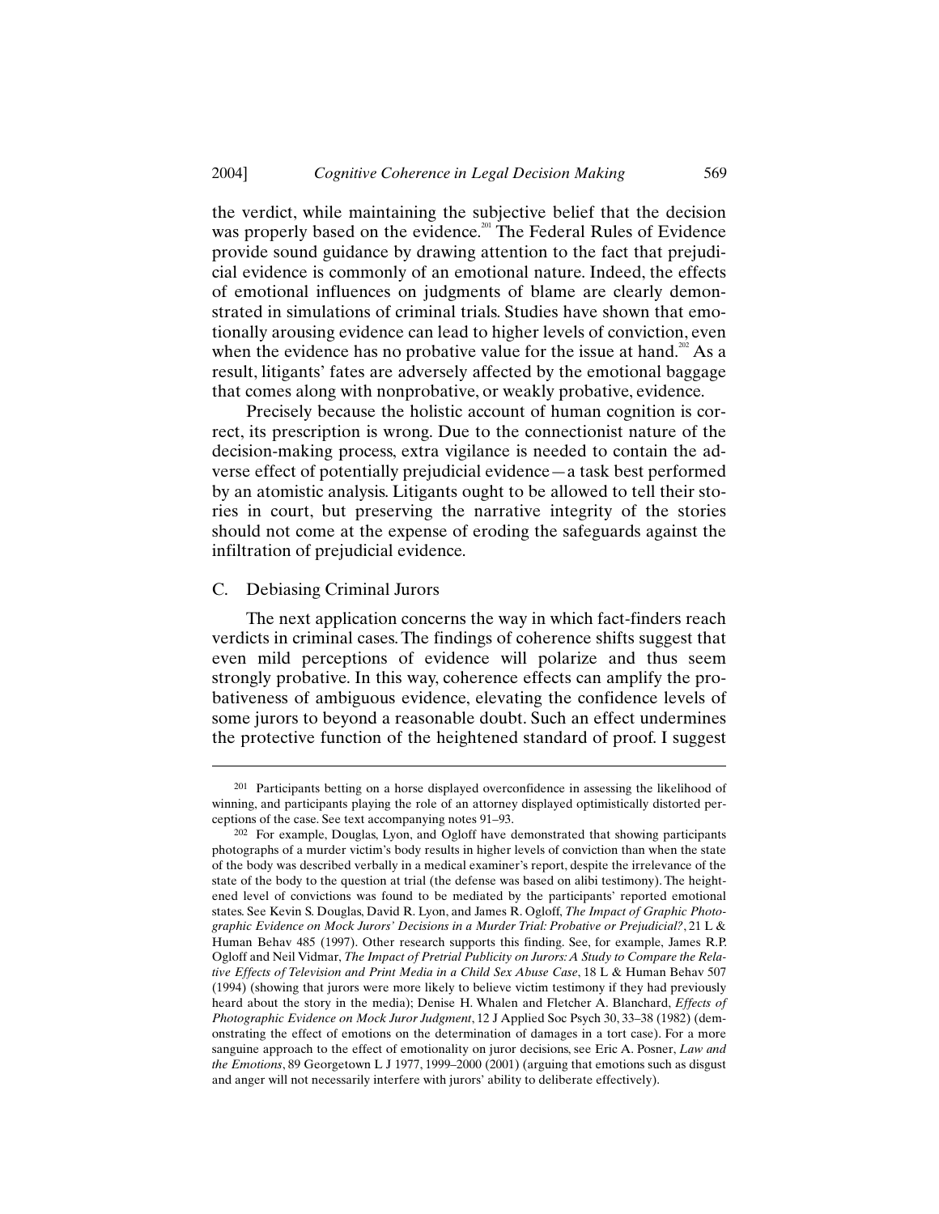the verdict, while maintaining the subjective belief that the decision was properly based on the evidence.[201] The Federal Rules of Evidence provide sound guidance by drawing attention to the fact that prejudicial evidence is commonly of an emotional nature. Indeed, the effects of emotional influences on judgments of blame are clearly demonstrated in simulations of criminal trials. Studies have shown that emotionally arousing evidence can lead to higher levels of conviction, even when the evidence has no probative value for the issue at hand.[202] As a result, litigants' fates are adversely affected by the emotional baggage that comes along with nonprobative, or weakly probative, evidence.

Precisely because the holistic account of human cognition is correct, its prescription is wrong. Due to the connectionist nature of the decision-making process, extra vigilance is needed to contain the adverse effect of potentially prejudicial evidence—a task best performed by an atomistic analysis. Litigants ought to be allowed to tell their stories in court, but preserving the narrative integrity of the stories should not come at the expense of eroding the safeguards against the infiltration of prejudicial evidence.

### C. Debiasing Criminal Jurors

The next application concerns the way in which fact-finders reach verdicts in criminal cases. The findings of coherence shifts suggest that even mild perceptions of evidence will polarize and thus seem strongly probative. In this way, coherence effects can amplify the probativeness of ambiguous evidence, elevating the confidence levels of some jurors to beyond a reasonable doubt. Such an effect undermines the protective function of the heightened standard of proof. I suggest

---

[201] Participants betting on a horse displayed overconfidence in assessing the likelihood of winning, and participants playing the role of an attorney displayed optimistically distorted perceptions of the case. See text accompanying notes 91–93.

[202] For example, Douglas, Lyon, and Ogloff have demonstrated that showing participants photographs of a murder victim's body results in higher levels of conviction than when the state of the body was described verbally in a medical examiner's report, despite the irrelevance of the state of the body to the question at trial (the defense was based on alibi testimony). The heightened level of convictions was found to be mediated by the participants' reported emotional states. See Kevin S. Douglas, David R. Lyon, and James R. Ogloff, *The Impact of Graphic Photographic Evidence on Mock Jurors' Decisions in a Murder Trial: Probative or Prejudicial?*, 21 L & Human Behav 485 (1997). Other research supports this finding. See, for example, James R.P. Ogloff and Neil Vidmar, *The Impact of Pretrial Publicity on Jurors: A Study to Compare the Relative Effects of Television and Print Media in a Child Sex Abuse Case*, 18 L & Human Behav 507 (1994) (showing that jurors were more likely to believe victim testimony if they had previously heard about the story in the media); Denise H. Whalen and Fletcher A. Blanchard, *Effects of Photographic Evidence on Mock Juror Judgment*, 12 J Applied Soc Psych 30, 33–38 (1982) (demonstrating the effect of emotions on the determination of damages in a tort case). For a more sanguine approach to the effect of emotionality on juror decisions, see Eric A. Posner, *Law and the Emotions*, 89 Georgetown L J 1977, 1999–2000 (2001) (arguing that emotions such as disgust and anger will not necessarily interfere with jurors' ability to deliberate effectively).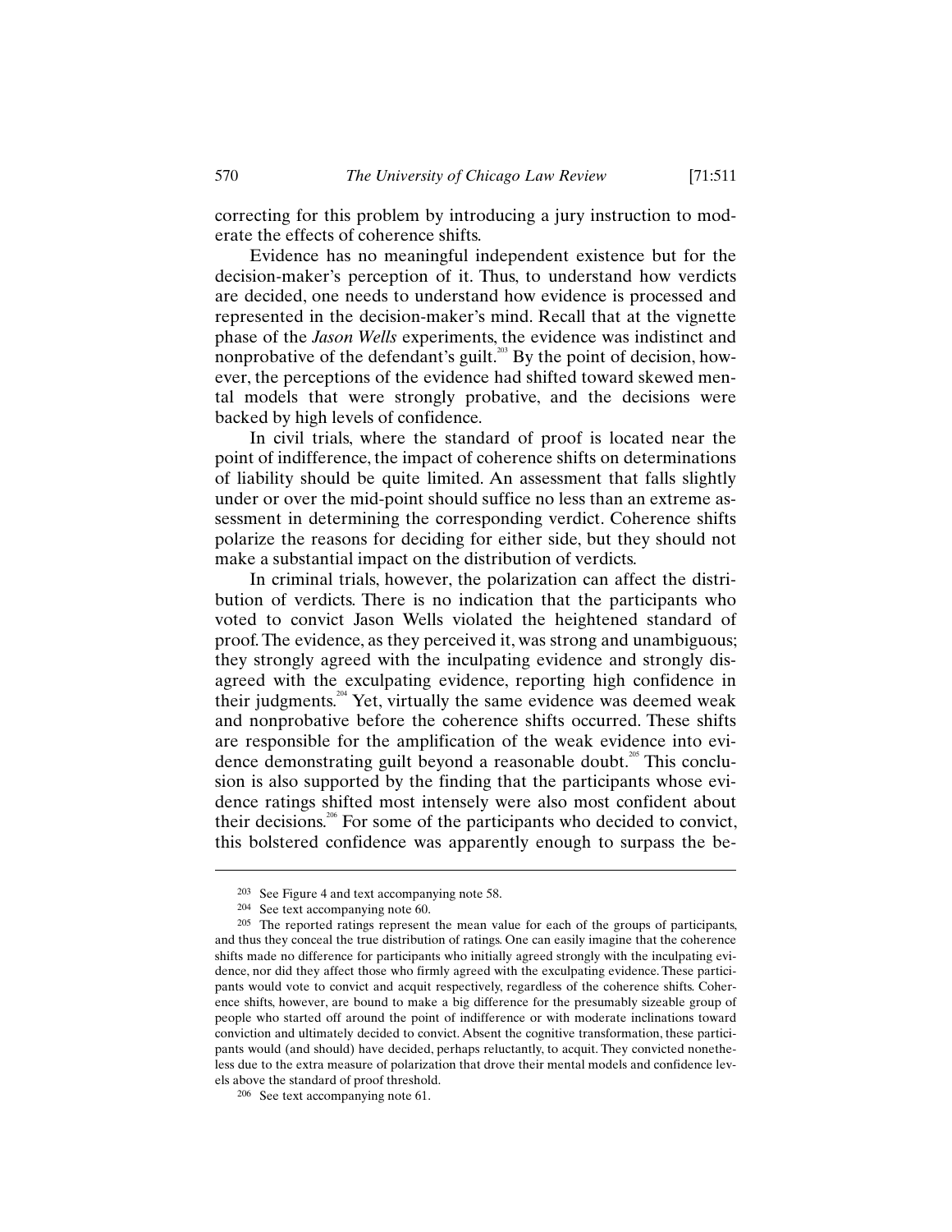correcting for this problem by introducing a jury instruction to moderate the effects of coherence shifts.

Evidence has no meaningful independent existence but for the decision-maker's perception of it. Thus, to understand how verdicts are decided, one needs to understand how evidence is processed and represented in the decision-maker's mind. Recall that at the vignette phase of the *Jason Wells* experiments, the evidence was indistinct and nonprobative of the defendant's guilt.[203] By the point of decision, however, the perceptions of the evidence had shifted toward skewed mental models that were strongly probative, and the decisions were backed by high levels of confidence.

In civil trials, where the standard of proof is located near the point of indifference, the impact of coherence shifts on determinations of liability should be quite limited. An assessment that falls slightly under or over the mid-point should suffice no less than an extreme assessment in determining the corresponding verdict. Coherence shifts polarize the reasons for deciding for either side, but they should not make a substantial impact on the distribution of verdicts.

In criminal trials, however, the polarization can affect the distribution of verdicts. There is no indication that the participants who voted to convict Jason Wells violated the heightened standard of proof. The evidence, as they perceived it, was strong and unambiguous; they strongly agreed with the inculpating evidence and strongly disagreed with the exculpating evidence, reporting high confidence in their judgments.[204] Yet, virtually the same evidence was deemed weak and nonprobative before the coherence shifts occurred. These shifts are responsible for the amplification of the weak evidence into evidence demonstrating guilt beyond a reasonable doubt.[205] This conclusion is also supported by the finding that the participants whose evidence ratings shifted most intensely were also most confident about their decisions.[206] For some of the participants who decided to convict, this bolstered confidence was apparently enough to surpass the be-

---

[203] See Figure 4 and text accompanying note 58.

[204] See text accompanying note 60.

[205] The reported ratings represent the mean value for each of the groups of participants, and thus they conceal the true distribution of ratings. One can easily imagine that the coherence shifts made no difference for participants who initially agreed strongly with the inculpating evidence, nor did they affect those who firmly agreed with the exculpating evidence. These participants would vote to convict and acquit respectively, regardless of the coherence shifts. Coherence shifts, however, are bound to make a big difference for the presumably sizeable group of people who started off around the point of indifference or with moderate inclinations toward conviction and ultimately decided to convict. Absent the cognitive transformation, these participants would (and should) have decided, perhaps reluctantly, to acquit. They convicted nonetheless due to the extra measure of polarization that drove their mental models and confidence levels above the standard of proof threshold.

[206] See text accompanying note 61.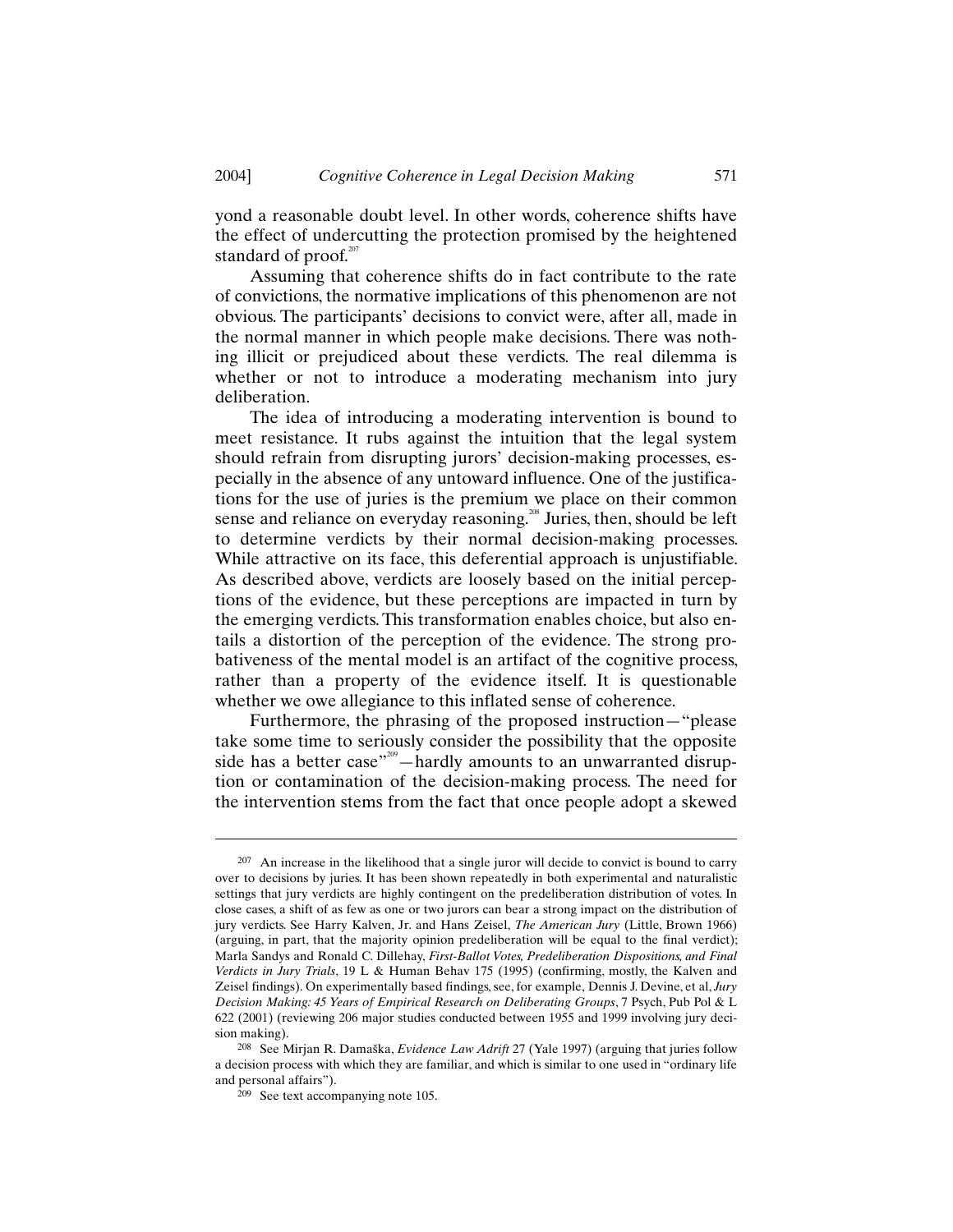yond a reasonable doubt level. In other words, coherence shifts have the effect of undercutting the protection promised by the heightened standard of proof.[207]

Assuming that coherence shifts do in fact contribute to the rate of convictions, the normative implications of this phenomenon are not obvious. The participants' decisions to convict were, after all, made in the normal manner in which people make decisions. There was nothing illicit or prejudiced about these verdicts. The real dilemma is whether or not to introduce a moderating mechanism into jury deliberation.

The idea of introducing a moderating intervention is bound to meet resistance. It rubs against the intuition that the legal system should refrain from disrupting jurors' decision-making processes, especially in the absence of any untoward influence. One of the justifications for the use of juries is the premium we place on their common sense and reliance on everyday reasoning.[208] Juries, then, should be left to determine verdicts by their normal decision-making processes. While attractive on its face, this deferential approach is unjustifiable. As described above, verdicts are loosely based on the initial perceptions of the evidence, but these perceptions are impacted in turn by the emerging verdicts. This transformation enables choice, but also entails a distortion of the perception of the evidence. The strong probativeness of the mental model is an artifact of the cognitive process, rather than a property of the evidence itself. It is questionable whether we owe allegiance to this inflated sense of coherence.

Furthermore, the phrasing of the proposed instruction—"please take some time to seriously consider the possibility that the opposite side has a better case"[209]—hardly amounts to an unwarranted disruption or contamination of the decision-making process. The need for the intervention stems from the fact that once people adopt a skewed

---

[207] An increase in the likelihood that a single juror will decide to convict is bound to carry over to decisions by juries. It has been shown repeatedly in both experimental and naturalistic settings that jury verdicts are highly contingent on the predeliberation distribution of votes. In close cases, a shift of as few as one or two jurors can bear a strong impact on the distribution of jury verdicts. See Harry Kalven, Jr. and Hans Zeisel, *The American Jury* (Little, Brown 1966) (arguing, in part, that the majority opinion predeliberation will be equal to the final verdict); Marla Sandys and Ronald C. Dillehay, *First-Ballot Votes, Predeliberation Dispositions, and Final Verdicts in Jury Trials*, 19 L & Human Behav 175 (1995) (confirming, mostly, the Kalven and Zeisel findings). On experimentally based findings, see, for example, Dennis J. Devine, et al, *Jury Decision Making: 45 Years of Empirical Research on Deliberating Groups*, 7 Psych, Pub Pol & L 622 (2001) (reviewing 206 major studies conducted between 1955 and 1999 involving jury decision making).

[208] See Mirjan R. Damaška, *Evidence Law Adrift* 27 (Yale 1997) (arguing that juries follow a decision process with which they are familiar, and which is similar to one used in "ordinary life and personal affairs").

[209] See text accompanying note 105.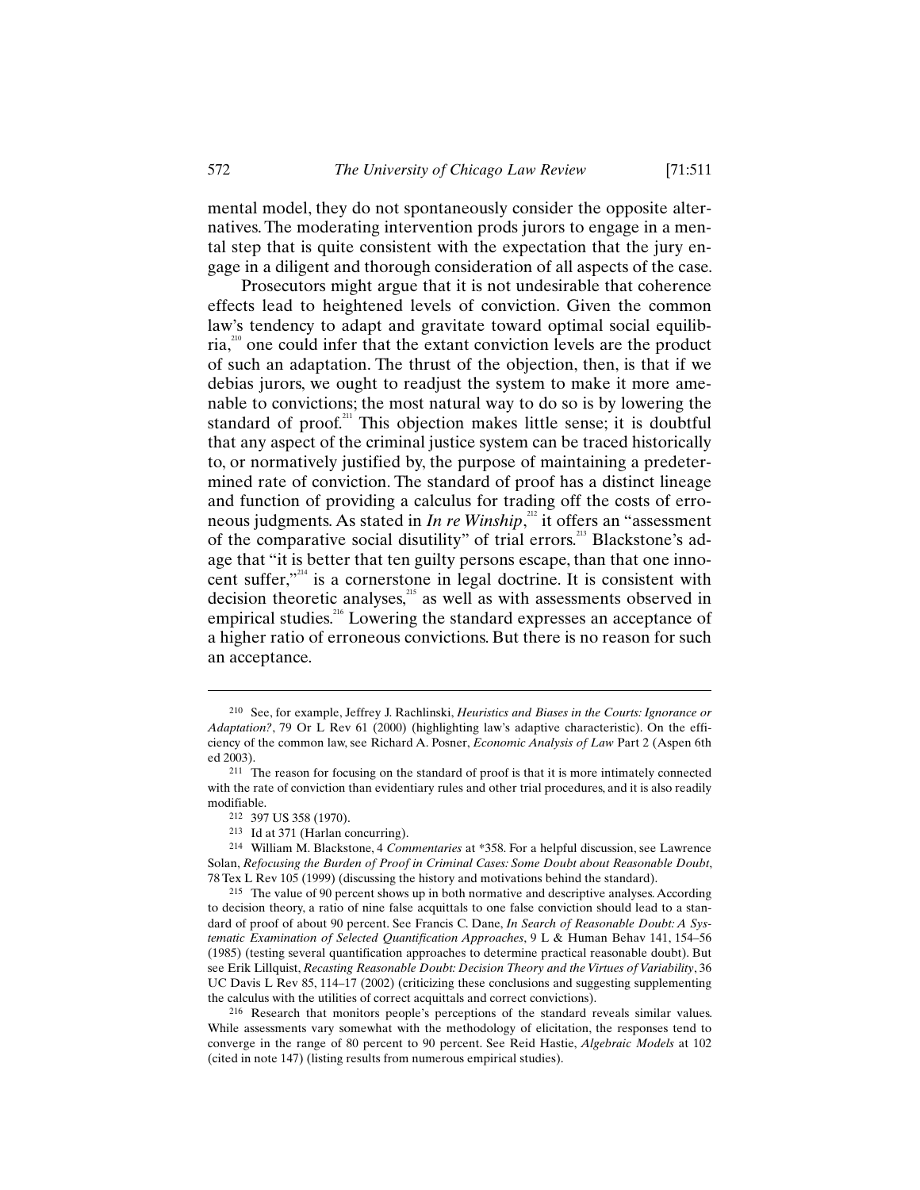mental model, they do not spontaneously consider the opposite alternatives. The moderating intervention prods jurors to engage in a mental step that is quite consistent with the expectation that the jury engage in a diligent and thorough consideration of all aspects of the case.

Prosecutors might argue that it is not undesirable that coherence effects lead to heightened levels of conviction. Given the common law's tendency to adapt and gravitate toward optimal social equilibria,[210] one could infer that the extant conviction levels are the product of such an adaptation. The thrust of the objection, then, is that if we debias jurors, we ought to readjust the system to make it more amenable to convictions; the most natural way to do so is by lowering the standard of proof.[211] This objection makes little sense; it is doubtful that any aspect of the criminal justice system can be traced historically to, or normatively justified by, the purpose of maintaining a predetermined rate of conviction. The standard of proof has a distinct lineage and function of providing a calculus for trading off the costs of erroneous judgments. As stated in *In re Winship*,[212] it offers an "assessment of the comparative social disutility" of trial errors.[213] Blackstone's adage that "it is better that ten guilty persons escape, than that one innocent suffer,"[214] is a cornerstone in legal doctrine. It is consistent with decision theoretic analyses,[215] as well as with assessments observed in empirical studies.[216] Lowering the standard expresses an acceptance of a higher ratio of erroneous convictions. But there is no reason for such an acceptance.

---

210 See, for example, Jeffrey J. Rachlinski, *Heuristics and Biases in the Courts: Ignorance or Adaptation?*, 79 Or L Rev 61 (2000) (highlighting law's adaptive characteristic). On the efficiency of the common law, see Richard A. Posner, *Economic Analysis of Law* Part 2 (Aspen 6th ed 2003).

211 The reason for focusing on the standard of proof is that it is more intimately connected with the rate of conviction than evidentiary rules and other trial procedures, and it is also readily modifiable.

212 397 US 358 (1970).

213 Id at 371 (Harlan concurring).

214 William M. Blackstone, 4 *Commentaries* at *358. For a helpful discussion, see Lawrence Solan, *Refocusing the Burden of Proof in Criminal Cases: Some Doubt about Reasonable Doubt*, 78 Tex L Rev 105 (1999) (discussing the history and motivations behind the standard).

215 The value of 90 percent shows up in both normative and descriptive analyses. According to decision theory, a ratio of nine false acquittals to one false conviction should lead to a standard of proof of about 90 percent. See Francis C. Dane, *In Search of Reasonable Doubt: A Systematic Examination of Selected Quantification Approaches*, 9 L & Human Behav 141, 154–56 (1985) (testing several quantification approaches to determine practical reasonable doubt). But see Erik Lillquist, *Recasting Reasonable Doubt: Decision Theory and the Virtues of Variability*, 36 UC Davis L Rev 85, 114–17 (2002) (criticizing these conclusions and suggesting supplementing the calculus with the utilities of correct acquittals and correct convictions).

216 Research that monitors people's perceptions of the standard reveals similar values. While assessments vary somewhat with the methodology of elicitation, the responses tend to converge in the range of 80 percent to 90 percent. See Reid Hastie, *Algebraic Models* at 102 (cited in note 147) (listing results from numerous empirical studies).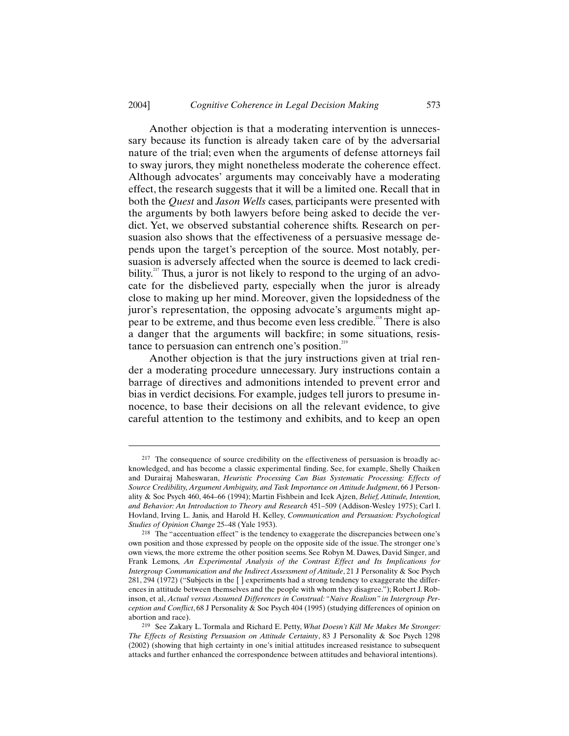Another objection is that a moderating intervention is unnecessary because its function is already taken care of by the adversarial nature of the trial; even when the arguments of defense attorneys fail to sway jurors, they might nonetheless moderate the coherence effect. Although advocates' arguments may conceivably have a moderating effect, the research suggests that it will be a limited one. Recall that in both the *Quest* and *Jason Wells* cases, participants were presented with the arguments by both lawyers before being asked to decide the verdict. Yet, we observed substantial coherence shifts. Research on persuasion also shows that the effectiveness of a persuasive message depends upon the target's perception of the source. Most notably, persuasion is adversely affected when the source is deemed to lack credibility.[217] Thus, a juror is not likely to respond to the urging of an advocate for the disbelieved party, especially when the juror is already close to making up her mind. Moreover, given the lopsidedness of the juror's representation, the opposing advocate's arguments might appear to be extreme, and thus become even less credible.[218] There is also a danger that the arguments will backfire; in some situations, resistance to persuasion can entrench one's position.[219]

Another objection is that the jury instructions given at trial render a moderating procedure unnecessary. Jury instructions contain a barrage of directives and admonitions intended to prevent error and bias in verdict decisions. For example, judges tell jurors to presume innocence, to base their decisions on all the relevant evidence, to give careful attention to the testimony and exhibits, and to keep an open

---

[217] The consequence of source credibility on the effectiveness of persuasion is broadly acknowledged, and has become a classic experimental finding. See, for example, Shelly Chaiken and Durairaj Maheswaran, *Heuristic Processing Can Bias Systematic Processing: Effects of Source Credibility, Argument Ambiguity, and Task Importance on Attitude Judgment*, 66 J Personality & Soc Psych 460, 464–66 (1994); Martin Fishbein and Icek Ajzen, *Belief, Attitude, Intention, and Behavior: An Introduction to Theory and Research* 451–509 (Addison-Wesley 1975); Carl I. Hovland, Irving L. Janis, and Harold H. Kelley, *Communication and Persuasion: Psychological Studies of Opinion Change* 25–48 (Yale 1953).

[218] The "accentuation effect" is the tendency to exaggerate the discrepancies between one's own position and those expressed by people on the opposite side of the issue. The stronger one's own views, the more extreme the other position seems. See Robyn M. Dawes, David Singer, and Frank Lemons, *An Experimental Analysis of the Contrast Effect and Its Implications for Intergroup Communication and the Indirect Assessment of Attitude*, 21 J Personality & Soc Psych 281, 294 (1972) ("Subjects in the [ ] experiments had a strong tendency to exaggerate the differences in attitude between themselves and the people with whom they disagree."); Robert J. Robinson, et al, *Actual versus Assumed Differences in Construal: "Naive Realism" in Intergroup Perception and Conflict*, 68 J Personality & Soc Psych 404 (1995) (studying differences of opinion on abortion and race).

[219] See Zakary L. Tormala and Richard E. Petty, *What Doesn't Kill Me Makes Me Stronger: The Effects of Resisting Persuasion on Attitude Certainty*, 83 J Personality & Soc Psych 1298 (2002) (showing that high certainty in one's initial attitudes increased resistance to subsequent attacks and further enhanced the correspondence between attitudes and behavioral intentions).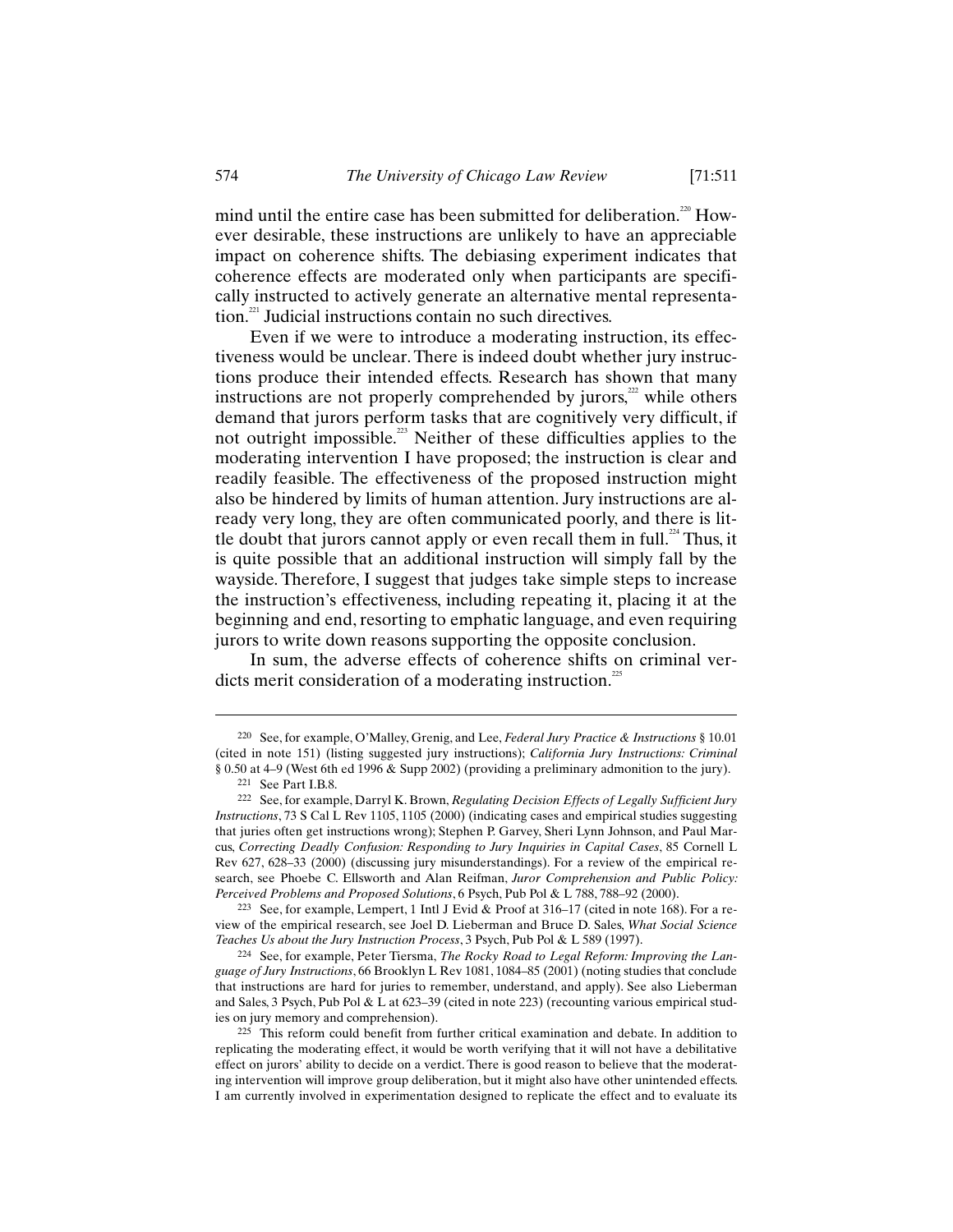mind until the entire case has been submitted for deliberation.[220] However desirable, these instructions are unlikely to have an appreciable impact on coherence shifts. The debiasing experiment indicates that coherence effects are moderated only when participants are specifically instructed to actively generate an alternative mental representation.[221] Judicial instructions contain no such directives.

Even if we were to introduce a moderating instruction, its effectiveness would be unclear. There is indeed doubt whether jury instructions produce their intended effects. Research has shown that many instructions are not properly comprehended by jurors,[222] while others demand that jurors perform tasks that are cognitively very difficult, if not outright impossible.[223] Neither of these difficulties applies to the moderating intervention I have proposed; the instruction is clear and readily feasible. The effectiveness of the proposed instruction might also be hindered by limits of human attention. Jury instructions are already very long, they are often communicated poorly, and there is little doubt that jurors cannot apply or even recall them in full.[224] Thus, it is quite possible that an additional instruction will simply fall by the wayside. Therefore, I suggest that judges take simple steps to increase the instruction's effectiveness, including repeating it, placing it at the beginning and end, resorting to emphatic language, and even requiring jurors to write down reasons supporting the opposite conclusion.

In sum, the adverse effects of coherence shifts on criminal verdicts merit consideration of a moderating instruction.[225]

---

220 See, for example, O'Malley, Grenig, and Lee, *Federal Jury Practice & Instructions* § 10.01 (cited in note 151) (listing suggested jury instructions); *California Jury Instructions: Criminal* § 0.50 at 4–9 (West 6th ed 1996 & Supp 2002) (providing a preliminary admonition to the jury).

221 See Part I.B.8.

222 See, for example, Darryl K. Brown, *Regulating Decision Effects of Legally Sufficient Jury Instructions*, 73 S Cal L Rev 1105, 1105 (2000) (indicating cases and empirical studies suggesting that juries often get instructions wrong); Stephen P. Garvey, Sheri Lynn Johnson, and Paul Marcus, *Correcting Deadly Confusion: Responding to Jury Inquiries in Capital Cases*, 85 Cornell L Rev 627, 628–33 (2000) (discussing jury misunderstandings). For a review of the empirical research, see Phoebe C. Ellsworth and Alan Reifman, *Juror Comprehension and Public Policy: Perceived Problems and Proposed Solutions*, 6 Psych, Pub Pol & L 788, 788–92 (2000).

223 See, for example, Lempert, 1 Intl J Evid & Proof at 316–17 (cited in note 168). For a review of the empirical research, see Joel D. Lieberman and Bruce D. Sales, *What Social Science Teaches Us about the Jury Instruction Process*, 3 Psych, Pub Pol & L 589 (1997).

224 See, for example, Peter Tiersma, *The Rocky Road to Legal Reform: Improving the Language of Jury Instructions*, 66 Brooklyn L Rev 1081, 1084–85 (2001) (noting studies that conclude that instructions are hard for juries to remember, understand, and apply). See also Lieberman and Sales, 3 Psych, Pub Pol & L at 623–39 (cited in note 223) (recounting various empirical studies on jury memory and comprehension).

225 This reform could benefit from further critical examination and debate. In addition to replicating the moderating effect, it would be worth verifying that it will not have a debilitative effect on jurors' ability to decide on a verdict. There is good reason to believe that the moderating intervention will improve group deliberation, but it might also have other unintended effects. I am currently involved in experimentation designed to replicate the effect and to evaluate its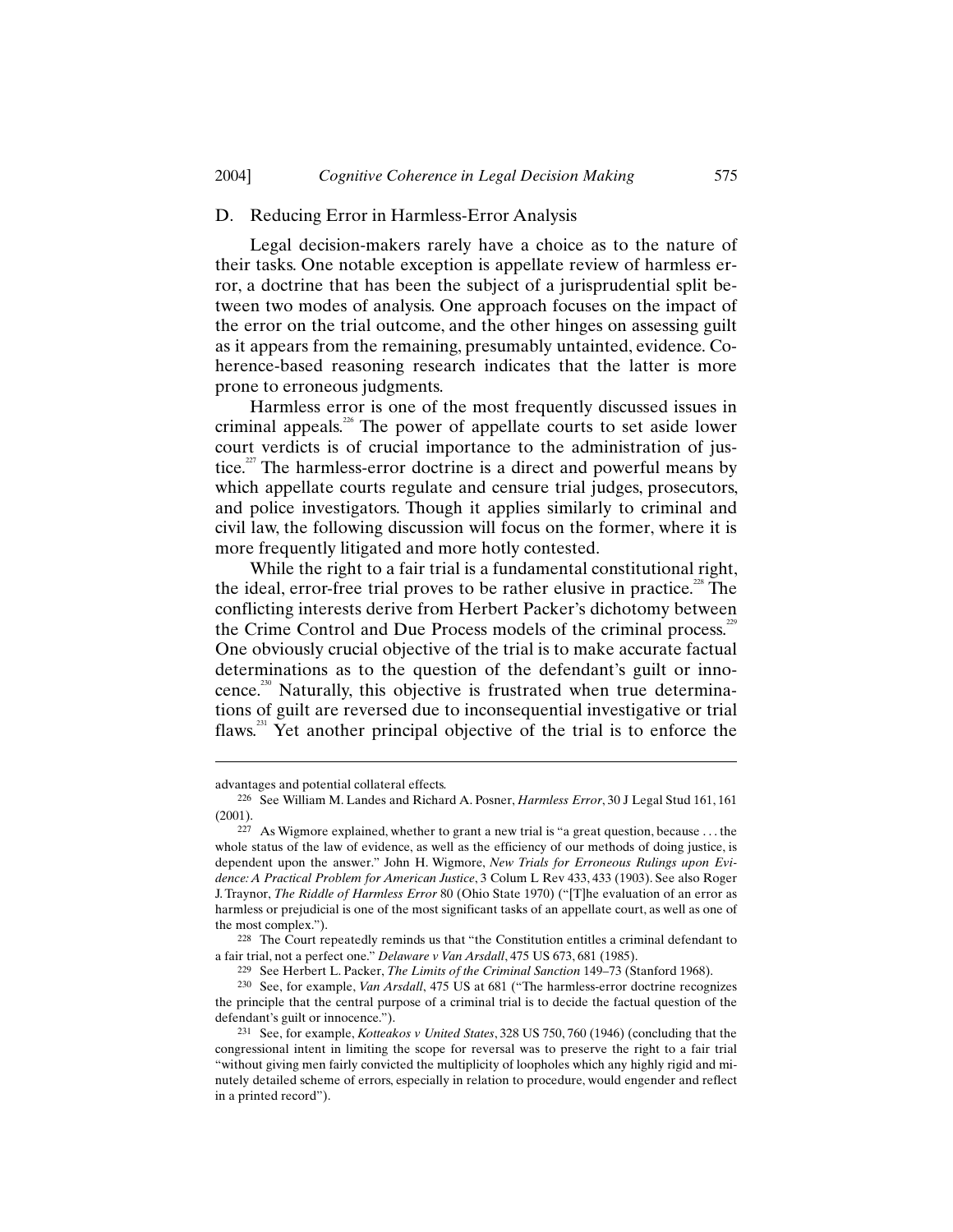### D. Reducing Error in Harmless-Error Analysis

Legal decision-makers rarely have a choice as to the nature of their tasks. One notable exception is appellate review of harmless error, a doctrine that has been the subject of a jurisprudential split between two modes of analysis. One approach focuses on the impact of the error on the trial outcome, and the other hinges on assessing guilt as it appears from the remaining, presumably untainted, evidence. Coherence-based reasoning research indicates that the latter is more prone to erroneous judgments.

Harmless error is one of the most frequently discussed issues in criminal appeals.[226] The power of appellate courts to set aside lower court verdicts is of crucial importance to the administration of justice.[227] The harmless-error doctrine is a direct and powerful means by which appellate courts regulate and censure trial judges, prosecutors, and police investigators. Though it applies similarly to criminal and civil law, the following discussion will focus on the former, where it is more frequently litigated and more hotly contested.

While the right to a fair trial is a fundamental constitutional right, the ideal, error-free trial proves to be rather elusive in practice.[228] The conflicting interests derive from Herbert Packer's dichotomy between the Crime Control and Due Process models of the criminal process.[229] One obviously crucial objective of the trial is to make accurate factual determinations as to the question of the defendant's guilt or innocence.[230] Naturally, this objective is frustrated when true determinations of guilt are reversed due to inconsequential investigative or trial flaws.[231] Yet another principal objective of the trial is to enforce the

---

advantages and potential collateral effects.

226 See William M. Landes and Richard A. Posner, *Harmless Error*, 30 J Legal Stud 161, 161 (2001).

227 As Wigmore explained, whether to grant a new trial is "a great question, because . . . the whole status of the law of evidence, as well as the efficiency of our methods of doing justice, is dependent upon the answer." John H. Wigmore, *New Trials for Erroneous Rulings upon Evidence: A Practical Problem for American Justice*, 3 Colum L Rev 433, 433 (1903). See also Roger J. Traynor, *The Riddle of Harmless Error* 80 (Ohio State 1970) ("[T]he evaluation of an error as harmless or prejudicial is one of the most significant tasks of an appellate court, as well as one of the most complex.").

228 The Court repeatedly reminds us that "the Constitution entitles a criminal defendant to a fair trial, not a perfect one." *Delaware v Van Arsdall*, 475 US 673, 681 (1985).

229 See Herbert L. Packer, *The Limits of the Criminal Sanction* 149–73 (Stanford 1968).

230 See, for example, *Van Arsdall*, 475 US at 681 ("The harmless-error doctrine recognizes the principle that the central purpose of a criminal trial is to decide the factual question of the defendant's guilt or innocence.").

231 See, for example, *Kotteakos v United States*, 328 US 750, 760 (1946) (concluding that the congressional intent in limiting the scope for reversal was to preserve the right to a fair trial "without giving men fairly convicted the multiplicity of loopholes which any highly rigid and minutely detailed scheme of errors, especially in relation to procedure, would engender and reflect in a printed record").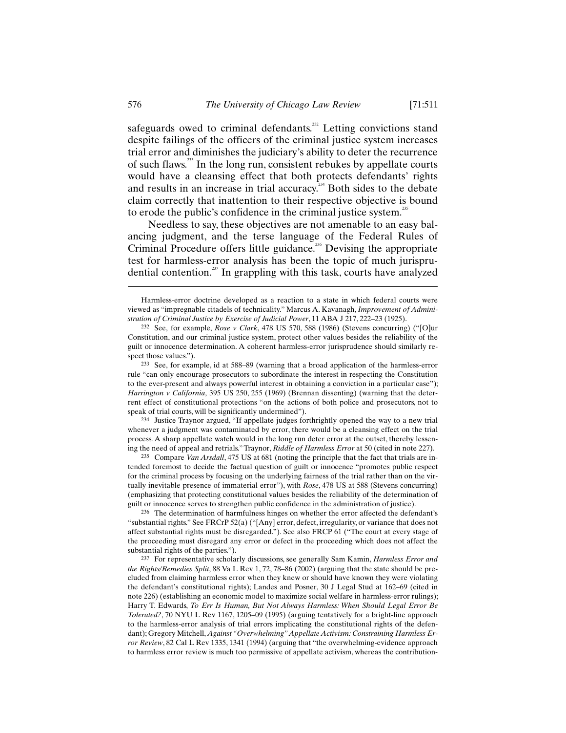safeguards owed to criminal defendants.[232] Letting convictions stand despite failings of the officers of the criminal justice system increases trial error and diminishes the judiciary's ability to deter the recurrence of such flaws.[233] In the long run, consistent rebukes by appellate courts would have a cleansing effect that both protects defendants' rights and results in an increase in trial accuracy.[234] Both sides to the debate claim correctly that inattention to their respective objective is bound to erode the public's confidence in the criminal justice system.[235]

Needless to say, these objectives are not amenable to an easy balancing judgment, and the terse language of the Federal Rules of Criminal Procedure offers little guidance.[236] Devising the appropriate test for harmless-error analysis has been the topic of much jurisprudential contention.[237] In grappling with this task, courts have analyzed

---

Harmless-error doctrine developed as a reaction to a state in which federal courts were viewed as "impregnable citadels of technicality." Marcus A. Kavanagh, *Improvement of Administration of Criminal Justice by Exercise of Judicial Power*, 11 ABA J 217, 222–23 (1925).

232 See, for example, *Rose v Clark*, 478 US 570, 588 (1986) (Stevens concurring) ("[O]ur Constitution, and our criminal justice system, protect other values besides the reliability of the guilt or innocence determination. A coherent harmless-error jurisprudence should similarly respect those values.").

233 See, for example, id at 588–89 (warning that a broad application of the harmless-error rule "can only encourage prosecutors to subordinate the interest in respecting the Constitution to the ever-present and always powerful interest in obtaining a conviction in a particular case"); *Harrington v California*, 395 US 250, 255 (1969) (Brennan dissenting) (warning that the deterrent effect of constitutional protections "on the actions of both police and prosecutors, not to speak of trial courts, will be significantly undermined").

234 Justice Traynor argued, "If appellate judges forthrightly opened the way to a new trial whenever a judgment was contaminated by error, there would be a cleansing effect on the trial process. A sharp appellate watch would in the long run deter error at the outset, thereby lessening the need of appeal and retrials." Traynor, *Riddle of Harmless Error* at 50 (cited in note 227).

235 Compare *Van Arsdall*, 475 US at 681 (noting the principle that the fact that trials are intended foremost to decide the factual question of guilt or innocence "promotes public respect for the criminal process by focusing on the underlying fairness of the trial rather than on the virtually inevitable presence of immaterial error"), with *Rose*, 478 US at 588 (Stevens concurring) (emphasizing that protecting constitutional values besides the reliability of the determination of guilt or innocence serves to strengthen public confidence in the administration of justice).

236 The determination of harmfulness hinges on whether the error affected the defendant's "substantial rights." See FRCrP 52(a) ("[Any] error, defect, irregularity, or variance that does not affect substantial rights must be disregarded."). See also FRCP 61 ("The court at every stage of the proceeding must disregard any error or defect in the proceeding which does not affect the substantial rights of the parties.").

237 For representative scholarly discussions, see generally Sam Kamin, *Harmless Error and the Rights/Remedies Split*, 88 Va L Rev 1, 72, 78–86 (2002) (arguing that the state should be precluded from claiming harmless error when they knew or should have known they were violating the defendant's constitutional rights); Landes and Posner, 30 J Legal Stud at 162–69 (cited in note 226) (establishing an economic model to maximize social welfare in harmless-error rulings); Harry T. Edwards, *To Err Is Human, But Not Always Harmless: When Should Legal Error Be Tolerated?*, 70 NYU L Rev 1167, 1205–09 (1995) (arguing tentatively for a bright-line approach to the harmless-error analysis of trial errors implicating the constitutional rights of the defendant); Gregory Mitchell, *Against "Overwhelming" Appellate Activism: Constraining Harmless Error Review*, 82 Cal L Rev 1335, 1341 (1994) (arguing that "the overwhelming-evidence approach to harmless error review is much too permissive of appellate activism, whereas the contribution-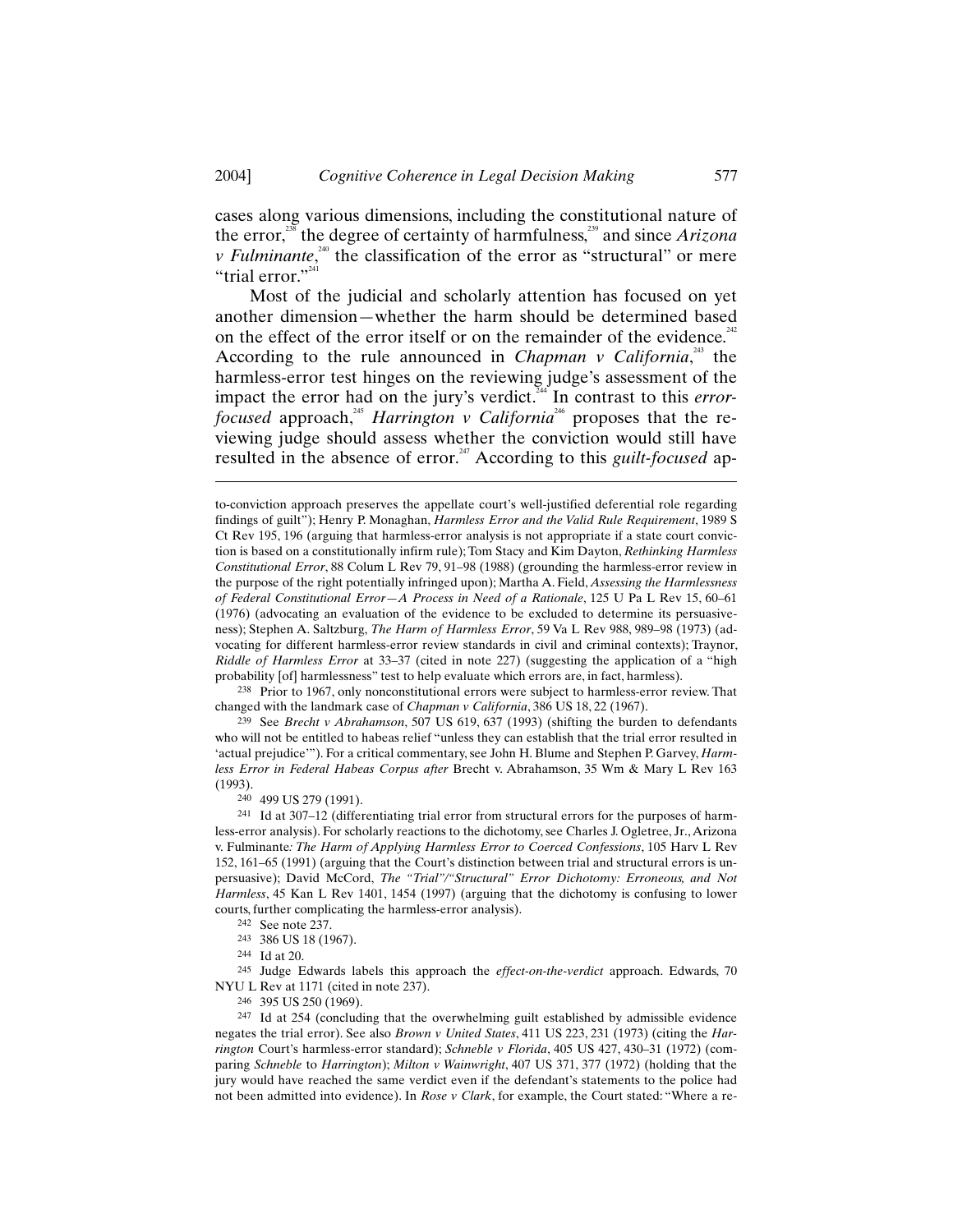cases along various dimensions, including the constitutional nature of the error,[238] the degree of certainty of harmfulness,[239] and since *Arizona v Fulminante*,[240] the classification of the error as "structural" or mere "trial error."[241]

Most of the judicial and scholarly attention has focused on yet another dimension—whether the harm should be determined based on the effect of the error itself or on the remainder of the evidence.[242] According to the rule announced in *Chapman v California*,[243] the harmless-error test hinges on the reviewing judge's assessment of the impact the error had on the jury's verdict.[244] In contrast to this *error-focused* approach,[245] *Harrington v California*[246] proposes that the reviewing judge should assess whether the conviction would still have resulted in the absence of error.[247] According to this *guilt-focused* ap-

---

to-conviction approach preserves the appellate court's well-justified deferential role regarding findings of guilt"); Henry P. Monaghan, *Harmless Error and the Valid Rule Requirement*, 1989 S Ct Rev 195, 196 (arguing that harmless-error analysis is not appropriate if a state court conviction is based on a constitutionally infirm rule); Tom Stacy and Kim Dayton, *Rethinking Harmless Constitutional Error*, 88 Colum L Rev 79, 91–98 (1988) (grounding the harmless-error review in the purpose of the right potentially infringed upon); Martha A. Field, *Assessing the Harmlessness of Federal Constitutional Error—A Process in Need of a Rationale*, 125 U Pa L Rev 15, 60–61 (1976) (advocating an evaluation of the evidence to be excluded to determine its persuasiveness); Stephen A. Saltzburg, *The Harm of Harmless Error*, 59 Va L Rev 988, 989–98 (1973) (advocating for different harmless-error review standards in civil and criminal contexts); Traynor, *Riddle of Harmless Error* at 33–37 (cited in note 227) (suggesting the application of a "high probability [of] harmlessness" test to help evaluate which errors are, in fact, harmless).

238 Prior to 1967, only nonconstitutional errors were subject to harmless-error review. That changed with the landmark case of *Chapman v California*, 386 US 18, 22 (1967).

239 See *Brecht v Abrahamson*, 507 US 619, 637 (1993) (shifting the burden to defendants who will not be entitled to habeas relief "unless they can establish that the trial error resulted in 'actual prejudice'"). For a critical commentary, see John H. Blume and Stephen P. Garvey, *Harmless Error in Federal Habeas Corpus after* Brecht v. Abrahamson, 35 Wm & Mary L Rev 163 (1993).

240 499 US 279 (1991).

241 Id at 307–12 (differentiating trial error from structural errors for the purposes of harmless-error analysis). For scholarly reactions to the dichotomy, see Charles J. Ogletree, Jr., Arizona v. Fulminante*: The Harm of Applying Harmless Error to Coerced Confessions*, 105 Harv L Rev 152, 161–65 (1991) (arguing that the Court's distinction between trial and structural errors is unpersuasive); David McCord, *The "Trial"/"Structural" Error Dichotomy: Erroneous, and Not Harmless*, 45 Kan L Rev 1401, 1454 (1997) (arguing that the dichotomy is confusing to lower courts, further complicating the harmless-error analysis).

242 See note 237.

243 386 US 18 (1967).

244 Id at 20.

245 Judge Edwards labels this approach the *effect-on-the-verdict* approach. Edwards, 70 NYU L Rev at 1171 (cited in note 237).

246 395 US 250 (1969).

247 Id at 254 (concluding that the overwhelming guilt established by admissible evidence negates the trial error). See also *Brown v United States*, 411 US 223, 231 (1973) (citing the *Harrington* Court's harmless-error standard); *Schneble v Florida*, 405 US 427, 430–31 (1972) (comparing *Schneble* to *Harrington*); *Milton v Wainwright*, 407 US 371, 377 (1972) (holding that the jury would have reached the same verdict even if the defendant's statements to the police had not been admitted into evidence). In *Rose v Clark*, for example, the Court stated: "Where a re-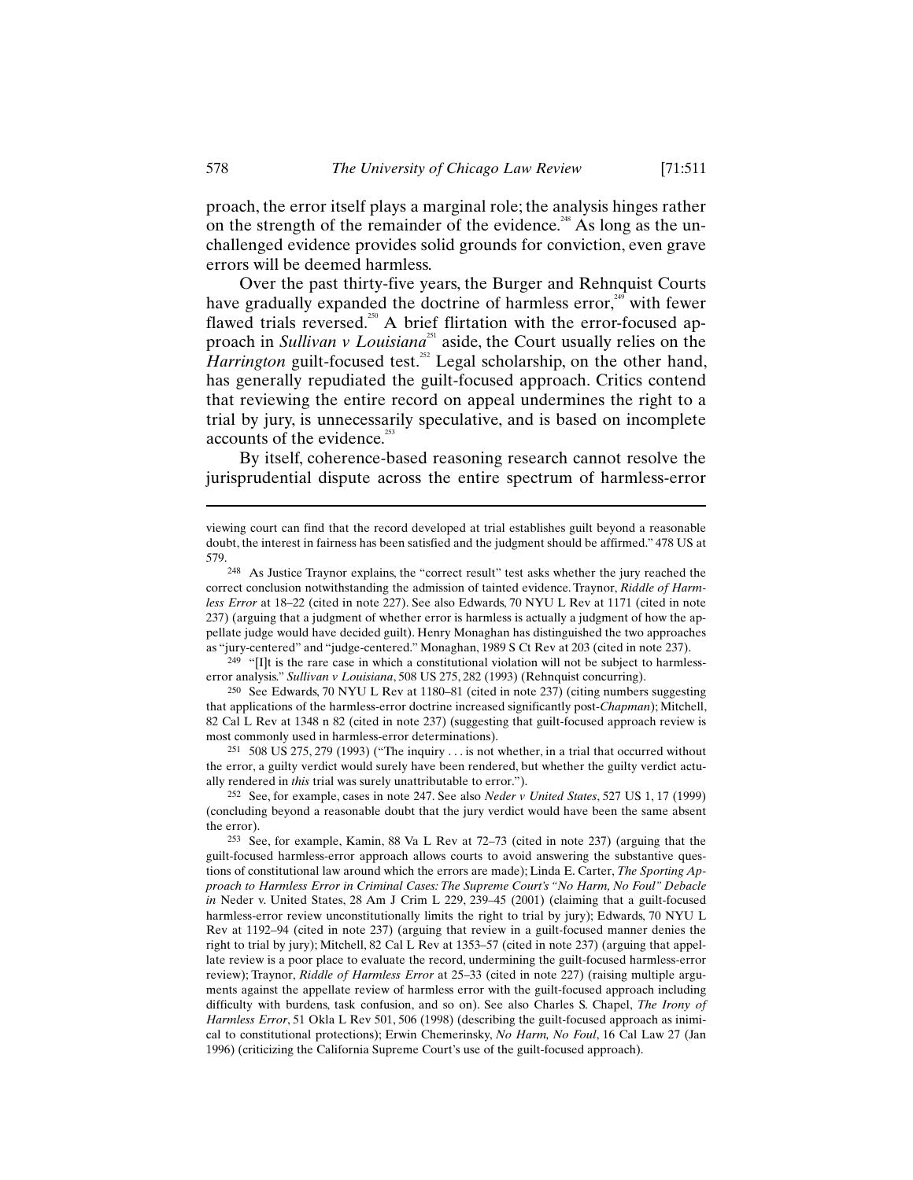proach, the error itself plays a marginal role; the analysis hinges rather on the strength of the remainder of the evidence.[248] As long as the unchallenged evidence provides solid grounds for conviction, even grave errors will be deemed harmless.

Over the past thirty-five years, the Burger and Rehnquist Courts have gradually expanded the doctrine of harmless error,[249] with fewer flawed trials reversed.[250] A brief flirtation with the error-focused approach in *Sullivan v Louisiana*[251] aside, the Court usually relies on the *Harrington* guilt-focused test.[252] Legal scholarship, on the other hand, has generally repudiated the guilt-focused approach. Critics contend that reviewing the entire record on appeal undermines the right to a trial by jury, is unnecessarily speculative, and is based on incomplete accounts of the evidence.[253]

By itself, coherence-based reasoning research cannot resolve the jurisprudential dispute across the entire spectrum of harmless-error

---

viewing court can find that the record developed at trial establishes guilt beyond a reasonable doubt, the interest in fairness has been satisfied and the judgment should be affirmed." 478 US at 579.

248 As Justice Traynor explains, the "correct result" test asks whether the jury reached the correct conclusion notwithstanding the admission of tainted evidence. Traynor, *Riddle of Harmless Error* at 18–22 (cited in note 227). See also Edwards, 70 NYU L Rev at 1171 (cited in note 237) (arguing that a judgment of whether error is harmless is actually a judgment of how the appellate judge would have decided guilt). Henry Monaghan has distinguished the two approaches as "jury-centered" and "judge-centered." Monaghan, 1989 S Ct Rev at 203 (cited in note 237).

249 "[I]t is the rare case in which a constitutional violation will not be subject to harmless-error analysis." *Sullivan v Louisiana*, 508 US 275, 282 (1993) (Rehnquist concurring).

250 See Edwards, 70 NYU L Rev at 1180–81 (cited in note 237) (citing numbers suggesting that applications of the harmless-error doctrine increased significantly post-*Chapman*); Mitchell, 82 Cal L Rev at 1348 n 82 (cited in note 237) (suggesting that guilt-focused approach review is most commonly used in harmless-error determinations).

251 508 US 275, 279 (1993) ("The inquiry . . . is not whether, in a trial that occurred without the error, a guilty verdict would surely have been rendered, but whether the guilty verdict actually rendered in *this* trial was surely unattributable to error.").

252 See, for example, cases in note 247. See also *Neder v United States*, 527 US 1, 17 (1999) (concluding beyond a reasonable doubt that the jury verdict would have been the same absent the error).

253 See, for example, Kamin, 88 Va L Rev at 72–73 (cited in note 237) (arguing that the guilt-focused harmless-error approach allows courts to avoid answering the substantive questions of constitutional law around which the errors are made); Linda E. Carter, *The Sporting Approach to Harmless Error in Criminal Cases: The Supreme Court's "No Harm, No Foul" Debacle in* Neder v. United States, 28 Am J Crim L 229, 239–45 (2001) (claiming that a guilt-focused harmless-error review unconstitutionally limits the right to trial by jury); Edwards, 70 NYU L Rev at 1192–94 (cited in note 237) (arguing that review in a guilt-focused manner denies the right to trial by jury); Mitchell, 82 Cal L Rev at 1353–57 (cited in note 237) (arguing that appellate review is a poor place to evaluate the record, undermining the guilt-focused harmless-error review); Traynor, *Riddle of Harmless Error* at 25–33 (cited in note 227) (raising multiple arguments against the appellate review of harmless error with the guilt-focused approach including difficulty with burdens, task confusion, and so on). See also Charles S. Chapel, *The Irony of Harmless Error*, 51 Okla L Rev 501, 506 (1998) (describing the guilt-focused approach as inimical to constitutional protections); Erwin Chemerinsky, *No Harm, No Foul*, 16 Cal Law 27 (Jan 1996) (criticizing the California Supreme Court's use of the guilt-focused approach).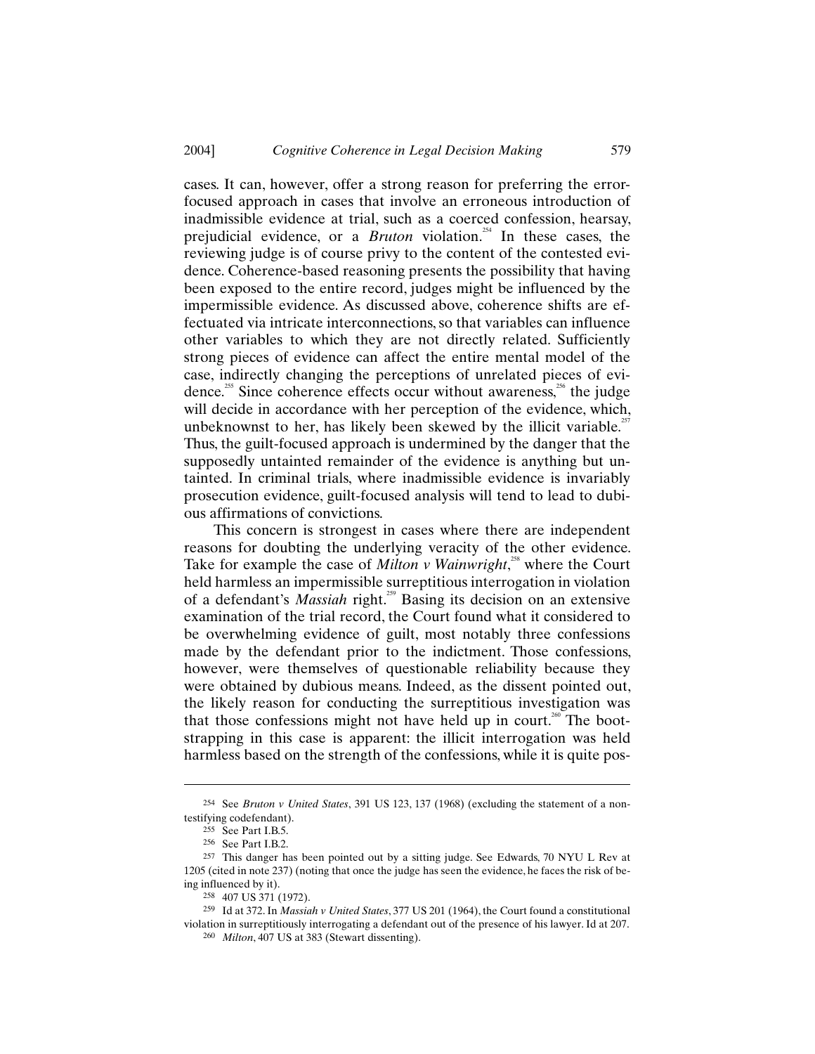cases. It can, however, offer a strong reason for preferring the error-focused approach in cases that involve an erroneous introduction of inadmissible evidence at trial, such as a coerced confession, hearsay, prejudicial evidence, or a *Bruton* violation.[254] In these cases, the reviewing judge is of course privy to the content of the contested evidence. Coherence-based reasoning presents the possibility that having been exposed to the entire record, judges might be influenced by the impermissible evidence. As discussed above, coherence shifts are effectuated via intricate interconnections, so that variables can influence other variables to which they are not directly related. Sufficiently strong pieces of evidence can affect the entire mental model of the case, indirectly changing the perceptions of unrelated pieces of evidence.[255] Since coherence effects occur without awareness,[256] the judge will decide in accordance with her perception of the evidence, which, unbeknownst to her, has likely been skewed by the illicit variable.[257] Thus, the guilt-focused approach is undermined by the danger that the supposedly untainted remainder of the evidence is anything but untainted. In criminal trials, where inadmissible evidence is invariably prosecution evidence, guilt-focused analysis will tend to lead to dubious affirmations of convictions.

This concern is strongest in cases where there are independent reasons for doubting the underlying veracity of the other evidence. Take for example the case of *Milton v Wainwright*,[258] where the Court held harmless an impermissible surreptitious interrogation in violation of a defendant's *Massiah* right.[259] Basing its decision on an extensive examination of the trial record, the Court found what it considered to be overwhelming evidence of guilt, most notably three confessions made by the defendant prior to the indictment. Those confessions, however, were themselves of questionable reliability because they were obtained by dubious means. Indeed, as the dissent pointed out, the likely reason for conducting the surreptitious investigation was that those confessions might not have held up in court.[260] The bootstrapping in this case is apparent: the illicit interrogation was held harmless based on the strength of the confessions, while it is quite pos-

---

254 See *Bruton v United States*, 391 US 123, 137 (1968) (excluding the statement of a nontestifying codefendant).

255 See Part I.B.5.

256 See Part I.B.2.

257 This danger has been pointed out by a sitting judge. See Edwards, 70 NYU L Rev at 1205 (cited in note 237) (noting that once the judge has seen the evidence, he faces the risk of being influenced by it).

258 407 US 371 (1972).

259 Id at 372. In *Massiah v United States*, 377 US 201 (1964), the Court found a constitutional violation in surreptitiously interrogating a defendant out of the presence of his lawyer. Id at 207.

260 *Milton*, 407 US at 383 (Stewart dissenting).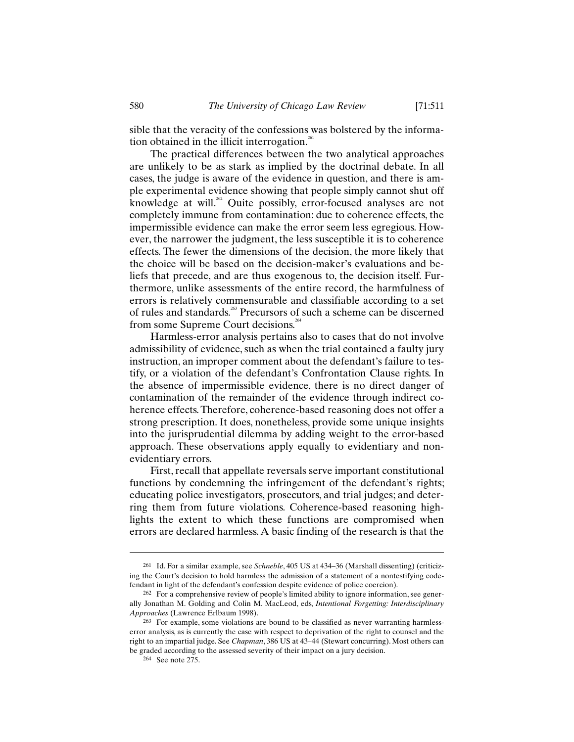sible that the veracity of the confessions was bolstered by the information obtained in the illicit interrogation.[261]

The practical differences between the two analytical approaches are unlikely to be as stark as implied by the doctrinal debate. In all cases, the judge is aware of the evidence in question, and there is ample experimental evidence showing that people simply cannot shut off knowledge at will.[262] Quite possibly, error-focused analyses are not completely immune from contamination: due to coherence effects, the impermissible evidence can make the error seem less egregious. However, the narrower the judgment, the less susceptible it is to coherence effects. The fewer the dimensions of the decision, the more likely that the choice will be based on the decision-maker's evaluations and beliefs that precede, and are thus exogenous to, the decision itself. Furthermore, unlike assessments of the entire record, the harmfulness of errors is relatively commensurable and classifiable according to a set of rules and standards.[263] Precursors of such a scheme can be discerned from some Supreme Court decisions.[264]

Harmless-error analysis pertains also to cases that do not involve admissibility of evidence, such as when the trial contained a faulty jury instruction, an improper comment about the defendant's failure to testify, or a violation of the defendant's Confrontation Clause rights. In the absence of impermissible evidence, there is no direct danger of contamination of the remainder of the evidence through indirect coherence effects. Therefore, coherence-based reasoning does not offer a strong prescription. It does, nonetheless, provide some unique insights into the jurisprudential dilemma by adding weight to the error-based approach. These observations apply equally to evidentiary and non-evidentiary errors.

First, recall that appellate reversals serve important constitutional functions by condemning the infringement of the defendant's rights; educating police investigators, prosecutors, and trial judges; and deterring them from future violations. Coherence-based reasoning highlights the extent to which these functions are compromised when errors are declared harmless. A basic finding of the research is that the

---

261 Id. For a similar example, see *Schneble*, 405 US at 434–36 (Marshall dissenting) (criticizing the Court's decision to hold harmless the admission of a statement of a nontestifying codefendant in light of the defendant's confession despite evidence of police coercion).

262 For a comprehensive review of people's limited ability to ignore information, see generally Jonathan M. Golding and Colin M. MacLeod, eds, *Intentional Forgetting: Interdisciplinary Approaches* (Lawrence Erlbaum 1998).

263 For example, some violations are bound to be classified as never warranting harmless-error analysis, as is currently the case with respect to deprivation of the right to counsel and the right to an impartial judge. See *Chapman*, 386 US at 43–44 (Stewart concurring). Most others can be graded according to the assessed severity of their impact on a jury decision.

264 See note 275.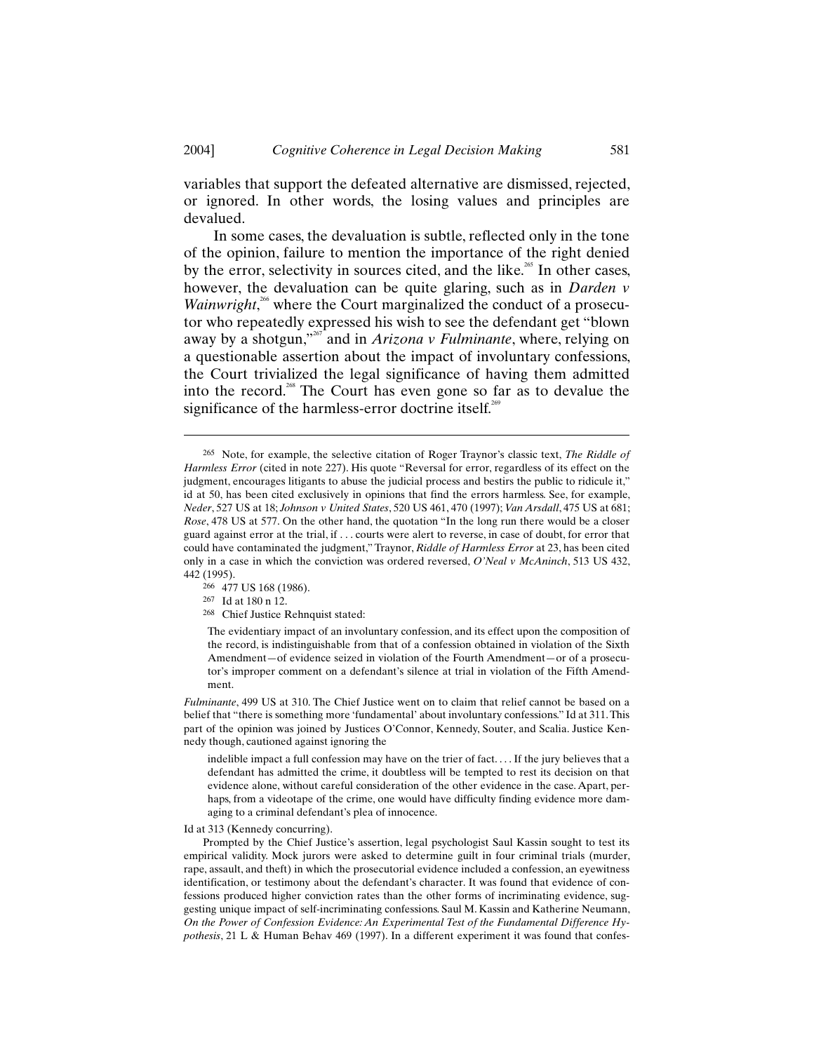variables that support the defeated alternative are dismissed, rejected, or ignored. In other words, the losing values and principles are devalued.

In some cases, the devaluation is subtle, reflected only in the tone of the opinion, failure to mention the importance of the right denied by the error, selectivity in sources cited, and the like.[265] In other cases, however, the devaluation can be quite glaring, such as in *Darden v Wainwright*,[266] where the Court marginalized the conduct of a prosecutor who repeatedly expressed his wish to see the defendant get "blown away by a shotgun,"[267] and in *Arizona v Fulminante*, where, relying on a questionable assertion about the impact of involuntary confessions, the Court trivialized the legal significance of having them admitted into the record.[268] The Court has even gone so far as to devalue the significance of the harmless-error doctrine itself.[269]

---

[265] Note, for example, the selective citation of Roger Traynor's classic text, *The Riddle of Harmless Error* (cited in note 227). His quote "Reversal for error, regardless of its effect on the judgment, encourages litigants to abuse the judicial process and bestirs the public to ridicule it," id at 50, has been cited exclusively in opinions that find the errors harmless. See, for example, *Neder*, 527 US at 18; *Johnson v United States*, 520 US 461, 470 (1997); *Van Arsdall*, 475 US at 681; *Rose*, 478 US at 577. On the other hand, the quotation "In the long run there would be a closer guard against error at the trial, if . . . courts were alert to reverse, in case of doubt, for error that could have contaminated the judgment," Traynor, *Riddle of Harmless Error* at 23, has been cited only in a case in which the conviction was ordered reversed, *O'Neal v McAninch*, 513 US 432, 442 (1995).

[266] 477 US 168 (1986).

[267] Id at 180 n 12.

[268] Chief Justice Rehnquist stated:

> The evidentiary impact of an involuntary confession, and its effect upon the composition of the record, is indistinguishable from that of a confession obtained in violation of the Sixth Amendment—of evidence seized in violation of the Fourth Amendment—or of a prosecutor's improper comment on a defendant's silence at trial in violation of the Fifth Amendment.

*Fulminante*, 499 US at 310. The Chief Justice went on to claim that relief cannot be based on a belief that "there is something more 'fundamental' about involuntary confessions." Id at 311. This part of the opinion was joined by Justices O'Connor, Kennedy, Souter, and Scalia. Justice Kennedy though, cautioned against ignoring the

> indelible impact a full confession may have on the trier of fact. . . . If the jury believes that a defendant has admitted the crime, it doubtless will be tempted to rest its decision on that evidence alone, without careful consideration of the other evidence in the case. Apart, perhaps, from a videotape of the crime, one would have difficulty finding evidence more damaging to a criminal defendant's plea of innocence.

Id at 313 (Kennedy concurring).

Prompted by the Chief Justice's assertion, legal psychologist Saul Kassin sought to test its empirical validity. Mock jurors were asked to determine guilt in four criminal trials (murder, rape, assault, and theft) in which the prosecutorial evidence included a confession, an eyewitness identification, or testimony about the defendant's character. It was found that evidence of confessions produced higher conviction rates than the other forms of incriminating evidence, suggesting unique impact of self-incriminating confessions. Saul M. Kassin and Katherine Neumann, *On the Power of Confession Evidence: An Experimental Test of the Fundamental Difference Hypothesis*, 21 L & Human Behav 469 (1997). In a different experiment it was found that confes-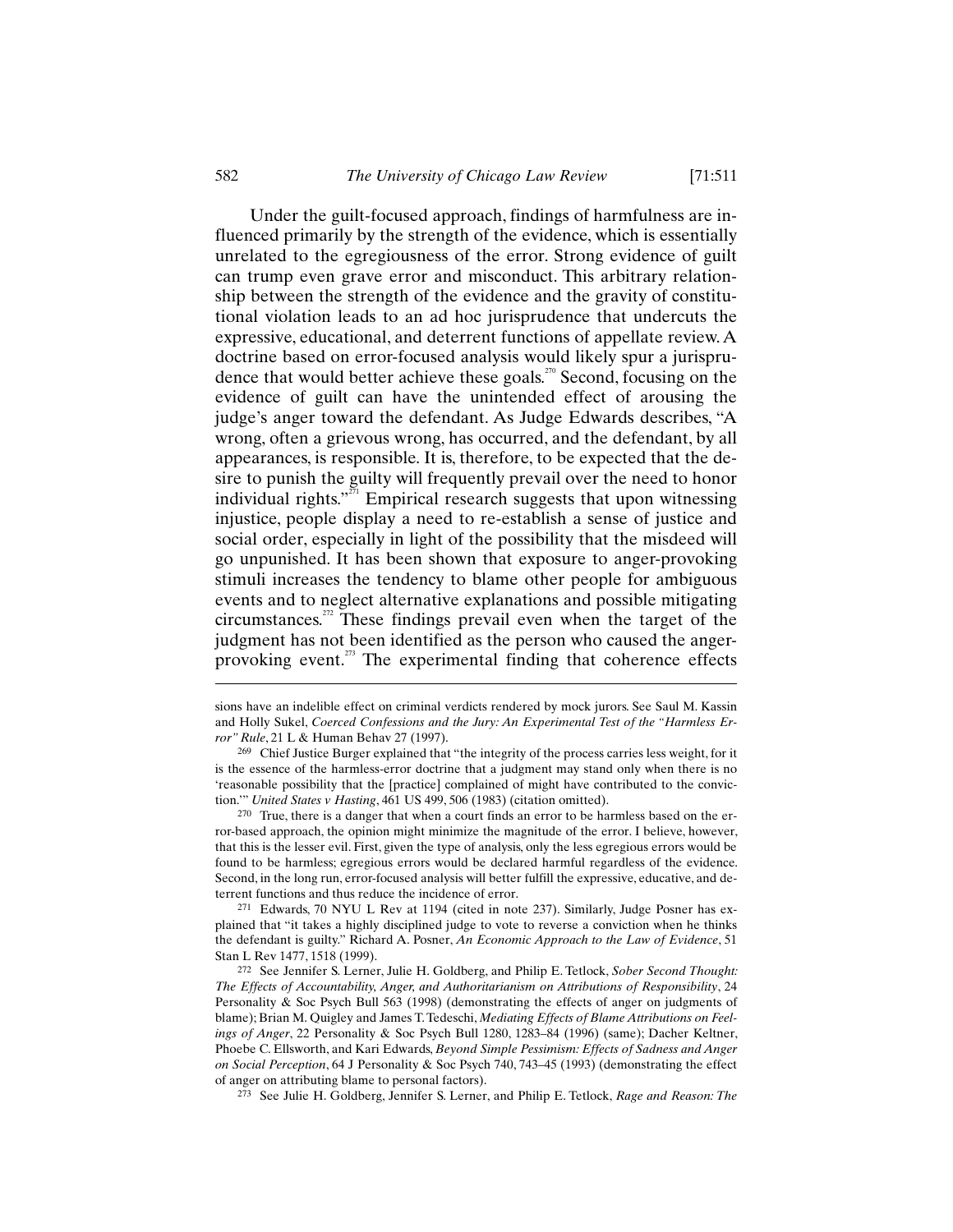Under the guilt-focused approach, findings of harmfulness are influenced primarily by the strength of the evidence, which is essentially unrelated to the egregiousness of the error. Strong evidence of guilt can trump even grave error and misconduct. This arbitrary relationship between the strength of the evidence and the gravity of constitutional violation leads to an ad hoc jurisprudence that undercuts the expressive, educational, and deterrent functions of appellate review. A doctrine based on error-focused analysis would likely spur a jurisprudence that would better achieve these goals.[270] Second, focusing on the evidence of guilt can have the unintended effect of arousing the judge's anger toward the defendant. As Judge Edwards describes, "A wrong, often a grievous wrong, has occurred, and the defendant, by all appearances, is responsible. It is, therefore, to be expected that the desire to punish the guilty will frequently prevail over the need to honor individual rights."[271] Empirical research suggests that upon witnessing injustice, people display a need to re-establish a sense of justice and social order, especially in light of the possibility that the misdeed will go unpunished. It has been shown that exposure to anger-provoking stimuli increases the tendency to blame other people for ambiguous events and to neglect alternative explanations and possible mitigating circumstances.[272] These findings prevail even when the target of the judgment has not been identified as the person who caused the anger-provoking event.[273] The experimental finding that coherence effects

---

sions have an indelible effect on criminal verdicts rendered by mock jurors. See Saul M. Kassin and Holly Sukel, *Coerced Confessions and the Jury: An Experimental Test of the "Harmless Error" Rule*, 21 L & Human Behav 27 (1997).

[269] Chief Justice Burger explained that "the integrity of the process carries less weight, for it is the essence of the harmless-error doctrine that a judgment may stand only when there is no 'reasonable possibility that the [practice] complained of might have contributed to the conviction.'" *United States v Hasting*, 461 US 499, 506 (1983) (citation omitted).

[270] True, there is a danger that when a court finds an error to be harmless based on the error-based approach, the opinion might minimize the magnitude of the error. I believe, however, that this is the lesser evil. First, given the type of analysis, only the less egregious errors would be found to be harmless; egregious errors would be declared harmful regardless of the evidence. Second, in the long run, error-focused analysis will better fulfill the expressive, educative, and deterrent functions and thus reduce the incidence of error.

[271] Edwards, 70 NYU L Rev at 1194 (cited in note 237). Similarly, Judge Posner has explained that "it takes a highly disciplined judge to vote to reverse a conviction when he thinks the defendant is guilty." Richard A. Posner, *An Economic Approach to the Law of Evidence*, 51 Stan L Rev 1477, 1518 (1999).

[272] See Jennifer S. Lerner, Julie H. Goldberg, and Philip E. Tetlock, *Sober Second Thought: The Effects of Accountability, Anger, and Authoritarianism on Attributions of Responsibility*, 24 Personality & Soc Psych Bull 563 (1998) (demonstrating the effects of anger on judgments of blame); Brian M. Quigley and James T. Tedeschi, *Mediating Effects of Blame Attributions on Feelings of Anger*, 22 Personality & Soc Psych Bull 1280, 1283–84 (1996) (same); Dacher Keltner, Phoebe C. Ellsworth, and Kari Edwards, *Beyond Simple Pessimism: Effects of Sadness and Anger on Social Perception*, 64 J Personality & Soc Psych 740, 743–45 (1993) (demonstrating the effect of anger on attributing blame to personal factors).

[273] See Julie H. Goldberg, Jennifer S. Lerner, and Philip E. Tetlock, *Rage and Reason: The*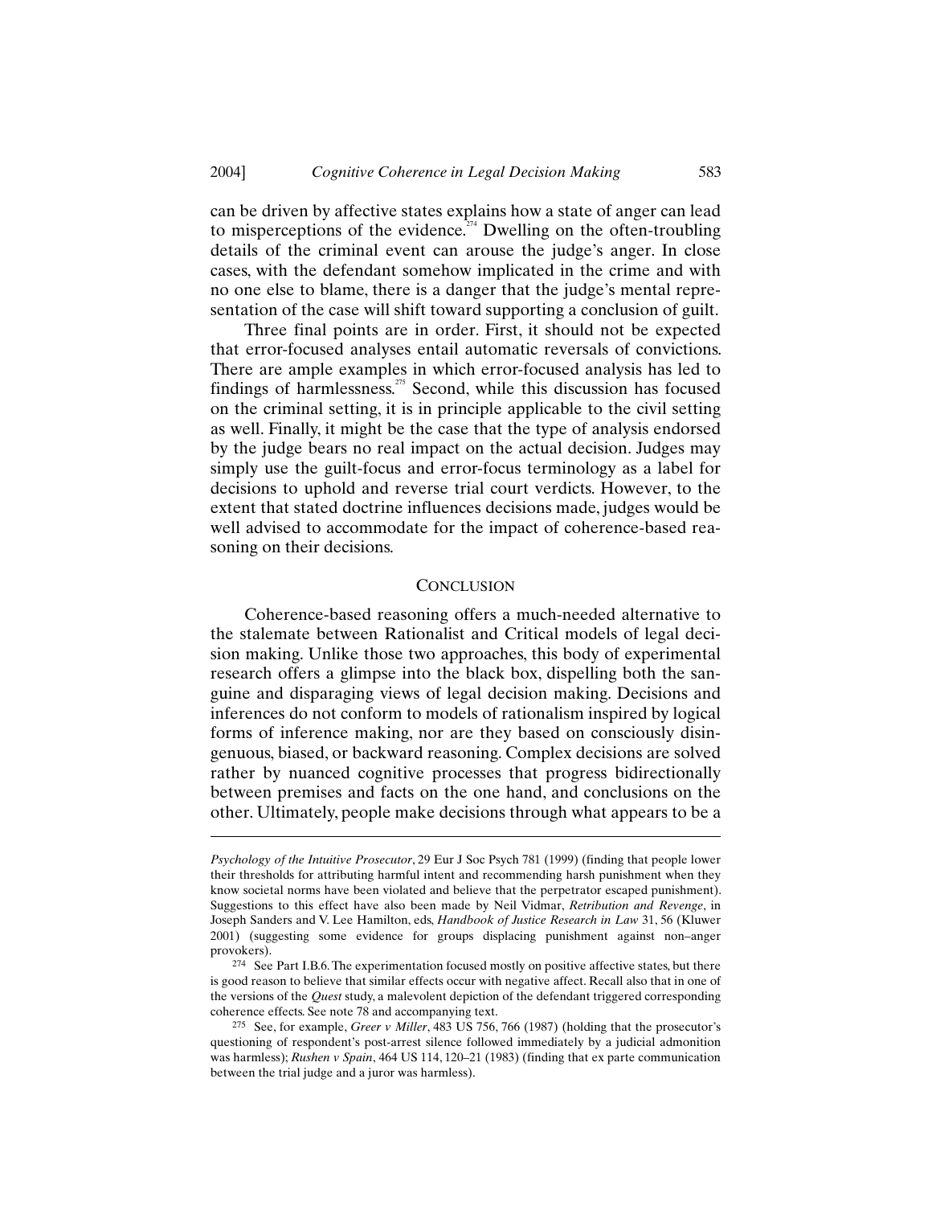can be driven by affective states explains how a state of anger can lead to misperceptions of the evidence.[274] Dwelling on the often-troubling details of the criminal event can arouse the judge's anger. In close cases, with the defendant somehow implicated in the crime and with no one else to blame, there is a danger that the judge's mental representation of the case will shift toward supporting a conclusion of guilt.

Three final points are in order. First, it should not be expected that error-focused analyses entail automatic reversals of convictions. There are ample examples in which error-focused analysis has led to findings of harmlessness.[275] Second, while this discussion has focused on the criminal setting, it is in principle applicable to the civil setting as well. Finally, it might be the case that the type of analysis endorsed by the judge bears no real impact on the actual decision. Judges may simply use the guilt-focus and error-focus terminology as a label for decisions to uphold and reverse trial court verdicts. However, to the extent that stated doctrine influences decisions made, judges would be well advised to accommodate for the impact of coherence-based reasoning on their decisions.

## CONCLUSION

Coherence-based reasoning offers a much-needed alternative to the stalemate between Rationalist and Critical models of legal decision making. Unlike those two approaches, this body of experimental research offers a glimpse into the black box, dispelling both the sanguine and disparaging views of legal decision making. Decisions and inferences do not conform to models of rationalism inspired by logical forms of inference making, nor are they based on consciously disingenuous, biased, or backward reasoning. Complex decisions are solved rather by nuanced cognitive processes that progress bidirectionally between premises and facts on the one hand, and conclusions on the other. Ultimately, people make decisions through what appears to be a

---

*Psychology of the Intuitive Prosecutor*, 29 Eur J Soc Psych 781 (1999) (finding that people lower their thresholds for attributing harmful intent and recommending harsh punishment when they know societal norms have been violated and believe that the perpetrator escaped punishment). Suggestions to this effect have also been made by Neil Vidmar, *Retribution and Revenge*, in Joseph Sanders and V. Lee Hamilton, eds, *Handbook of Justice Research in Law* 31, 56 (Kluwer 2001) (suggesting some evidence for groups displacing punishment against non–anger provokers).

[274] See Part I.B.6. The experimentation focused mostly on positive affective states, but there is good reason to believe that similar effects occur with negative affect. Recall also that in one of the versions of the *Quest* study, a malevolent depiction of the defendant triggered corresponding coherence effects. See note 78 and accompanying text.

[275] See, for example, *Greer v Miller*, 483 US 756, 766 (1987) (holding that the prosecutor's questioning of respondent's post-arrest silence followed immediately by a judicial admonition was harmless); *Rushen v Spain*, 464 US 114, 120–21 (1983) (finding that ex parte communication between the trial judge and a juror was harmless).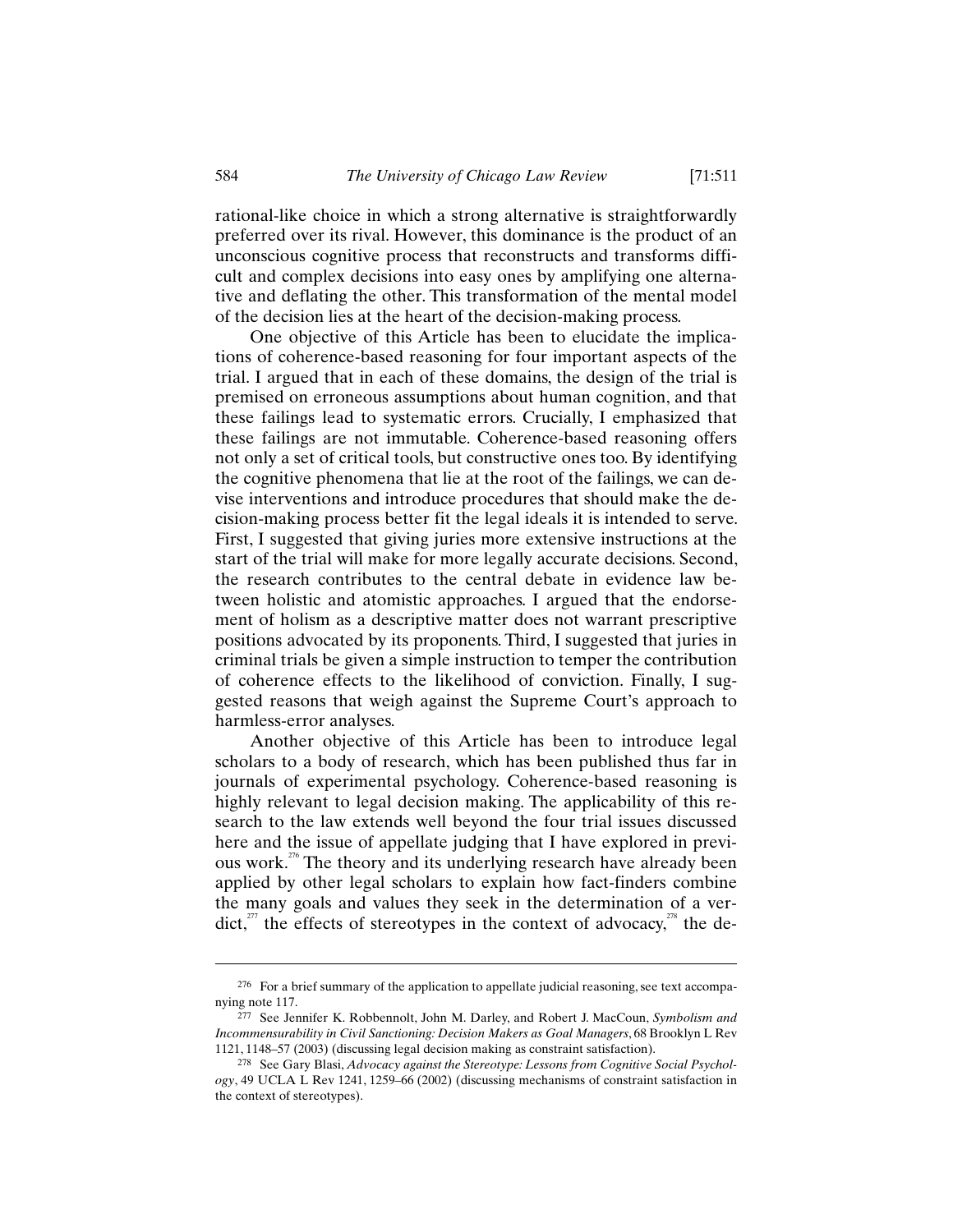rational-like choice in which a strong alternative is straightforwardly preferred over its rival. However, this dominance is the product of an unconscious cognitive process that reconstructs and transforms difficult and complex decisions into easy ones by amplifying one alternative and deflating the other. This transformation of the mental model of the decision lies at the heart of the decision-making process.

One objective of this Article has been to elucidate the implications of coherence-based reasoning for four important aspects of the trial. I argued that in each of these domains, the design of the trial is premised on erroneous assumptions about human cognition, and that these failings lead to systematic errors. Crucially, I emphasized that these failings are not immutable. Coherence-based reasoning offers not only a set of critical tools, but constructive ones too. By identifying the cognitive phenomena that lie at the root of the failings, we can devise interventions and introduce procedures that should make the decision-making process better fit the legal ideals it is intended to serve. First, I suggested that giving juries more extensive instructions at the start of the trial will make for more legally accurate decisions. Second, the research contributes to the central debate in evidence law between holistic and atomistic approaches. I argued that the endorsement of holism as a descriptive matter does not warrant prescriptive positions advocated by its proponents. Third, I suggested that juries in criminal trials be given a simple instruction to temper the contribution of coherence effects to the likelihood of conviction. Finally, I suggested reasons that weigh against the Supreme Court's approach to harmless-error analyses.

Another objective of this Article has been to introduce legal scholars to a body of research, which has been published thus far in journals of experimental psychology. Coherence-based reasoning is highly relevant to legal decision making. The applicability of this research to the law extends well beyond the four trial issues discussed here and the issue of appellate judging that I have explored in previous work.[276] The theory and its underlying research have already been applied by other legal scholars to explain how fact-finders combine the many goals and values they seek in the determination of a verdict,[277] the effects of stereotypes in the context of advocacy,[278] the de-

---

[276] For a brief summary of the application to appellate judicial reasoning, see text accompanying note 117.

[277] See Jennifer K. Robbennolt, John M. Darley, and Robert J. MacCoun, *Symbolism and Incommensurability in Civil Sanctioning: Decision Makers as Goal Managers*, 68 Brooklyn L Rev 1121, 1148–57 (2003) (discussing legal decision making as constraint satisfaction).

[278] See Gary Blasi, *Advocacy against the Stereotype: Lessons from Cognitive Social Psychology*, 49 UCLA L Rev 1241, 1259–66 (2002) (discussing mechanisms of constraint satisfaction in the context of stereotypes).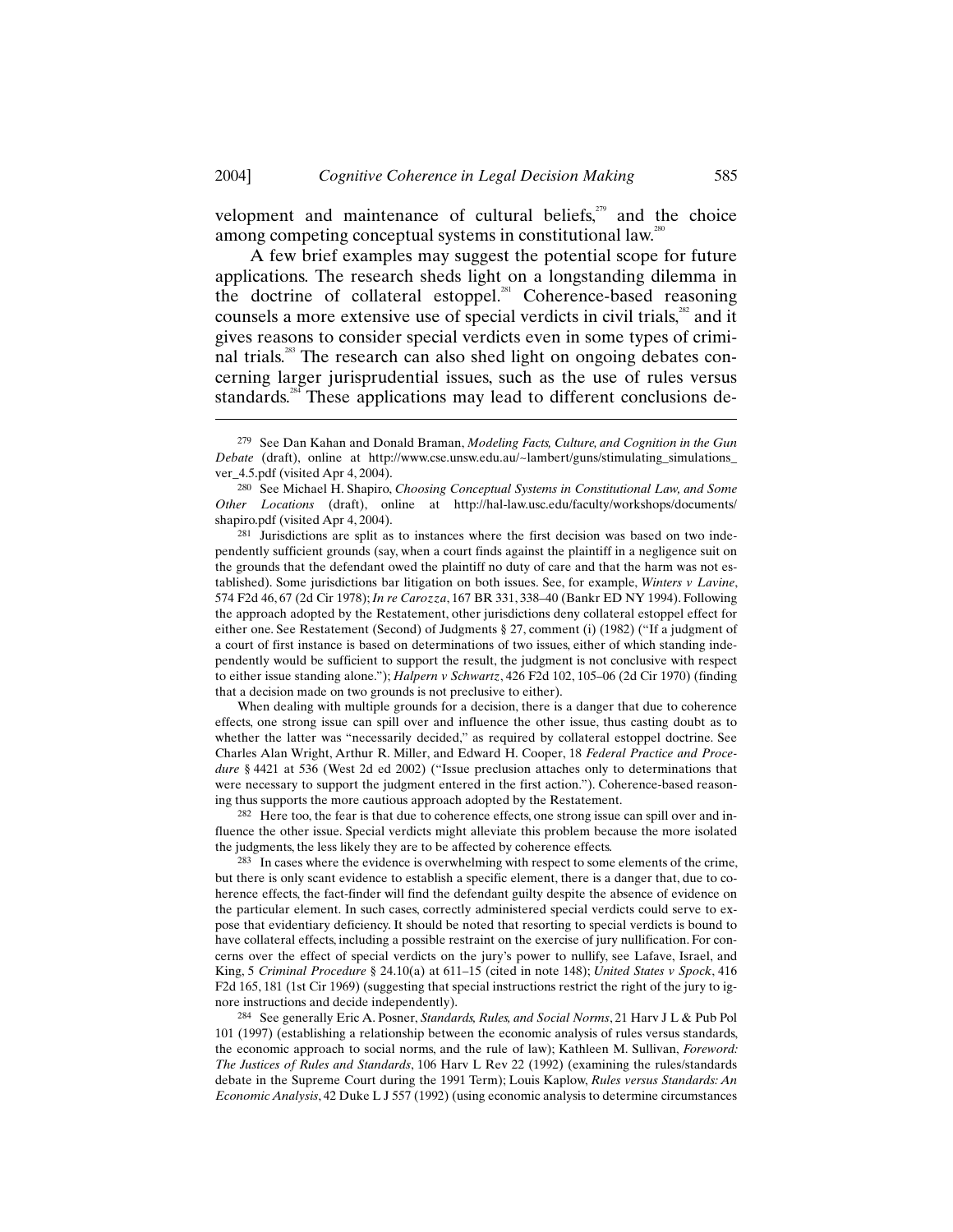velopment and maintenance of cultural beliefs,[279] and the choice among competing conceptual systems in constitutional law.[280]

A few brief examples may suggest the potential scope for future applications. The research sheds light on a longstanding dilemma in the doctrine of collateral estoppel.[281] Coherence-based reasoning counsels a more extensive use of special verdicts in civil trials,[282] and it gives reasons to consider special verdicts even in some types of criminal trials.[283] The research can also shed light on ongoing debates concerning larger jurisprudential issues, such as the use of rules versus standards.[284] These applications may lead to different conclusions de-

---

279 See Dan Kahan and Donald Braman, *Modeling Facts, Culture, and Cognition in the Gun Debate* (draft), online at http://www.cse.unsw.edu.au/~lambert/guns/stimulating_simulations_ver_4.5.pdf (visited Apr 4, 2004).

280 See Michael H. Shapiro, *Choosing Conceptual Systems in Constitutional Law, and Some Other Locations* (draft), online at http://hal-law.usc.edu/faculty/workshops/documents/shapiro.pdf (visited Apr 4, 2004).

281 Jurisdictions are split as to instances where the first decision was based on two independently sufficient grounds (say, when a court finds against the plaintiff in a negligence suit on the grounds that the defendant owed the plaintiff no duty of care and that the harm was not established). Some jurisdictions bar litigation on both issues. See, for example, *Winters v Lavine*, 574 F2d 46, 67 (2d Cir 1978); *In re Carozza*, 167 BR 331, 338–40 (Bankr ED NY 1994). Following the approach adopted by the Restatement, other jurisdictions deny collateral estoppel effect for either one. See Restatement (Second) of Judgments § 27, comment (i) (1982) ("If a judgment of a court of first instance is based on determinations of two issues, either of which standing independently would be sufficient to support the result, the judgment is not conclusive with respect to either issue standing alone."); *Halpern v Schwartz*, 426 F2d 102, 105–06 (2d Cir 1970) (finding that a decision made on two grounds is not preclusive to either).

When dealing with multiple grounds for a decision, there is a danger that due to coherence effects, one strong issue can spill over and influence the other issue, thus casting doubt as to whether the latter was "necessarily decided," as required by collateral estoppel doctrine. See Charles Alan Wright, Arthur R. Miller, and Edward H. Cooper, 18 *Federal Practice and Procedure* § 4421 at 536 (West 2d ed 2002) ("Issue preclusion attaches only to determinations that were necessary to support the judgment entered in the first action."). Coherence-based reasoning thus supports the more cautious approach adopted by the Restatement.

282 Here too, the fear is that due to coherence effects, one strong issue can spill over and influence the other issue. Special verdicts might alleviate this problem because the more isolated the judgments, the less likely they are to be affected by coherence effects.

283 In cases where the evidence is overwhelming with respect to some elements of the crime, but there is only scant evidence to establish a specific element, there is a danger that, due to coherence effects, the fact-finder will find the defendant guilty despite the absence of evidence on the particular element. In such cases, correctly administered special verdicts could serve to expose that evidentiary deficiency. It should be noted that resorting to special verdicts is bound to have collateral effects, including a possible restraint on the exercise of jury nullification. For concerns over the effect of special verdicts on the jury's power to nullify, see Lafave, Israel, and King, 5 *Criminal Procedure* § 24.10(a) at 611–15 (cited in note 148); *United States v Spock*, 416 F2d 165, 181 (1st Cir 1969) (suggesting that special instructions restrict the right of the jury to ignore instructions and decide independently).

284 See generally Eric A. Posner, *Standards, Rules, and Social Norms*, 21 Harv J L & Pub Pol 101 (1997) (establishing a relationship between the economic analysis of rules versus standards, the economic approach to social norms, and the rule of law); Kathleen M. Sullivan, *Foreword: The Justices of Rules and Standards*, 106 Harv L Rev 22 (1992) (examining the rules/standards debate in the Supreme Court during the 1991 Term); Louis Kaplow, *Rules versus Standards: An Economic Analysis*, 42 Duke L J 557 (1992) (using economic analysis to determine circumstances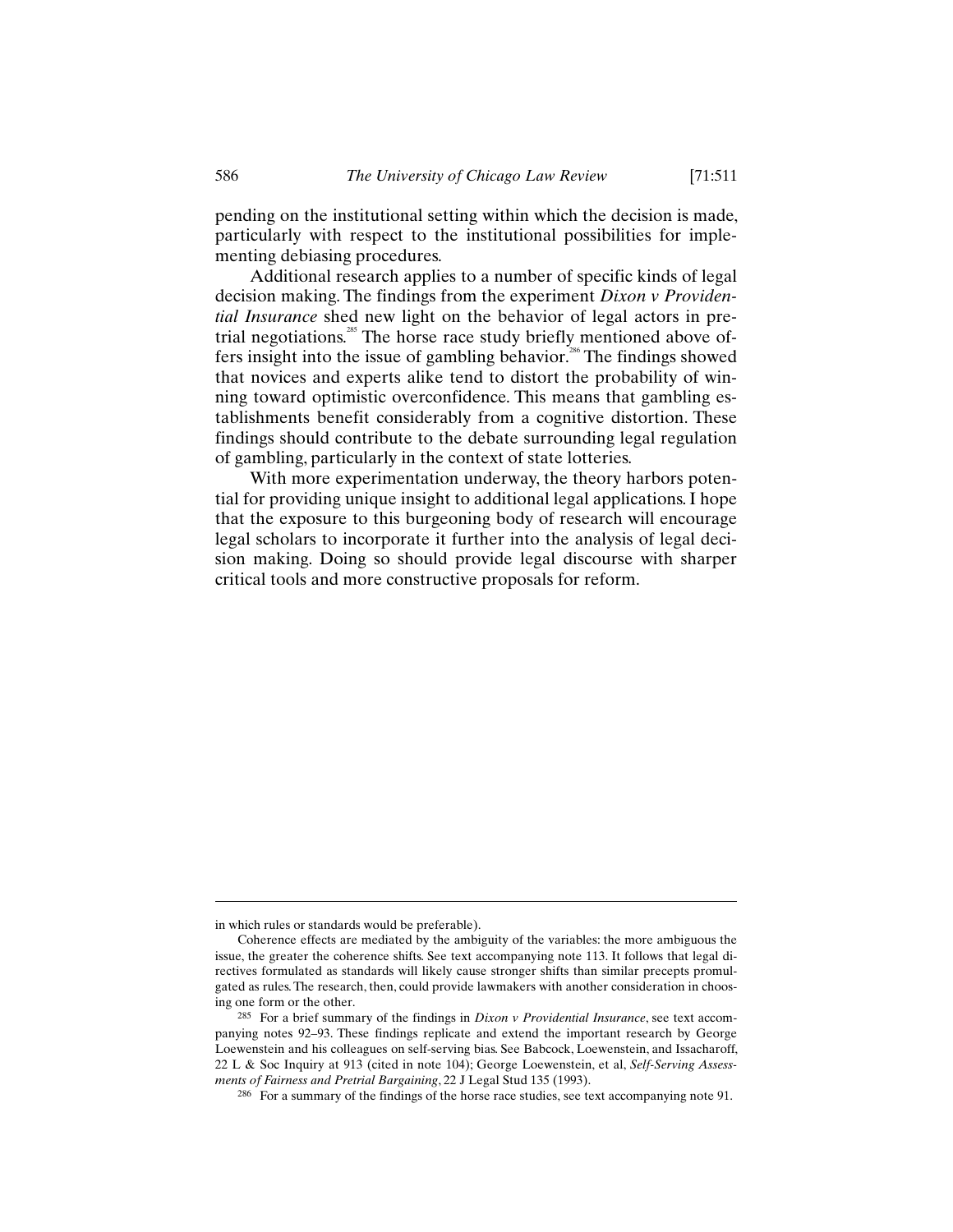pending on the institutional setting within which the decision is made, particularly with respect to the institutional possibilities for implementing debiasing procedures.

Additional research applies to a number of specific kinds of legal decision making. The findings from the experiment *Dixon v Providential Insurance* shed new light on the behavior of legal actors in pretrial negotiations.[285] The horse race study briefly mentioned above offers insight into the issue of gambling behavior.[286] The findings showed that novices and experts alike tend to distort the probability of winning toward optimistic overconfidence. This means that gambling establishments benefit considerably from a cognitive distortion. These findings should contribute to the debate surrounding legal regulation of gambling, particularly in the context of state lotteries.

With more experimentation underway, the theory harbors potential for providing unique insight to additional legal applications. I hope that the exposure to this burgeoning body of research will encourage legal scholars to incorporate it further into the analysis of legal decision making. Doing so should provide legal discourse with sharper critical tools and more constructive proposals for reform.

---

in which rules or standards would be preferable).

Coherence effects are mediated by the ambiguity of the variables: the more ambiguous the issue, the greater the coherence shifts. See text accompanying note 113. It follows that legal directives formulated as standards will likely cause stronger shifts than similar precepts promulgated as rules. The research, then, could provide lawmakers with another consideration in choosing one form or the other.

285 For a brief summary of the findings in *Dixon v Providential Insurance*, see text accompanying notes 92–93. These findings replicate and extend the important research by George Loewenstein and his colleagues on self-serving bias. See Babcock, Loewenstein, and Issacharoff, 22 L & Soc Inquiry at 913 (cited in note 104); George Loewenstein, et al, *Self-Serving Assessments of Fairness and Pretrial Bargaining*, 22 J Legal Stud 135 (1993).

286 For a summary of the findings of the horse race studies, see text accompanying note 91.